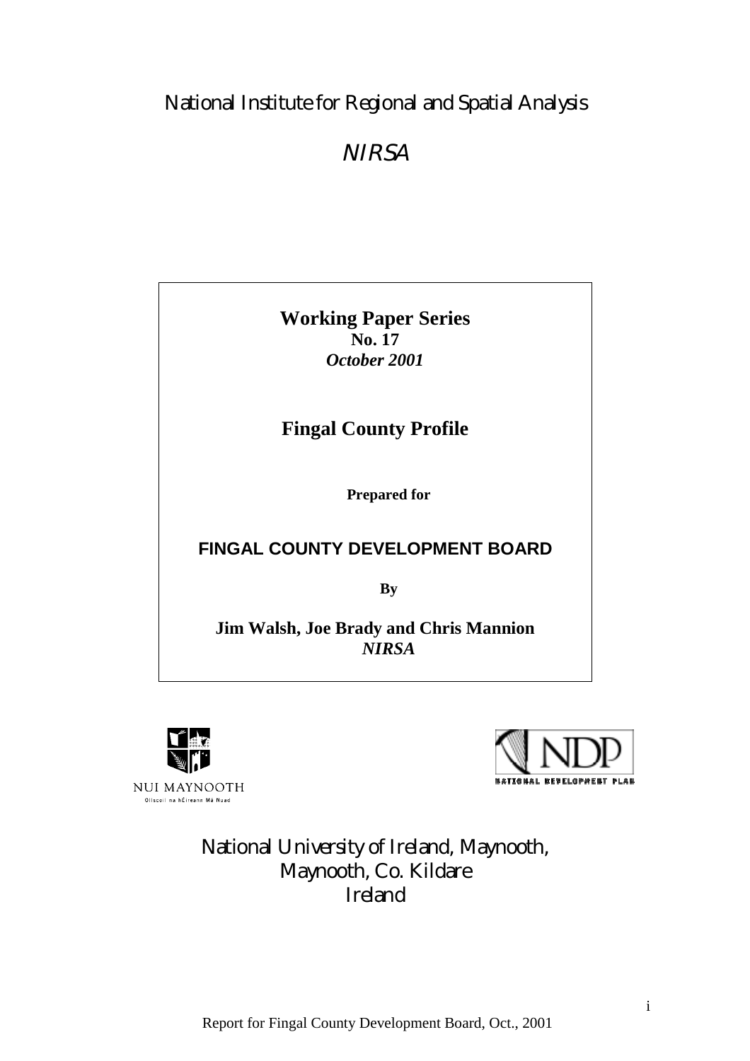National Institute for Regional and Spatial Analysis

*NIRSA*

**Working Paper Series**
**No. 17**
***October 2001***

# Fingal County Profile

**Prepared for**

**FINGAL COUNTY DEVELOPMENT BOARD**

**By**

**Jim Walsh, Joe Brady and Chris Mannion**
***NIRSA***

NUI MAYNOOTH
Ollscoil na hÉireann Má Nuad

NDP
NATIONAL DEVELOPMENT PLAN

National University of Ireland, Maynooth,
Maynooth, Co. Kildare
Ireland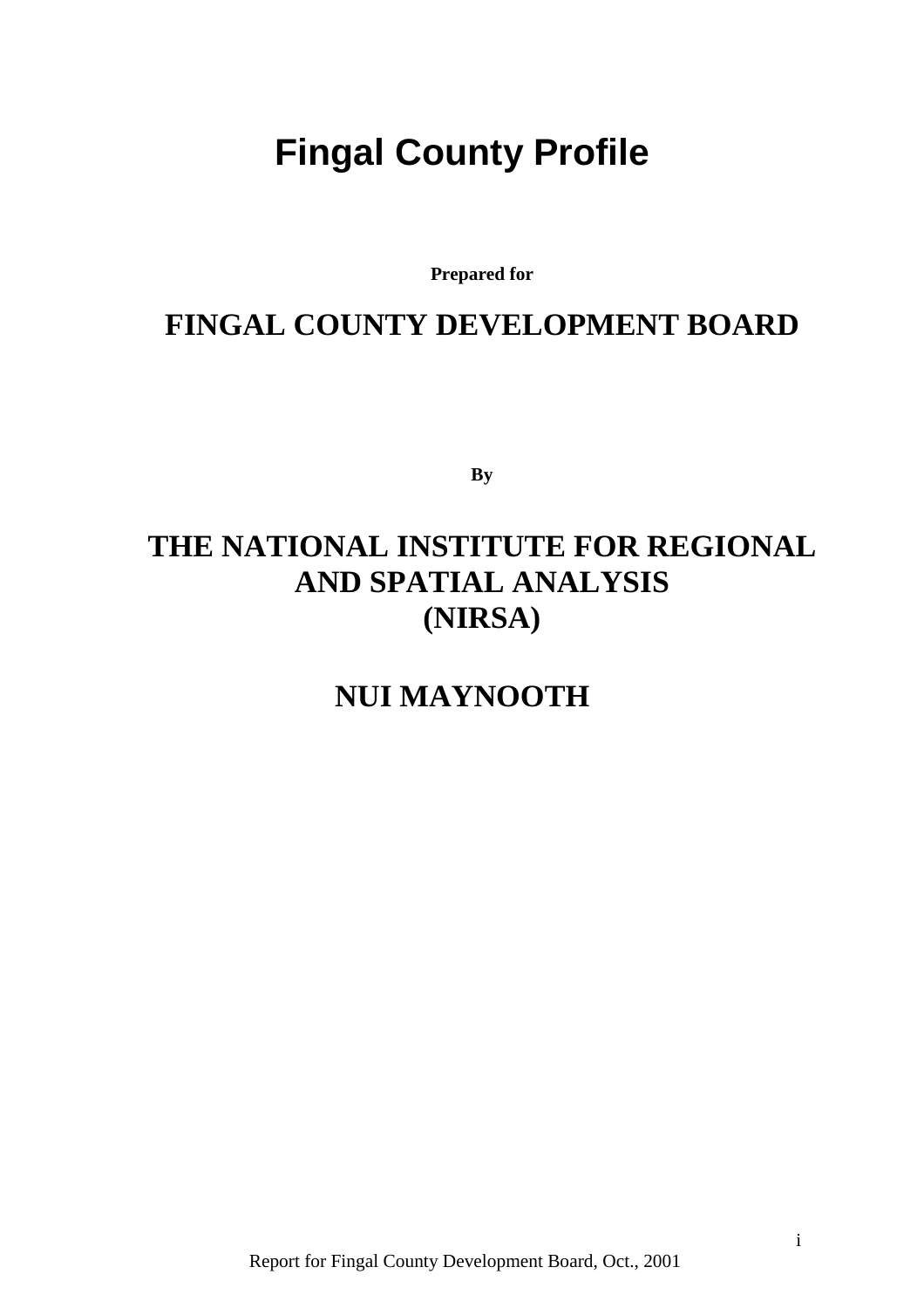# Fingal County Profile

**Prepared for**

## FINGAL COUNTY DEVELOPMENT BOARD

**By**

## THE NATIONAL INSTITUTE FOR REGIONAL AND SPATIAL ANALYSIS (NIRSA)

## NUI MAYNOOTH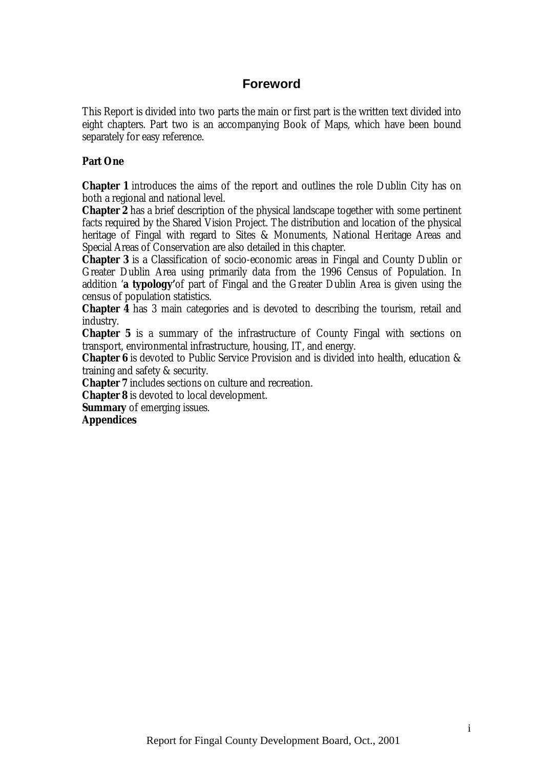## Foreword

This Report is divided into two parts the main or first part is the written text divided into eight chapters. Part two is an accompanying Book of Maps, which have been bound separately for easy reference.

**Part One**

**Chapter 1** introduces the aims of the report and outlines the role Dublin City has on both a regional and national level.
**Chapter 2** has a brief description of the physical landscape together with some pertinent facts required by the Shared Vision Project. The distribution and location of the physical heritage of Fingal with regard to Sites & Monuments, National Heritage Areas and Special Areas of Conservation are also detailed in this chapter.
**Chapter 3** is a Classification of socio-economic areas in Fingal and County Dublin or Greater Dublin Area using primarily data from the 1996 Census of Population. In addition '**a typology'** of part of Fingal and the Greater Dublin Area is given using the census of population statistics.
**Chapter 4** has 3 main categories and is devoted to describing the tourism, retail and industry.
**Chapter 5** is a summary of the infrastructure of County Fingal with sections on transport, environmental infrastructure, housing, IT, and energy.
**Chapter 6** is devoted to Public Service Provision and is divided into health, education & training and safety & security.
**Chapter 7** includes sections on culture and recreation.
**Chapter 8** is devoted to local development.
**Summary** of emerging issues.
**Appendices**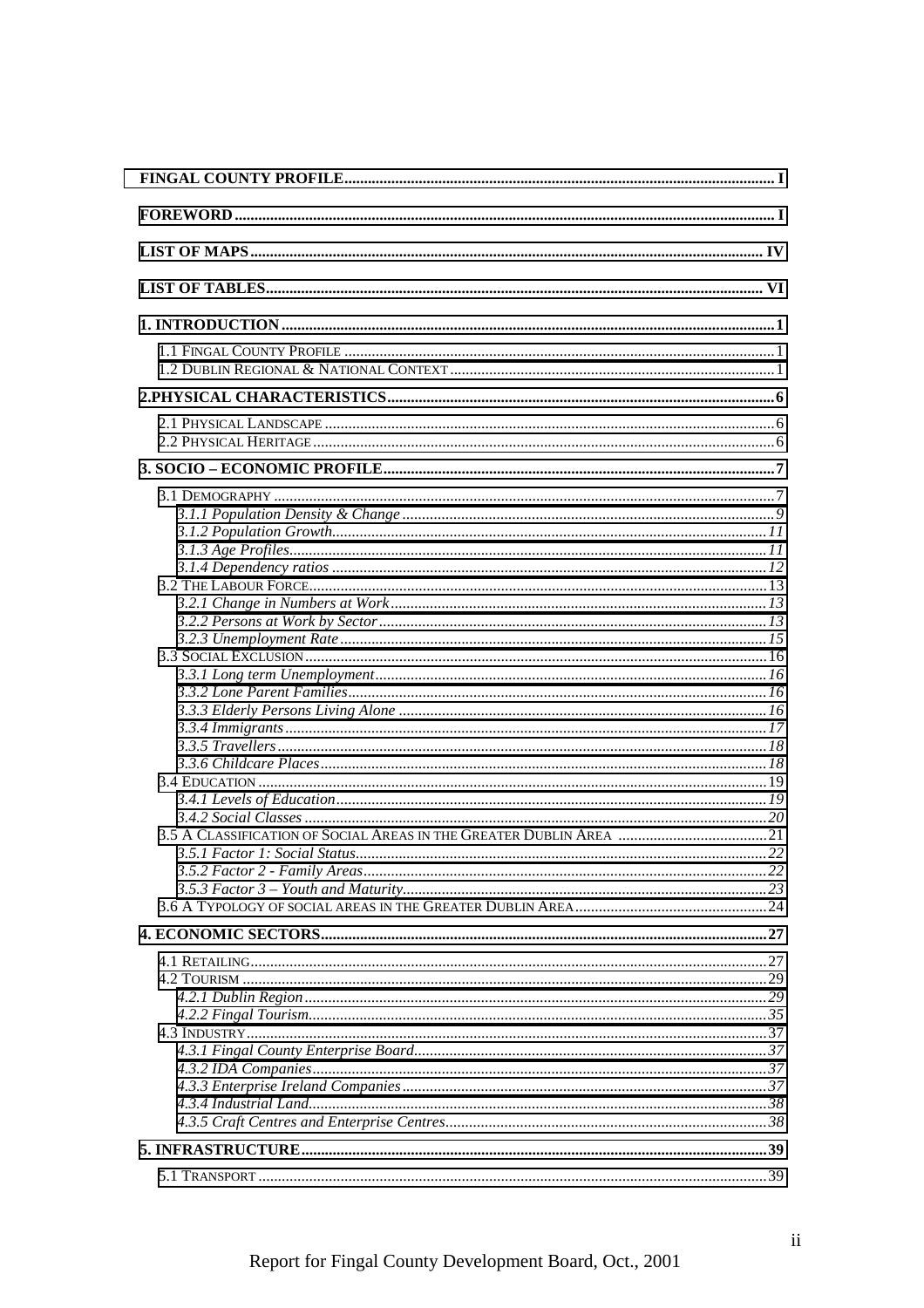FINGAL COUNTY PROFILE ........ I

FOREWORD ........ I

LIST OF MAPS ........ IV

LIST OF TABLES ........ VI

1. INTRODUCTION ........ 1

- 1.1 Fingal County Profile ........ 1
- 1.2 Dublin Regional & National Context ........ 1

2.PHYSICAL CHARACTERISTICS ........ 6

- 2.1 Physical Landscape ........ 6
- 2.2 Physical Heritage ........ 6

3. SOCIO – ECONOMIC PROFILE ........ 7

- 3.1 Demography ........ 7
  - *3.1.1 Population Density & Change ........ 9*
  - *3.1.2 Population Growth ........ 11*
  - *3.1.3 Age Profiles ........ 11*
  - *3.1.4 Dependency ratios ........ 12*
- 3.2 The Labour Force ........ 13
  - *3.2.1 Change in Numbers at Work ........ 13*
  - *3.2.2 Persons at Work by Sector ........ 13*
  - *3.2.3 Unemployment Rate ........ 15*
- 3.3 Social Exclusion ........ 16
  - *3.3.1 Long term Unemployment ........ 16*
  - *3.3.2 Lone Parent Families ........ 16*
  - *3.3.3 Elderly Persons Living Alone ........ 16*
  - *3.3.4 Immigrants ........ 17*
  - *3.3.5 Travellers ........ 18*
  - *3.3.6 Childcare Places ........ 18*
- 3.4 Education ........ 19
  - *3.4.1 Levels of Education ........ 19*
  - *3.4.2 Social Classes ........ 20*
- 3.5 A Classification of Social Areas in the Greater Dublin Area ........ 21
  - *3.5.1 Factor 1: Social Status ........ 22*
  - *3.5.2 Factor 2 - Family Areas ........ 22*
  - *3.5.3 Factor 3 – Youth and Maturity ........ 23*
- 3.6 A Typology of social areas in the Greater Dublin Area ........ 24

4. ECONOMIC SECTORS ........ 27

- 4.1 Retailing ........ 27
- 4.2 Tourism ........ 29
  - *4.2.1 Dublin Region ........ 29*
  - *4.2.2 Fingal Tourism ........ 35*
- 4.3 Industry ........ 37
  - *4.3.1 Fingal County Enterprise Board ........ 37*
  - *4.3.2 IDA Companies ........ 37*
  - *4.3.3 Enterprise Ireland Companies ........ 37*
  - *4.3.4 Industrial Land ........ 38*
  - *4.3.5 Craft Centres and Enterprise Centres ........ 38*

5. INFRASTRUCTURE ........ 39

- 5.1 Transport ........ 39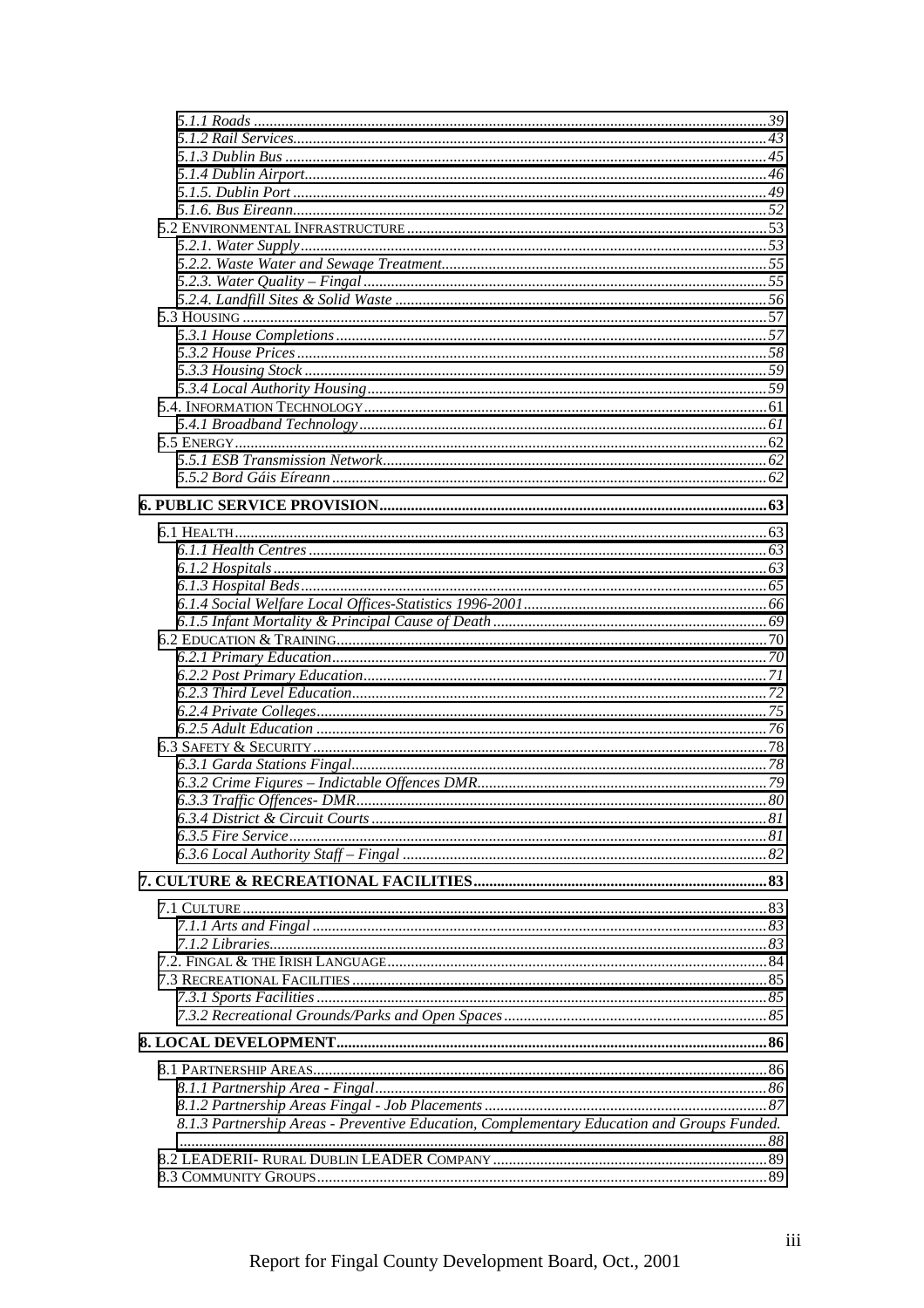- *5.1.1 Roads* ..... 39
- *5.1.2 Rail Services* ..... 43
- *5.1.3 Dublin Bus* ..... 45
- *5.1.4 Dublin Airport* ..... 46
- *5.1.5. Dublin Port* ..... 49
- *5.1.6. Bus Eireann* ..... 52

5.2 ENVIRONMENTAL INFRASTRUCTURE ..... 53
- *5.2.1. Water Supply* ..... 53
- *5.2.2. Waste Water and Sewage Treatment* ..... 55
- *5.2.3. Water Quality – Fingal* ..... 55
- *5.2.4. Landfill Sites & Solid Waste* ..... 56

5.3 HOUSING ..... 57
- *5.3.1 House Completions* ..... 57
- *5.3.2 House Prices* ..... 58
- *5.3.3 Housing Stock* ..... 59
- *5.3.4 Local Authority Housing* ..... 59

5.4. INFORMATION TECHNOLOGY ..... 61
- *5.4.1 Broadband Technology* ..... 61

5.5 ENERGY ..... 62
- *5.5.1 ESB Transmission Network* ..... 62
- *5.5.2 Bord Gáis Eíreann* ..... 62

**6. PUBLIC SERVICE PROVISION ..... 63**

6.1 HEALTH ..... 63
- *6.1.1 Health Centres* ..... 63
- *6.1.2 Hospitals* ..... 63
- *6.1.3 Hospital Beds* ..... 65
- *6.1.4 Social Welfare Local Offices-Statistics 1996-2001* ..... 66
- *6.1.5 Infant Mortality & Principal Cause of Death* ..... 69

6.2 EDUCATION & TRAINING ..... 70
- *6.2.1 Primary Education* ..... 70
- *6.2.2 Post Primary Education* ..... 71
- *6.2.3 Third Level Education* ..... 72
- *6.2.4 Private Colleges* ..... 75
- *6.2.5 Adult Education* ..... 76

6.3 SAFETY & SECURITY ..... 78
- *6.3.1 Garda Stations Fingal* ..... 78
- *6.3.2 Crime Figures – Indictable Offences DMR* ..... 79
- *6.3.3 Traffic Offences- DMR* ..... 80
- *6.3.4 District & Circuit Courts* ..... 81
- *6.3.5 Fire Service* ..... 81
- *6.3.6 Local Authority Staff – Fingal* ..... 82

**7. CULTURE & RECREATIONAL FACILITIES ..... 83**

7.1 CULTURE ..... 83
- *7.1.1 Arts and Fingal* ..... 83
- *7.1.2 Libraries* ..... 83

7.2. FINGAL & THE IRISH LANGUAGE ..... 84

7.3 RECREATIONAL FACILITIES ..... 85
- *7.3.1 Sports Facilities* ..... 85
- *7.3.2 Recreational Grounds/Parks and Open Spaces* ..... 85

**8. LOCAL DEVELOPMENT ..... 86**

8.1 PARTNERSHIP AREAS ..... 86
- *8.1.1 Partnership Area - Fingal* ..... 86
- *8.1.2 Partnership Areas Fingal - Job Placements* ..... 87
- *8.1.3 Partnership Areas - Preventive Education, Complementary Education and Groups Funded.* ..... 88

8.2 LEADERII- RURAL DUBLIN LEADER COMPANY ..... 89

8.3 COMMUNITY GROUPS ..... 89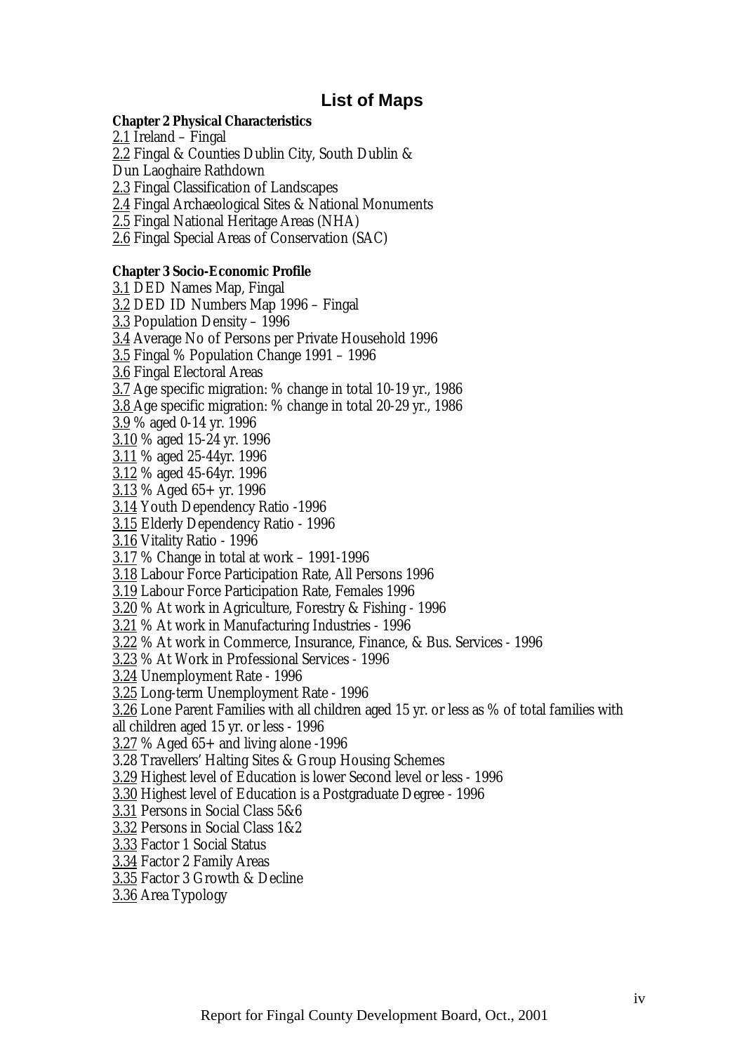# List of Maps

**Chapter 2 Physical Characteristics**

2.1 Ireland – Fingal
2.2 Fingal & Counties Dublin City, South Dublin &
Dun Laoghaire Rathdown
2.3 Fingal Classification of Landscapes
2.4 Fingal Archaeological Sites & National Monuments
2.5 Fingal National Heritage Areas (NHA)
2.6 Fingal Special Areas of Conservation (SAC)

**Chapter 3 Socio-Economic Profile**

3.1 DED Names Map, Fingal
3.2 DED ID Numbers Map 1996 – Fingal
3.3 Population Density – 1996
3.4 Average No of Persons per Private Household 1996
3.5 Fingal % Population Change 1991 – 1996
3.6 Fingal Electoral Areas
3.7 Age specific migration: % change in total 10-19 yr., 1986
3.8 Age specific migration: % change in total 20-29 yr., 1986
3.9 % aged 0-14 yr. 1996
3.10 % aged 15-24 yr. 1996
3.11 % aged 25-44yr. 1996
3.12 % aged 45-64yr. 1996
3.13 % Aged 65+ yr. 1996
3.14 Youth Dependency Ratio -1996
3.15 Elderly Dependency Ratio - 1996
3.16 Vitality Ratio - 1996
3.17 % Change in total at work – 1991-1996
3.18 Labour Force Participation Rate, All Persons 1996
3.19 Labour Force Participation Rate, Females 1996
3.20 % At work in Agriculture, Forestry & Fishing - 1996
3.21 % At work in Manufacturing Industries - 1996
3.22 % At work in Commerce, Insurance, Finance, & Bus. Services - 1996
3.23 % At Work in Professional Services - 1996
3.24 Unemployment Rate - 1996
3.25 Long-term Unemployment Rate - 1996
3.26 Lone Parent Families with all children aged 15 yr. or less as % of total families with all children aged 15 yr. or less - 1996
3.27 % Aged 65+ and living alone -1996
3.28 Travellers' Halting Sites & Group Housing Schemes
3.29 Highest level of Education is lower Second level or less - 1996
3.30 Highest level of Education is a Postgraduate Degree - 1996
3.31 Persons in Social Class 5&6
3.32 Persons in Social Class 1&2
3.33 Factor 1 Social Status
3.34 Factor 2 Family Areas
3.35 Factor 3 Growth & Decline
3.36 Area Typology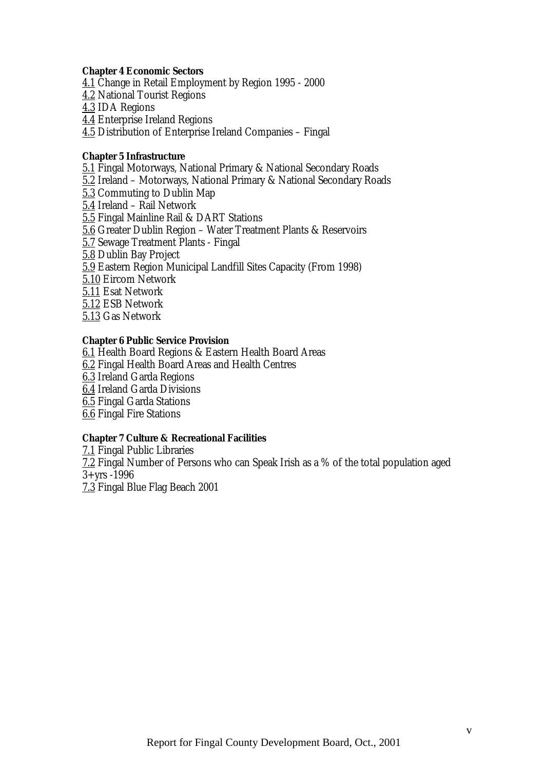**Chapter 4 Economic Sectors**

4.1 Change in Retail Employment by Region 1995 - 2000
4.2 National Tourist Regions
4.3 IDA Regions
4.4 Enterprise Ireland Regions
4.5 Distribution of Enterprise Ireland Companies – Fingal

**Chapter 5 Infrastructure**

5.1 Fingal Motorways, National Primary & National Secondary Roads
5.2 Ireland – Motorways, National Primary & National Secondary Roads
5.3 Commuting to Dublin Map
5.4 Ireland – Rail Network
5.5 Fingal Mainline Rail & DART Stations
5.6 Greater Dublin Region – Water Treatment Plants & Reservoirs
5.7 Sewage Treatment Plants - Fingal
5.8 Dublin Bay Project
5.9 Eastern Region Municipal Landfill Sites Capacity (From 1998)
5.10 Eircom Network
5.11 Esat Network
5.12 ESB Network
5.13 Gas Network

**Chapter 6 Public Service Provision**

6.1 Health Board Regions & Eastern Health Board Areas
6.2 Fingal Health Board Areas and Health Centres
6.3 Ireland Garda Regions
6.4 Ireland Garda Divisions
6.5 Fingal Garda Stations
6.6 Fingal Fire Stations

**Chapter 7 Culture & Recreational Facilities**

7.1 Fingal Public Libraries
7.2 Fingal Number of Persons who can Speak Irish as a % of the total population aged 3+yrs -1996
7.3 Fingal Blue Flag Beach 2001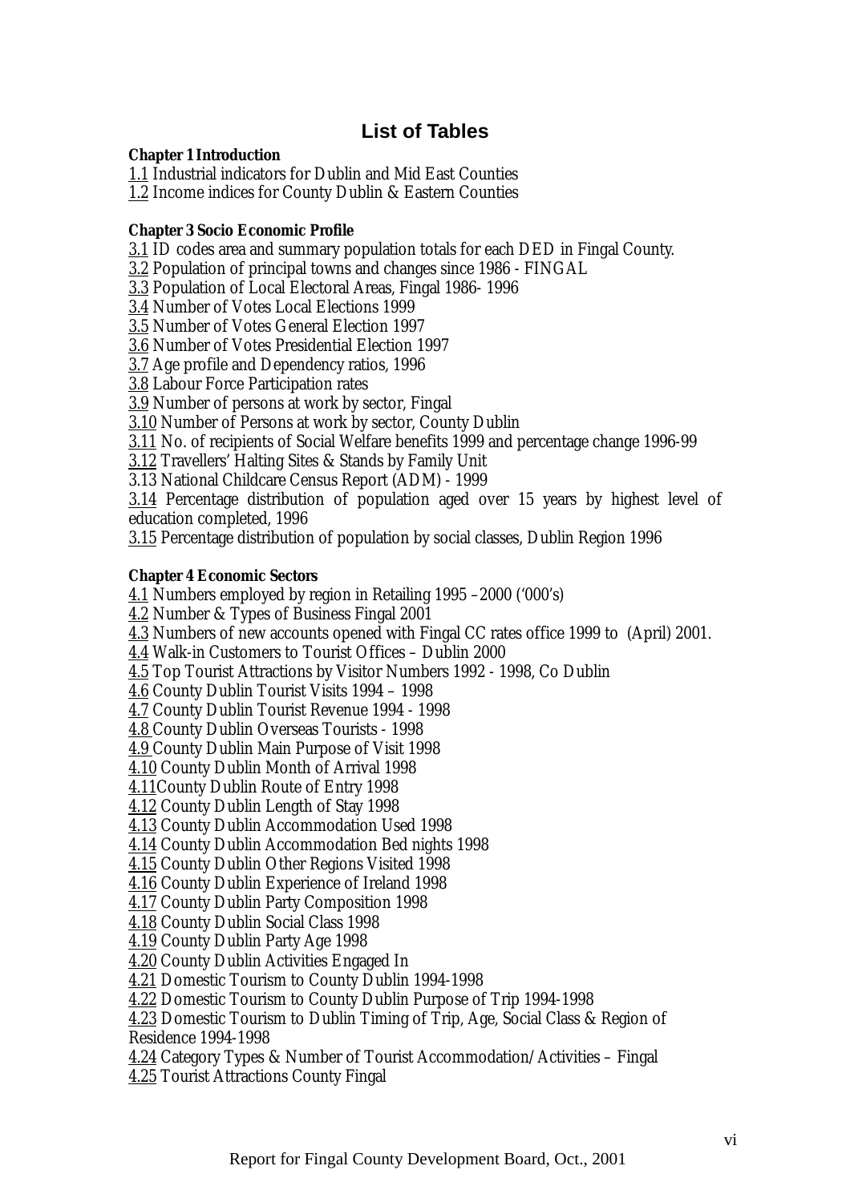# List of Tables

**Chapter 1 Introduction**

1.1 Industrial indicators for Dublin and Mid East Counties
1.2 Income indices for County Dublin & Eastern Counties

**Chapter 3 Socio Economic Profile**

3.1 ID codes area and summary population totals for each DED in Fingal County.
3.2 Population of principal towns and changes since 1986 - FINGAL
3.3 Population of Local Electoral Areas, Fingal 1986- 1996
3.4 Number of Votes Local Elections 1999
3.5 Number of Votes General Election 1997
3.6 Number of Votes Presidential Election 1997
3.7 Age profile and Dependency ratios, 1996
3.8 Labour Force Participation rates
3.9 Number of persons at work by sector, Fingal
3.10 Number of Persons at work by sector, County Dublin
3.11 No. of recipients of Social Welfare benefits 1999 and percentage change 1996-99
3.12 Travellers' Halting Sites & Stands by Family Unit
3.13 National Childcare Census Report (ADM) - 1999
3.14 Percentage distribution of population aged over 15 years by highest level of education completed, 1996
3.15 Percentage distribution of population by social classes, Dublin Region 1996

**Chapter 4 Economic Sectors**

4.1 Numbers employed by region in Retailing 1995 –2000 ('000's)
4.2 Number & Types of Business Fingal 2001
4.3 Numbers of new accounts opened with Fingal CC rates office 1999 to (April) 2001.
4.4 Walk-in Customers to Tourist Offices – Dublin 2000
4.5 Top Tourist Attractions by Visitor Numbers 1992 - 1998, Co Dublin
4.6 County Dublin Tourist Visits 1994 – 1998
4.7 County Dublin Tourist Revenue 1994 - 1998
4.8 County Dublin Overseas Tourists - 1998
4.9 County Dublin Main Purpose of Visit 1998
4.10 County Dublin Month of Arrival 1998
4.11County Dublin Route of Entry 1998
4.12 County Dublin Length of Stay 1998
4.13 County Dublin Accommodation Used 1998
4.14 County Dublin Accommodation Bed nights 1998
4.15 County Dublin Other Regions Visited 1998
4.16 County Dublin Experience of Ireland 1998
4.17 County Dublin Party Composition 1998
4.18 County Dublin Social Class 1998
4.19 County Dublin Party Age 1998
4.20 County Dublin Activities Engaged In
4.21 Domestic Tourism to County Dublin 1994-1998
4.22 Domestic Tourism to County Dublin Purpose of Trip 1994-1998
4.23 Domestic Tourism to Dublin Timing of Trip, Age, Social Class & Region of Residence 1994-1998
4.24 Category Types & Number of Tourist Accommodation/Activities – Fingal
4.25 Tourist Attractions County Fingal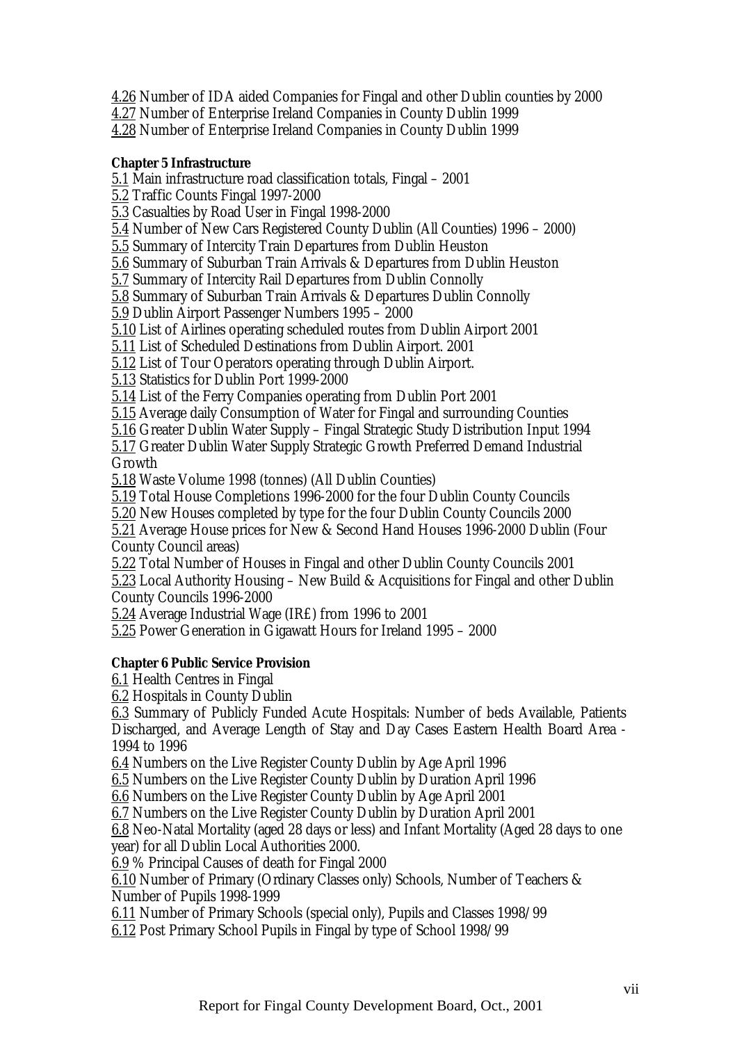4.26 Number of IDA aided Companies for Fingal and other Dublin counties by 2000
4.27 Number of Enterprise Ireland Companies in County Dublin 1999
4.28 Number of Enterprise Ireland Companies in County Dublin 1999

**Chapter 5 Infrastructure**

5.1 Main infrastructure road classification totals, Fingal – 2001
5.2 Traffic Counts Fingal 1997-2000
5.3 Casualties by Road User in Fingal 1998-2000
5.4 Number of New Cars Registered County Dublin (All Counties) 1996 – 2000)
5.5 Summary of Intercity Train Departures from Dublin Heuston
5.6 Summary of Suburban Train Arrivals & Departures from Dublin Heuston
5.7 Summary of Intercity Rail Departures from Dublin Connolly
5.8 Summary of Suburban Train Arrivals & Departures Dublin Connolly
5.9 Dublin Airport Passenger Numbers 1995 – 2000
5.10 List of Airlines operating scheduled routes from Dublin Airport 2001
5.11 List of Scheduled Destinations from Dublin Airport. 2001
5.12 List of Tour Operators operating through Dublin Airport.
5.13 Statistics for Dublin Port 1999-2000
5.14 List of the Ferry Companies operating from Dublin Port 2001
5.15 Average daily Consumption of Water for Fingal and surrounding Counties
5.16 Greater Dublin Water Supply – Fingal Strategic Study Distribution Input 1994
5.17 Greater Dublin Water Supply Strategic Growth Preferred Demand Industrial Growth
5.18 Waste Volume 1998 (tonnes) (All Dublin Counties)
5.19 Total House Completions 1996-2000 for the four Dublin County Councils
5.20 New Houses completed by type for the four Dublin County Councils 2000
5.21 Average House prices for New & Second Hand Houses 1996-2000 Dublin (Four County Council areas)
5.22 Total Number of Houses in Fingal and other Dublin County Councils 2001
5.23 Local Authority Housing – New Build & Acquisitions for Fingal and other Dublin County Councils 1996-2000
5.24 Average Industrial Wage (IR£) from 1996 to 2001
5.25 Power Generation in Gigawatt Hours for Ireland 1995 – 2000

**Chapter 6 Public Service Provision**

6.1 Health Centres in Fingal
6.2 Hospitals in County Dublin
6.3 Summary of Publicly Funded Acute Hospitals: Number of beds Available, Patients Discharged, and Average Length of Stay and Day Cases Eastern Health Board Area - 1994 to 1996
6.4 Numbers on the Live Register County Dublin by Age April 1996
6.5 Numbers on the Live Register County Dublin by Duration April 1996
6.6 Numbers on the Live Register County Dublin by Age April 2001
6.7 Numbers on the Live Register County Dublin by Duration April 2001
6.8 Neo-Natal Mortality (aged 28 days or less) and Infant Mortality (Aged 28 days to one year) for all Dublin Local Authorities 2000.
6.9 % Principal Causes of death for Fingal 2000
6.10 Number of Primary (Ordinary Classes only) Schools, Number of Teachers & Number of Pupils 1998-1999
6.11 Number of Primary Schools (special only), Pupils and Classes 1998/99
6.12 Post Primary School Pupils in Fingal by type of School 1998/99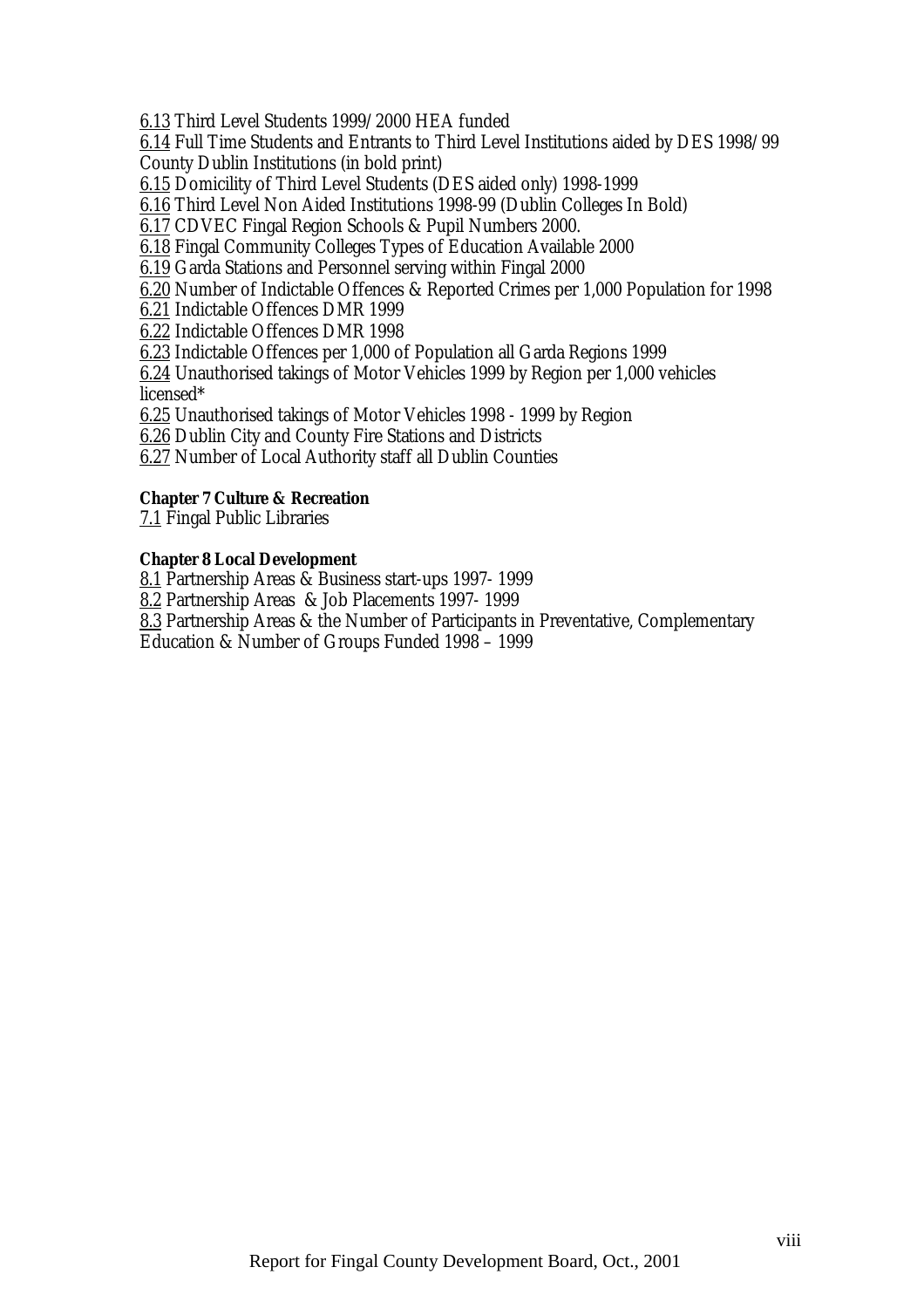6.13 Third Level Students 1999/2000 HEA funded

6.14 Full Time Students and Entrants to Third Level Institutions aided by DES 1998/99 County Dublin Institutions (in bold print)

6.15 Domicility of Third Level Students (DES aided only) 1998-1999

6.16 Third Level Non Aided Institutions 1998-99 (Dublin Colleges In Bold)

6.17 CDVEC Fingal Region Schools & Pupil Numbers 2000.

6.18 Fingal Community Colleges Types of Education Available 2000

6.19 Garda Stations and Personnel serving within Fingal 2000

6.20 Number of Indictable Offences & Reported Crimes per 1,000 Population for 1998

6.21 Indictable Offences DMR 1999

6.22 Indictable Offences DMR 1998

6.23 Indictable Offences per 1,000 of Population all Garda Regions 1999

6.24 Unauthorised takings of Motor Vehicles 1999 by Region per 1,000 vehicles licensed*

6.25 Unauthorised takings of Motor Vehicles 1998 - 1999 by Region

6.26 Dublin City and County Fire Stations and Districts

6.27 Number of Local Authority staff all Dublin Counties

**Chapter 7 Culture & Recreation**

7.1 Fingal Public Libraries

**Chapter 8 Local Development**

8.1 Partnership Areas & Business start-ups 1997- 1999

8.2 Partnership Areas & Job Placements 1997- 1999

8.3 Partnership Areas & the Number of Participants in Preventative, Complementary Education & Number of Groups Funded 1998 – 1999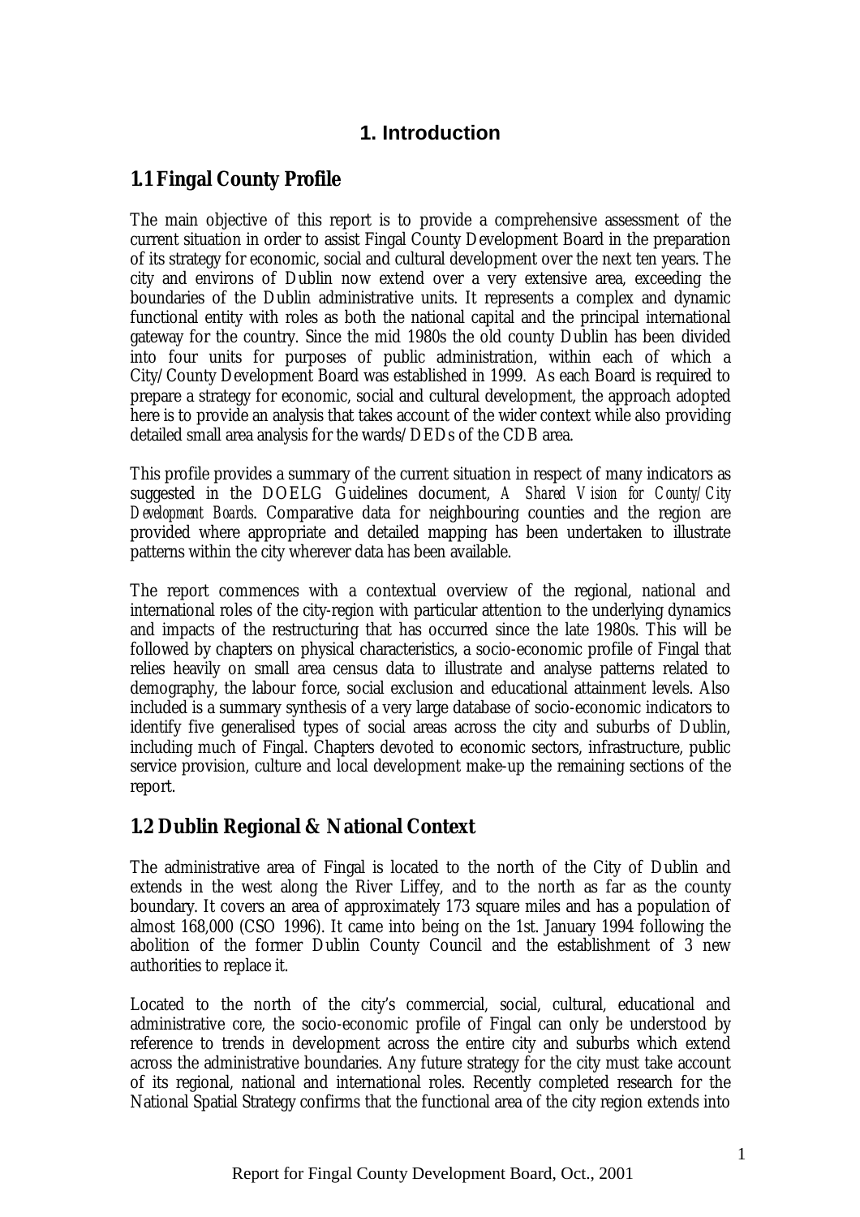# 1. Introduction

## 1.1 Fingal County Profile

The main objective of this report is to provide a comprehensive assessment of the current situation in order to assist Fingal County Development Board in the preparation of its strategy for economic, social and cultural development over the next ten years. The city and environs of Dublin now extend over a very extensive area, exceeding the boundaries of the Dublin administrative units. It represents a complex and dynamic functional entity with roles as both the national capital and the principal international gateway for the country. Since the mid 1980s the old county Dublin has been divided into four units for purposes of public administration, within each of which a City/County Development Board was established in 1999. As each Board is required to prepare a strategy for economic, social and cultural development, the approach adopted here is to provide an analysis that takes account of the wider context while also providing detailed small area analysis for the wards/DEDs of the CDB area.

This profile provides a summary of the current situation in respect of many indicators as suggested in the DOELG Guidelines document, *A Shared Vision for County/City Development Boards*. Comparative data for neighbouring counties and the region are provided where appropriate and detailed mapping has been undertaken to illustrate patterns within the city wherever data has been available.

The report commences with a contextual overview of the regional, national and international roles of the city-region with particular attention to the underlying dynamics and impacts of the restructuring that has occurred since the late 1980s. This will be followed by chapters on physical characteristics, a socio-economic profile of Fingal that relies heavily on small area census data to illustrate and analyse patterns related to demography, the labour force, social exclusion and educational attainment levels. Also included is a summary synthesis of a very large database of socio-economic indicators to identify five generalised types of social areas across the city and suburbs of Dublin, including much of Fingal. Chapters devoted to economic sectors, infrastructure, public service provision, culture and local development make-up the remaining sections of the report.

## 1.2 Dublin Regional & National Context

The administrative area of Fingal is located to the north of the City of Dublin and extends in the west along the River Liffey, and to the north as far as the county boundary. It covers an area of approximately 173 square miles and has a population of almost 168,000 (CSO 1996). It came into being on the 1st. January 1994 following the abolition of the former Dublin County Council and the establishment of 3 new authorities to replace it.

Located to the north of the city's commercial, social, cultural, educational and administrative core, the socio-economic profile of Fingal can only be understood by reference to trends in development across the entire city and suburbs which extend across the administrative boundaries. Any future strategy for the city must take account of its regional, national and international roles. Recently completed research for the National Spatial Strategy confirms that the functional area of the city region extends into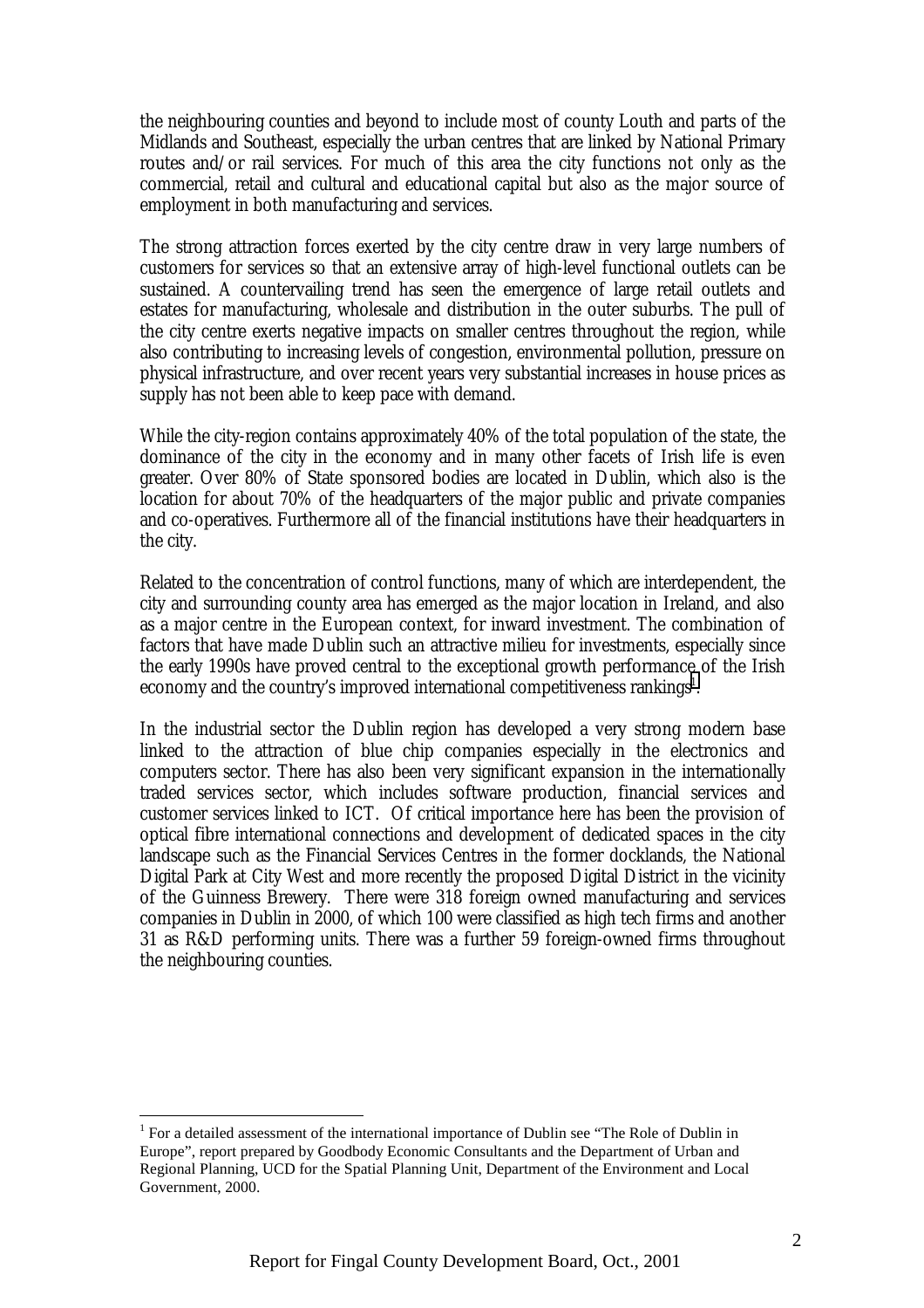the neighbouring counties and beyond to include most of county Louth and parts of the Midlands and Southeast, especially the urban centres that are linked by National Primary routes and/or rail services. For much of this area the city functions not only as the commercial, retail and cultural and educational capital but also as the major source of employment in both manufacturing and services.

The strong attraction forces exerted by the city centre draw in very large numbers of customers for services so that an extensive array of high-level functional outlets can be sustained. A countervailing trend has seen the emergence of large retail outlets and estates for manufacturing, wholesale and distribution in the outer suburbs. The pull of the city centre exerts negative impacts on smaller centres throughout the region, while also contributing to increasing levels of congestion, environmental pollution, pressure on physical infrastructure, and over recent years very substantial increases in house prices as supply has not been able to keep pace with demand.

While the city-region contains approximately 40% of the total population of the state, the dominance of the city in the economy and in many other facets of Irish life is even greater. Over 80% of State sponsored bodies are located in Dublin, which also is the location for about 70% of the headquarters of the major public and private companies and co-operatives. Furthermore all of the financial institutions have their headquarters in the city.

Related to the concentration of control functions, many of which are interdependent, the city and surrounding county area has emerged as the major location in Ireland, and also as a major centre in the European context, for inward investment. The combination of factors that have made Dublin such an attractive milieu for investments, especially since the early 1990s have proved central to the exceptional growth performance of the Irish economy and the country's improved international competitiveness rankings[1].

In the industrial sector the Dublin region has developed a very strong modern base linked to the attraction of blue chip companies especially in the electronics and computers sector. There has also been very significant expansion in the internationally traded services sector, which includes software production, financial services and customer services linked to ICT. Of critical importance here has been the provision of optical fibre international connections and development of dedicated spaces in the city landscape such as the Financial Services Centres in the former docklands, the National Digital Park at City West and more recently the proposed Digital District in the vicinity of the Guinness Brewery. There were 318 foreign owned manufacturing and services companies in Dublin in 2000, of which 100 were classified as high tech firms and another 31 as R&D performing units. There was a further 59 foreign-owned firms throughout the neighbouring counties.

[1] For a detailed assessment of the international importance of Dublin see "The Role of Dublin in Europe", report prepared by Goodbody Economic Consultants and the Department of Urban and Regional Planning, UCD for the Spatial Planning Unit, Department of the Environment and Local Government, 2000.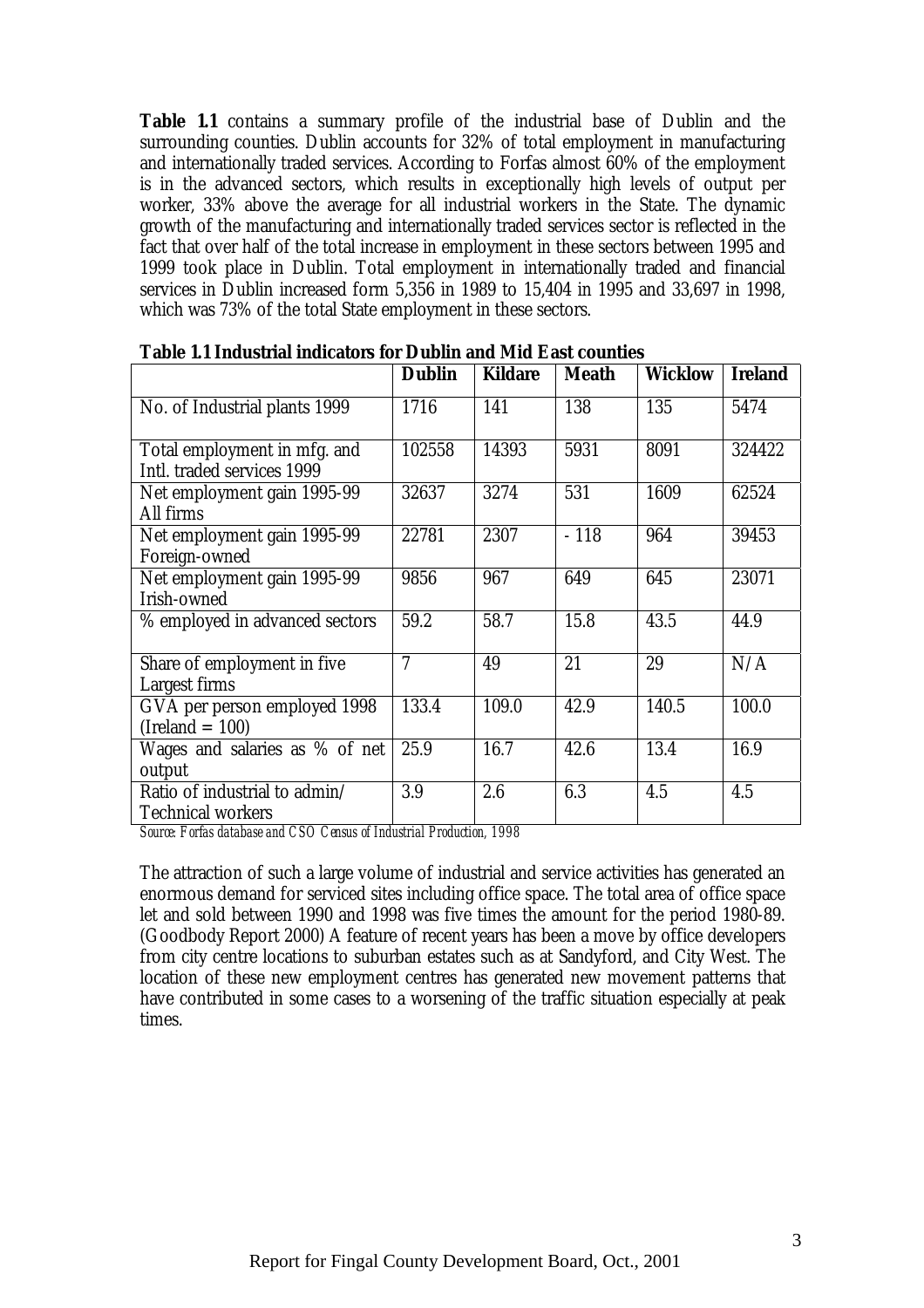**Table 1.1** contains a summary profile of the industrial base of Dublin and the surrounding counties. Dublin accounts for 32% of total employment in manufacturing and internationally traded services. According to Forfas almost 60% of the employment is in the advanced sectors, which results in exceptionally high levels of output per worker, 33% above the average for all industrial workers in the State. The dynamic growth of the manufacturing and internationally traded services sector is reflected in the fact that over half of the total increase in employment in these sectors between 1995 and 1999 took place in Dublin. Total employment in internationally traded and financial services in Dublin increased form 5,356 in 1989 to 15,404 in 1995 and 33,697 in 1998, which was 73% of the total State employment in these sectors.

**Table 1.1 Industrial indicators for Dublin and Mid East counties**

| | Dublin | Kildare | Meath | Wicklow | Ireland |
|---|---|---|---|---|---|
| No. of Industrial plants 1999 | 1716 | 141 | 138 | 135 | 5474 |
| Total employment in mfg. and Intl. traded services 1999 | 102558 | 14393 | 5931 | 8091 | 324422 |
| Net employment gain 1995-99 All firms | 32637 | 3274 | 531 | 1609 | 62524 |
| Net employment gain 1995-99 Foreign-owned | 22781 | 2307 | - 118 | 964 | 39453 |
| Net employment gain 1995-99 Irish-owned | 9856 | 967 | 649 | 645 | 23071 |
| % employed in advanced sectors | 59.2 | 58.7 | 15.8 | 43.5 | 44.9 |
| Share of employment in five Largest firms | 7 | 49 | 21 | 29 | N/A |
| GVA per person employed 1998 (Ireland = 100) | 133.4 | 109.0 | 42.9 | 140.5 | 100.0 |
| Wages and salaries as % of net output | 25.9 | 16.7 | 42.6 | 13.4 | 16.9 |
| Ratio of industrial to admin/ Technical workers | 3.9 | 2.6 | 6.3 | 4.5 | 4.5 |

*Source: Forfas database and CSO Census of Industrial Production, 1998*

The attraction of such a large volume of industrial and service activities has generated an enormous demand for serviced sites including office space. The total area of office space let and sold between 1990 and 1998 was five times the amount for the period 1980-89. (Goodbody Report 2000) A feature of recent years has been a move by office developers from city centre locations to suburban estates such as at Sandyford, and City West. The location of these new employment centres has generated new movement patterns that have contributed in some cases to a worsening of the traffic situation especially at peak times.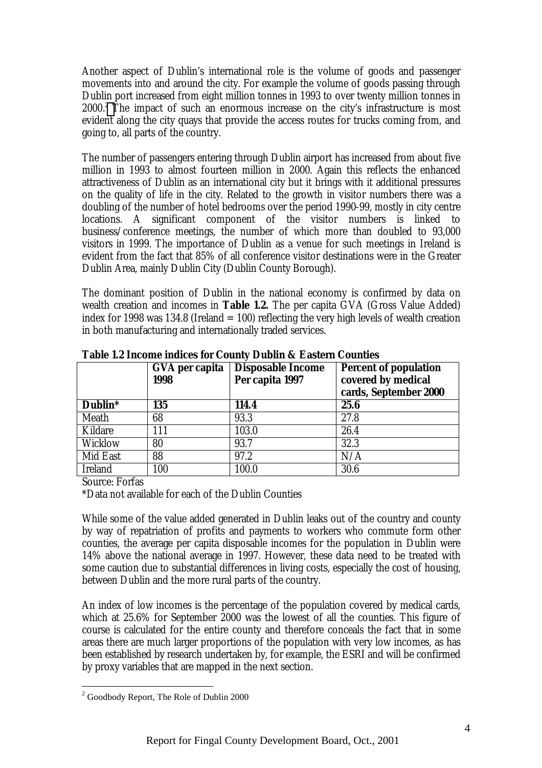Another aspect of Dublin's international role is the volume of goods and passenger movements into and around the city. For example the volume of goods passing through Dublin port increased from eight million tonnes in 1993 to over twenty million tonnes in 2000.[2] The impact of such an enormous increase on the city's infrastructure is most evident along the city quays that provide the access routes for trucks coming from, and going to, all parts of the country.

The number of passengers entering through Dublin airport has increased from about five million in 1993 to almost fourteen million in 2000. Again this reflects the enhanced attractiveness of Dublin as an international city but it brings with it additional pressures on the quality of life in the city. Related to the growth in visitor numbers there was a doubling of the number of hotel bedrooms over the period 1990-99, mostly in city centre locations. A significant component of the visitor numbers is linked to business/conference meetings, the number of which more than doubled to 93,000 visitors in 1999. The importance of Dublin as a venue for such meetings in Ireland is evident from the fact that 85% of all conference visitor destinations were in the Greater Dublin Area, mainly Dublin City (Dublin County Borough).

The dominant position of Dublin in the national economy is confirmed by data on wealth creation and incomes in **Table 1.2.** The per capita GVA (Gross Value Added) index for 1998 was 134.8 (Ireland = 100) reflecting the very high levels of wealth creation in both manufacturing and internationally traded services.

**Table 1.2 Income indices for County Dublin & Eastern Counties**

| | GVA per capita 1998 | Disposable Income Per capita 1997 | Percent of population covered by medical cards, September 2000 |
|---|---|---|---|
| **Dublin*** | **135** | **114.4** | **25.6** |
| Meath | 68 | 93.3 | 27.8 |
| Kildare | 111 | 103.0 | 26.4 |
| Wicklow | 80 | 93.7 | 32.3 |
| Mid East | 88 | 97.2 | N/A |
| Ireland | 100 | 100.0 | 30.6 |

Source: Forfas

*Data not available for each of the Dublin Counties

While some of the value added generated in Dublin leaks out of the country and county by way of repatriation of profits and payments to workers who commute form other counties, the average per capita disposable incomes for the population in Dublin were 14% above the national average in 1997. However, these data need to be treated with some caution due to substantial differences in living costs, especially the cost of housing, between Dublin and the more rural parts of the country.

An index of low incomes is the percentage of the population covered by medical cards, which at 25.6% for September 2000 was the lowest of all the counties. This figure of course is calculated for the entire county and therefore conceals the fact that in some areas there are much larger proportions of the population with very low incomes, as has been established by research undertaken by, for example, the ESRI and will be confirmed by proxy variables that are mapped in the next section.

[2] Goodbody Report, The Role of Dublin 2000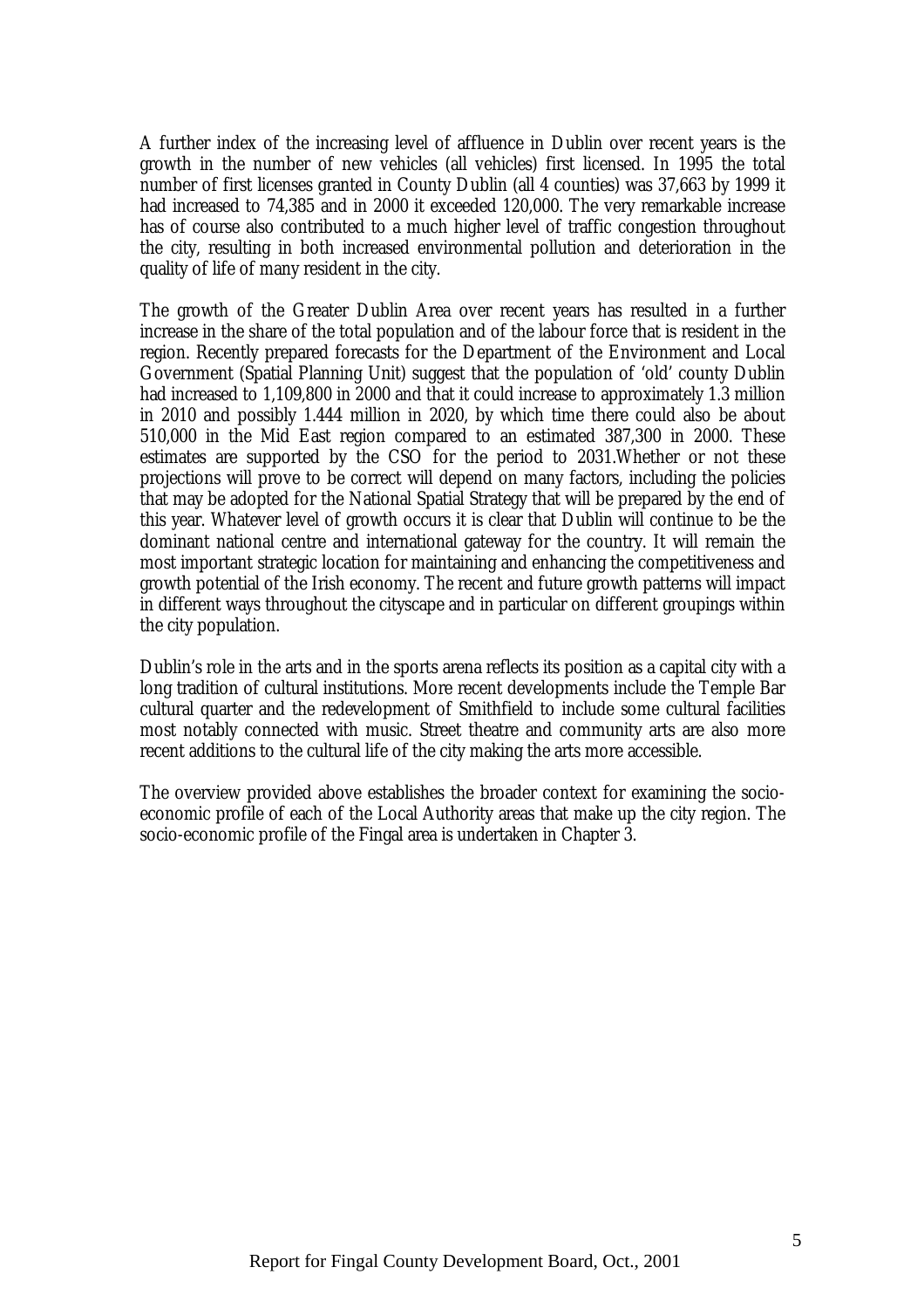A further index of the increasing level of affluence in Dublin over recent years is the growth in the number of new vehicles (all vehicles) first licensed. In 1995 the total number of first licenses granted in County Dublin (all 4 counties) was 37,663 by 1999 it had increased to 74,385 and in 2000 it exceeded 120,000. The very remarkable increase has of course also contributed to a much higher level of traffic congestion throughout the city, resulting in both increased environmental pollution and deterioration in the quality of life of many resident in the city.

The growth of the Greater Dublin Area over recent years has resulted in a further increase in the share of the total population and of the labour force that is resident in the region. Recently prepared forecasts for the Department of the Environment and Local Government (Spatial Planning Unit) suggest that the population of 'old' county Dublin had increased to 1,109,800 in 2000 and that it could increase to approximately 1.3 million in 2010 and possibly 1.444 million in 2020, by which time there could also be about 510,000 in the Mid East region compared to an estimated 387,300 in 2000. These estimates are supported by the CSO for the period to 2031.Whether or not these projections will prove to be correct will depend on many factors, including the policies that may be adopted for the National Spatial Strategy that will be prepared by the end of this year. Whatever level of growth occurs it is clear that Dublin will continue to be the dominant national centre and international gateway for the country. It will remain the most important strategic location for maintaining and enhancing the competitiveness and growth potential of the Irish economy. The recent and future growth patterns will impact in different ways throughout the cityscape and in particular on different groupings within the city population.

Dublin's role in the arts and in the sports arena reflects its position as a capital city with a long tradition of cultural institutions. More recent developments include the Temple Bar cultural quarter and the redevelopment of Smithfield to include some cultural facilities most notably connected with music. Street theatre and community arts are also more recent additions to the cultural life of the city making the arts more accessible.

The overview provided above establishes the broader context for examining the socio-economic profile of each of the Local Authority areas that make up the city region. The socio-economic profile of the Fingal area is undertaken in Chapter 3.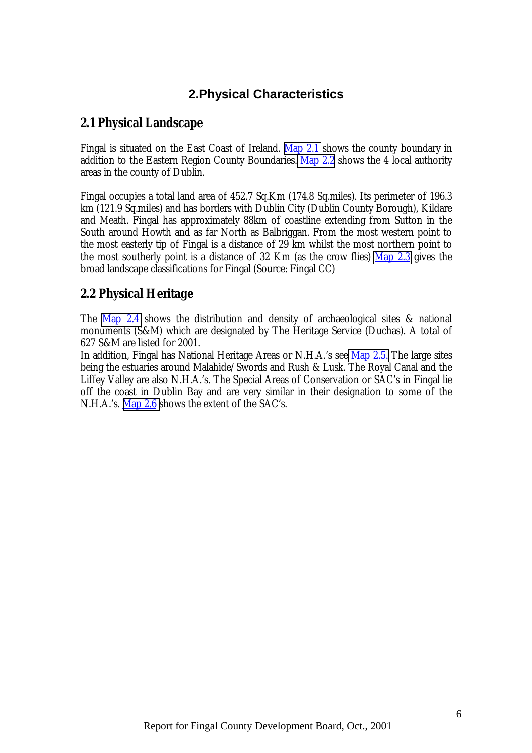# 2.Physical Characteristics

## 2.1 Physical Landscape

Fingal is situated on the East Coast of Ireland. Map 2.1 shows the county boundary in addition to the Eastern Region County Boundaries. Map 2.2 shows the 4 local authority areas in the county of Dublin.

Fingal occupies a total land area of 452.7 Sq.Km (174.8 Sq.miles). Its perimeter of 196.3 km (121.9 Sq.miles) and has borders with Dublin City (Dublin County Borough), Kildare and Meath. Fingal has approximately 88km of coastline extending from Sutton in the South around Howth and as far North as Balbriggan. From the most western point to the most easterly tip of Fingal is a distance of 29 km whilst the most northern point to the most southerly point is a distance of 32 Km (as the crow flies) Map 2.3 gives the broad landscape classifications for Fingal (Source: Fingal CC)

## 2.2 Physical Heritage

The Map 2.4 shows the distribution and density of archaeological sites & national monuments (S&M) which are designated by The Heritage Service (Duchas). A total of 627 S&M are listed for 2001.

In addition, Fingal has National Heritage Areas or N.H.A.'s see Map 2.5. The large sites being the estuaries around Malahide/Swords and Rush & Lusk. The Royal Canal and the Liffey Valley are also N.H.A.'s. The Special Areas of Conservation or SAC's in Fingal lie off the coast in Dublin Bay and are very similar in their designation to some of the N.H.A.'s. Map 2.6 shows the extent of the SAC's.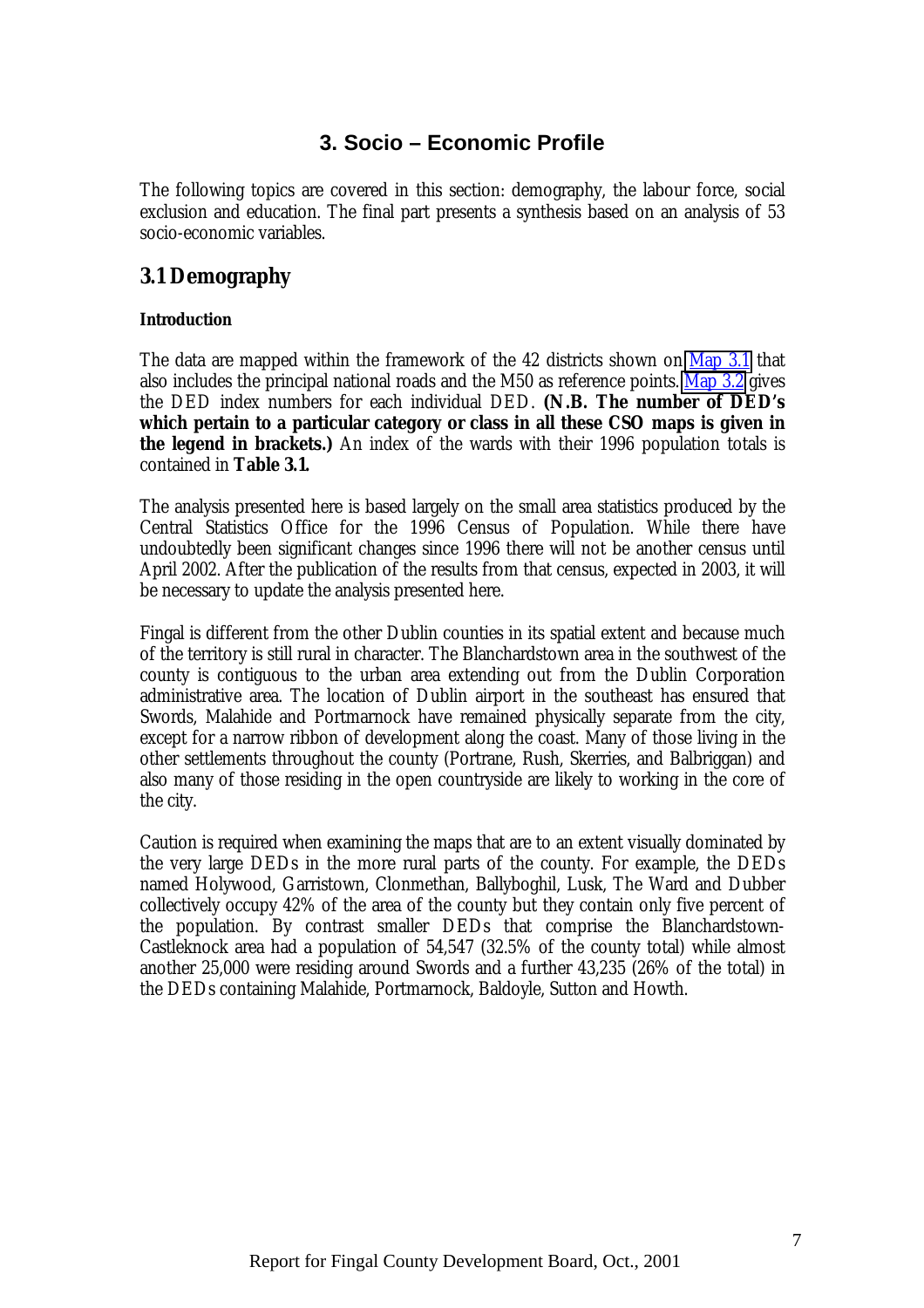# 3. Socio – Economic Profile

The following topics are covered in this section: demography, the labour force, social exclusion and education. The final part presents a synthesis based on an analysis of 53 socio-economic variables.

## 3.1 Demography

### Introduction

The data are mapped within the framework of the 42 districts shown on Map 3.1 that also includes the principal national roads and the M50 as reference points. Map 3.2 gives the DED index numbers for each individual DED. **(N.B. The number of DED's which pertain to a particular category or class in all these CSO maps is given in the legend in brackets.)** An index of the wards with their 1996 population totals is contained in **Table 3.1.**

The analysis presented here is based largely on the small area statistics produced by the Central Statistics Office for the 1996 Census of Population. While there have undoubtedly been significant changes since 1996 there will not be another census until April 2002. After the publication of the results from that census, expected in 2003, it will be necessary to update the analysis presented here.

Fingal is different from the other Dublin counties in its spatial extent and because much of the territory is still rural in character. The Blanchardstown area in the southwest of the county is contiguous to the urban area extending out from the Dublin Corporation administrative area. The location of Dublin airport in the southeast has ensured that Swords, Malahide and Portmarnock have remained physically separate from the city, except for a narrow ribbon of development along the coast. Many of those living in the other settlements throughout the county (Portrane, Rush, Skerries, and Balbriggan) and also many of those residing in the open countryside are likely to working in the core of the city.

Caution is required when examining the maps that are to an extent visually dominated by the very large DEDs in the more rural parts of the county. For example, the DEDs named Holywood, Garristown, Clonmethan, Ballyboghil, Lusk, The Ward and Dubber collectively occupy 42% of the area of the county but they contain only five percent of the population. By contrast smaller DEDs that comprise the Blanchardstown-Castleknock area had a population of 54,547 (32.5% of the county total) while almost another 25,000 were residing around Swords and a further 43,235 (26% of the total) in the DEDs containing Malahide, Portmarnock, Baldoyle, Sutton and Howth.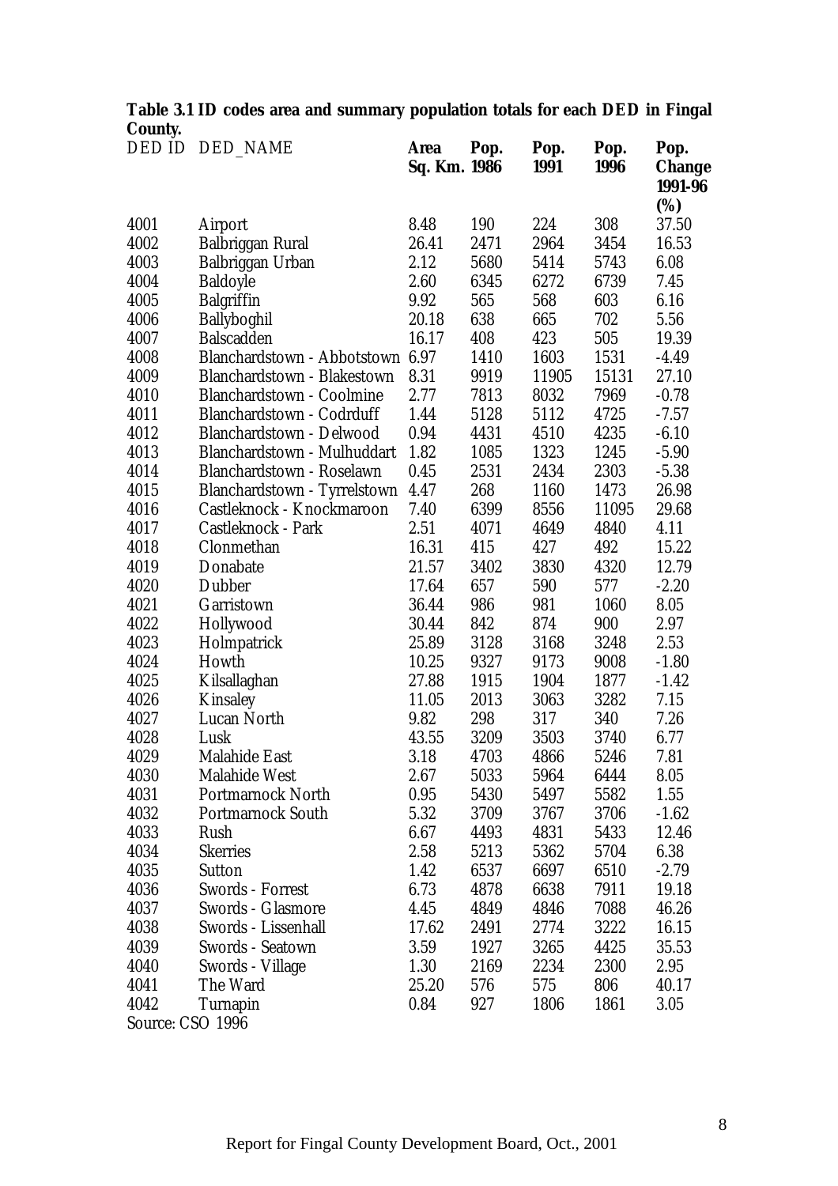**Table 3.1 ID codes area and summary population totals for each DED in Fingal County.**

| DED ID | DED_NAME | Area Sq. Km. | Pop. 1986 | Pop. 1991 | Pop. 1996 | Pop. Change 1991-96 (%) |
|---|---|---|---|---|---|---|
| 4001 | Airport | 8.48 | 190 | 224 | 308 | 37.50 |
| 4002 | Balbriggan Rural | 26.41 | 2471 | 2964 | 3454 | 16.53 |
| 4003 | Balbriggan Urban | 2.12 | 5680 | 5414 | 5743 | 6.08 |
| 4004 | Baldoyle | 2.60 | 6345 | 6272 | 6739 | 7.45 |
| 4005 | Balgriffin | 9.92 | 565 | 568 | 603 | 6.16 |
| 4006 | Ballyboghil | 20.18 | 638 | 665 | 702 | 5.56 |
| 4007 | Balscadden | 16.17 | 408 | 423 | 505 | 19.39 |
| 4008 | Blanchardstown - Abbotstown | 6.97 | 1410 | 1603 | 1531 | -4.49 |
| 4009 | Blanchardstown - Blakestown | 8.31 | 9919 | 11905 | 15131 | 27.10 |
| 4010 | Blanchardstown - Coolmine | 2.77 | 7813 | 8032 | 7969 | -0.78 |
| 4011 | Blanchardstown - Codrduff | 1.44 | 5128 | 5112 | 4725 | -7.57 |
| 4012 | Blanchardstown - Delwood | 0.94 | 4431 | 4510 | 4235 | -6.10 |
| 4013 | Blanchardstown - Mulhuddart | 1.82 | 1085 | 1323 | 1245 | -5.90 |
| 4014 | Blanchardstown - Roselawn | 0.45 | 2531 | 2434 | 2303 | -5.38 |
| 4015 | Blanchardstown - Tyrrelstown | 4.47 | 268 | 1160 | 1473 | 26.98 |
| 4016 | Castleknock - Knockmaroon | 7.40 | 6399 | 8556 | 11095 | 29.68 |
| 4017 | Castleknock - Park | 2.51 | 4071 | 4649 | 4840 | 4.11 |
| 4018 | Clonmethan | 16.31 | 415 | 427 | 492 | 15.22 |
| 4019 | Donabate | 21.57 | 3402 | 3830 | 4320 | 12.79 |
| 4020 | Dubber | 17.64 | 657 | 590 | 577 | -2.20 |
| 4021 | Garristown | 36.44 | 986 | 981 | 1060 | 8.05 |
| 4022 | Hollywood | 30.44 | 842 | 874 | 900 | 2.97 |
| 4023 | Holmpatrick | 25.89 | 3128 | 3168 | 3248 | 2.53 |
| 4024 | Howth | 10.25 | 9327 | 9173 | 9008 | -1.80 |
| 4025 | Kilsallaghan | 27.88 | 1915 | 1904 | 1877 | -1.42 |
| 4026 | Kinsaley | 11.05 | 2013 | 3063 | 3282 | 7.15 |
| 4027 | Lucan North | 9.82 | 298 | 317 | 340 | 7.26 |
| 4028 | Lusk | 43.55 | 3209 | 3503 | 3740 | 6.77 |
| 4029 | Malahide East | 3.18 | 4703 | 4866 | 5246 | 7.81 |
| 4030 | Malahide West | 2.67 | 5033 | 5964 | 6444 | 8.05 |
| 4031 | Portmarnock North | 0.95 | 5430 | 5497 | 5582 | 1.55 |
| 4032 | Portmarnock South | 5.32 | 3709 | 3767 | 3706 | -1.62 |
| 4033 | Rush | 6.67 | 4493 | 4831 | 5433 | 12.46 |
| 4034 | Skerries | 2.58 | 5213 | 5362 | 5704 | 6.38 |
| 4035 | Sutton | 1.42 | 6537 | 6697 | 6510 | -2.79 |
| 4036 | Swords - Forrest | 6.73 | 4878 | 6638 | 7911 | 19.18 |
| 4037 | Swords - Glasmore | 4.45 | 4849 | 4846 | 7088 | 46.26 |
| 4038 | Swords - Lissenhall | 17.62 | 2491 | 2774 | 3222 | 16.15 |
| 4039 | Swords - Seatown | 3.59 | 1927 | 3265 | 4425 | 35.53 |
| 4040 | Swords - Village | 1.30 | 2169 | 2234 | 2300 | 2.95 |
| 4041 | The Ward | 25.20 | 576 | 575 | 806 | 40.17 |
| 4042 | Turnapin | 0.84 | 927 | 1806 | 1861 | 3.05 |

Source: CSO 1996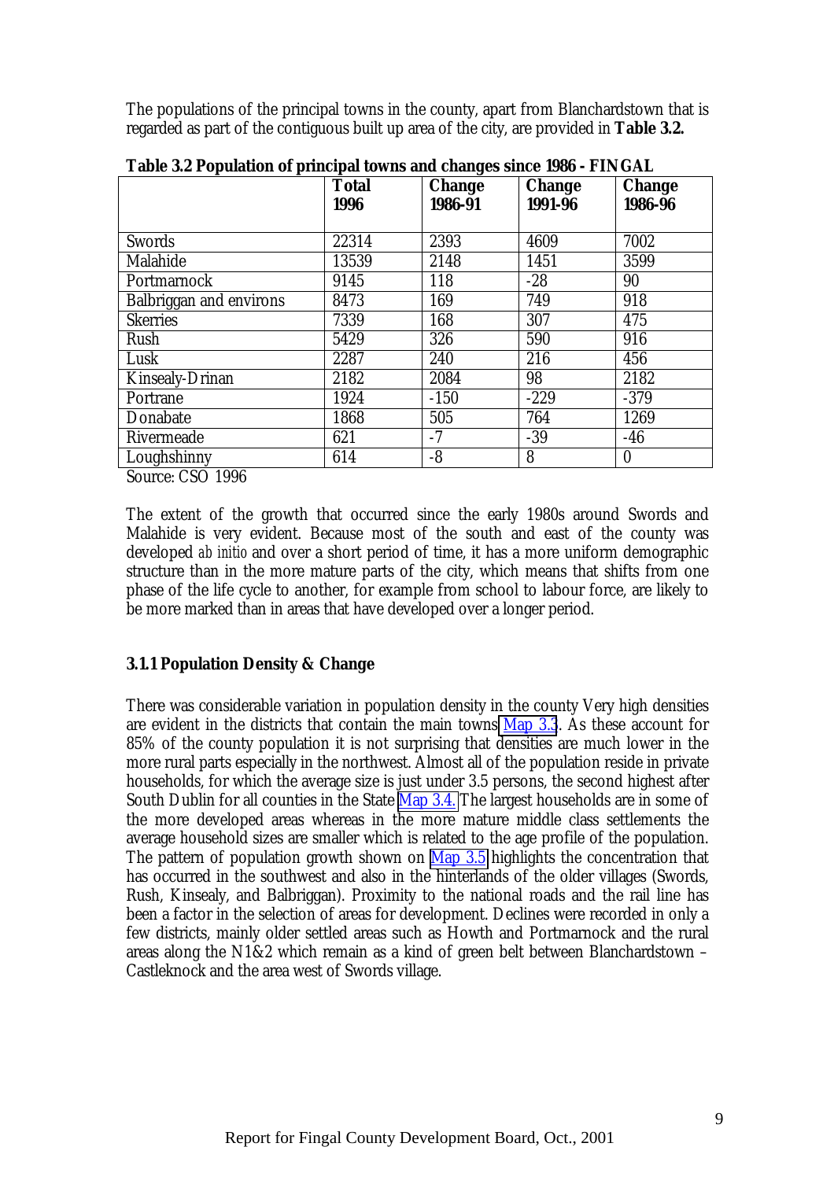The populations of the principal towns in the county, apart from Blanchardstown that is regarded as part of the contiguous built up area of the city, are provided in **Table 3.2.**

**Table 3.2 Population of principal towns and changes since 1986 - FINGAL**

| | Total 1996 | Change 1986-91 | Change 1991-96 | Change 1986-96 |
|---|---|---|---|---|
| Swords | 22314 | 2393 | 4609 | 7002 |
| Malahide | 13539 | 2148 | 1451 | 3599 |
| Portmarnock | 9145 | 118 | -28 | 90 |
| Balbriggan and environs | 8473 | 169 | 749 | 918 |
| Skerries | 7339 | 168 | 307 | 475 |
| Rush | 5429 | 326 | 590 | 916 |
| Lusk | 2287 | 240 | 216 | 456 |
| Kinsealy-Drinan | 2182 | 2084 | 98 | 2182 |
| Portrane | 1924 | -150 | -229 | -379 |
| Donabate | 1868 | 505 | 764 | 1269 |
| Rivermeade | 621 | -7 | -39 | -46 |
| Loughshinny | 614 | -8 | 8 | 0 |

Source: CSO 1996

The extent of the growth that occurred since the early 1980s around Swords and Malahide is very evident. Because most of the south and east of the county was developed *ab initio* and over a short period of time, it has a more uniform demographic structure than in the more mature parts of the city, which means that shifts from one phase of the life cycle to another, for example from school to labour force, are likely to be more marked than in areas that have developed over a longer period.

### 3.1.1 Population Density & Change

There was considerable variation in population density in the county Very high densities are evident in the districts that contain the main towns Map 3.3. As these account for 85% of the county population it is not surprising that densities are much lower in the more rural parts especially in the northwest. Almost all of the population reside in private households, for which the average size is just under 3.5 persons, the second highest after South Dublin for all counties in the State Map 3.4. The largest households are in some of the more developed areas whereas in the more mature middle class settlements the average household sizes are smaller which is related to the age profile of the population. The pattern of population growth shown on Map 3.5 highlights the concentration that has occurred in the southwest and also in the hinterlands of the older villages (Swords, Rush, Kinsealy, and Balbriggan). Proximity to the national roads and the rail line has been a factor in the selection of areas for development. Declines were recorded in only a few districts, mainly older settled areas such as Howth and Portmarnock and the rural areas along the N1&2 which remain as a kind of green belt between Blanchardstown – Castleknock and the area west of Swords village.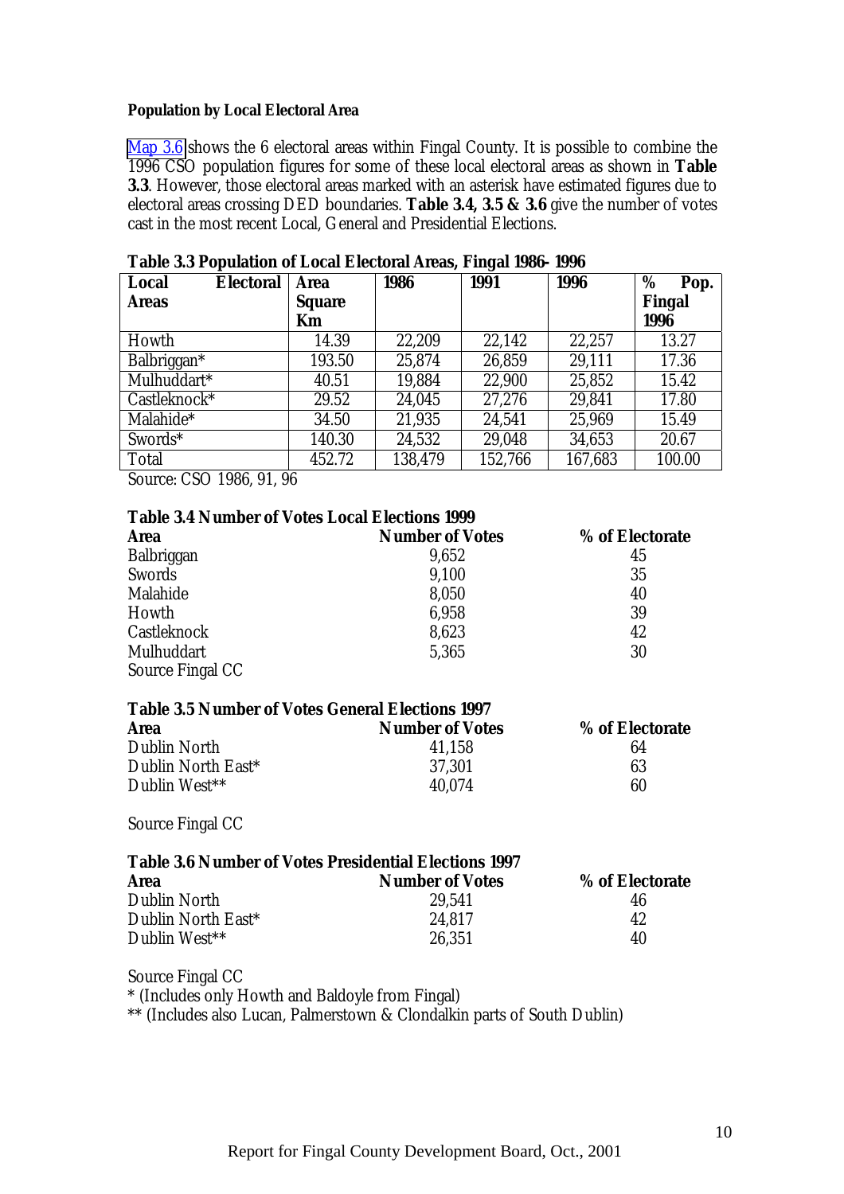**Population by Local Electoral Area**

Map 3.6 shows the 6 electoral areas within Fingal County. It is possible to combine the 1996 CSO population figures for some of these local electoral areas as shown in **Table 3.3**. However, those electoral areas marked with an asterisk have estimated figures due to electoral areas crossing DED boundaries. **Table 3.4, 3.5 & 3.6** give the number of votes cast in the most recent Local, General and Presidential Elections.

**Table 3.3 Population of Local Electoral Areas, Fingal 1986- 1996**

| Local Electoral Areas | Area Square Km | 1986 | 1991 | 1996 | % Pop. Fingal 1996 |
|---|---|---|---|---|---|
| Howth | 14.39 | 22,209 | 22,142 | 22,257 | 13.27 |
| Balbriggan* | 193.50 | 25,874 | 26,859 | 29,111 | 17.36 |
| Mulhuddart* | 40.51 | 19,884 | 22,900 | 25,852 | 15.42 |
| Castleknock* | 29.52 | 24,045 | 27,276 | 29,841 | 17.80 |
| Malahide* | 34.50 | 21,935 | 24,541 | 25,969 | 15.49 |
| Swords* | 140.30 | 24,532 | 29,048 | 34,653 | 20.67 |
| Total | 452.72 | 138,479 | 152,766 | 167,683 | 100.00 |

Source: CSO 1986, 91, 96

**Table 3.4 Number of Votes Local Elections 1999**

| Area | Number of Votes | % of Electorate |
|---|---|---|
| Balbriggan | 9,652 | 45 |
| Swords | 9,100 | 35 |
| Malahide | 8,050 | 40 |
| Howth | 6,958 | 39 |
| Castleknock | 8,623 | 42 |
| Mulhuddart | 5,365 | 30 |

Source Fingal CC

**Table 3.5 Number of Votes General Elections 1997**

| Area | Number of Votes | % of Electorate |
|---|---|---|
| Dublin North | 41,158 | 64 |
| Dublin North East* | 37,301 | 63 |
| Dublin West** | 40,074 | 60 |

Source Fingal CC

**Table 3.6 Number of Votes Presidential Elections 1997**

| Area | Number of Votes | % of Electorate |
|---|---|---|
| Dublin North | 29,541 | 46 |
| Dublin North East* | 24,817 | 42 |
| Dublin West** | 26,351 | 40 |

Source Fingal CC

* (Includes only Howth and Baldoyle from Fingal)

** (Includes also Lucan, Palmerstown & Clondalkin parts of South Dublin)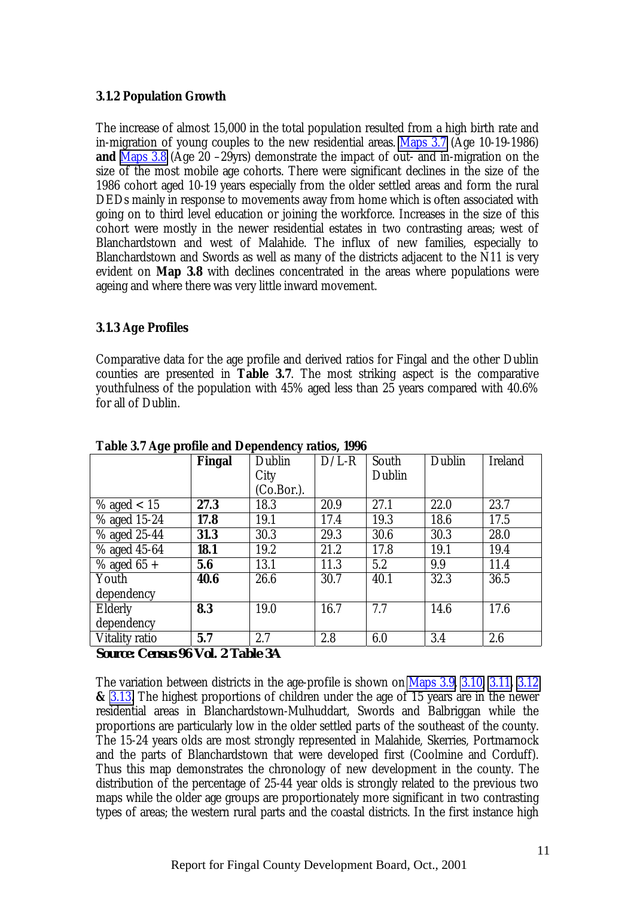### 3.1.2 Population Growth

The increase of almost 15,000 in the total population resulted from a high birth rate and in-migration of young couples to the new residential areas. Maps 3.7 (Age 10-19-1986) **and** Maps 3.8 (Age 20 –29yrs) demonstrate the impact of out- and in-migration on the size of the most mobile age cohorts. There were significant declines in the size of the 1986 cohort aged 10-19 years especially from the older settled areas and form the rural DEDs mainly in response to movements away from home which is often associated with going on to third level education or joining the workforce. Increases in the size of this cohort were mostly in the newer residential estates in two contrasting areas; west of Blanchardstown and west of Malahide. The influx of new families, especially to Blanchardstown and Swords as well as many of the districts adjacent to the N11 is very evident on **Map 3.8** with declines concentrated in the areas where populations were ageing and where there was very little inward movement.

### 3.1.3 Age Profiles

Comparative data for the age profile and derived ratios for Fingal and the other Dublin counties are presented in **Table 3.7**. The most striking aspect is the comparative youthfulness of the population with 45% aged less than 25 years compared with 40.6% for all of Dublin.

**Table 3.7 Age profile and Dependency ratios, 1996**

| | **Fingal** | Dublin City (Co.Bor.). | D/L-R | South Dublin | Dublin | Ireland |
|---|---|---|---|---|---|---|
| % aged < 15 | **27.3** | 18.3 | 20.9 | 27.1 | 22.0 | 23.7 |
| % aged 15-24 | **17.8** | 19.1 | 17.4 | 19.3 | 18.6 | 17.5 |
| % aged 25-44 | **31.3** | 30.3 | 29.3 | 30.6 | 30.3 | 28.0 |
| % aged 45-64 | **18.1** | 19.2 | 21.2 | 17.8 | 19.1 | 19.4 |
| % aged 65 + | **5.6** | 13.1 | 11.3 | 5.2 | 9.9 | 11.4 |
| Youth dependency | **40.6** | 26.6 | 30.7 | 40.1 | 32.3 | 36.5 |
| Elderly dependency | **8.3** | 19.0 | 16.7 | 7.7 | 14.6 | 17.6 |
| Vitality ratio | **5.7** | 2.7 | 2.8 | 6.0 | 3.4 | 2.6 |

**Source: Census 96 Vol. 2 Table 3A**

The variation between districts in the age-profile is shown on Maps 3.9, 3.10, 3.11, 3.12 & 3.13. The highest proportions of children under the age of 15 years are in the newer residential areas in Blanchardstown-Mulhuddart, Swords and Balbriggan while the proportions are particularly low in the older settled parts of the southeast of the county. The 15-24 years olds are most strongly represented in Malahide, Skerries, Portmarnock and the parts of Blanchardstown that were developed first (Coolmine and Corduff). Thus this map demonstrates the chronology of new development in the county. The distribution of the percentage of 25-44 year olds is strongly related to the previous two maps while the older age groups are proportionately more significant in two contrasting types of areas; the western rural parts and the coastal districts. In the first instance high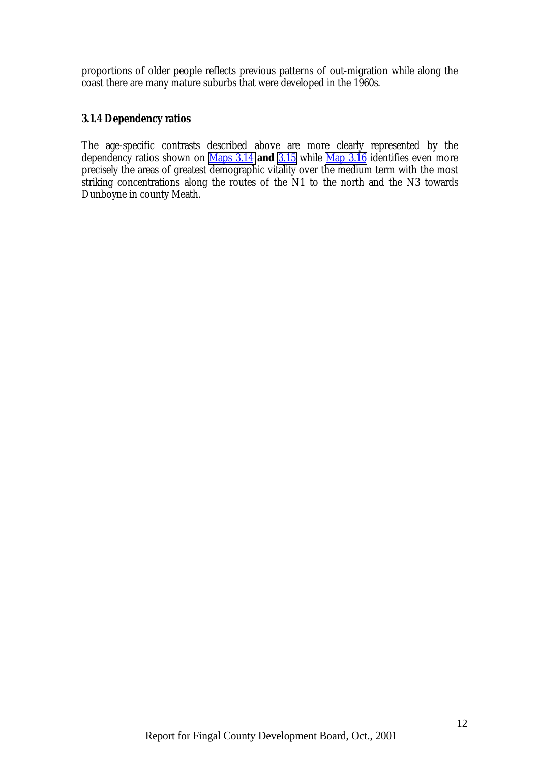proportions of older people reflects previous patterns of out-migration while along the coast there are many mature suburbs that were developed in the 1960s.

### 3.1.4 Dependency ratios

The age-specific contrasts described above are more clearly represented by the dependency ratios shown on Maps 3.14 **and** 3.15 while Map 3.16 identifies even more precisely the areas of greatest demographic vitality over the medium term with the most striking concentrations along the routes of the N1 to the north and the N3 towards Dunboyne in county Meath.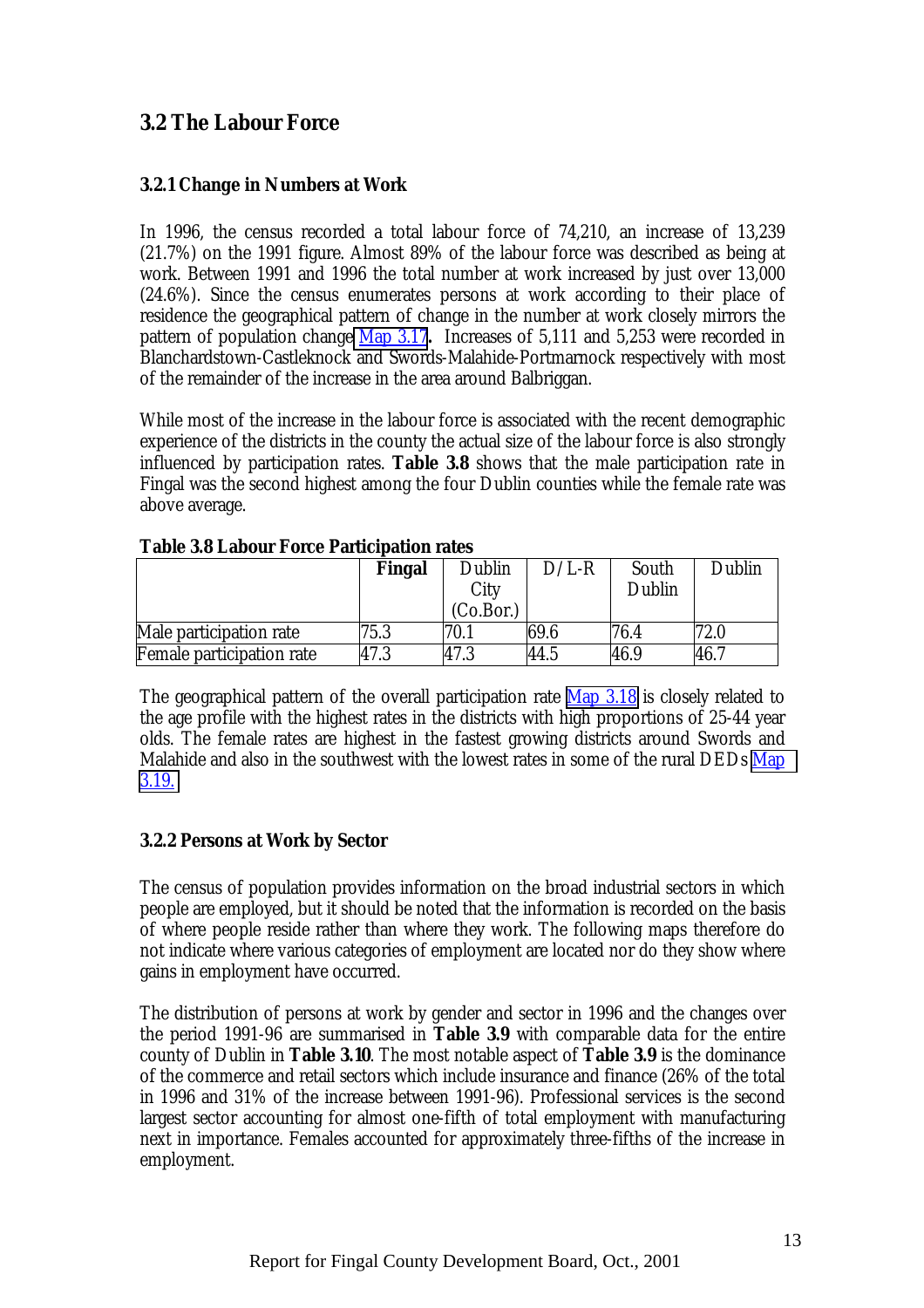## 3.2 The Labour Force

### 3.2.1 Change in Numbers at Work

In 1996, the census recorded a total labour force of 74,210, an increase of 13,239 (21.7%) on the 1991 figure. Almost 89% of the labour force was described as being at work. Between 1991 and 1996 the total number at work increased by just over 13,000 (24.6%). Since the census enumerates persons at work according to their place of residence the geographical pattern of change in the number at work closely mirrors the pattern of population change Map 3.17**.** Increases of 5,111 and 5,253 were recorded in Blanchardstown-Castleknock and Swords-Malahide-Portmarnock respectively with most of the remainder of the increase in the area around Balbriggan.

While most of the increase in the labour force is associated with the recent demographic experience of the districts in the county the actual size of the labour force is also strongly influenced by participation rates. **Table 3.8** shows that the male participation rate in Fingal was the second highest among the four Dublin counties while the female rate was above average.

**Table 3.8 Labour Force Participation rates**

| | **Fingal** | Dublin City (Co.Bor.) | D/L-R | South Dublin | Dublin |
|---|---|---|---|---|---|
| Male participation rate | 75.3 | 70.1 | 69.6 | 76.4 | 72.0 |
| Female participation rate | 47.3 | 47.3 | 44.5 | 46.9 | 46.7 |

The geographical pattern of the overall participation rate Map 3.18 is closely related to the age profile with the highest rates in the districts with high proportions of 25-44 year olds. The female rates are highest in the fastest growing districts around Swords and Malahide and also in the southwest with the lowest rates in some of the rural DEDs Map 3.19.

### 3.2.2 Persons at Work by Sector

The census of population provides information on the broad industrial sectors in which people are employed, but it should be noted that the information is recorded on the basis of where people reside rather than where they work. The following maps therefore do not indicate where various categories of employment are located nor do they show where gains in employment have occurred.

The distribution of persons at work by gender and sector in 1996 and the changes over the period 1991-96 are summarised in **Table 3.9** with comparable data for the entire county of Dublin in **Table 3.10**. The most notable aspect of **Table 3.9** is the dominance of the commerce and retail sectors which include insurance and finance (26% of the total in 1996 and 31% of the increase between 1991-96). Professional services is the second largest sector accounting for almost one-fifth of total employment with manufacturing next in importance. Females accounted for approximately three-fifths of the increase in employment.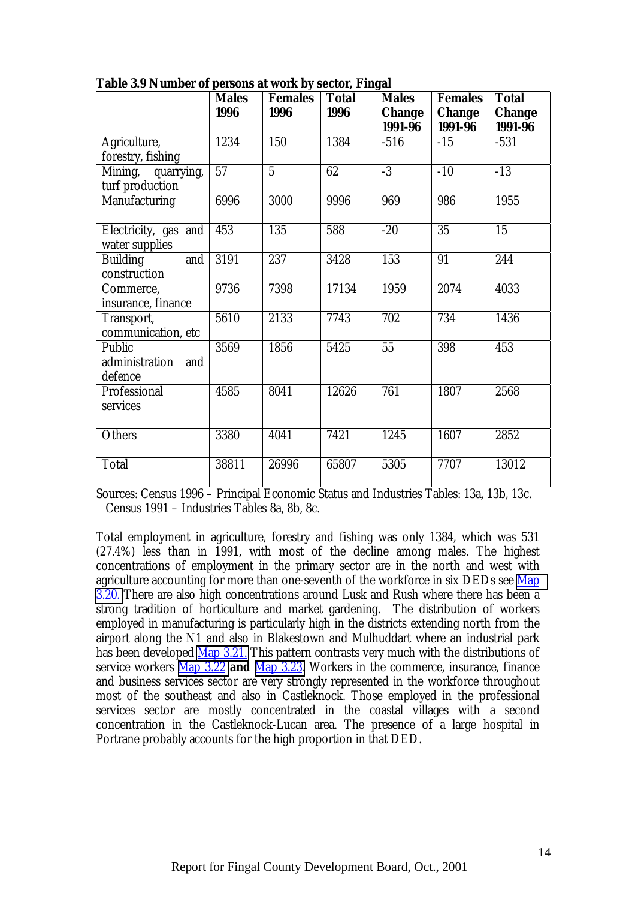**Table 3.9 Number of persons at work by sector, Fingal**

| | Males 1996 | Females 1996 | Total 1996 | Males Change 1991-96 | Females Change 1991-96 | Total Change 1991-96 |
|---|---|---|---|---|---|---|
| Agriculture, forestry, fishing | 1234 | 150 | 1384 | -516 | -15 | -531 |
| Mining, quarrying, turf production | 57 | 5 | 62 | -3 | -10 | -13 |
| Manufacturing | 6996 | 3000 | 9996 | 969 | 986 | 1955 |
| Electricity, gas and water supplies | 453 | 135 | 588 | -20 | 35 | 15 |
| Building and construction | 3191 | 237 | 3428 | 153 | 91 | 244 |
| Commerce, insurance, finance | 9736 | 7398 | 17134 | 1959 | 2074 | 4033 |
| Transport, communication, etc | 5610 | 2133 | 7743 | 702 | 734 | 1436 |
| Public administration and defence | 3569 | 1856 | 5425 | 55 | 398 | 453 |
| Professional services | 4585 | 8041 | 12626 | 761 | 1807 | 2568 |
| Others | 3380 | 4041 | 7421 | 1245 | 1607 | 2852 |
| Total | 38811 | 26996 | 65807 | 5305 | 7707 | 13012 |

Sources: Census 1996 – Principal Economic Status and Industries Tables: 13a, 13b, 13c.
Census 1991 – Industries Tables 8a, 8b, 8c.

Total employment in agriculture, forestry and fishing was only 1384, which was 531 (27.4%) less than in 1991, with most of the decline among males. The highest concentrations of employment in the primary sector are in the north and west with agriculture accounting for more than one-seventh of the workforce in six DEDs see Map 3.20. There are also high concentrations around Lusk and Rush where there has been a strong tradition of horticulture and market gardening. The distribution of workers employed in manufacturing is particularly high in the districts extending north from the airport along the N1 and also in Blakestown and Mulhuddart where an industrial park has been developed Map 3.21. This pattern contrasts very much with the distributions of service workers Map 3.22 **and** Map 3.23. Workers in the commerce, insurance, finance and business services sector are very strongly represented in the workforce throughout most of the southeast and also in Castleknock. Those employed in the professional services sector are mostly concentrated in the coastal villages with a second concentration in the Castleknock-Lucan area. The presence of a large hospital in Portrane probably accounts for the high proportion in that DED.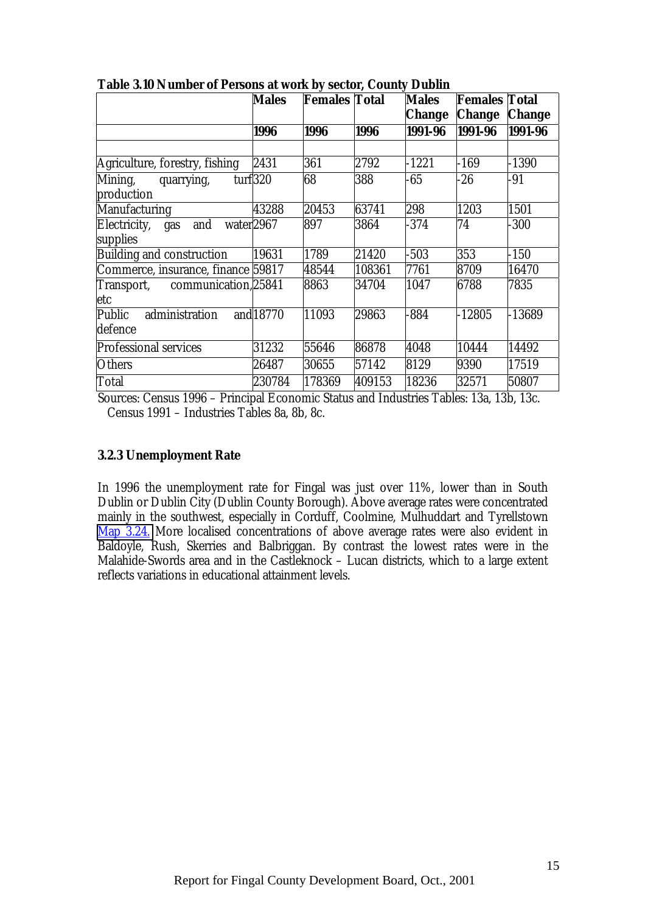**Table 3.10 Number of Persons at work by sector, County Dublin**

| | Males | Females | Total | Males Change | Females Change | Total Change |
|---|---|---|---|---|---|---|
| | 1996 | 1996 | 1996 | 1991-96 | 1991-96 | 1991-96 |
| | | | | | | |
| Agriculture, forestry, fishing | 2431 | 361 | 2792 | -1221 | -169 | -1390 |
| Mining, quarrying, turf production | 320 | 68 | 388 | -65 | -26 | -91 |
| Manufacturing | 43288 | 20453 | 63741 | 298 | 1203 | 1501 |
| Electricity, gas and water supplies | 2967 | 897 | 3864 | -374 | 74 | -300 |
| Building and construction | 19631 | 1789 | 21420 | -503 | 353 | -150 |
| Commerce, insurance, finance | 59817 | 48544 | 108361 | 7761 | 8709 | 16470 |
| Transport, communication, etc | 25841 | 8863 | 34704 | 1047 | 6788 | 7835 |
| Public administration and defence | 18770 | 11093 | 29863 | -884 | -12805 | -13689 |
| Professional services | 31232 | 55646 | 86878 | 4048 | 10444 | 14492 |
| Others | 26487 | 30655 | 57142 | 8129 | 9390 | 17519 |
| Total | 230784 | 178369 | 409153 | 18236 | 32571 | 50807 |

Sources: Census 1996 – Principal Economic Status and Industries Tables: 13a, 13b, 13c. Census 1991 – Industries Tables 8a, 8b, 8c.

### 3.2.3 Unemployment Rate

In 1996 the unemployment rate for Fingal was just over 11%, lower than in South Dublin or Dublin City (Dublin County Borough). Above average rates were concentrated mainly in the southwest, especially in Corduff, Coolmine, Mulhuddart and Tyrellstown Map 3.24. More localised concentrations of above average rates were also evident in Baldoyle, Rush, Skerries and Balbriggan. By contrast the lowest rates were in the Malahide-Swords area and in the Castleknock – Lucan districts, which to a large extent reflects variations in educational attainment levels.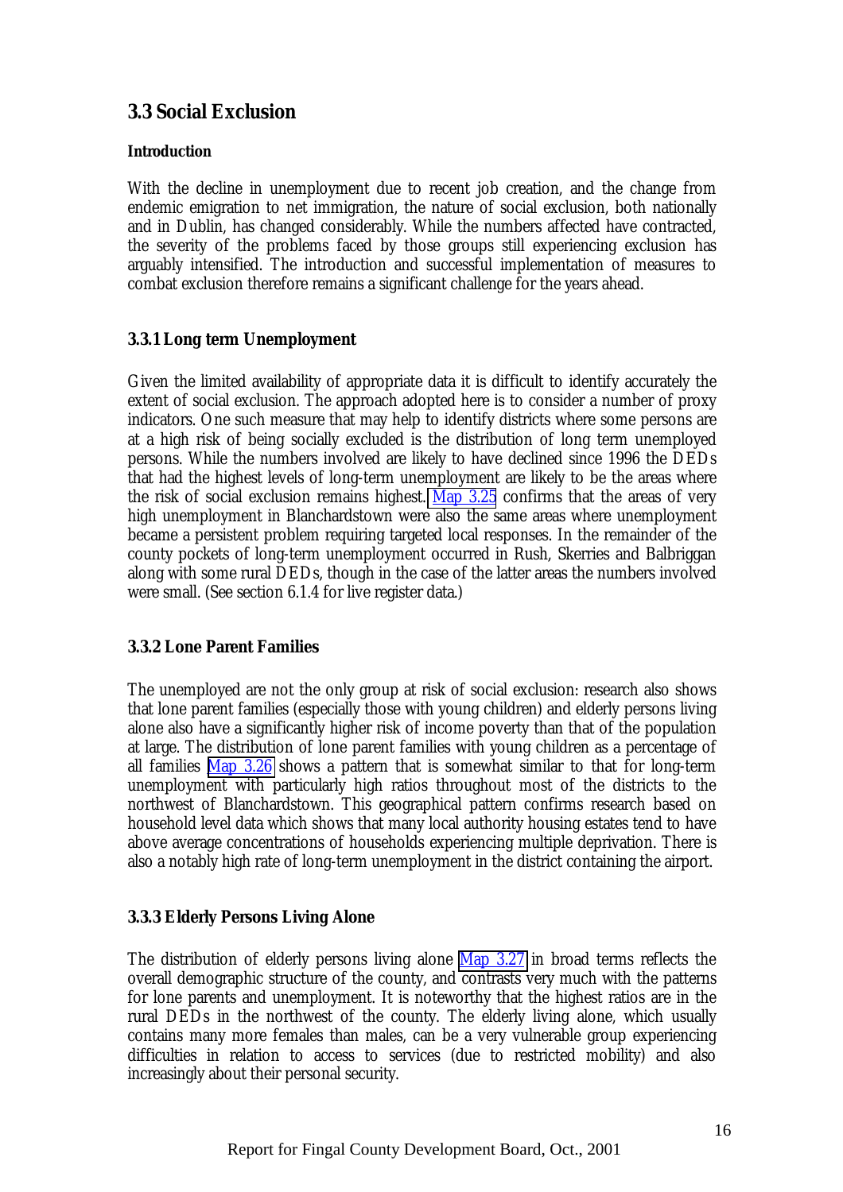## 3.3 Social Exclusion

**Introduction**

With the decline in unemployment due to recent job creation, and the change from endemic emigration to net immigration, the nature of social exclusion, both nationally and in Dublin, has changed considerably. While the numbers affected have contracted, the severity of the problems faced by those groups still experiencing exclusion has arguably intensified. The introduction and successful implementation of measures to combat exclusion therefore remains a significant challenge for the years ahead.

### 3.3.1 Long term Unemployment

Given the limited availability of appropriate data it is difficult to identify accurately the extent of social exclusion. The approach adopted here is to consider a number of proxy indicators. One such measure that may help to identify districts where some persons are at a high risk of being socially excluded is the distribution of long term unemployed persons. While the numbers involved are likely to have declined since 1996 the DEDs that had the highest levels of long-term unemployment are likely to be the areas where the risk of social exclusion remains highest. Map 3.25 confirms that the areas of very high unemployment in Blanchardstown were also the same areas where unemployment became a persistent problem requiring targeted local responses. In the remainder of the county pockets of long-term unemployment occurred in Rush, Skerries and Balbriggan along with some rural DEDs, though in the case of the latter areas the numbers involved were small. (See section 6.1.4 for live register data.)

### 3.3.2 Lone Parent Families

The unemployed are not the only group at risk of social exclusion: research also shows that lone parent families (especially those with young children) and elderly persons living alone also have a significantly higher risk of income poverty than that of the population at large. The distribution of lone parent families with young children as a percentage of all families Map 3.26 shows a pattern that is somewhat similar to that for long-term unemployment with particularly high ratios throughout most of the districts to the northwest of Blanchardstown. This geographical pattern confirms research based on household level data which shows that many local authority housing estates tend to have above average concentrations of households experiencing multiple deprivation. There is also a notably high rate of long-term unemployment in the district containing the airport.

### 3.3.3 Elderly Persons Living Alone

The distribution of elderly persons living alone Map 3.27 in broad terms reflects the overall demographic structure of the county, and contrasts very much with the patterns for lone parents and unemployment. It is noteworthy that the highest ratios are in the rural DEDs in the northwest of the county. The elderly living alone, which usually contains many more females than males, can be a very vulnerable group experiencing difficulties in relation to access to services (due to restricted mobility) and also increasingly about their personal security.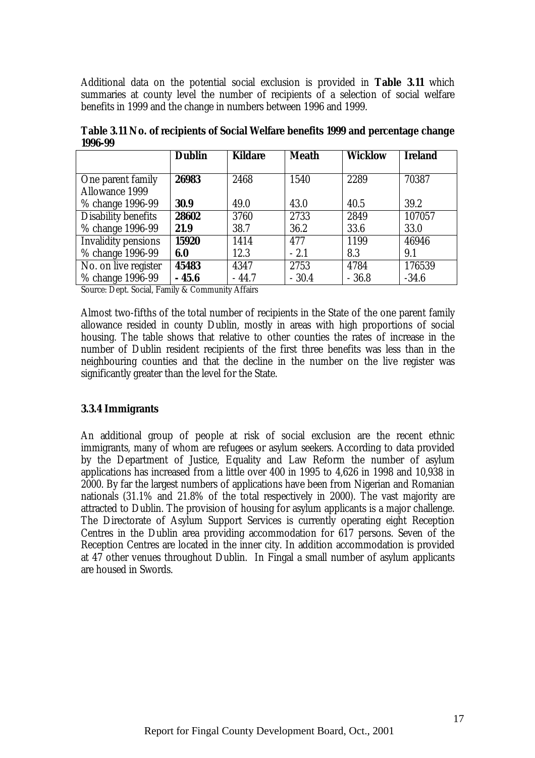Additional data on the potential social exclusion is provided in **Table 3.11** which summaries at county level the number of recipients of a selection of social welfare benefits in 1999 and the change in numbers between 1996 and 1999.

**Table 3.11 No. of recipients of Social Welfare benefits 1999 and percentage change 1996-99**

| | **Dublin** | **Kildare** | **Meath** | **Wicklow** | **Ireland** |
|---|---|---|---|---|---|
| One parent family Allowance 1999 | **26983** | 2468 | 1540 | 2289 | 70387 |
| % change 1996-99 | **30.9** | 49.0 | 43.0 | 40.5 | 39.2 |
| Disability benefits | **28602** | 3760 | 2733 | 2849 | 107057 |
| % change 1996-99 | **21.9** | 38.7 | 36.2 | 33.6 | 33.0 |
| Invalidity pensions | **15920** | 1414 | 477 | 1199 | 46946 |
| % change 1996-99 | **6.0** | 12.3 | - 2.1 | 8.3 | 9.1 |
| No. on live register | **45483** | 4347 | 2753 | 4784 | 176539 |
| % change 1996-99 | **- 45.6** | - 44.7 | - 30.4 | - 36.8 | -34.6 |

Source: Dept. Social, Family & Community Affairs

Almost two-fifths of the total number of recipients in the State of the one parent family allowance resided in county Dublin, mostly in areas with high proportions of social housing. The table shows that relative to other counties the rates of increase in the number of Dublin resident recipients of the first three benefits was less than in the neighbouring counties and that the decline in the number on the live register was significantly greater than the level for the State.

### 3.3.4 Immigrants

An additional group of people at risk of social exclusion are the recent ethnic immigrants, many of whom are refugees or asylum seekers. According to data provided by the Department of Justice, Equality and Law Reform the number of asylum applications has increased from a little over 400 in 1995 to 4,626 in 1998 and 10,938 in 2000. By far the largest numbers of applications have been from Nigerian and Romanian nationals (31.1% and 21.8% of the total respectively in 2000). The vast majority are attracted to Dublin. The provision of housing for asylum applicants is a major challenge. The Directorate of Asylum Support Services is currently operating eight Reception Centres in the Dublin area providing accommodation for 617 persons. Seven of the Reception Centres are located in the inner city. In addition accommodation is provided at 47 other venues throughout Dublin. In Fingal a small number of asylum applicants are housed in Swords.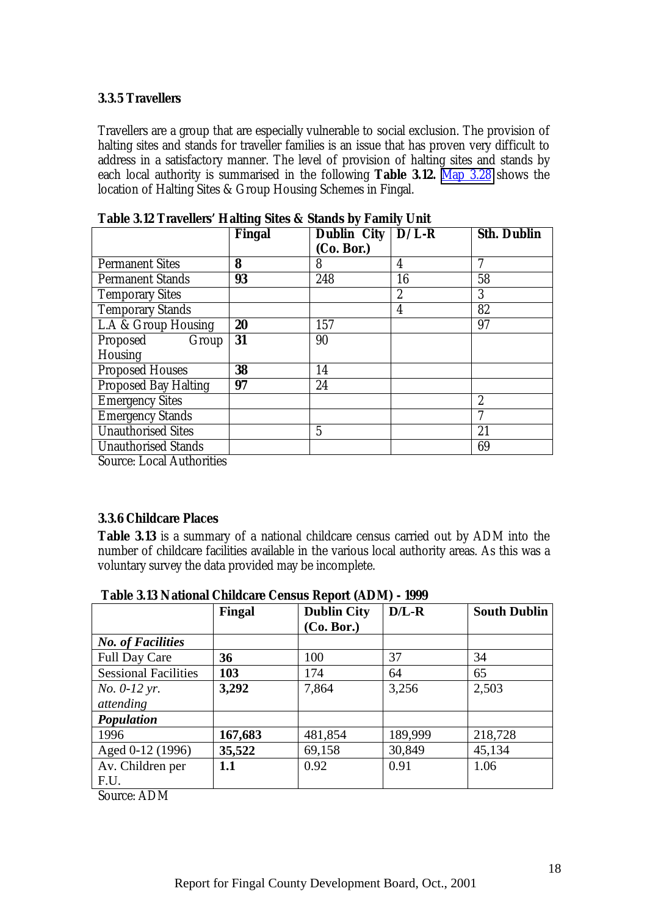### 3.3.5 Travellers

Travellers are a group that are especially vulnerable to social exclusion. The provision of halting sites and stands for traveller families is an issue that has proven very difficult to address in a satisfactory manner. The level of provision of halting sites and stands by each local authority is summarised in the following **Table 3.12.** Map 3.28 shows the location of Halting Sites & Group Housing Schemes in Fingal.

**Table 3.12 Travellers' Halting Sites & Stands by Family Unit**

| | **Fingal** | **Dublin City (Co. Bor.)** | **D/L-R** | **Sth. Dublin** |
|---|---|---|---|---|
| Permanent Sites | **8** | 8 | 4 | 7 |
| Permanent Stands | **93** | 248 | 16 | 58 |
| Temporary Sites | | | 2 | 3 |
| Temporary Stands | | | 4 | 82 |
| L.A & Group Housing | **20** | 157 | | 97 |
| Proposed Group Housing | **31** | 90 | | |
| Proposed Houses | **38** | 14 | | |
| Proposed Bay Halting | **97** | 24 | | |
| Emergency Sites | | | | 2 |
| Emergency Stands | | | | 7 |
| Unauthorised Sites | | 5 | | 21 |
| Unauthorised Stands | | | | 69 |

Source: Local Authorities

### 3.3.6 Childcare Places

**Table 3.13** is a summary of a national childcare census carried out by ADM into the number of childcare facilities available in the various local authority areas. As this was a voluntary survey the data provided may be incomplete.

**Table 3.13 National Childcare Census Report (ADM) - 1999**

| | **Fingal** | **Dublin City (Co. Bor.)** | **D/L-R** | **South Dublin** |
|---|---|---|---|---|
| ***No. of Facilities*** | | | | |
| Full Day Care | **36** | 100 | 37 | 34 |
| Sessional Facilities | **103** | 174 | 64 | 65 |
| *No. 0-12 yr. attending* | **3,292** | 7,864 | 3,256 | 2,503 |
| ***Population*** | | | | |
| 1996 | **167,683** | 481,854 | 189,999 | 218,728 |
| Aged 0-12 (1996) | **35,522** | 69,158 | 30,849 | 45,134 |
| Av. Children per F.U. | **1.1** | 0.92 | 0.91 | 1.06 |

Source: ADM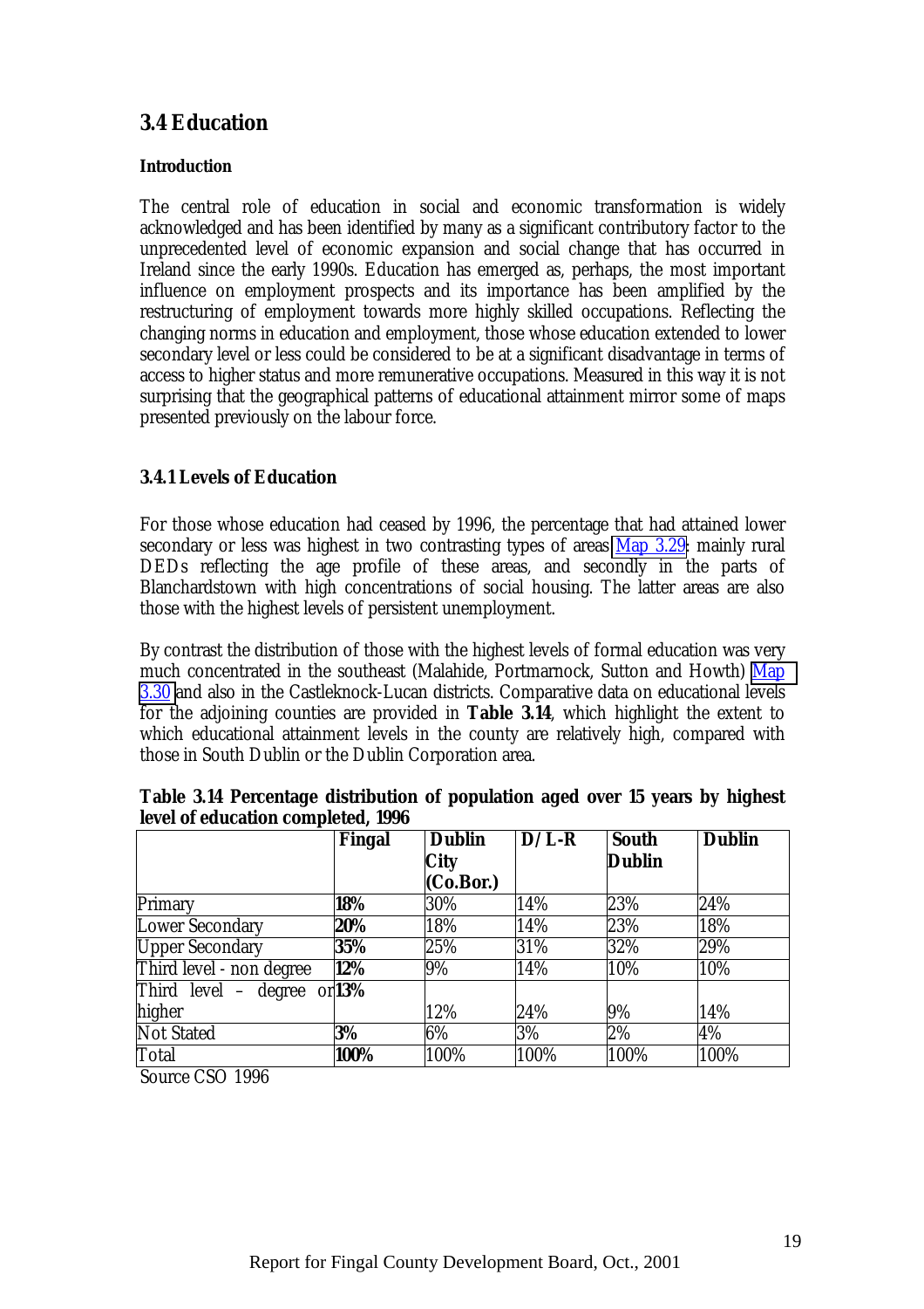## 3.4 Education

**Introduction**

The central role of education in social and economic transformation is widely acknowledged and has been identified by many as a significant contributory factor to the unprecedented level of economic expansion and social change that has occurred in Ireland since the early 1990s. Education has emerged as, perhaps, the most important influence on employment prospects and its importance has been amplified by the restructuring of employment towards more highly skilled occupations. Reflecting the changing norms in education and employment, those whose education extended to lower secondary level or less could be considered to be at a significant disadvantage in terms of access to higher status and more remunerative occupations. Measured in this way it is not surprising that the geographical patterns of educational attainment mirror some of maps presented previously on the labour force.

### 3.4.1 Levels of Education

For those whose education had ceased by 1996, the percentage that had attained lower secondary or less was highest in two contrasting types of areas Map 3.29: mainly rural DEDs reflecting the age profile of these areas, and secondly in the parts of Blanchardstown with high concentrations of social housing. The latter areas are also those with the highest levels of persistent unemployment.

By contrast the distribution of those with the highest levels of formal education was very much concentrated in the southeast (Malahide, Portmarnock, Sutton and Howth) Map 3.30 and also in the Castleknock-Lucan districts. Comparative data on educational levels for the adjoining counties are provided in **Table 3.14**, which highlight the extent to which educational attainment levels in the county are relatively high, compared with those in South Dublin or the Dublin Corporation area.

**Table 3.14 Percentage distribution of population aged over 15 years by highest level of education completed, 1996**

| | Fingal | Dublin City (Co.Bor.) | D/L-R | South Dublin | Dublin |
|---|---|---|---|---|---|
| Primary | **18%** | 30% | 14% | 23% | 24% |
| Lower Secondary | **20%** | 18% | 14% | 23% | 18% |
| Upper Secondary | **35%** | 25% | 31% | 32% | 29% |
| Third level - non degree | **12%** | 9% | 14% | 10% | 10% |
| Third level – degree or higher | **13%** | 12% | 24% | 9% | 14% |
| Not Stated | **3%** | 6% | 3% | 2% | 4% |
| Total | **100%** | 100% | 100% | 100% | 100% |

Source CSO 1996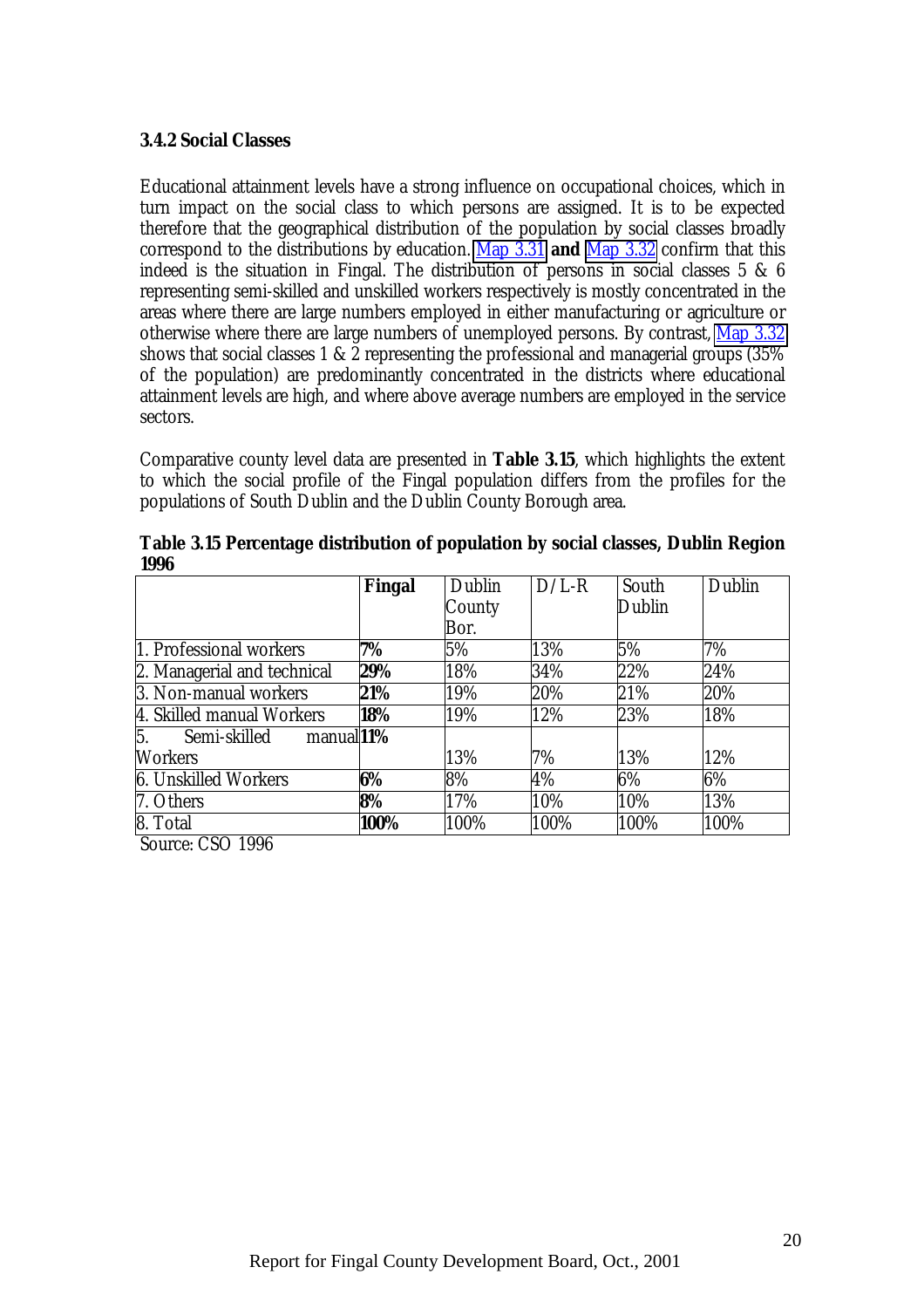### 3.4.2 Social Classes

Educational attainment levels have a strong influence on occupational choices, which in turn impact on the social class to which persons are assigned. It is to be expected therefore that the geographical distribution of the population by social classes broadly correspond to the distributions by education. Map 3.31 **and** Map 3.32 confirm that this indeed is the situation in Fingal. The distribution of persons in social classes 5 & 6 representing semi-skilled and unskilled workers respectively is mostly concentrated in the areas where there are large numbers employed in either manufacturing or agriculture or otherwise where there are large numbers of unemployed persons. By contrast, Map 3.32 shows that social classes 1 & 2 representing the professional and managerial groups (35% of the population) are predominantly concentrated in the districts where educational attainment levels are high, and where above average numbers are employed in the service sectors.

Comparative county level data are presented in **Table 3.15**, which highlights the extent to which the social profile of the Fingal population differs from the profiles for the populations of South Dublin and the Dublin County Borough area.

**Table 3.15 Percentage distribution of population by social classes, Dublin Region 1996**

| | **Fingal** | Dublin County Bor. | D/L-R | South Dublin | Dublin |
|---|---|---|---|---|---|
| 1. Professional workers | **7%** | 5% | 13% | 5% | 7% |
| 2. Managerial and technical | **29%** | 18% | 34% | 22% | 24% |
| 3. Non-manual workers | **21%** | 19% | 20% | 21% | 20% |
| 4. Skilled manual Workers | **18%** | 19% | 12% | 23% | 18% |
| 5. Semi-skilled manual Workers | **11%** | 13% | 7% | 13% | 12% |
| 6. Unskilled Workers | **6%** | 8% | 4% | 6% | 6% |
| 7. Others | **8%** | 17% | 10% | 10% | 13% |
| 8. Total | **100%** | 100% | 100% | 100% | 100% |

Source: CSO 1996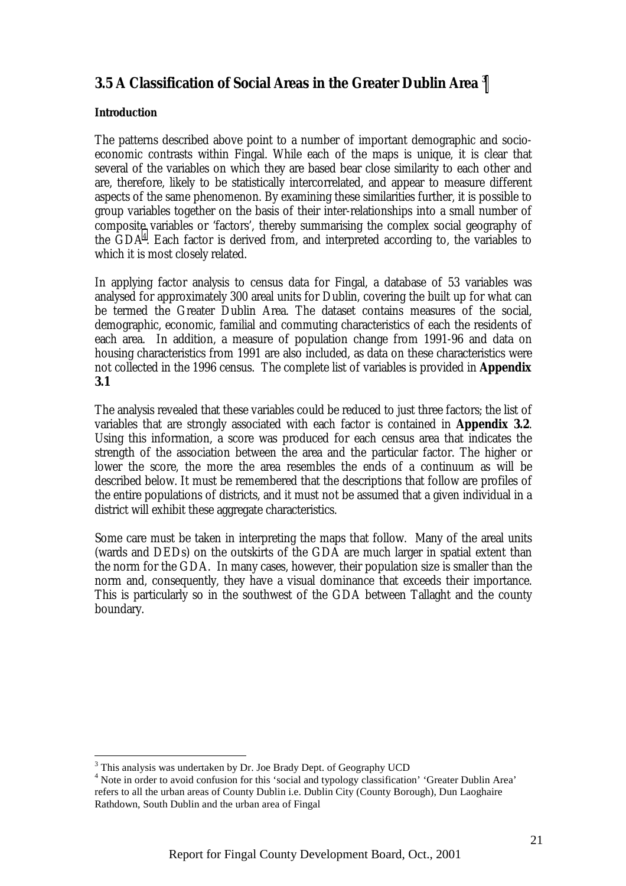## 3.5 A Classification of Social Areas in the Greater Dublin Area [3]

**Introduction**

The patterns described above point to a number of important demographic and socio-economic contrasts within Fingal. While each of the maps is unique, it is clear that several of the variables on which they are based bear close similarity to each other and are, therefore, likely to be statistically intercorrelated, and appear to measure different aspects of the same phenomenon. By examining these similarities further, it is possible to group variables together on the basis of their inter-relationships into a small number of composite variables or 'factors', thereby summarising the complex social geography of the GDA[4]. Each factor is derived from, and interpreted according to, the variables to which it is most closely related.

In applying factor analysis to census data for Fingal, a database of 53 variables was analysed for approximately 300 areal units for Dublin, covering the built up for what can be termed the Greater Dublin Area. The dataset contains measures of the social, demographic, economic, familial and commuting characteristics of each the residents of each area. In addition, a measure of population change from 1991-96 and data on housing characteristics from 1991 are also included, as data on these characteristics were not collected in the 1996 census. The complete list of variables is provided in **Appendix 3.1**

The analysis revealed that these variables could be reduced to just three factors; the list of variables that are strongly associated with each factor is contained in **Appendix 3.2**. Using this information, a score was produced for each census area that indicates the strength of the association between the area and the particular factor. The higher or lower the score, the more the area resembles the ends of a continuum as will be described below. It must be remembered that the descriptions that follow are profiles of the entire populations of districts, and it must not be assumed that a given individual in a district will exhibit these aggregate characteristics.

Some care must be taken in interpreting the maps that follow. Many of the areal units (wards and DEDs) on the outskirts of the GDA are much larger in spatial extent than the norm for the GDA. In many cases, however, their population size is smaller than the norm and, consequently, they have a visual dominance that exceeds their importance. This is particularly so in the southwest of the GDA between Tallaght and the county boundary.

---

[3] This analysis was undertaken by Dr. Joe Brady Dept. of Geography UCD

[4] Note in order to avoid confusion for this 'social and typology classification' 'Greater Dublin Area' refers to all the urban areas of County Dublin i.e. Dublin City (County Borough), Dun Laoghaire Rathdown, South Dublin and the urban area of Fingal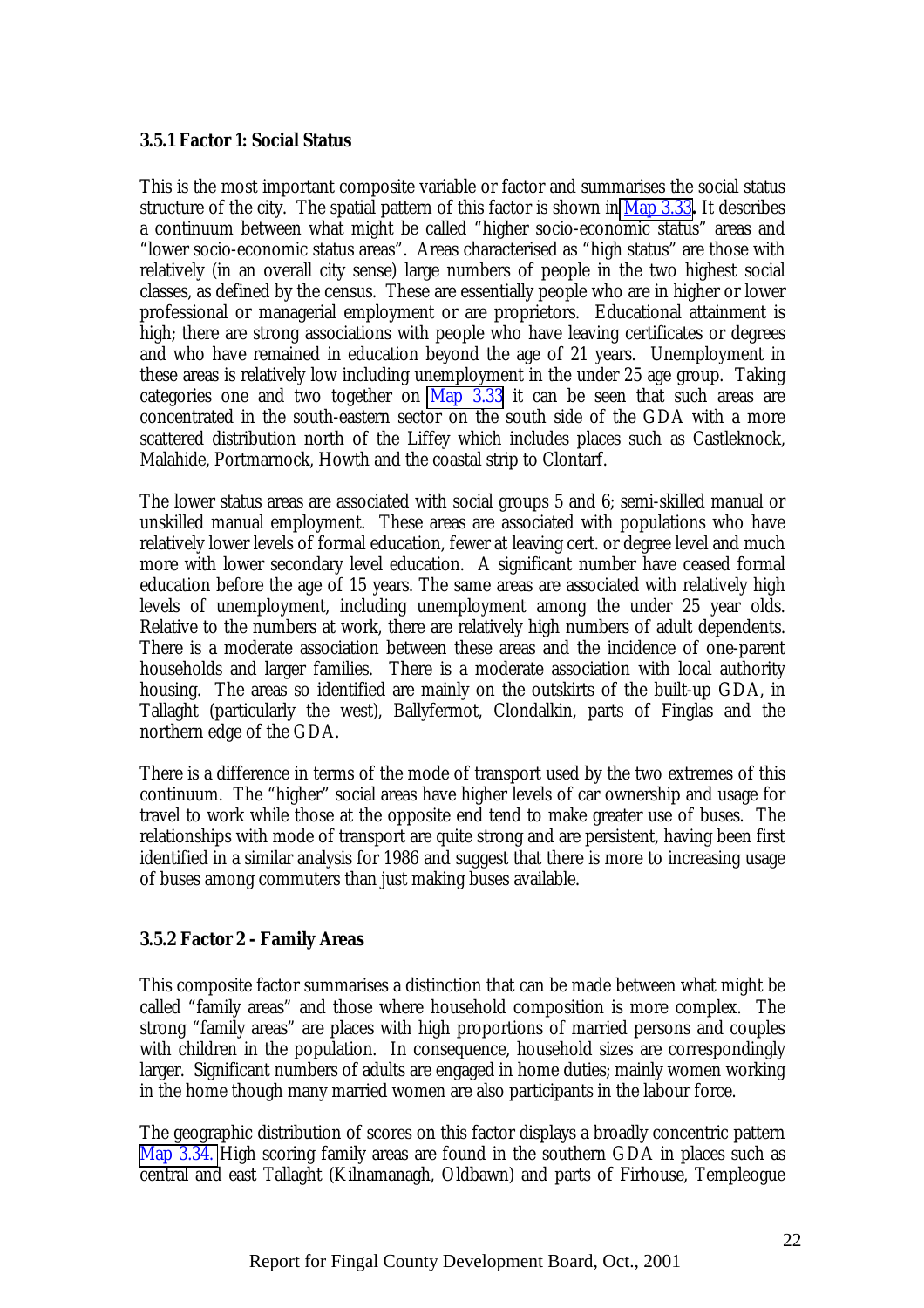### 3.5.1 Factor 1: Social Status

This is the most important composite variable or factor and summarises the social status structure of the city. The spatial pattern of this factor is shown in Map 3.33. It describes a continuum between what might be called "higher socio-economic status" areas and "lower socio-economic status areas". Areas characterised as "high status" are those with relatively (in an overall city sense) large numbers of people in the two highest social classes, as defined by the census. These are essentially people who are in higher or lower professional or managerial employment or are proprietors. Educational attainment is high; there are strong associations with people who have leaving certificates or degrees and who have remained in education beyond the age of 21 years. Unemployment in these areas is relatively low including unemployment in the under 25 age group. Taking categories one and two together on Map 3.33 it can be seen that such areas are concentrated in the south-eastern sector on the south side of the GDA with a more scattered distribution north of the Liffey which includes places such as Castleknock, Malahide, Portmarnock, Howth and the coastal strip to Clontarf.

The lower status areas are associated with social groups 5 and 6; semi-skilled manual or unskilled manual employment. These areas are associated with populations who have relatively lower levels of formal education, fewer at leaving cert. or degree level and much more with lower secondary level education. A significant number have ceased formal education before the age of 15 years. The same areas are associated with relatively high levels of unemployment, including unemployment among the under 25 year olds. Relative to the numbers at work, there are relatively high numbers of adult dependents. There is a moderate association between these areas and the incidence of one-parent households and larger families. There is a moderate association with local authority housing. The areas so identified are mainly on the outskirts of the built-up GDA, in Tallaght (particularly the west), Ballyfermot, Clondalkin, parts of Finglas and the northern edge of the GDA.

There is a difference in terms of the mode of transport used by the two extremes of this continuum. The "higher" social areas have higher levels of car ownership and usage for travel to work while those at the opposite end tend to make greater use of buses. The relationships with mode of transport are quite strong and are persistent, having been first identified in a similar analysis for 1986 and suggest that there is more to increasing usage of buses among commuters than just making buses available.

### 3.5.2 Factor 2 - Family Areas

This composite factor summarises a distinction that can be made between what might be called "family areas" and those where household composition is more complex. The strong "family areas" are places with high proportions of married persons and couples with children in the population. In consequence, household sizes are correspondingly larger. Significant numbers of adults are engaged in home duties; mainly women working in the home though many married women are also participants in the labour force.

The geographic distribution of scores on this factor displays a broadly concentric pattern Map 3.34. High scoring family areas are found in the southern GDA in places such as central and east Tallaght (Kilnamanagh, Oldbawn) and parts of Firhouse, Templeogue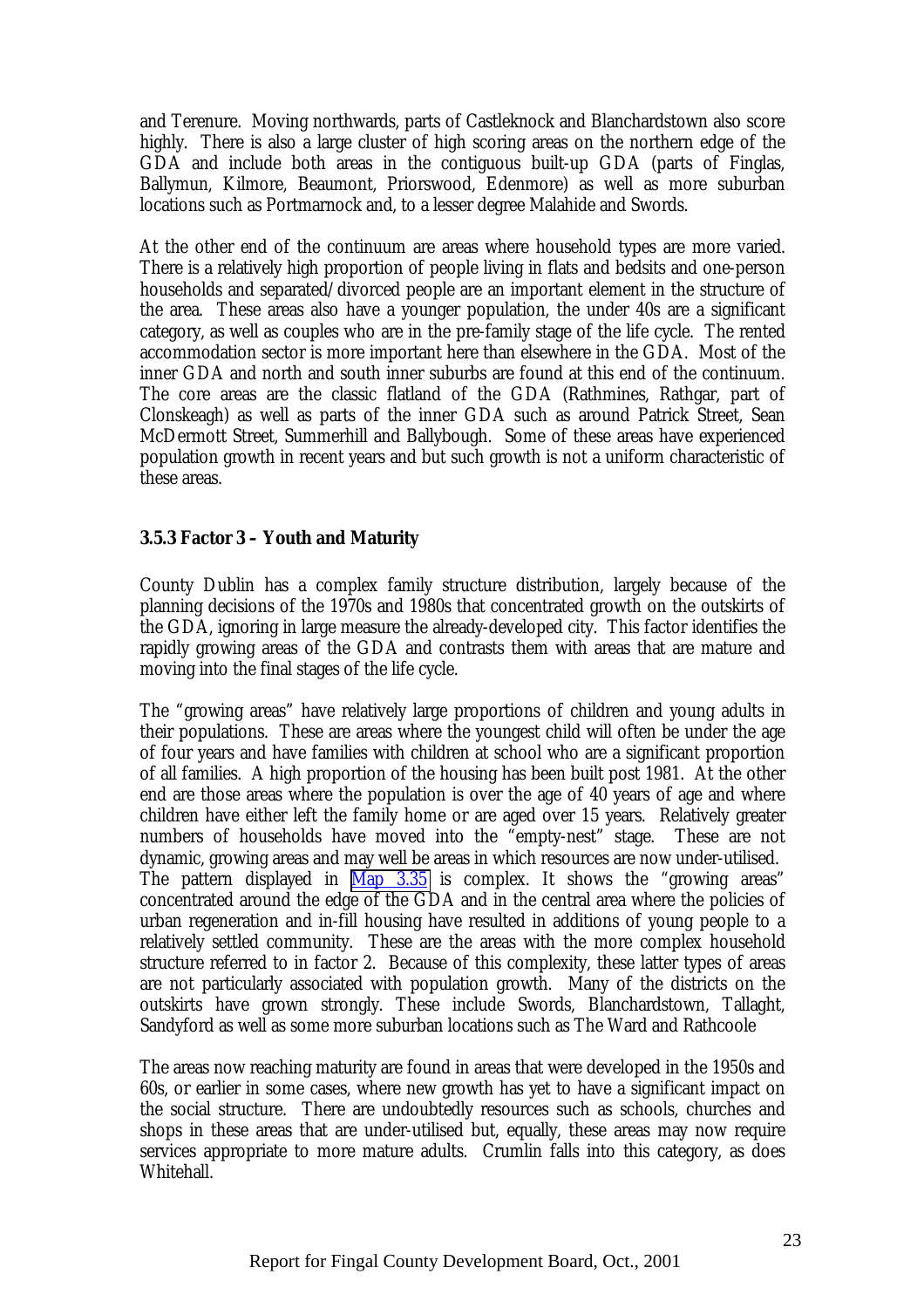and Terenure. Moving northwards, parts of Castleknock and Blanchardstown also score highly. There is also a large cluster of high scoring areas on the northern edge of the GDA and include both areas in the contiguous built-up GDA (parts of Finglas, Ballymun, Kilmore, Beaumont, Priorswood, Edenmore) as well as more suburban locations such as Portmarnock and, to a lesser degree Malahide and Swords.

At the other end of the continuum are areas where household types are more varied. There is a relatively high proportion of people living in flats and bedsits and one-person households and separated/divorced people are an important element in the structure of the area. These areas also have a younger population, the under 40s are a significant category, as well as couples who are in the pre-family stage of the life cycle. The rented accommodation sector is more important here than elsewhere in the GDA. Most of the inner GDA and north and south inner suburbs are found at this end of the continuum. The core areas are the classic flatland of the GDA (Rathmines, Rathgar, part of Clonskeagh) as well as parts of the inner GDA such as around Patrick Street, Sean McDermott Street, Summerhill and Ballybough. Some of these areas have experienced population growth in recent years and but such growth is not a uniform characteristic of these areas.

### 3.5.3 Factor 3 – Youth and Maturity

County Dublin has a complex family structure distribution, largely because of the planning decisions of the 1970s and 1980s that concentrated growth on the outskirts of the GDA, ignoring in large measure the already-developed city. This factor identifies the rapidly growing areas of the GDA and contrasts them with areas that are mature and moving into the final stages of the life cycle.

The "growing areas" have relatively large proportions of children and young adults in their populations. These are areas where the youngest child will often be under the age of four years and have families with children at school who are a significant proportion of all families. A high proportion of the housing has been built post 1981. At the other end are those areas where the population is over the age of 40 years of age and where children have either left the family home or are aged over 15 years. Relatively greater numbers of households have moved into the "empty-nest" stage. These are not dynamic, growing areas and may well be areas in which resources are now under-utilised. The pattern displayed in Map 3.35 is complex. It shows the "growing areas" concentrated around the edge of the GDA and in the central area where the policies of urban regeneration and in-fill housing have resulted in additions of young people to a relatively settled community. These are the areas with the more complex household structure referred to in factor 2. Because of this complexity, these latter types of areas are not particularly associated with population growth. Many of the districts on the outskirts have grown strongly. These include Swords, Blanchardstown, Tallaght, Sandyford as well as some more suburban locations such as The Ward and Rathcoole

The areas now reaching maturity are found in areas that were developed in the 1950s and 60s, or earlier in some cases, where new growth has yet to have a significant impact on the social structure. There are undoubtedly resources such as schools, churches and shops in these areas that are under-utilised but, equally, these areas may now require services appropriate to more mature adults. Crumlin falls into this category, as does Whitehall.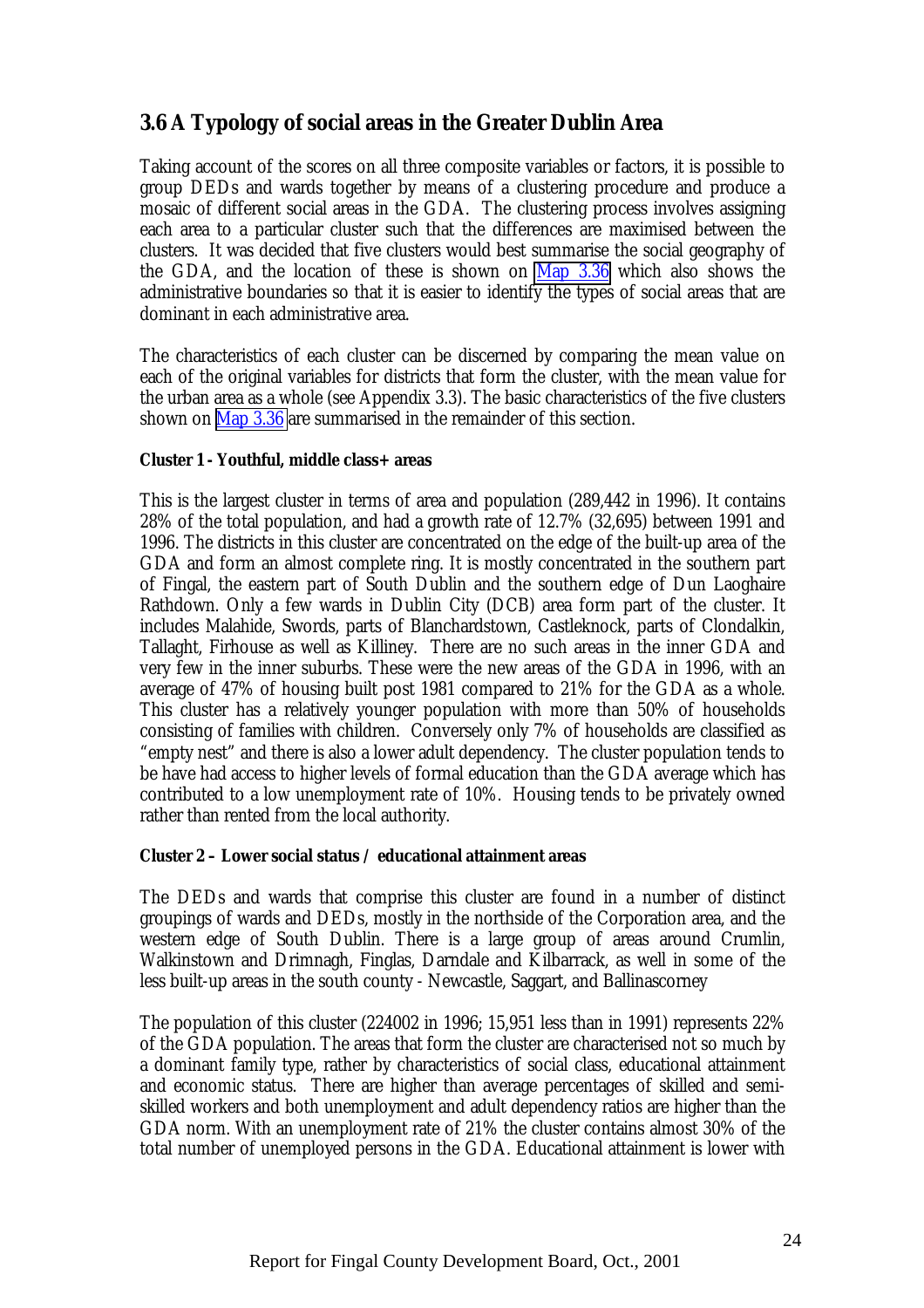## 3.6 A Typology of social areas in the Greater Dublin Area

Taking account of the scores on all three composite variables or factors, it is possible to group DEDs and wards together by means of a clustering procedure and produce a mosaic of different social areas in the GDA. The clustering process involves assigning each area to a particular cluster such that the differences are maximised between the clusters. It was decided that five clusters would best summarise the social geography of the GDA, and the location of these is shown on Map 3.36 which also shows the administrative boundaries so that it is easier to identify the types of social areas that are dominant in each administrative area.

The characteristics of each cluster can be discerned by comparing the mean value on each of the original variables for districts that form the cluster, with the mean value for the urban area as a whole (see Appendix 3.3). The basic characteristics of the five clusters shown on Map 3.36 are summarised in the remainder of this section.

**Cluster 1 - Youthful, middle class+ areas**

This is the largest cluster in terms of area and population (289,442 in 1996). It contains 28% of the total population, and had a growth rate of 12.7% (32,695) between 1991 and 1996. The districts in this cluster are concentrated on the edge of the built-up area of the GDA and form an almost complete ring. It is mostly concentrated in the southern part of Fingal, the eastern part of South Dublin and the southern edge of Dun Laoghaire Rathdown. Only a few wards in Dublin City (DCB) area form part of the cluster. It includes Malahide, Swords, parts of Blanchardstown, Castleknock, parts of Clondalkin, Tallaght, Firhouse as well as Killiney. There are no such areas in the inner GDA and very few in the inner suburbs. These were the new areas of the GDA in 1996, with an average of 47% of housing built post 1981 compared to 21% for the GDA as a whole. This cluster has a relatively younger population with more than 50% of households consisting of families with children. Conversely only 7% of households are classified as "empty nest" and there is also a lower adult dependency. The cluster population tends to be have had access to higher levels of formal education than the GDA average which has contributed to a low unemployment rate of 10%. Housing tends to be privately owned rather than rented from the local authority.

**Cluster 2 – Lower social status / educational attainment areas**

The DEDs and wards that comprise this cluster are found in a number of distinct groupings of wards and DEDs, mostly in the northside of the Corporation area, and the western edge of South Dublin. There is a large group of areas around Crumlin, Walkinstown and Drimnagh, Finglas, Darndale and Kilbarrack, as well in some of the less built-up areas in the south county - Newcastle, Saggart, and Ballinascorney

The population of this cluster (224002 in 1996; 15,951 less than in 1991) represents 22% of the GDA population. The areas that form the cluster are characterised not so much by a dominant family type, rather by characteristics of social class, educational attainment and economic status. There are higher than average percentages of skilled and semi-skilled workers and both unemployment and adult dependency ratios are higher than the GDA norm. With an unemployment rate of 21% the cluster contains almost 30% of the total number of unemployed persons in the GDA. Educational attainment is lower with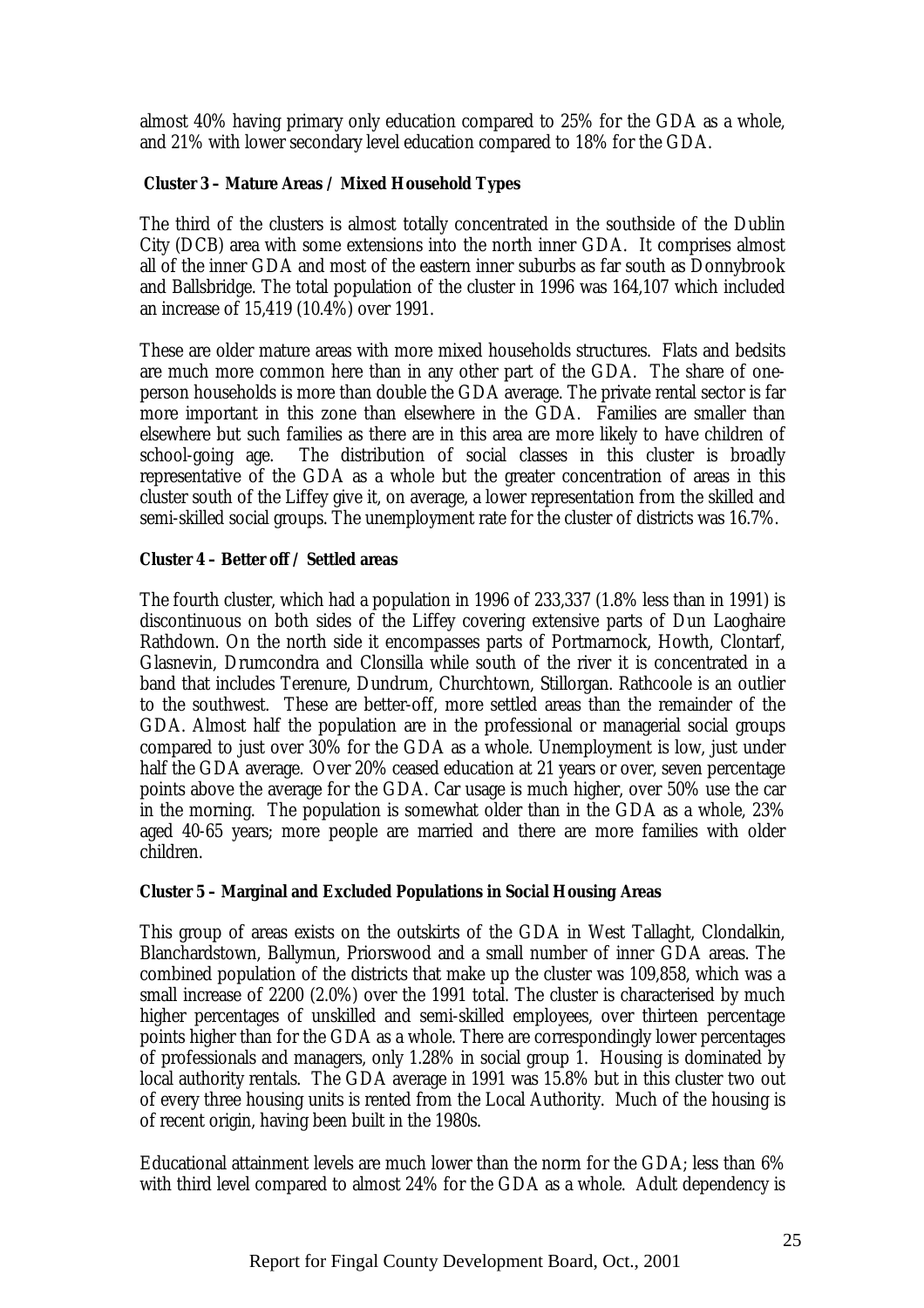almost 40% having primary only education compared to 25% for the GDA as a whole, and 21% with lower secondary level education compared to 18% for the GDA.

**Cluster 3 – Mature Areas / Mixed Household Types**

The third of the clusters is almost totally concentrated in the southside of the Dublin City (DCB) area with some extensions into the north inner GDA. It comprises almost all of the inner GDA and most of the eastern inner suburbs as far south as Donnybrook and Ballsbridge. The total population of the cluster in 1996 was 164,107 which included an increase of 15,419 (10.4%) over 1991.

These are older mature areas with more mixed households structures. Flats and bedsits are much more common here than in any other part of the GDA. The share of one-person households is more than double the GDA average. The private rental sector is far more important in this zone than elsewhere in the GDA. Families are smaller than elsewhere but such families as there are in this area are more likely to have children of school-going age. The distribution of social classes in this cluster is broadly representative of the GDA as a whole but the greater concentration of areas in this cluster south of the Liffey give it, on average, a lower representation from the skilled and semi-skilled social groups. The unemployment rate for the cluster of districts was 16.7%.

**Cluster 4 – Better off / Settled areas**

The fourth cluster, which had a population in 1996 of 233,337 (1.8% less than in 1991) is discontinuous on both sides of the Liffey covering extensive parts of Dun Laoghaire Rathdown. On the north side it encompasses parts of Portmarnock, Howth, Clontarf, Glasnevin, Drumcondra and Clonsilla while south of the river it is concentrated in a band that includes Terenure, Dundrum, Churchtown, Stillorgan. Rathcoole is an outlier to the southwest. These are better-off, more settled areas than the remainder of the GDA. Almost half the population are in the professional or managerial social groups compared to just over 30% for the GDA as a whole. Unemployment is low, just under half the GDA average. Over 20% ceased education at 21 years or over, seven percentage points above the average for the GDA. Car usage is much higher, over 50% use the car in the morning. The population is somewhat older than in the GDA as a whole, 23% aged 40-65 years; more people are married and there are more families with older children.

**Cluster 5 – Marginal and Excluded Populations in Social Housing Areas**

This group of areas exists on the outskirts of the GDA in West Tallaght, Clondalkin, Blanchardstown, Ballymun, Priorswood and a small number of inner GDA areas. The combined population of the districts that make up the cluster was 109,858, which was a small increase of 2200 (2.0%) over the 1991 total. The cluster is characterised by much higher percentages of unskilled and semi-skilled employees, over thirteen percentage points higher than for the GDA as a whole. There are correspondingly lower percentages of professionals and managers, only 1.28% in social group 1. Housing is dominated by local authority rentals. The GDA average in 1991 was 15.8% but in this cluster two out of every three housing units is rented from the Local Authority. Much of the housing is of recent origin, having been built in the 1980s.

Educational attainment levels are much lower than the norm for the GDA; less than 6% with third level compared to almost 24% for the GDA as a whole. Adult dependency is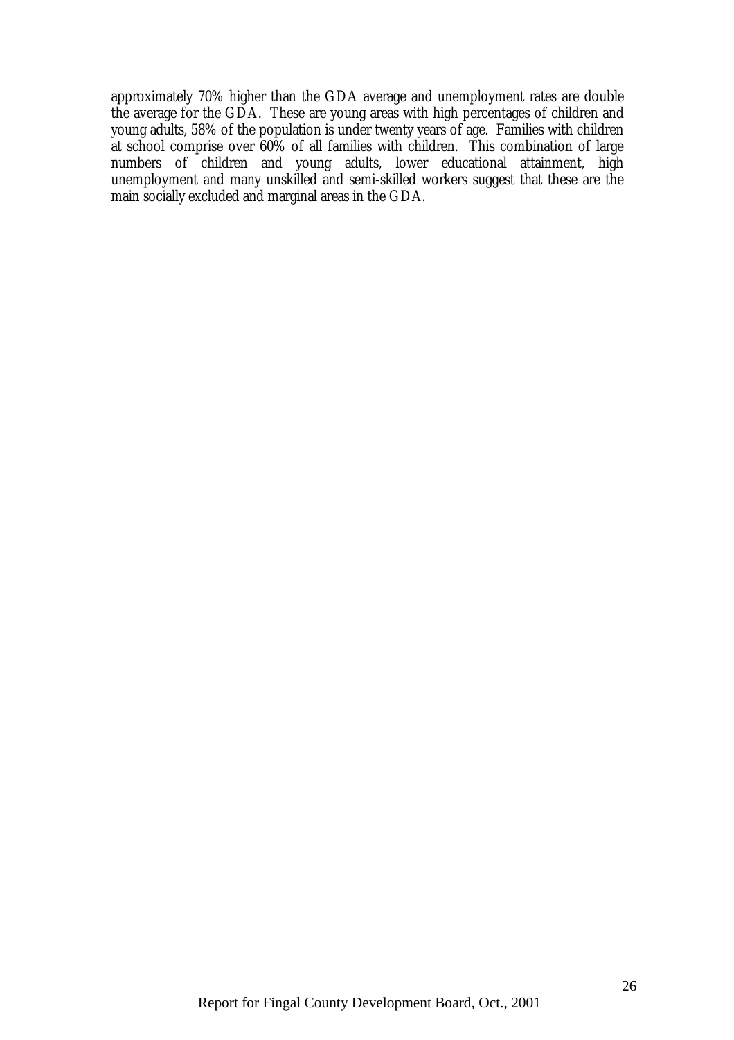approximately 70% higher than the GDA average and unemployment rates are double the average for the GDA. These are young areas with high percentages of children and young adults, 58% of the population is under twenty years of age. Families with children at school comprise over 60% of all families with children. This combination of large numbers of children and young adults, lower educational attainment, high unemployment and many unskilled and semi-skilled workers suggest that these are the main socially excluded and marginal areas in the GDA.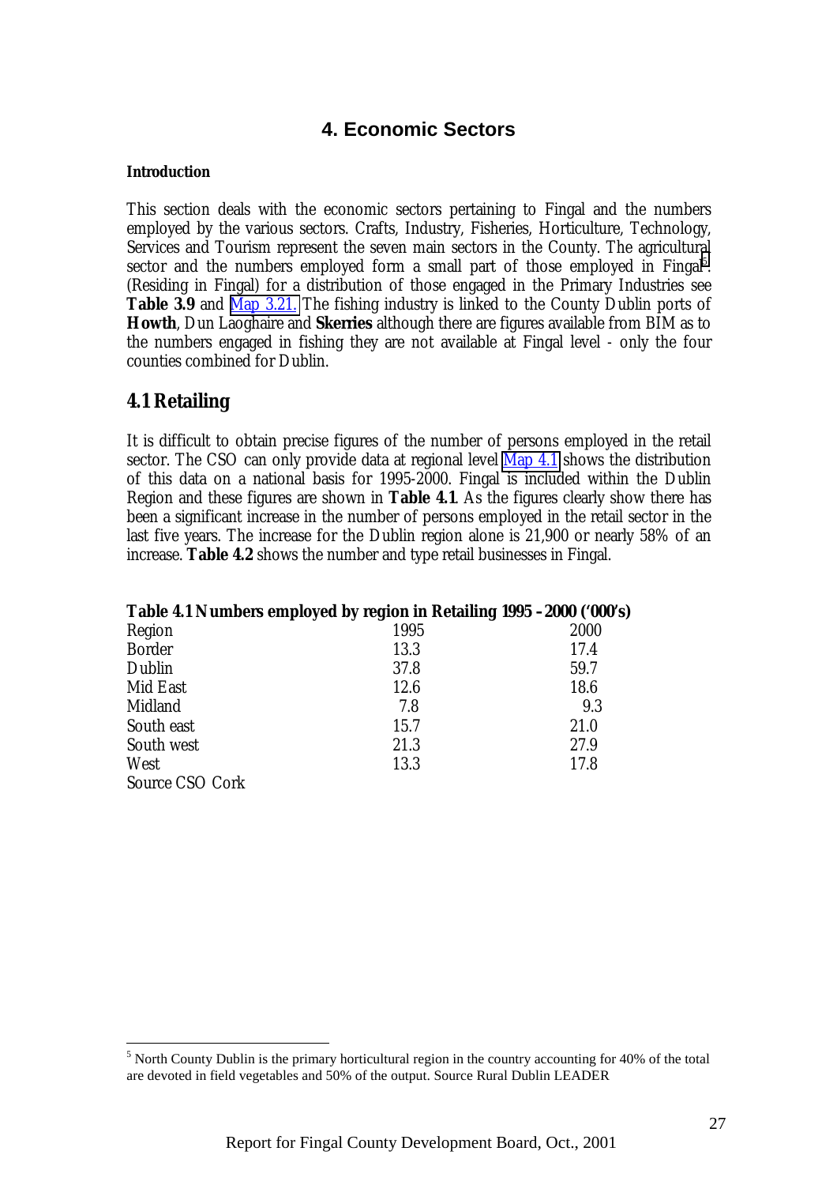# 4. Economic Sectors

**Introduction**

This section deals with the economic sectors pertaining to Fingal and the numbers employed by the various sectors. Crafts, Industry, Fisheries, Horticulture, Technology, Services and Tourism represent the seven main sectors in the County. The agricultural sector and the numbers employed form a small part of those employed in Fingal[5]. (Residing in Fingal) for a distribution of those engaged in the Primary Industries see **Table 3.9** and Map 3.21. The fishing industry is linked to the County Dublin ports of **Howth**, Dun Laoghaire and **Skerries** although there are figures available from BIM as to the numbers engaged in fishing they are not available at Fingal level - only the four counties combined for Dublin.

## 4.1 Retailing

It is difficult to obtain precise figures of the number of persons employed in the retail sector. The CSO can only provide data at regional level Map 4.1 shows the distribution of this data on a national basis for 1995-2000. Fingal is included within the Dublin Region and these figures are shown in **Table 4.1**. As the figures clearly show there has been a significant increase in the number of persons employed in the retail sector in the last five years. The increase for the Dublin region alone is 21,900 or nearly 58% of an increase. **Table 4.2** shows the number and type retail businesses in Fingal.

**Table 4.1 Numbers employed by region in Retailing 1995 –2000 ('000's)**

| Region | 1995 | 2000 |
|---|---|---|
| Border | 13.3 | 17.4 |
| Dublin | 37.8 | 59.7 |
| Mid East | 12.6 | 18.6 |
| Midland | 7.8 | 9.3 |
| South east | 15.7 | 21.0 |
| South west | 21.3 | 27.9 |
| West | 13.3 | 17.8 |

Source CSO Cork

[5] North County Dublin is the primary horticultural region in the country accounting for 40% of the total are devoted in field vegetables and 50% of the output. Source Rural Dublin LEADER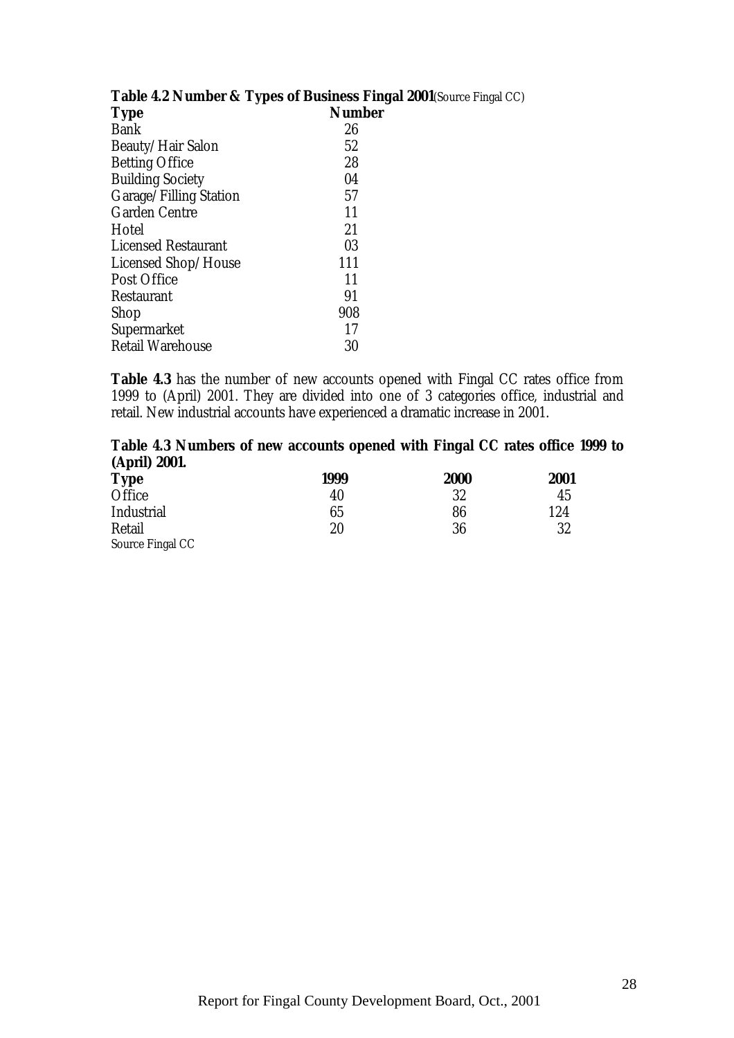**Table 4.2 Number & Types of Business Fingal 2001** (Source Fingal CC)

| Type | Number |
|---|---|
| Bank | 26 |
| Beauty/Hair Salon | 52 |
| Betting Office | 28 |
| Building Society | 04 |
| Garage/Filling Station | 57 |
| Garden Centre | 11 |
| Hotel | 21 |
| Licensed Restaurant | 03 |
| Licensed Shop/House | 111 |
| Post Office | 11 |
| Restaurant | 91 |
| Shop | 908 |
| Supermarket | 17 |
| Retail Warehouse | 30 |

**Table 4.3** has the number of new accounts opened with Fingal CC rates office from 1999 to (April) 2001. They are divided into one of 3 categories office, industrial and retail. New industrial accounts have experienced a dramatic increase in 2001.

**Table 4.3 Numbers of new accounts opened with Fingal CC rates office 1999 to (April) 2001.**

| Type | 1999 | 2000 | 2001 |
|---|---|---|---|
| Office | 40 | 32 | 45 |
| Industrial | 65 | 86 | 124 |
| Retail | 20 | 36 | 32 |

Source Fingal CC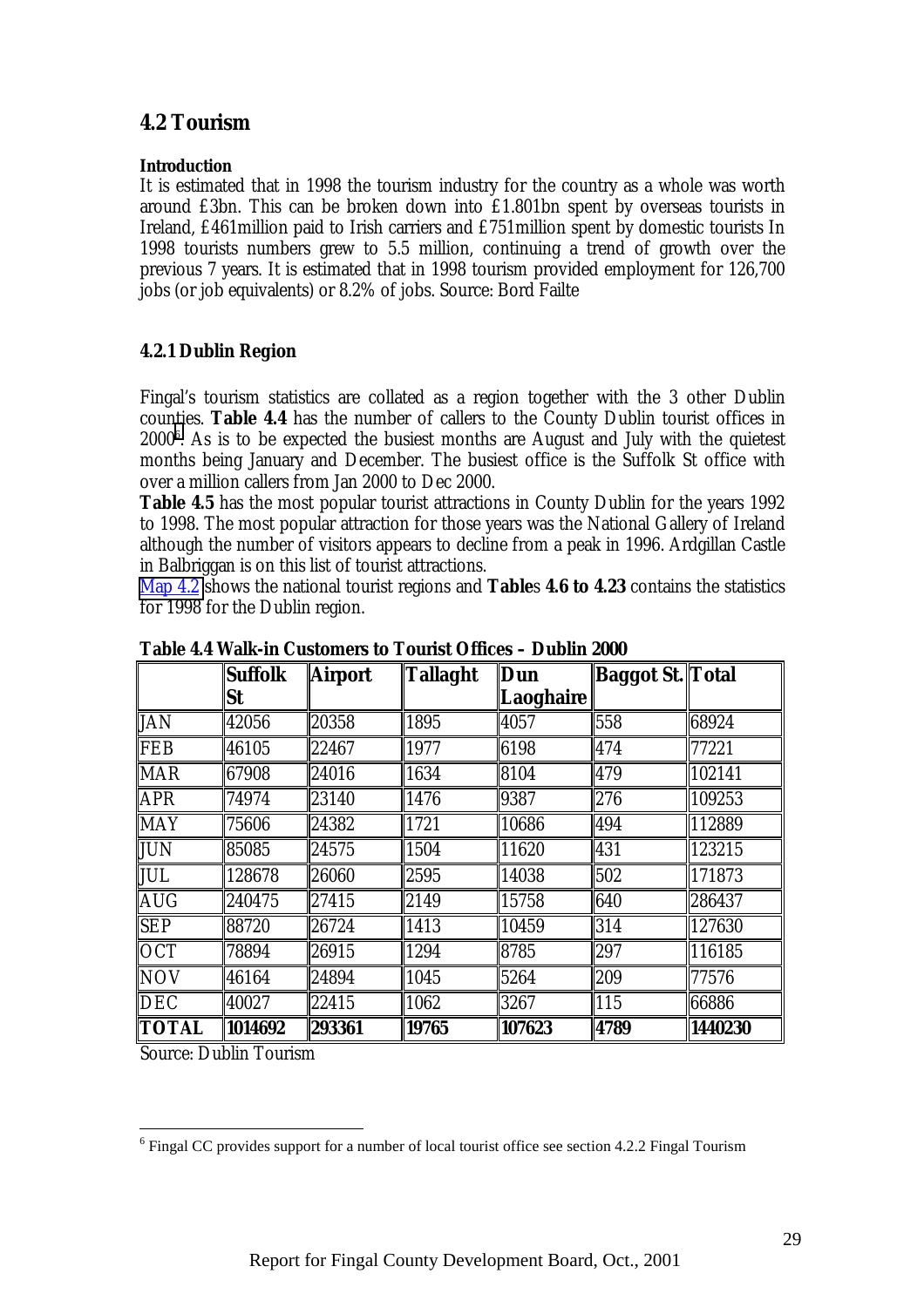## 4.2 Tourism

**Introduction**

It is estimated that in 1998 the tourism industry for the country as a whole was worth around £3bn. This can be broken down into £1.801bn spent by overseas tourists in Ireland, £461million paid to Irish carriers and £751million spent by domestic tourists In 1998 tourists numbers grew to 5.5 million, continuing a trend of growth over the previous 7 years. It is estimated that in 1998 tourism provided employment for 126,700 jobs (or job equivalents) or 8.2% of jobs. Source: Bord Failte

### 4.2.1 Dublin Region

Fingal's tourism statistics are collated as a region together with the 3 other Dublin counties. **Table 4.4** has the number of callers to the County Dublin tourist offices in 2000[6]. As is to be expected the busiest months are August and July with the quietest months being January and December. The busiest office is the Suffolk St office with over a million callers from Jan 2000 to Dec 2000.

**Table 4.5** has the most popular tourist attractions in County Dublin for the years 1992 to 1998. The most popular attraction for those years was the National Gallery of Ireland although the number of visitors appears to decline from a peak in 1996. Ardgillan Castle in Balbriggan is on this list of tourist attractions.

Map 4.2 shows the national tourist regions and **Table**s **4.6 to 4.23** contains the statistics for 1998 for the Dublin region.

**Table 4.4 Walk-in Customers to Tourist Offices – Dublin 2000**

| | Suffolk St | Airport | Tallaght | Dun Laoghaire | Baggot St. | Total |
|---|---|---|---|---|---|---|
| JAN | 42056 | 20358 | 1895 | 4057 | 558 | 68924 |
| FEB | 46105 | 22467 | 1977 | 6198 | 474 | 77221 |
| MAR | 67908 | 24016 | 1634 | 8104 | 479 | 102141 |
| APR | 74974 | 23140 | 1476 | 9387 | 276 | 109253 |
| MAY | 75606 | 24382 | 1721 | 10686 | 494 | 112889 |
| JUN | 85085 | 24575 | 1504 | 11620 | 431 | 123215 |
| JUL | 128678 | 26060 | 2595 | 14038 | 502 | 171873 |
| AUG | 240475 | 27415 | 2149 | 15758 | 640 | 286437 |
| SEP | 88720 | 26724 | 1413 | 10459 | 314 | 127630 |
| OCT | 78894 | 26915 | 1294 | 8785 | 297 | 116185 |
| NOV | 46164 | 24894 | 1045 | 5264 | 209 | 77576 |
| DEC | 40027 | 22415 | 1062 | 3267 | 115 | 66886 |
| **TOTAL** | **1014692** | **293361** | **19765** | **107623** | **4789** | **1440230** |

Source: Dublin Tourism

[6] Fingal CC provides support for a number of local tourist office see section 4.2.2 Fingal Tourism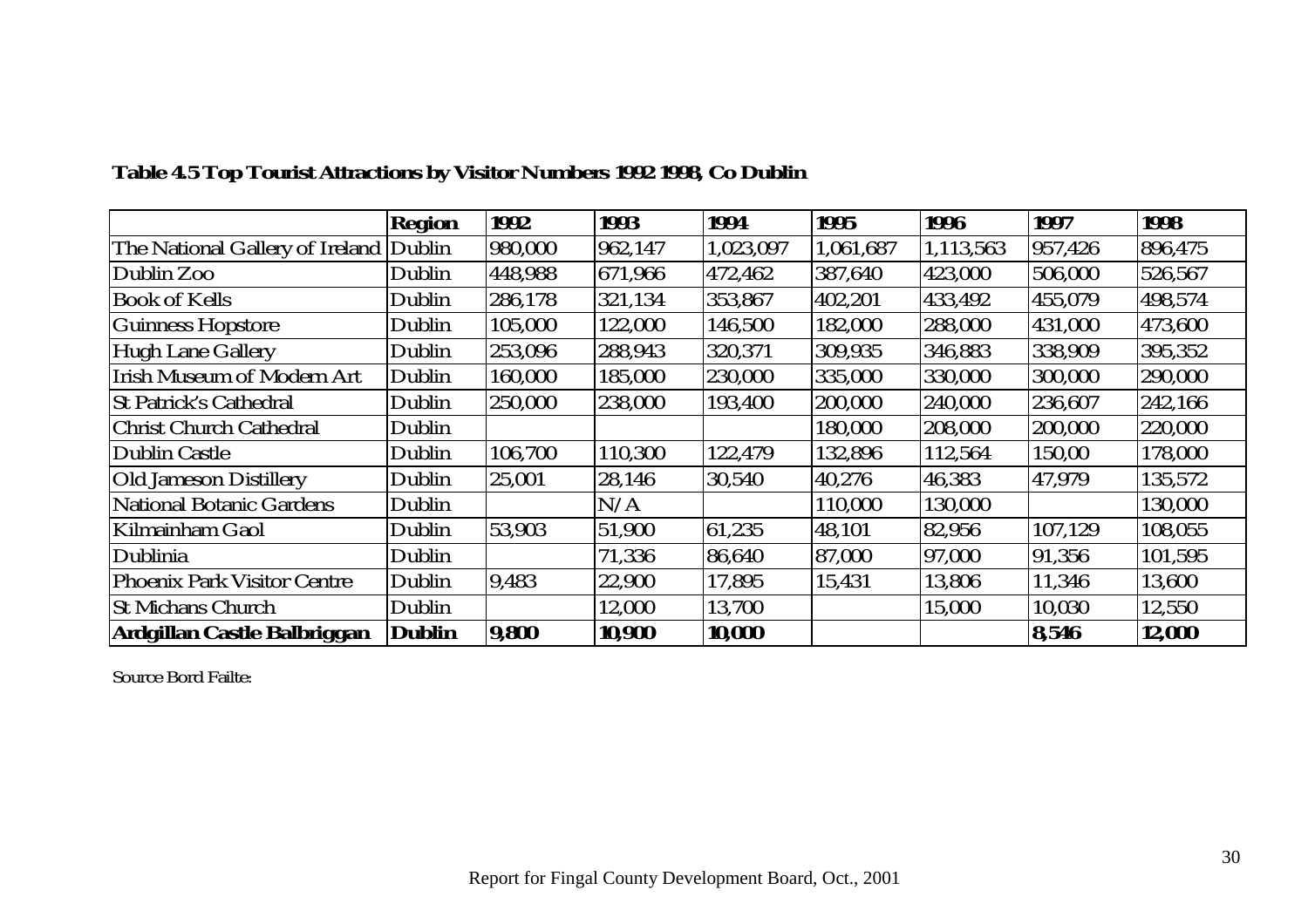**Table 4.5 Top Tourist Attractions by Visitor Numbers 1992 1998, Co Dublin**

| | Region | 1992 | 1993 | 1994 | 1995 | 1996 | 1997 | 1998 |
|---|---|---|---|---|---|---|---|---|
| The National Gallery of Ireland | Dublin | 980,000 | 962,147 | 1,023,097 | 1,061,687 | 1,113,563 | 957,426 | 896,475 |
| Dublin Zoo | Dublin | 448,988 | 671,966 | 472,462 | 387,640 | 423,000 | 506,000 | 526,567 |
| Book of Kells | Dublin | 286,178 | 321,134 | 353,867 | 402,201 | 433,492 | 455,079 | 498,574 |
| Guinness Hopstore | Dublin | 105,000 | 122,000 | 146,500 | 182,000 | 288,000 | 431,000 | 473,600 |
| Hugh Lane Gallery | Dublin | 253,096 | 288,943 | 320,371 | 309,935 | 346,883 | 338,909 | 395,352 |
| Irish Museum of Modern Art | Dublin | 160,000 | 185,000 | 230,000 | 335,000 | 330,000 | 300,000 | 290,000 |
| St Patrick's Cathedral | Dublin | 250,000 | 238,000 | 193,400 | 200,000 | 240,000 | 236,607 | 242,166 |
| Christ Church Cathedral | Dublin | | | | 180,000 | 208,000 | 200,000 | 220,000 |
| Dublin Castle | Dublin | 106,700 | 110,300 | 122,479 | 132,896 | 112,564 | 150,00 | 178,000 |
| Old Jameson Distillery | Dublin | 25,001 | 28,146 | 30,540 | 40,276 | 46,383 | 47,979 | 135,572 |
| National Botanic Gardens | Dublin | | N/A | | 110,000 | 130,000 | | 130,000 |
| Kilmainham Gaol | Dublin | 53,903 | 51,900 | 61,235 | 48,101 | 82,956 | 107,129 | 108,055 |
| Dublinia | Dublin | | 71,336 | 86,640 | 87,000 | 97,000 | 91,356 | 101,595 |
| Phoenix Park Visitor Centre | Dublin | 9,483 | 22,900 | 17,895 | 15,431 | 13,806 | 11,346 | 13,600 |
| St Michans Church | Dublin | | 12,000 | 13,700 | | 15,000 | 10,030 | 12,550 |
| **Ardgillan Castle Balbriggan** | **Dublin** | **9,800** | **10,900** | **10,000** | | | **8,546** | **12,000** |

Source Bord Failte: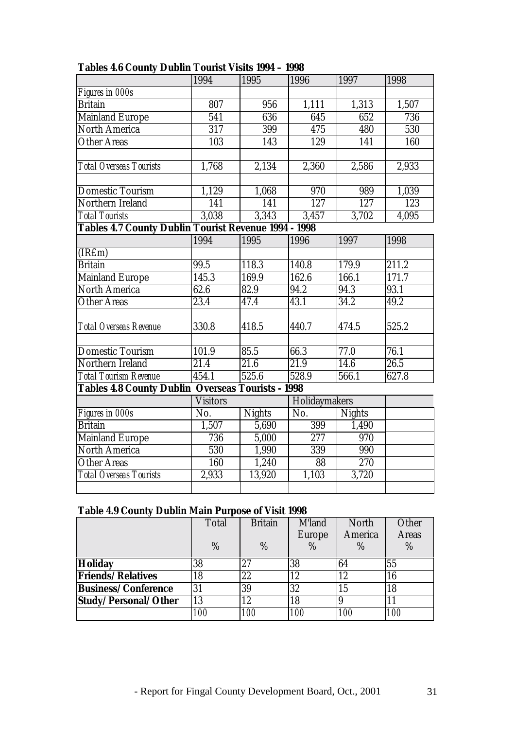### Tables 4.6 County Dublin Tourist Visits 1994 – 1998

| | 1994 | 1995 | 1996 | 1997 | 1998 |
|---|---|---|---|---|---|
| *Figures in 000s* | | | | | |
| Britain | 807 | 956 | 1,111 | 1,313 | 1,507 |
| Mainland Europe | 541 | 636 | 645 | 652 | 736 |
| North America | 317 | 399 | 475 | 480 | 530 |
| Other Areas | 103 | 143 | 129 | 141 | 160 |
| | | | | | |
| *Total Overseas Tourists* | 1,768 | 2,134 | 2,360 | 2,586 | 2,933 |
| | | | | | |
| Domestic Tourism | 1,129 | 1,068 | 970 | 989 | 1,039 |
| Northern Ireland | 141 | 141 | 127 | 127 | 123 |
| *Total Tourists* | 3,038 | 3,343 | 3,457 | 3,702 | 4,095 |

### Tables 4.7 County Dublin Tourist Revenue 1994 - 1998

| | 1994 | 1995 | 1996 | 1997 | 1998 |
|---|---|---|---|---|---|
| (IR£m) | | | | | |
| Britain | 99.5 | 118.3 | 140.8 | 179.9 | 211.2 |
| Mainland Europe | 145.3 | 169.9 | 162.6 | 166.1 | 171.7 |
| North America | 62.6 | 82.9 | 94.2 | 94.3 | 93.1 |
| Other Areas | 23.4 | 47.4 | 43.1 | 34.2 | 49.2 |
| | | | | | |
| *Total Overseas Revenue* | 330.8 | 418.5 | 440.7 | 474.5 | 525.2 |
| | | | | | |
| Domestic Tourism | 101.9 | 85.5 | 66.3 | 77.0 | 76.1 |
| Northern Ireland | 21.4 | 21.6 | 21.9 | 14.6 | 26.5 |
| *Total Tourism Revenue* | 454.1 | 525.6 | 528.9 | 566.1 | 627.8 |

### Tables 4.8 County Dublin Overseas Tourists - 1998

| | Visitors | | Holidaymakers | | |
|---|---|---|---|---|---|
| *Figures in 000s* | No. | Nights | No. | Nights | |
| Britain | 1,507 | 5,690 | 399 | 1,490 | |
| Mainland Europe | 736 | 5,000 | 277 | 970 | |
| North America | 530 | 1,990 | 339 | 990 | |
| Other Areas | 160 | 1,240 | 88 | 270 | |
| *Total Overseas Tourists* | 2,933 | 13,920 | 1,103 | 3,720 | |

### Table 4.9 County Dublin Main Purpose of Visit 1998

| | Total % | Britain % | M'land Europe % | North America % | Other Areas % |
|---|---|---|---|---|---|
| **Holiday** | 38 | 27 | 38 | 64 | 55 |
| **Friends/Relatives** | 18 | 22 | 12 | 12 | 16 |
| **Business/Conference** | 31 | 39 | 32 | 15 | 18 |
| **Study/Personal/Other** | 13 | 12 | 18 | 9 | 11 |
| | *100* | *100* | *100* | *100* | *100* |

- Report for Fingal County Development Board, Oct., 2001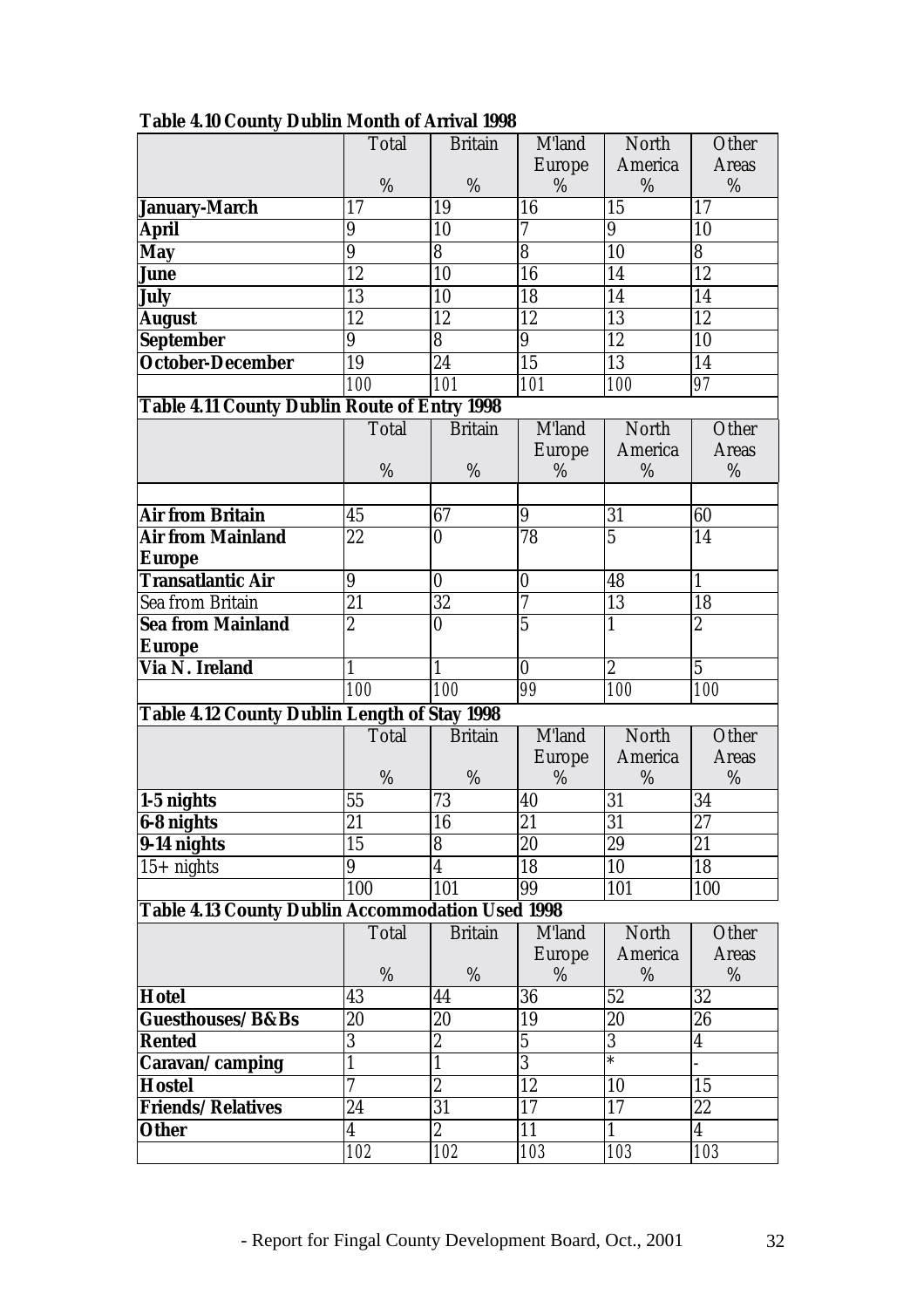**Table 4.10 County Dublin Month of Arrival 1998**

| | Total | Britain | M'land Europe | North America | Other Areas |
|---|---|---|---|---|---|
| | % | % | % | % | % |
| **January-March** | 17 | 19 | 16 | 15 | 17 |
| **April** | 9 | 10 | 7 | 9 | 10 |
| **May** | 9 | 8 | 8 | 10 | 8 |
| **June** | 12 | 10 | 16 | 14 | 12 |
| **July** | 13 | 10 | 18 | 14 | 14 |
| **August** | 12 | 12 | 12 | 13 | 12 |
| **September** | 9 | 8 | 9 | 12 | 10 |
| **October-December** | 19 | 24 | 15 | 13 | 14 |
| | 100 | 101 | 101 | 100 | 97 |

**Table 4.11 County Dublin Route of Entry 1998**

| | Total | Britain | M'land Europe | North America | Other Areas |
|---|---|---|---|---|---|
| | % | % | % | % | % |
| | | | | | |
| **Air from Britain** | 45 | 67 | 9 | 31 | 60 |
| **Air from Mainland Europe** | 22 | 0 | 78 | 5 | 14 |
| **Transatlantic Air** | 9 | 0 | 0 | 48 | 1 |
| Sea from Britain | 21 | 32 | 7 | 13 | 18 |
| **Sea from Mainland Europe** | 2 | 0 | 5 | 1 | 2 |
| **Via N. Ireland** | 1 | 1 | 0 | 2 | 5 |
| | 100 | 100 | 99 | 100 | 100 |

**Table 4.12 County Dublin Length of Stay 1998**

| | Total | Britain | M'land Europe | North America | Other Areas |
|---|---|---|---|---|---|
| | % | % | % | % | % |
| **1-5 nights** | 55 | 73 | 40 | 31 | 34 |
| **6-8 nights** | 21 | 16 | 21 | 31 | 27 |
| **9-14 nights** | 15 | 8 | 20 | 29 | 21 |
| 15+ nights | 9 | 4 | 18 | 10 | 18 |
| | 100 | 101 | 99 | 101 | 100 |

**Table 4.13 County Dublin Accommodation Used 1998**

| | Total | Britain | M'land Europe | North America | Other Areas |
|---|---|---|---|---|---|
| | % | % | % | % | % |
| **Hotel** | 43 | 44 | 36 | 52 | 32 |
| **Guesthouses/B&Bs** | 20 | 20 | 19 | 20 | 26 |
| **Rented** | 3 | 2 | 5 | 3 | 4 |
| **Caravan/camping** | 1 | 1 | 3 | * | - |
| **Hostel** | 7 | 2 | 12 | 10 | 15 |
| **Friends/Relatives** | 24 | 31 | 17 | 17 | 22 |
| **Other** | 4 | 2 | 11 | 1 | 4 |
| | 102 | 102 | 103 | 103 | 103 |

- Report for Fingal County Development Board, Oct., 2001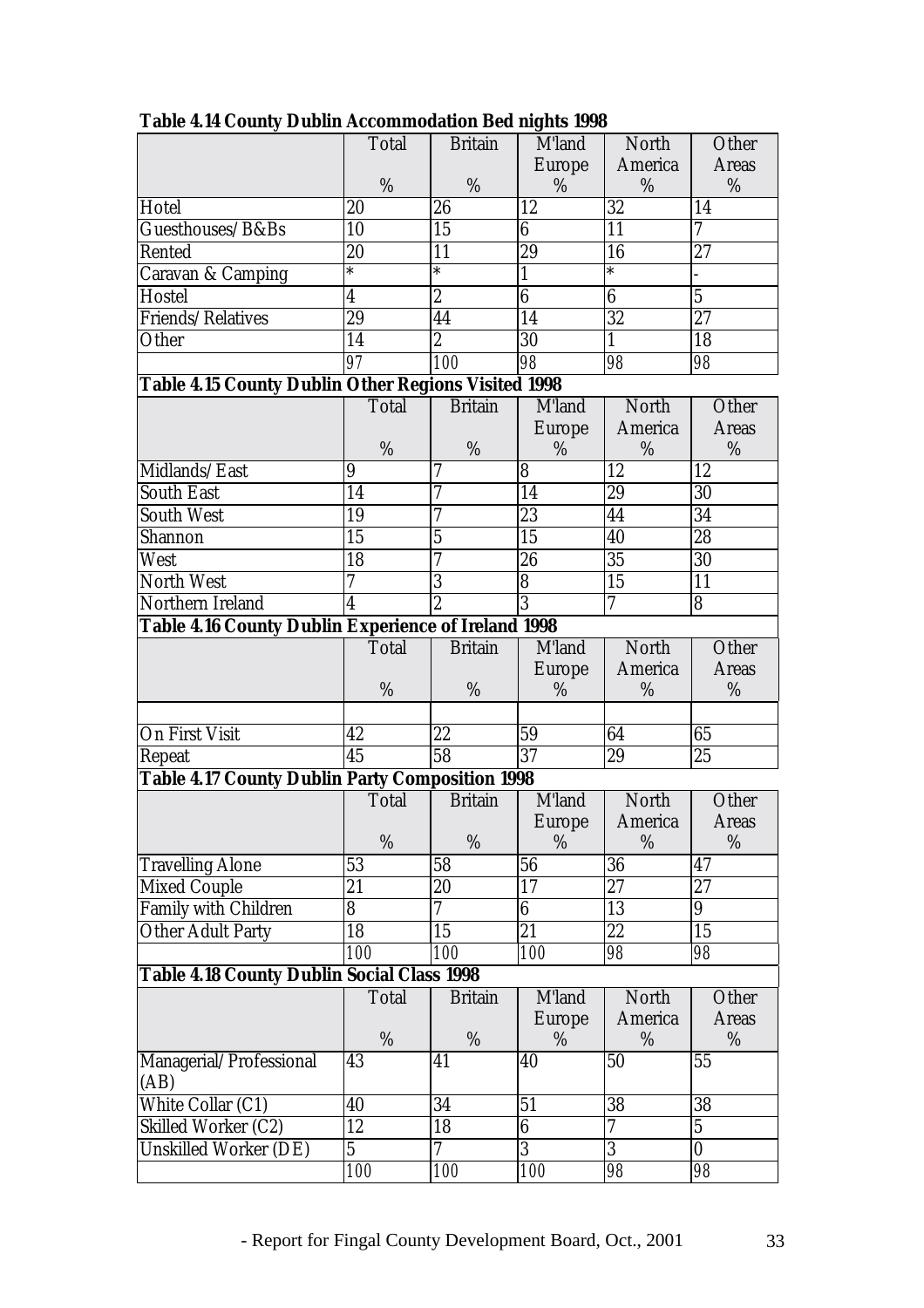**Table 4.14 County Dublin Accommodation Bed nights 1998**

| | Total<br>% | Britain<br>% | M'land Europe<br>% | North America<br>% | Other Areas<br>% |
|---|---|---|---|---|---|
| Hotel | 20 | 26 | 12 | 32 | 14 |
| Guesthouses/B&Bs | 10 | 15 | 6 | 11 | 7 |
| Rented | 20 | 11 | 29 | 16 | 27 |
| Caravan & Camping | * | * | 1 | * | - |
| Hostel | 4 | 2 | 6 | 6 | 5 |
| Friends/Relatives | 29 | 44 | 14 | 32 | 27 |
| Other | 14 | 2 | 30 | 1 | 18 |
| | 97 | 100 | 98 | 98 | 98 |

**Table 4.15 County Dublin Other Regions Visited 1998**

| | Total<br>% | Britain<br>% | M'land Europe<br>% | North America<br>% | Other Areas<br>% |
|---|---|---|---|---|---|
| Midlands/East | 9 | 7 | 8 | 12 | 12 |
| South East | 14 | 7 | 14 | 29 | 30 |
| South West | 19 | 7 | 23 | 44 | 34 |
| Shannon | 15 | 5 | 15 | 40 | 28 |
| West | 18 | 7 | 26 | 35 | 30 |
| North West | 7 | 3 | 8 | 15 | 11 |
| Northern Ireland | 4 | 2 | 3 | 7 | 8 |

**Table 4.16 County Dublin Experience of Ireland 1998**

| | Total<br>% | Britain<br>% | M'land Europe<br>% | North America<br>% | Other Areas<br>% |
|---|---|---|---|---|---|
| On First Visit | 42 | 22 | 59 | 64 | 65 |
| Repeat | 45 | 58 | 37 | 29 | 25 |

**Table 4.17 County Dublin Party Composition 1998**

| | Total<br>% | Britain<br>% | M'land Europe<br>% | North America<br>% | Other Areas<br>% |
|---|---|---|---|---|---|
| Travelling Alone | 53 | 58 | 56 | 36 | 47 |
| Mixed Couple | 21 | 20 | 17 | 27 | 27 |
| Family with Children | 8 | 7 | 6 | 13 | 9 |
| Other Adult Party | 18 | 15 | 21 | 22 | 15 |
| | 100 | 100 | 100 | 98 | 98 |

**Table 4.18 County Dublin Social Class 1998**

| | Total<br>% | Britain<br>% | M'land Europe<br>% | North America<br>% | Other Areas<br>% |
|---|---|---|---|---|---|
| Managerial/Professional (AB) | 43 | 41 | 40 | 50 | 55 |
| White Collar (C1) | 40 | 34 | 51 | 38 | 38 |
| Skilled Worker (C2) | 12 | 18 | 6 | 7 | 5 |
| Unskilled Worker (DE) | 5 | 7 | 3 | 3 | 0 |
| | 100 | 100 | 100 | 98 | 98 |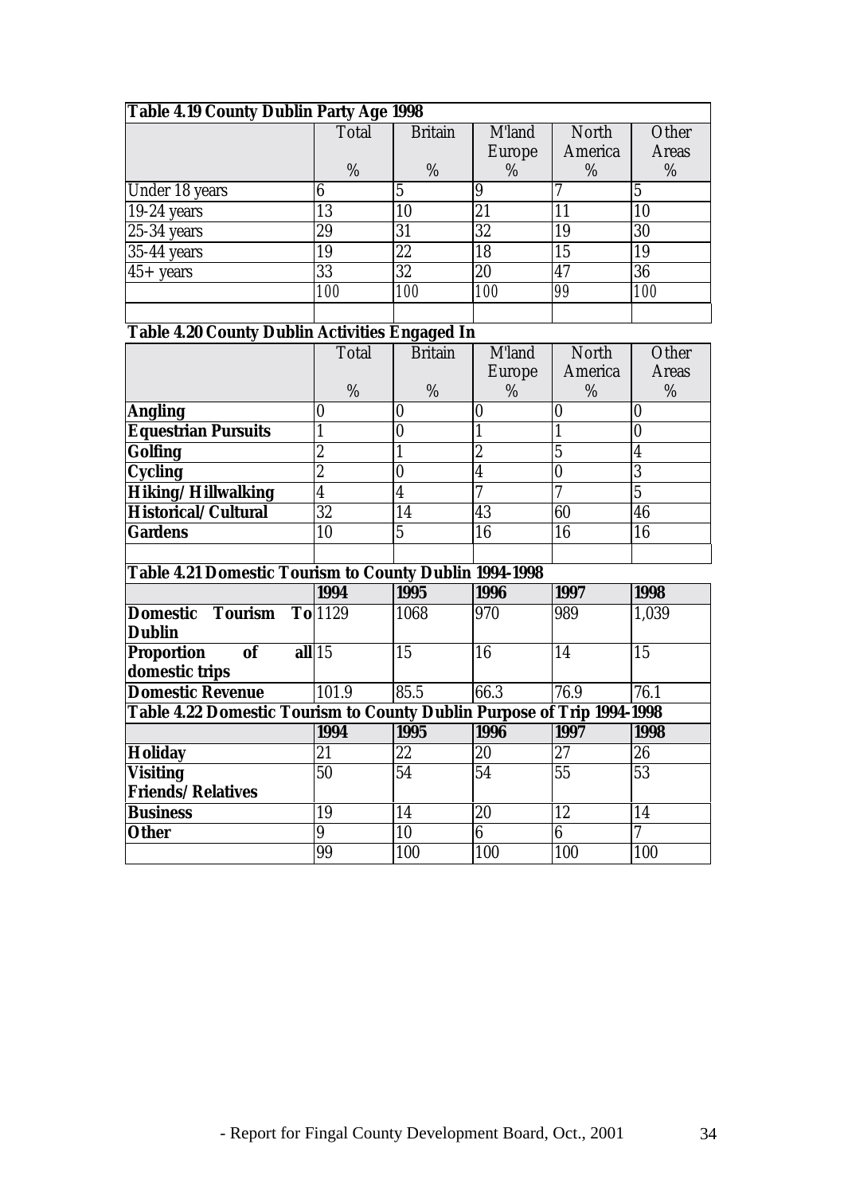**Table 4.19 County Dublin Party Age 1998**

| | Total % | Britain % | M'land Europe % | North America % | Other Areas % |
|---|---|---|---|---|---|
| Under 18 years | 6 | 5 | 9 | 7 | 5 |
| 19-24 years | 13 | 10 | 21 | 11 | 10 |
| 25-34 years | 29 | 31 | 32 | 19 | 30 |
| 35-44 years | 19 | 22 | 18 | 15 | 19 |
| 45+ years | 33 | 32 | 20 | 47 | 36 |
| | 100 | 100 | 100 | 99 | 100 |

**Table 4.20 County Dublin Activities Engaged In**

| | Total % | Britain % | M'land Europe % | North America % | Other Areas % |
|---|---|---|---|---|---|
| **Angling** | 0 | 0 | 0 | 0 | 0 |
| **Equestrian Pursuits** | 1 | 0 | 1 | 1 | 0 |
| **Golfing** | 2 | 1 | 2 | 5 | 4 |
| **Cycling** | 2 | 0 | 4 | 0 | 3 |
| **Hiking/Hillwalking** | 4 | 4 | 7 | 7 | 5 |
| **Historical/Cultural** | 32 | 14 | 43 | 60 | 46 |
| **Gardens** | 10 | 5 | 16 | 16 | 16 |

**Table 4.21 Domestic Tourism to County Dublin 1994-1998**

| | 1994 | 1995 | 1996 | 1997 | 1998 |
|---|---|---|---|---|---|
| **Domestic Tourism To Dublin** | 1129 | 1068 | 970 | 989 | 1,039 |
| **Proportion of all domestic trips** | 15 | 15 | 16 | 14 | 15 |
| **Domestic Revenue** | 101.9 | 85.5 | 66.3 | 76.9 | 76.1 |

**Table 4.22 Domestic Tourism to County Dublin Purpose of Trip 1994-1998**

| | 1994 | 1995 | 1996 | 1997 | 1998 |
|---|---|---|---|---|---|
| **Holiday** | 21 | 22 | 20 | 27 | 26 |
| **Visiting Friends/Relatives** | 50 | 54 | 54 | 55 | 53 |
| **Business** | 19 | 14 | 20 | 12 | 14 |
| **Other** | 9 | 10 | 6 | 6 | 7 |
| | 99 | 100 | 100 | 100 | 100 |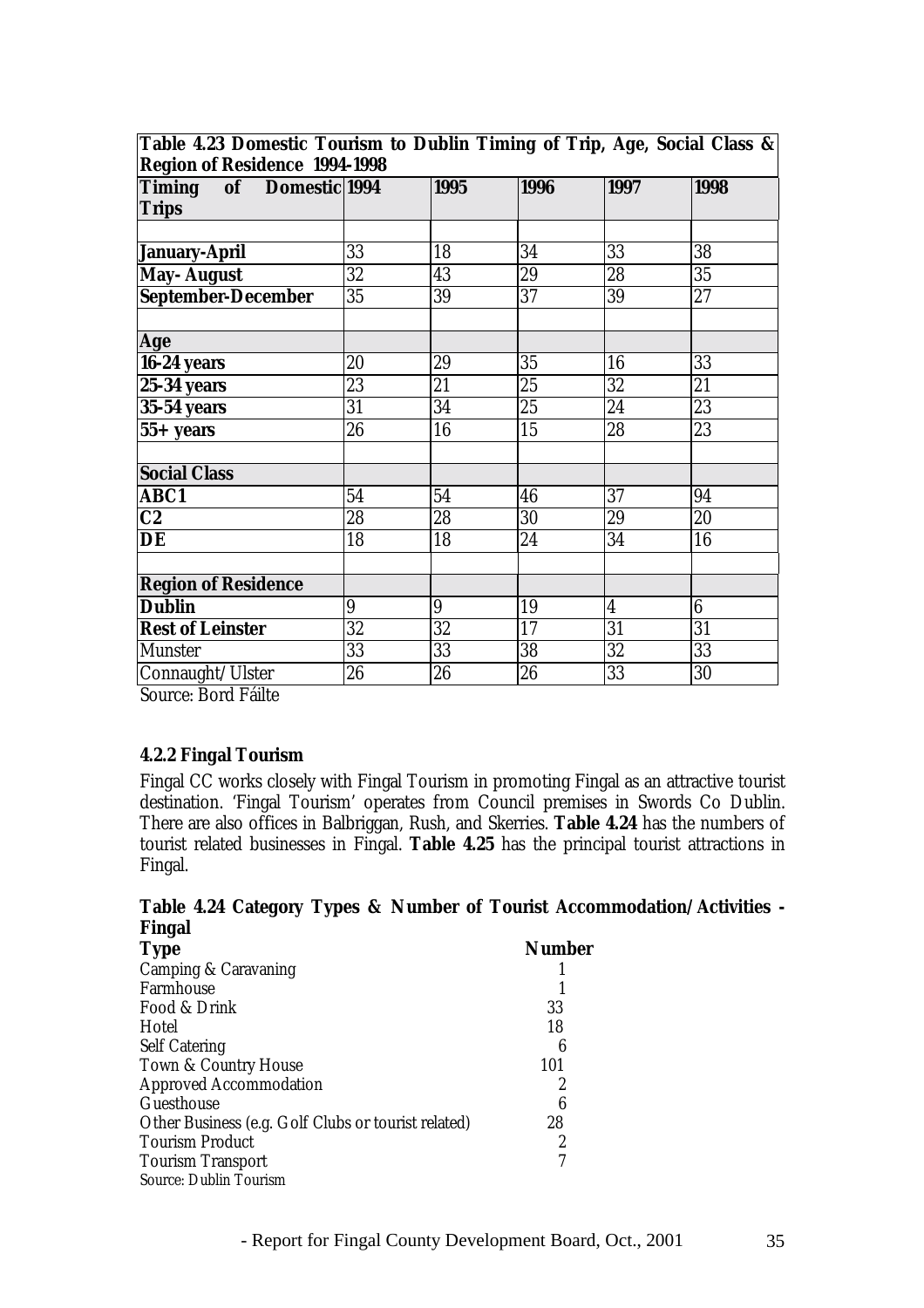**Table 4.23 Domestic Tourism to Dublin Timing of Trip, Age, Social Class & Region of Residence 1994-1998**

| Timing of Domestic Trips | 1994 | 1995 | 1996 | 1997 | 1998 |
|---|---|---|---|---|---|
| | | | | | |
| **January-April** | 33 | 18 | 34 | 33 | 38 |
| **May- August** | 32 | 43 | 29 | 28 | 35 |
| **September-December** | 35 | 39 | 37 | 39 | 27 |
| | | | | | |
| **Age** | | | | | |
| **16-24 years** | 20 | 29 | 35 | 16 | 33 |
| **25-34 years** | 23 | 21 | 25 | 32 | 21 |
| **35-54 years** | 31 | 34 | 25 | 24 | 23 |
| **55+ years** | 26 | 16 | 15 | 28 | 23 |
| | | | | | |
| **Social Class** | | | | | |
| **ABC1** | 54 | 54 | 46 | 37 | 94 |
| **C2** | 28 | 28 | 30 | 29 | 20 |
| **DE** | 18 | 18 | 24 | 34 | 16 |
| | | | | | |
| **Region of Residence** | | | | | |
| **Dublin** | 9 | 9 | 19 | 4 | 6 |
| **Rest of Leinster** | 32 | 32 | 17 | 31 | 31 |
| Munster | 33 | 33 | 38 | 32 | 33 |
| Connaught/Ulster | 26 | 26 | 26 | 33 | 30 |

Source: Bord Fáilte

### 4.2.2 Fingal Tourism

Fingal CC works closely with Fingal Tourism in promoting Fingal as an attractive tourist destination. 'Fingal Tourism' operates from Council premises in Swords Co Dublin. There are also offices in Balbriggan, Rush, and Skerries. **Table 4.24** has the numbers of tourist related businesses in Fingal. **Table 4.25** has the principal tourist attractions in Fingal.

**Table 4.24 Category Types & Number of Tourist Accommodation/Activities - Fingal**

| Type | Number |
|---|---|
| Camping & Caravaning | 1 |
| Farmhouse | 1 |
| Food & Drink | 33 |
| Hotel | 18 |
| Self Catering | 6 |
| Town & Country House | 101 |
| Approved Accommodation | 2 |
| Guesthouse | 6 |
| Other Business (e.g. Golf Clubs or tourist related) | 28 |
| Tourism Product | 2 |
| Tourism Transport | 7 |

Source: Dublin Tourism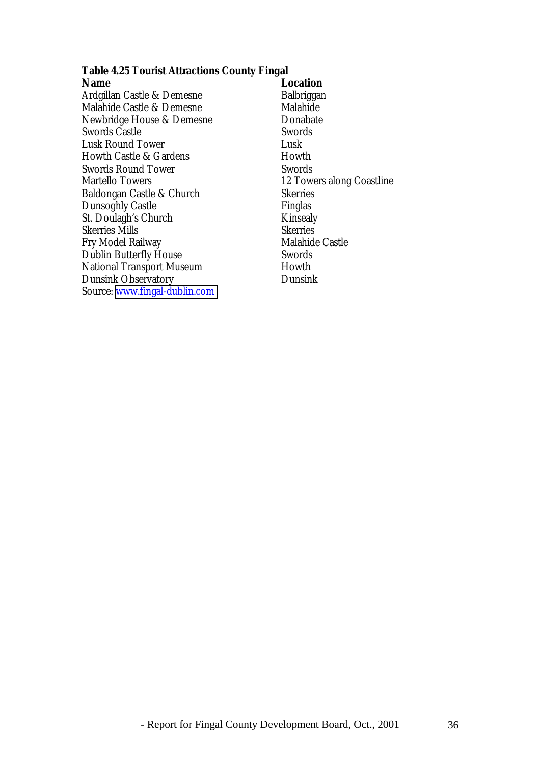**Table 4.25 Tourist Attractions County Fingal**

| Name | Location |
| --- | --- |
| Ardgillan Castle & Demesne | Balbriggan |
| Malahide Castle & Demesne | Malahide |
| Newbridge House & Demesne | Donabate |
| Swords Castle | Swords |
| Lusk Round Tower | Lusk |
| Howth Castle & Gardens | Howth |
| Swords Round Tower | Swords |
| Martello Towers | 12 Towers along Coastline |
| Baldongan Castle & Church | Skerries |
| Dunsoghly Castle | Finglas |
| St. Doulagh's Church | Kinsealy |
| Skerries Mills | Skerries |
| Fry Model Railway | Malahide Castle |
| Dublin Butterfly House | Swords |
| National Transport Museum | Howth |
| Dunsink Observatory | Dunsink |

Source: www.fingal-dublin.com

- Report for Fingal County Development Board, Oct., 2001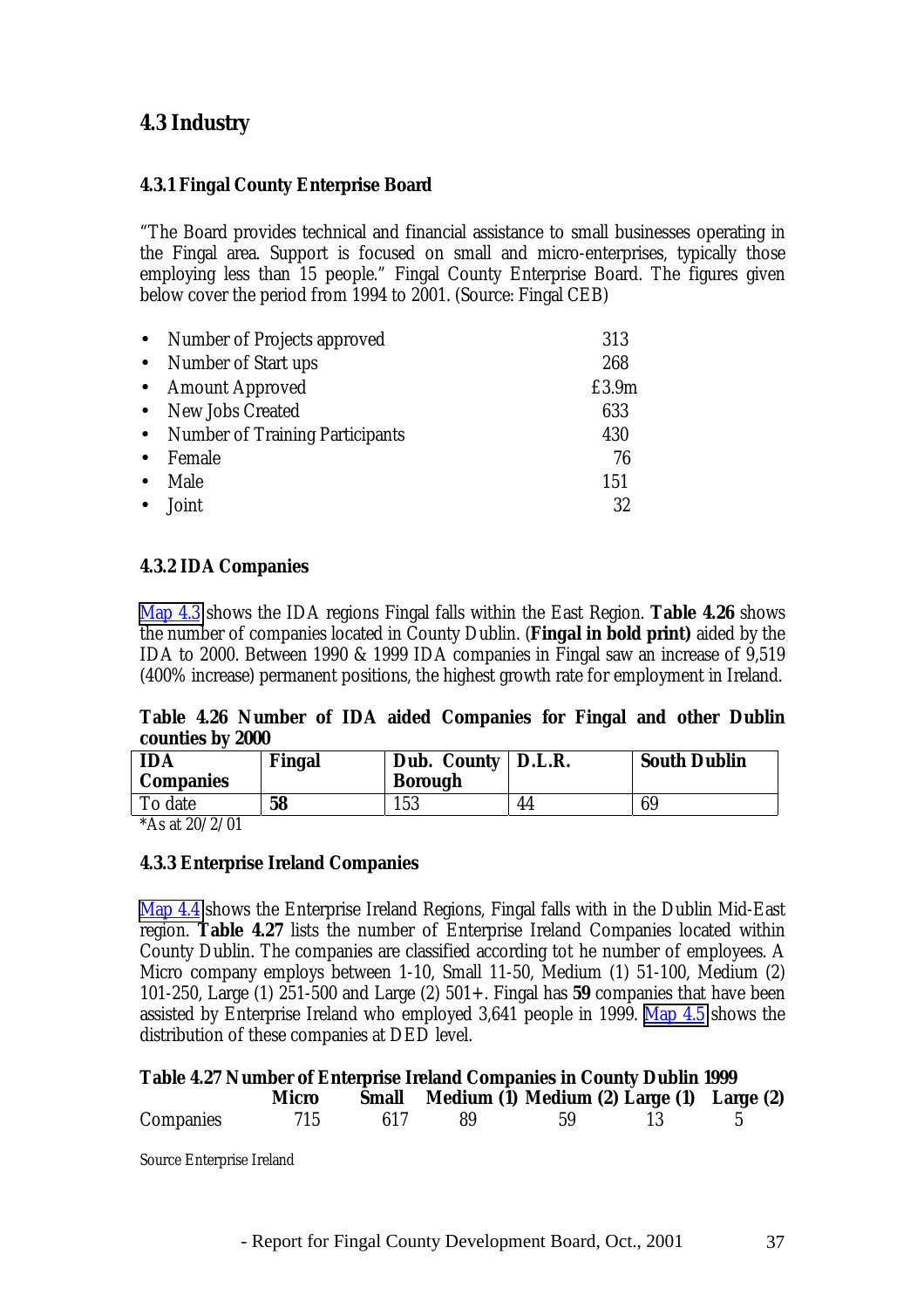## 4.3 Industry

### 4.3.1 Fingal County Enterprise Board

"The Board provides technical and financial assistance to small businesses operating in the Fingal area. Support is focused on small and micro-enterprises, typically those employing less than 15 people." Fingal County Enterprise Board. The figures given below cover the period from 1994 to 2001. (Source: Fingal CEB)

- Number of Projects approved 313
- Number of Start ups 268
- Amount Approved £3.9m
- New Jobs Created 633
- Number of Training Participants 430
- Female 76
- Male 151
- Joint 32

### 4.3.2 IDA Companies

Map 4.3 shows the IDA regions Fingal falls within the East Region. **Table 4.26** shows the number of companies located in County Dublin. (**Fingal in bold print)** aided by the IDA to 2000. Between 1990 & 1999 IDA companies in Fingal saw an increase of 9,519 (400% increase) permanent positions, the highest growth rate for employment in Ireland.

**Table 4.26 Number of IDA aided Companies for Fingal and other Dublin counties by 2000**

| IDA Companies | Fingal | Dub. County Borough | D.L.R. | South Dublin |
|---|---|---|---|---|
| To date | **58** | 153 | 44 | 69 |

*As at 20/2/01

### 4.3.3 Enterprise Ireland Companies

Map 4.4 shows the Enterprise Ireland Regions, Fingal falls with in the Dublin Mid-East region. **Table 4.27** lists the number of Enterprise Ireland Companies located within County Dublin. The companies are classified according tot he number of employees. A Micro company employs between 1-10, Small 11-50, Medium (1) 51-100, Medium (2) 101-250, Large (1) 251-500 and Large (2) 501+. Fingal has **59** companies that have been assisted by Enterprise Ireland who employed 3,641 people in 1999. Map 4.5 shows the distribution of these companies at DED level.

**Table 4.27 Number of Enterprise Ireland Companies in County Dublin 1999**

| | Micro | Small | Medium (1) | Medium (2) | Large (1) | Large (2) |
|---|---|---|---|---|---|---|
| Companies | 715 | 617 | 89 | 59 | 13 | 5 |

Source Enterprise Ireland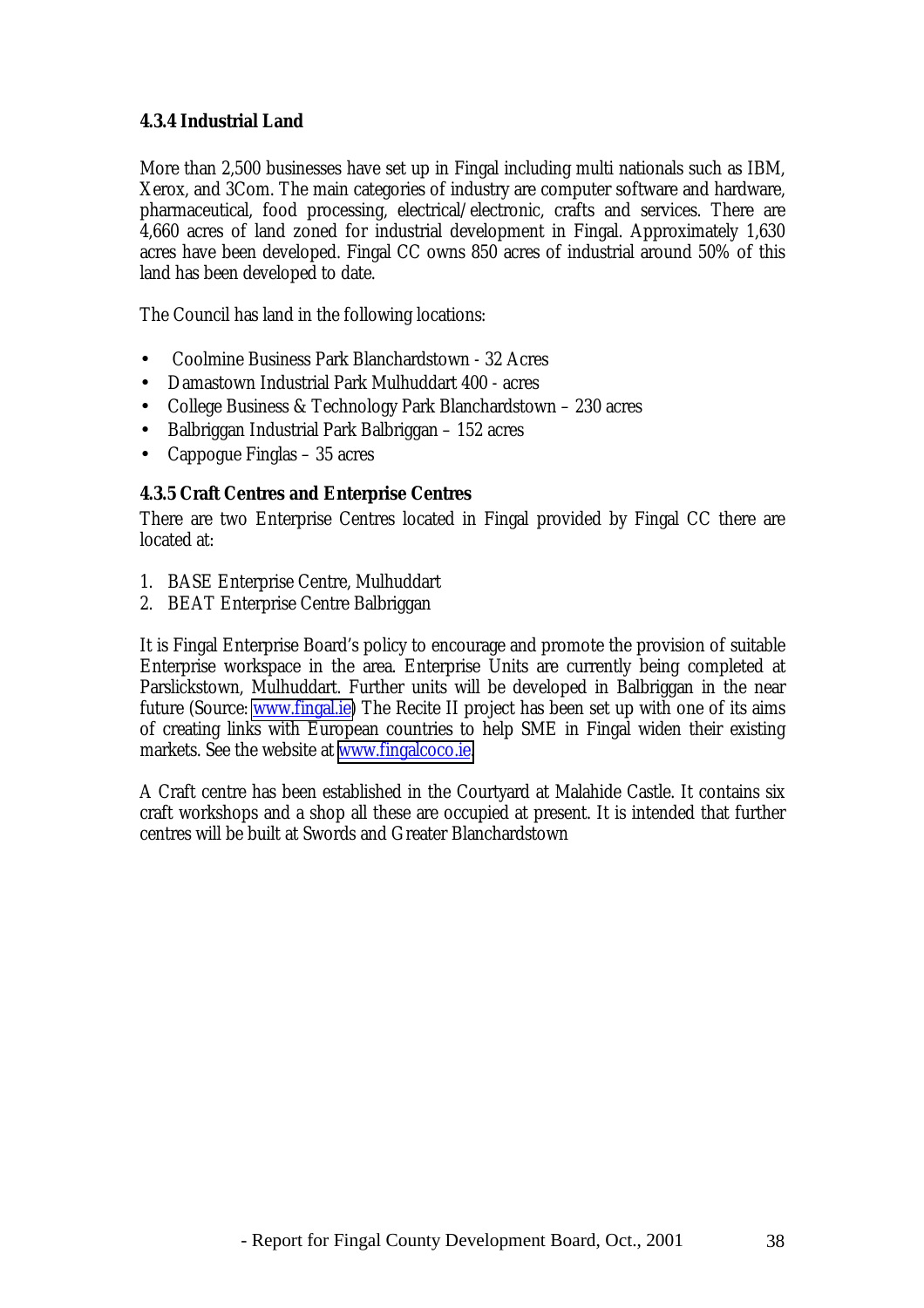#### 4.3.4 Industrial Land

More than 2,500 businesses have set up in Fingal including multi nationals such as IBM, Xerox, and 3Com. The main categories of industry are computer software and hardware, pharmaceutical, food processing, electrical/electronic, crafts and services. There are 4,660 acres of land zoned for industrial development in Fingal. Approximately 1,630 acres have been developed. Fingal CC owns 850 acres of industrial around 50% of this land has been developed to date.

The Council has land in the following locations:

- Coolmine Business Park Blanchardstown - 32 Acres
- Damastown Industrial Park Mulhuddart 400 - acres
- College Business & Technology Park Blanchardstown – 230 acres
- Balbriggan Industrial Park Balbriggan – 152 acres
- Cappogue Finglas – 35 acres

#### 4.3.5 Craft Centres and Enterprise Centres

There are two Enterprise Centres located in Fingal provided by Fingal CC there are located at:

1. BASE Enterprise Centre, Mulhuddart
2. BEAT Enterprise Centre Balbriggan

It is Fingal Enterprise Board's policy to encourage and promote the provision of suitable Enterprise workspace in the area. Enterprise Units are currently being completed at Parslickstown, Mulhuddart. Further units will be developed in Balbriggan in the near future (Source: www.fingal.ie) The Recite II project has been set up with one of its aims of creating links with European countries to help SME in Fingal widen their existing markets. See the website at www.fingalcoco.ie.

A Craft centre has been established in the Courtyard at Malahide Castle. It contains six craft workshops and a shop all these are occupied at present. It is intended that further centres will be built at Swords and Greater Blanchardstown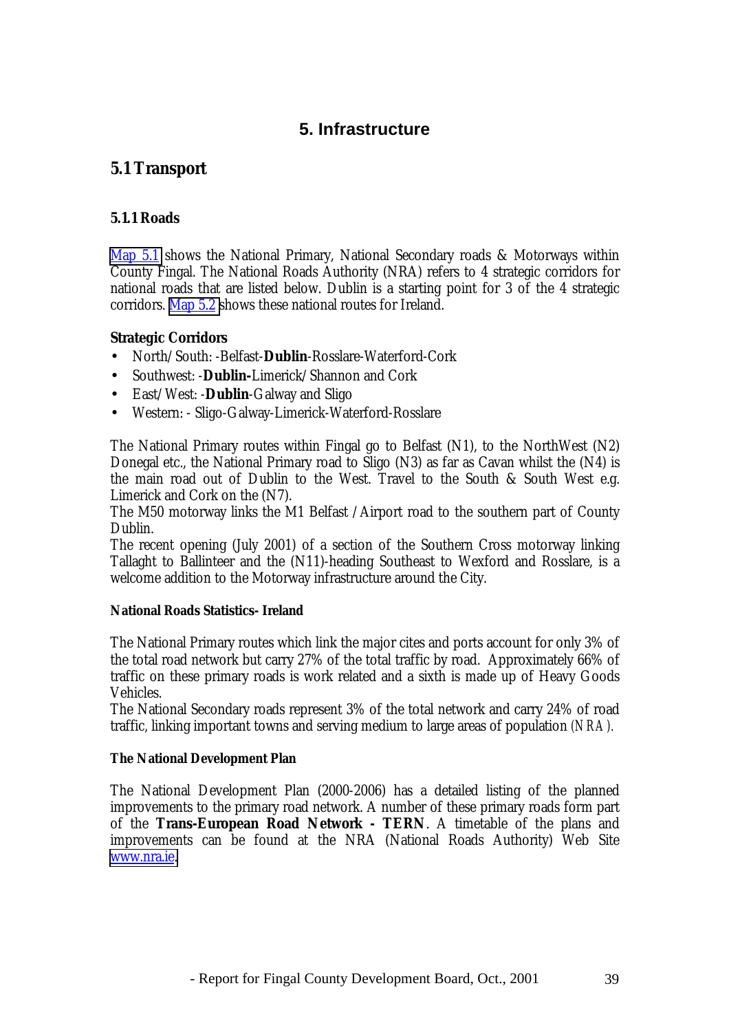# 5. Infrastructure

## 5.1 Transport

### 5.1.1 Roads

Map 5.1 shows the National Primary, National Secondary roads & Motorways within County Fingal. The National Roads Authority (NRA) refers to 4 strategic corridors for national roads that are listed below. Dublin is a starting point for 3 of the 4 strategic corridors. Map 5.2 shows these national routes for Ireland.

**Strategic Corridors**

- North/South: -Belfast-**Dublin**-Rosslare-Waterford-Cork
- Southwest: -**Dublin-**Limerick/Shannon and Cork
- East/West: -**Dublin**-Galway and Sligo
- Western: - Sligo-Galway-Limerick-Waterford-Rosslare

The National Primary routes within Fingal go to Belfast (N1), to the NorthWest (N2) Donegal etc., the National Primary road to Sligo (N3) as far as Cavan whilst the (N4) is the main road out of Dublin to the West. Travel to the South & South West e.g. Limerick and Cork on the (N7).

The M50 motorway links the M1 Belfast /Airport road to the southern part of County Dublin.

The recent opening (July 2001) of a section of the Southern Cross motorway linking Tallaght to Ballinteer and the (N11)-heading Southeast to Wexford and Rosslare, is a welcome addition to the Motorway infrastructure around the City.

#### National Roads Statistics- Ireland

The National Primary routes which link the major cites and ports account for only 3% of the total road network but carry 27% of the total traffic by road. Approximately 66% of traffic on these primary roads is work related and a sixth is made up of Heavy Goods Vehicles.

The National Secondary roads represent 3% of the total network and carry 24% of road traffic, linking important towns and serving medium to large areas of population *(NRA).*

#### The National Development Plan

The National Development Plan (2000-2006) has a detailed listing of the planned improvements to the primary road network. A number of these primary roads form part of the **Trans-European Road Network - TERN**. A timetable of the plans and improvements can be found at the NRA (National Roads Authority) Web Site www.nra.ie.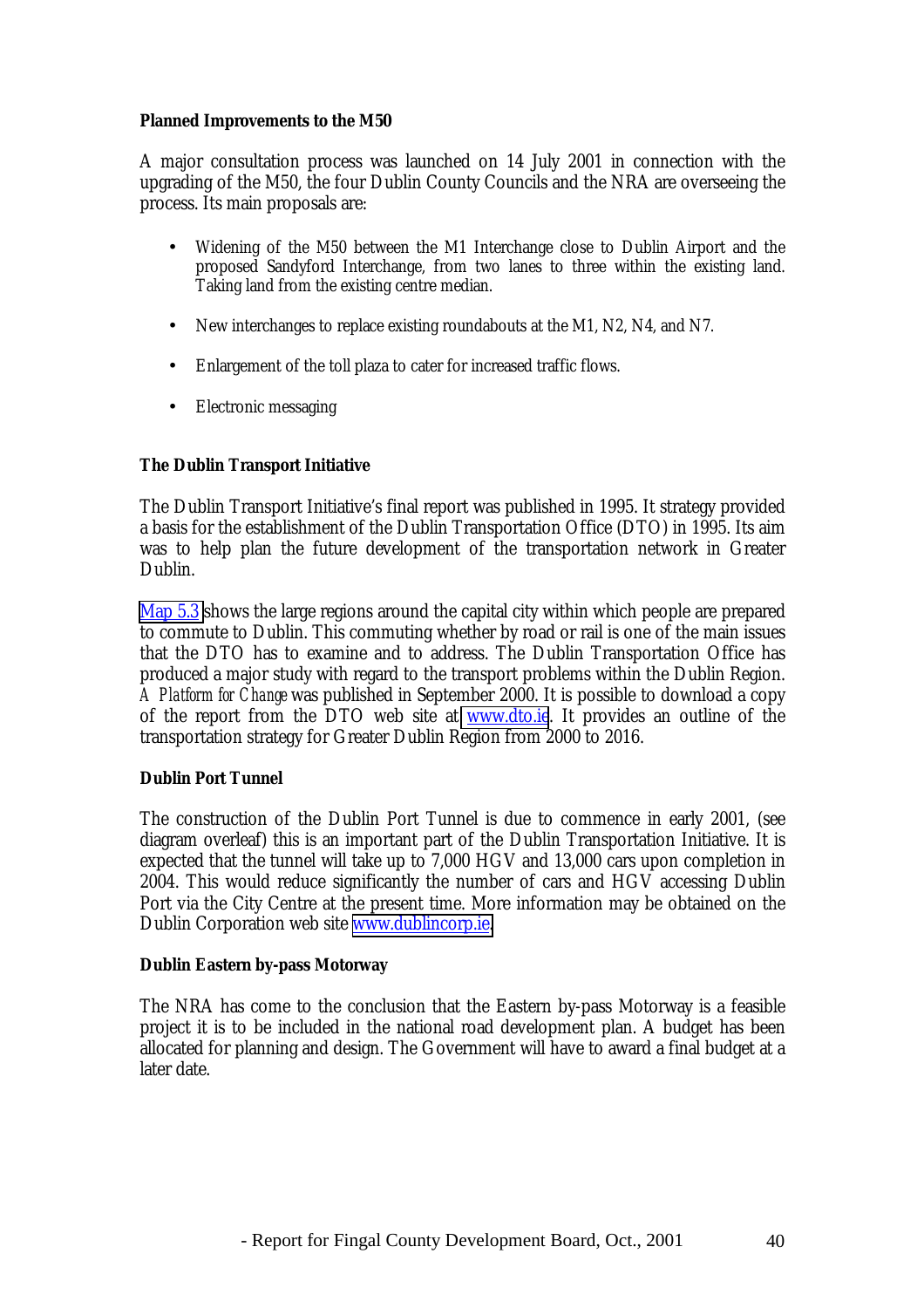**Planned Improvements to the M50**

A major consultation process was launched on 14 July 2001 in connection with the upgrading of the M50, the four Dublin County Councils and the NRA are overseeing the process. Its main proposals are:

- Widening of the M50 between the M1 Interchange close to Dublin Airport and the proposed Sandyford Interchange, from two lanes to three within the existing land. Taking land from the existing centre median.
- New interchanges to replace existing roundabouts at the M1, N2, N4, and N7.
- Enlargement of the toll plaza to cater for increased traffic flows.
- Electronic messaging

**The Dublin Transport Initiative**

The Dublin Transport Initiative's final report was published in 1995. It strategy provided a basis for the establishment of the Dublin Transportation Office (DTO) in 1995. Its aim was to help plan the future development of the transportation network in Greater Dublin.

Map 5.3 shows the large regions around the capital city within which people are prepared to commute to Dublin. This commuting whether by road or rail is one of the main issues that the DTO has to examine and to address. The Dublin Transportation Office has produced a major study with regard to the transport problems within the Dublin Region. *A Platform for Change* was published in September 2000. It is possible to download a copy of the report from the DTO web site at www.dto.ie. It provides an outline of the transportation strategy for Greater Dublin Region from 2000 to 2016.

**Dublin Port Tunnel**

The construction of the Dublin Port Tunnel is due to commence in early 2001, (see diagram overleaf) this is an important part of the Dublin Transportation Initiative. It is expected that the tunnel will take up to 7,000 HGV and 13,000 cars upon completion in 2004. This would reduce significantly the number of cars and HGV accessing Dublin Port via the City Centre at the present time. More information may be obtained on the Dublin Corporation web site www.dublincorp.ie.

**Dublin Eastern by-pass Motorway**

The NRA has come to the conclusion that the Eastern by-pass Motorway is a feasible project it is to be included in the national road development plan. A budget has been allocated for planning and design. The Government will have to award a final budget at a later date.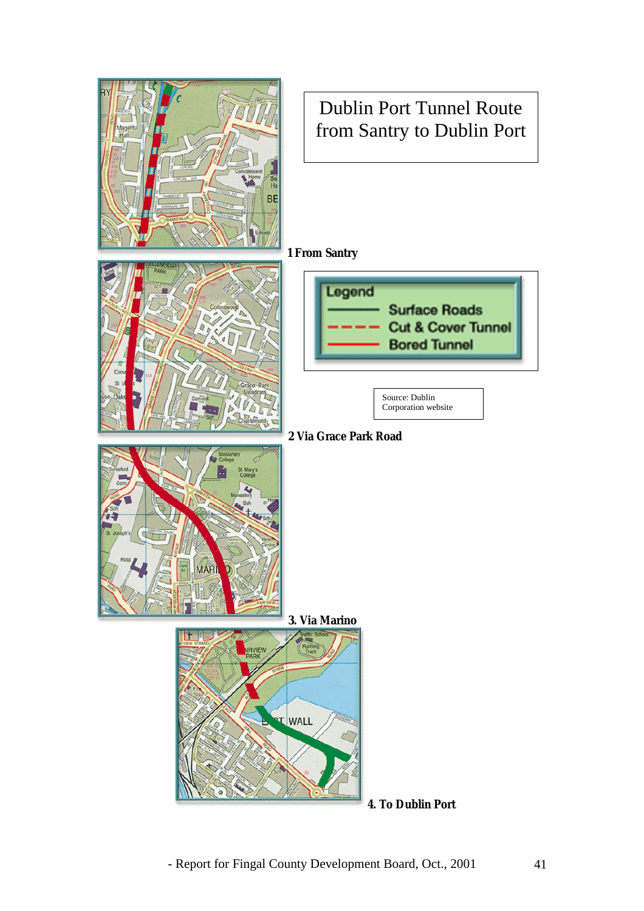# Dublin Port Tunnel Route from Santry to Dublin Port

**1 From Santry**

Legend
- Surface Roads
- Cut & Cover Tunnel
- Bored Tunnel

Source: Dublin Corporation website

**2 Via Grace Park Road**

**3. Via Marino**

**4. To Dublin Port**

- Report for Fingal County Development Board, Oct., 2001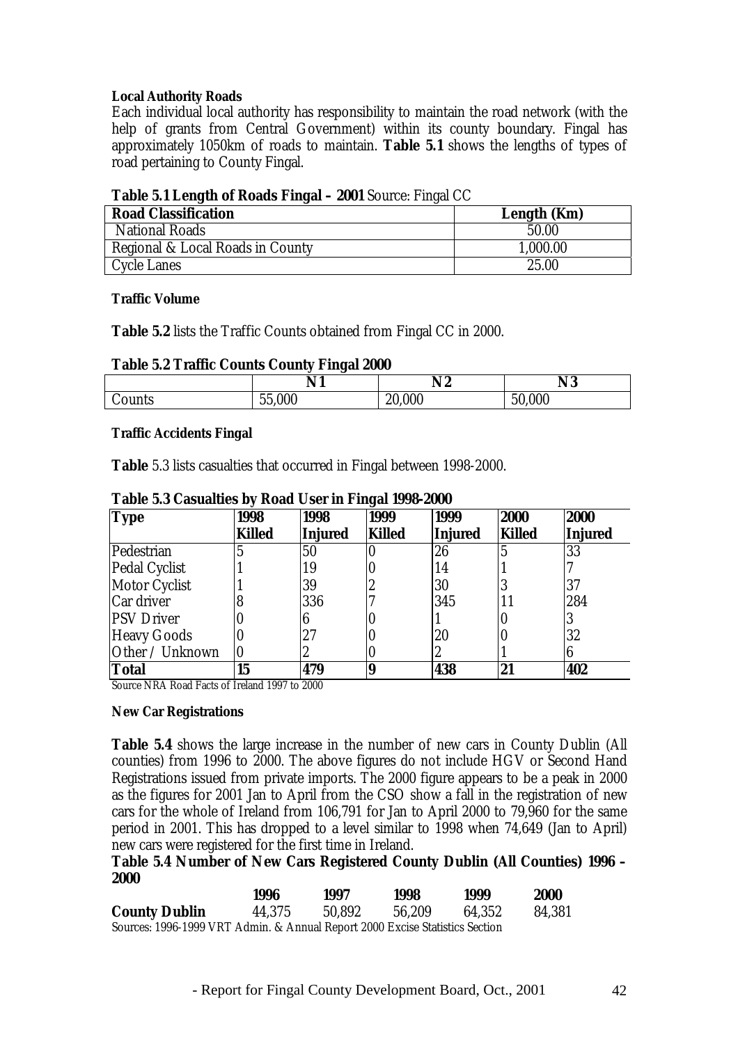**Local Authority Roads**

Each individual local authority has responsibility to maintain the road network (with the help of grants from Central Government) within its county boundary. Fingal has approximately 1050km of roads to maintain. **Table 5.1** shows the lengths of types of road pertaining to County Fingal.

**Table 5.1 Length of Roads Fingal – 2001** Source: Fingal CC

| **Road Classification** | **Length (Km)** |
|---|---|
| National Roads | 50.00 |
| Regional & Local Roads in County | 1,000.00 |
| Cycle Lanes | 25.00 |

**Traffic Volume**

**Table 5.2** lists the Traffic Counts obtained from Fingal CC in 2000.

**Table 5.2 Traffic Counts County Fingal 2000**

| | **N 1** | **N 2** | **N 3** |
|---|---|---|---|
| Counts | 55,000 | 20,000 | 50,000 |

**Traffic Accidents Fingal**

**Table** 5.3 lists casualties that occurred in Fingal between 1998-2000.

**Table 5.3 Casualties by Road User in Fingal 1998-2000**

| **Type** | **1998 Killed** | **1998 Injured** | **1999 Killed** | **1999 Injured** | **2000 Killed** | **2000 Injured** |
|---|---|---|---|---|---|---|
| Pedestrian | 5 | 50 | 0 | 26 | 5 | 33 |
| Pedal Cyclist | 1 | 19 | 0 | 14 | 1 | 7 |
| Motor Cyclist | 1 | 39 | 2 | 30 | 3 | 37 |
| Car driver | 8 | 336 | 7 | 345 | 11 | 284 |
| PSV Driver | 0 | 6 | 0 | 1 | 0 | 3 |
| Heavy Goods | 0 | 27 | 0 | 20 | 0 | 32 |
| Other / Unknown | 0 | 2 | 0 | 2 | 1 | 6 |
| **Total** | **15** | **479** | **9** | **438** | **21** | **402** |

Source NRA Road Facts of Ireland 1997 to 2000

**New Car Registrations**

**Table 5.4** shows the large increase in the number of new cars in County Dublin (All counties) from 1996 to 2000. The above figures do not include HGV or Second Hand Registrations issued from private imports. The 2000 figure appears to be a peak in 2000 as the figures for 2001 Jan to April from the CSO show a fall in the registration of new cars for the whole of Ireland from 106,791 for Jan to April 2000 to 79,960 for the same period in 2001. This has dropped to a level similar to 1998 when 74,649 (Jan to April) new cars were registered for the first time in Ireland.

**Table 5.4 Number of New Cars Registered County Dublin (All Counties) 1996 – 2000**

| | **1996** | **1997** | **1998** | **1999** | **2000** |
|---|---|---|---|---|---|
| **County Dublin** | 44,375 | 50,892 | 56,209 | 64,352 | 84,381 |

Sources: 1996-1999 VRT Admin. & Annual Report 2000 Excise Statistics Section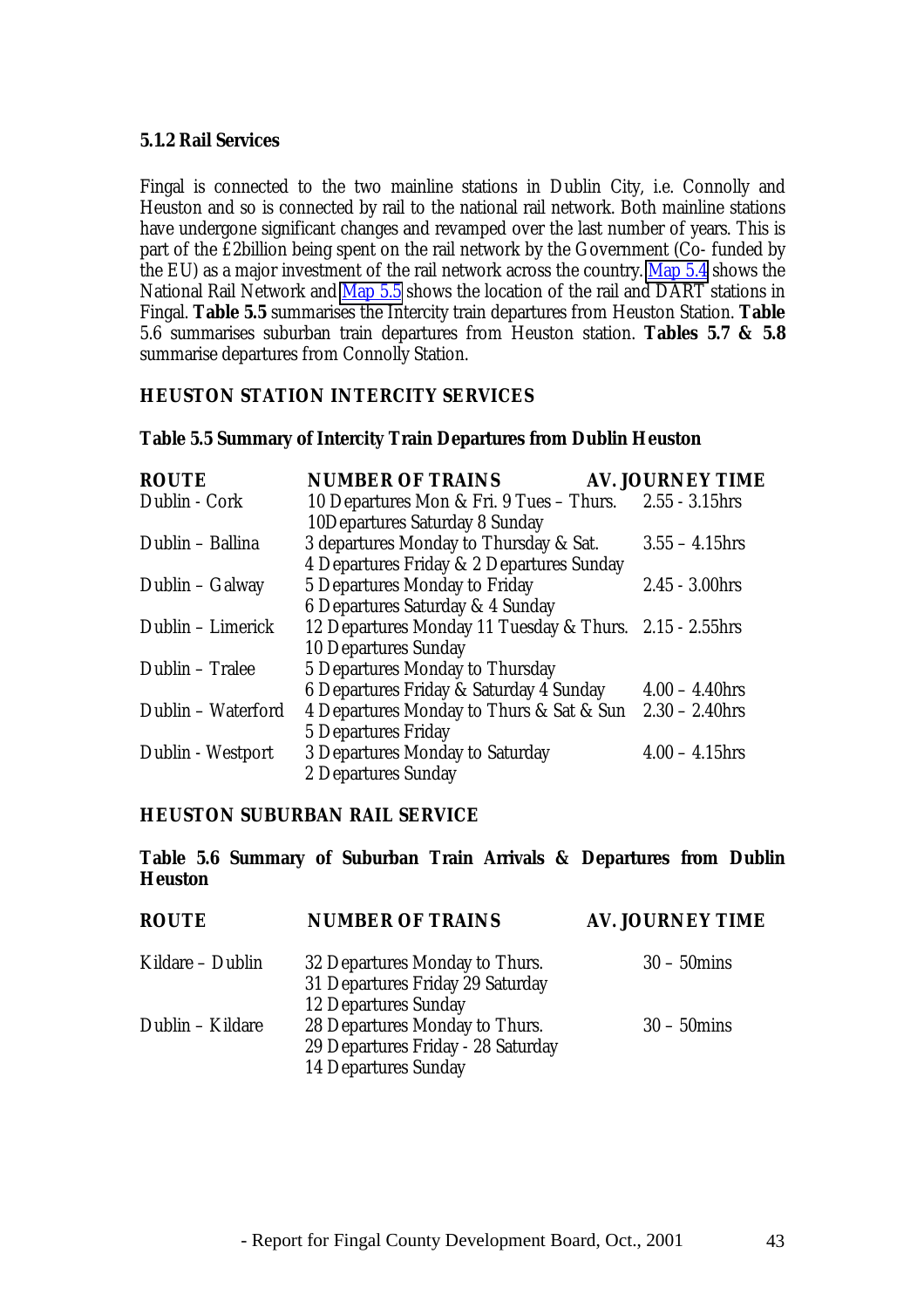### 5.1.2 Rail Services

Fingal is connected to the two mainline stations in Dublin City, i.e. Connolly and Heuston and so is connected by rail to the national rail network. Both mainline stations have undergone significant changes and revamped over the last number of years. This is part of the £2billion being spent on the rail network by the Government (Co- funded by the EU) as a major investment of the rail network across the country. Map 5.4 shows the National Rail Network and Map 5.5 shows the location of the rail and DART stations in Fingal. **Table 5.5** summarises the Intercity train departures from Heuston Station. **Table** 5.6 summarises suburban train departures from Heuston station. **Tables 5.7 & 5.8** summarise departures from Connolly Station.

**HEUSTON STATION INTERCITY SERVICES**

**Table 5.5 Summary of Intercity Train Departures from Dublin Heuston**

| ROUTE | NUMBER OF TRAINS | AV. JOURNEY TIME |
|---|---|---|
| Dublin - Cork | 10 Departures Mon & Fri. 9 Tues – Thurs. 10Departures Saturday 8 Sunday | 2.55 - 3.15hrs |
| Dublin – Ballina | 3 departures Monday to Thursday & Sat. 4 Departures Friday & 2 Departures Sunday | 3.55 – 4.15hrs |
| Dublin – Galway | 5 Departures Monday to Friday 6 Departures Saturday & 4 Sunday | 2.45 - 3.00hrs |
| Dublin – Limerick | 12 Departures Monday 11 Tuesday & Thurs. 10 Departures Sunday | 2.15 - 2.55hrs |
| Dublin – Tralee | 5 Departures Monday to Thursday 6 Departures Friday & Saturday 4 Sunday | 4.00 – 4.40hrs |
| Dublin – Waterford | 4 Departures Monday to Thurs & Sat & Sun 5 Departures Friday | 2.30 – 2.40hrs |
| Dublin - Westport | 3 Departures Monday to Saturday 2 Departures Sunday | 4.00 – 4.15hrs |

**HEUSTON SUBURBAN RAIL SERVICE**

**Table 5.6 Summary of Suburban Train Arrivals & Departures from Dublin Heuston**

| ROUTE | NUMBER OF TRAINS | AV. JOURNEY TIME |
|---|---|---|
| Kildare – Dublin | 32 Departures Monday to Thurs. 31 Departures Friday 29 Saturday 12 Departures Sunday | 30 – 50mins |
| Dublin – Kildare | 28 Departures Monday to Thurs. 29 Departures Friday - 28 Saturday 14 Departures Sunday | 30 – 50mins |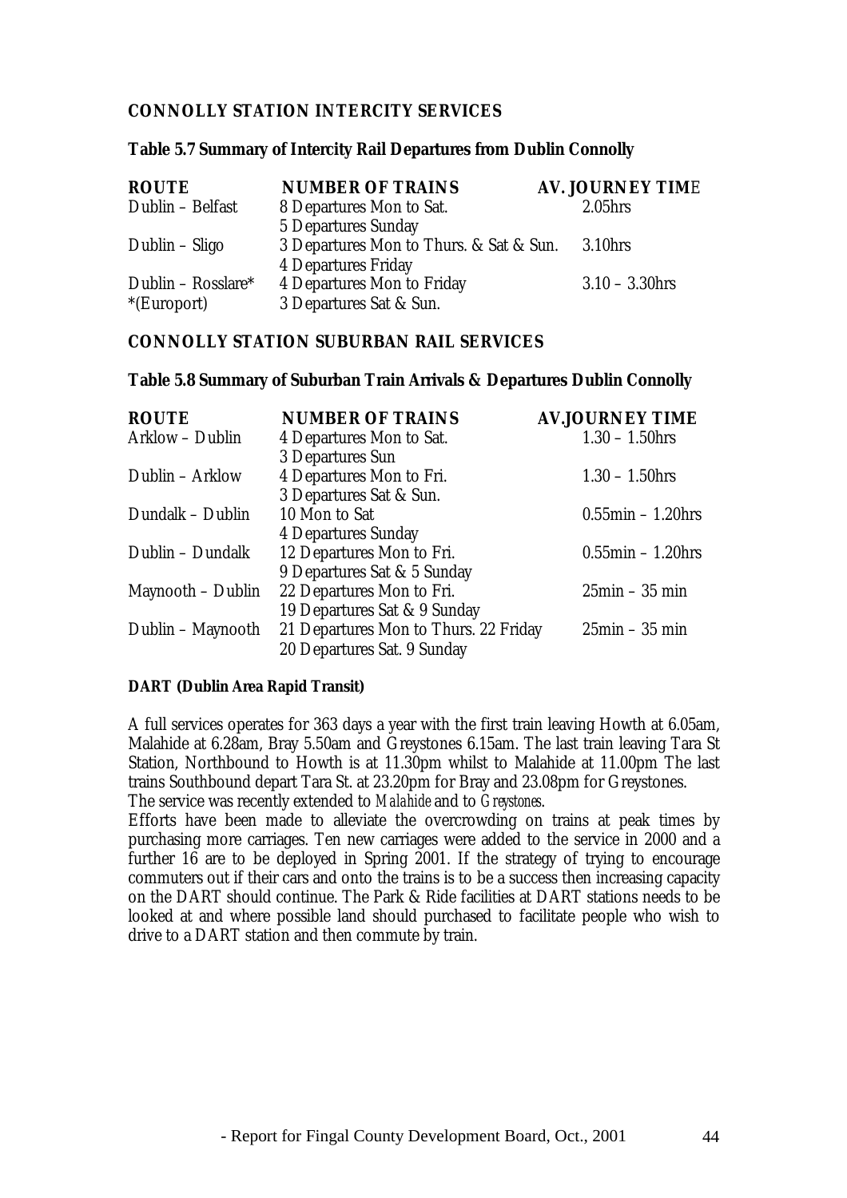### CONNOLLY STATION INTERCITY SERVICES

**Table 5.7 Summary of Intercity Rail Departures from Dublin Connolly**

| ROUTE | NUMBER OF TRAINS | AV. JOURNEY TIME |
|---|---|---|
| Dublin – Belfast | 8 Departures Mon to Sat.<br>5 Departures Sunday | 2.05hrs |
| Dublin – Sligo | 3 Departures Mon to Thurs. & Sat & Sun.<br>4 Departures Friday | 3.10hrs |
| Dublin – Rosslare*<br>*(Europort) | 4 Departures Mon to Friday<br>3 Departures Sat & Sun. | 3.10 – 3.30hrs |

### CONNOLLY STATION SUBURBAN RAIL SERVICES

**Table 5.8 Summary of Suburban Train Arrivals & Departures Dublin Connolly**

| ROUTE | NUMBER OF TRAINS | AV.JOURNEY TIME |
|---|---|---|
| Arklow – Dublin | 4 Departures Mon to Sat.<br>3 Departures Sun | 1.30 – 1.50hrs |
| Dublin – Arklow | 4 Departures Mon to Fri.<br>3 Departures Sat & Sun. | 1.30 – 1.50hrs |
| Dundalk – Dublin | 10 Mon to Sat<br>4 Departures Sunday | 0.55min – 1.20hrs |
| Dublin – Dundalk | 12 Departures Mon to Fri.<br>9 Departures Sat & 5 Sunday | 0.55min – 1.20hrs |
| Maynooth – Dublin | 22 Departures Mon to Fri.<br>19 Departures Sat & 9 Sunday | 25min – 35 min |
| Dublin – Maynooth | 21 Departures Mon to Thurs. 22 Friday<br>20 Departures Sat. 9 Sunday | 25min – 35 min |

**DART (Dublin Area Rapid Transit)**

A full services operates for 363 days a year with the first train leaving Howth at 6.05am, Malahide at 6.28am, Bray 5.50am and Greystones 6.15am. The last train leaving Tara St Station, Northbound to Howth is at 11.30pm whilst to Malahide at 11.00pm The last trains Southbound depart Tara St. at 23.20pm for Bray and 23.08pm for Greystones.
The service was recently extended to *Malahide* and to *Greystones*.
Efforts have been made to alleviate the overcrowding on trains at peak times by purchasing more carriages. Ten new carriages were added to the service in 2000 and a further 16 are to be deployed in Spring 2001. If the strategy of trying to encourage commuters out if their cars and onto the trains is to be a success then increasing capacity on the DART should continue. The Park & Ride facilities at DART stations needs to be looked at and where possible land should purchased to facilitate people who wish to drive to a DART station and then commute by train.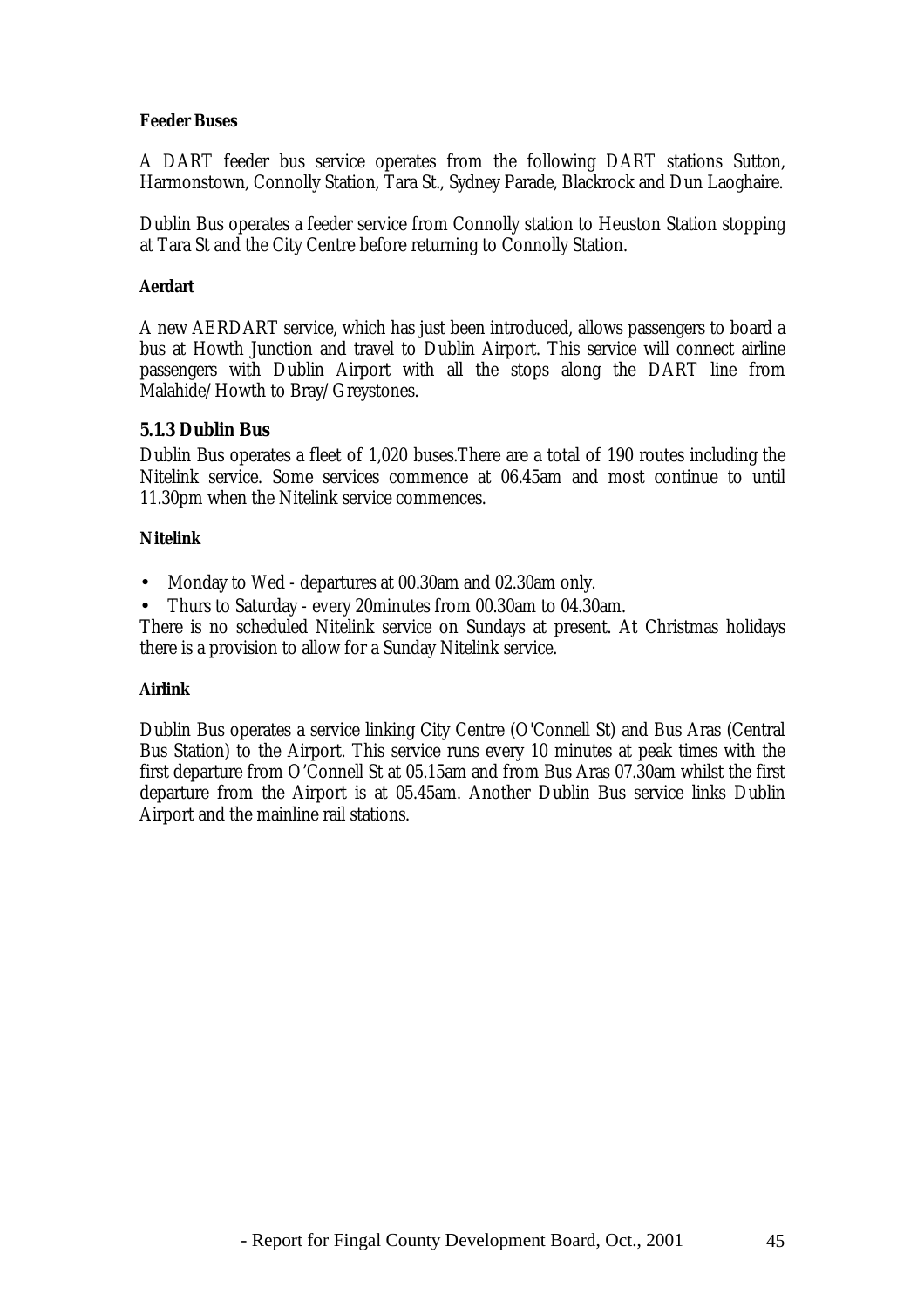**Feeder Buses**

A DART feeder bus service operates from the following DART stations Sutton, Harmonstown, Connolly Station, Tara St., Sydney Parade, Blackrock and Dun Laoghaire.

Dublin Bus operates a feeder service from Connolly station to Heuston Station stopping at Tara St and the City Centre before returning to Connolly Station.

**Aerdart**

A new AERDART service, which has just been introduced, allows passengers to board a bus at Howth Junction and travel to Dublin Airport. This service will connect airline passengers with Dublin Airport with all the stops along the DART line from Malahide/Howth to Bray/Greystones.

### 5.1.3 Dublin Bus

Dublin Bus operates a fleet of 1,020 buses.There are a total of 190 routes including the Nitelink service. Some services commence at 06.45am and most continue to until 11.30pm when the Nitelink service commences.

**Nitelink**

- Monday to Wed - departures at 00.30am and 02.30am only.
- Thurs to Saturday - every 20minutes from 00.30am to 04.30am.

There is no scheduled Nitelink service on Sundays at present. At Christmas holidays there is a provision to allow for a Sunday Nitelink service.

**Airlink**

Dublin Bus operates a service linking City Centre (O'Connell St) and Bus Aras (Central Bus Station) to the Airport. This service runs every 10 minutes at peak times with the first departure from O'Connell St at 05.15am and from Bus Aras 07.30am whilst the first departure from the Airport is at 05.45am. Another Dublin Bus service links Dublin Airport and the mainline rail stations.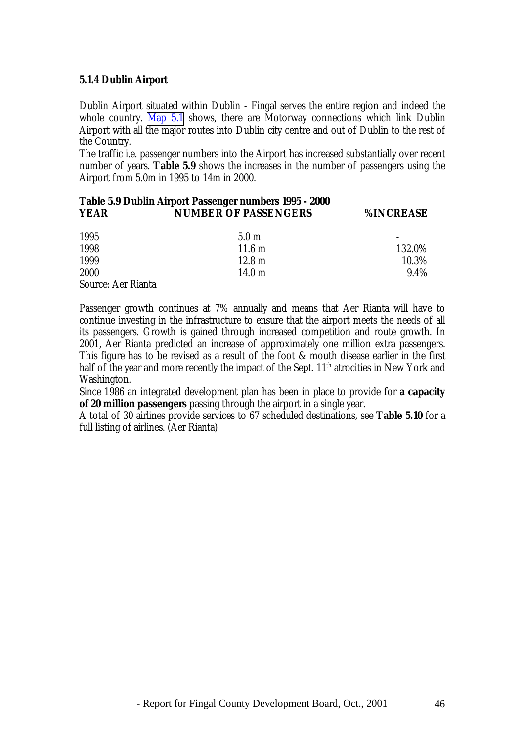### 5.1.4 Dublin Airport

Dublin Airport situated within Dublin - Fingal serves the entire region and indeed the whole country. Map 5.1 shows, there are Motorway connections which link Dublin Airport with all the major routes into Dublin city centre and out of Dublin to the rest of the Country.

The traffic i.e. passenger numbers into the Airport has increased substantially over recent number of years. **Table 5.9** shows the increases in the number of passengers using the Airport from 5.0m in 1995 to 14m in 2000.

**Table 5.9 Dublin Airport Passenger numbers 1995 - 2000**

| YEAR | NUMBER OF PASSENGERS | %INCREASE |
|---|---|---|
| 1995 | 5.0 m | - |
| 1998 | 11.6 m | 132.0% |
| 1999 | 12.8 m | 10.3% |
| 2000 | 14.0 m | 9.4% |

Source: Aer Rianta

Passenger growth continues at 7% annually and means that Aer Rianta will have to continue investing in the infrastructure to ensure that the airport meets the needs of all its passengers. Growth is gained through increased competition and route growth. In 2001, Aer Rianta predicted an increase of approximately one million extra passengers. This figure has to be revised as a result of the foot & mouth disease earlier in the first half of the year and more recently the impact of the Sept. 11th atrocities in New York and Washington.

Since 1986 an integrated development plan has been in place to provide for **a capacity of 20 million passengers** passing through the airport in a single year.

A total of 30 airlines provide services to 67 scheduled destinations, see **Table 5.10** for a full listing of airlines. (Aer Rianta)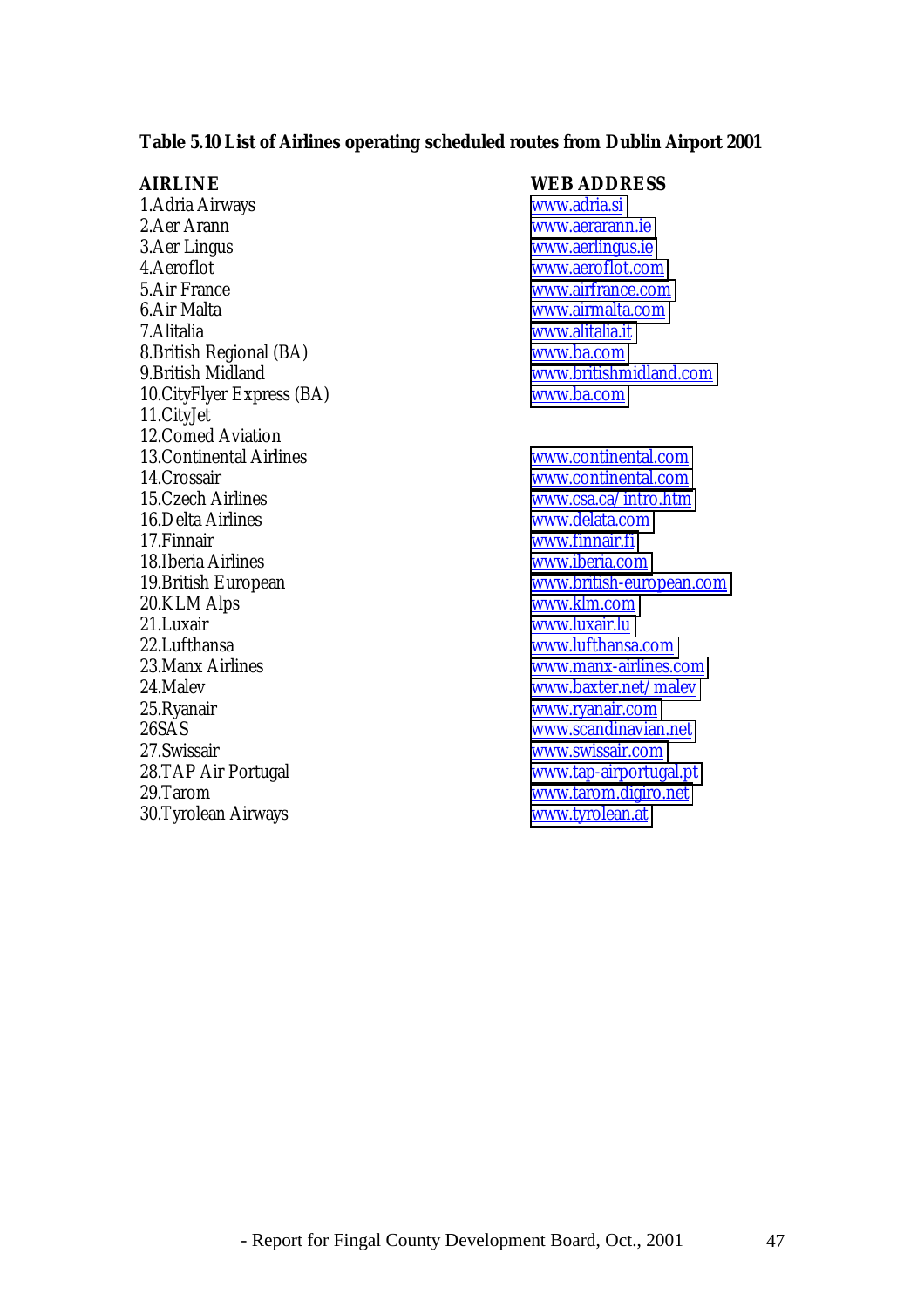**Table 5.10 List of Airlines operating scheduled routes from Dublin Airport 2001**

| AIRLINE | WEB ADDRESS |
|---|---|
| 1.Adria Airways | www.adria.si |
| 2.Aer Arann | www.aerarann.ie |
| 3.Aer Lingus | www.aerlingus.ie |
| 4.Aeroflot | www.aeroflot.com |
| 5.Air France | www.airfrance.com |
| 6.Air Malta | www.airmalta.com |
| 7.Alitalia | www.alitalia.it |
| 8.British Regional (BA) | www.ba.com |
| 9.British Midland | www.britishmidland.com |
| 10.CityFlyer Express (BA) | www.ba.com |
| 11.CityJet | |
| 12.Comed Aviation | |
| 13.Continental Airlines | www.continental.com |
| 14.Crossair | www.continental.com |
| 15.Czech Airlines | www.csa.ca/intro.htm |
| 16.Delta Airlines | www.delata.com |
| 17.Finnair | www.finnair.fi |
| 18.Iberia Airlines | www.iberia.com |
| 19.British European | www.british-european.com |
| 20.KLM Alps | www.klm.com |
| 21.Luxair | www.luxair.lu |
| 22.Lufthansa | www.lufthansa.com |
| 23.Manx Airlines | www.manx-airlines.com |
| 24.Malev | www.baxter.net/malev |
| 25.Ryanair | www.ryanair.com |
| 26SAS | www.scandinavian.net |
| 27.Swissair | www.swissair.com |
| 28.TAP Air Portugal | www.tap-airportugal.pt |
| 29.Tarom | www.tarom.digiro.net |
| 30.Tyrolean Airways | www.tyrolean.at |

- Report for Fingal County Development Board, Oct., 2001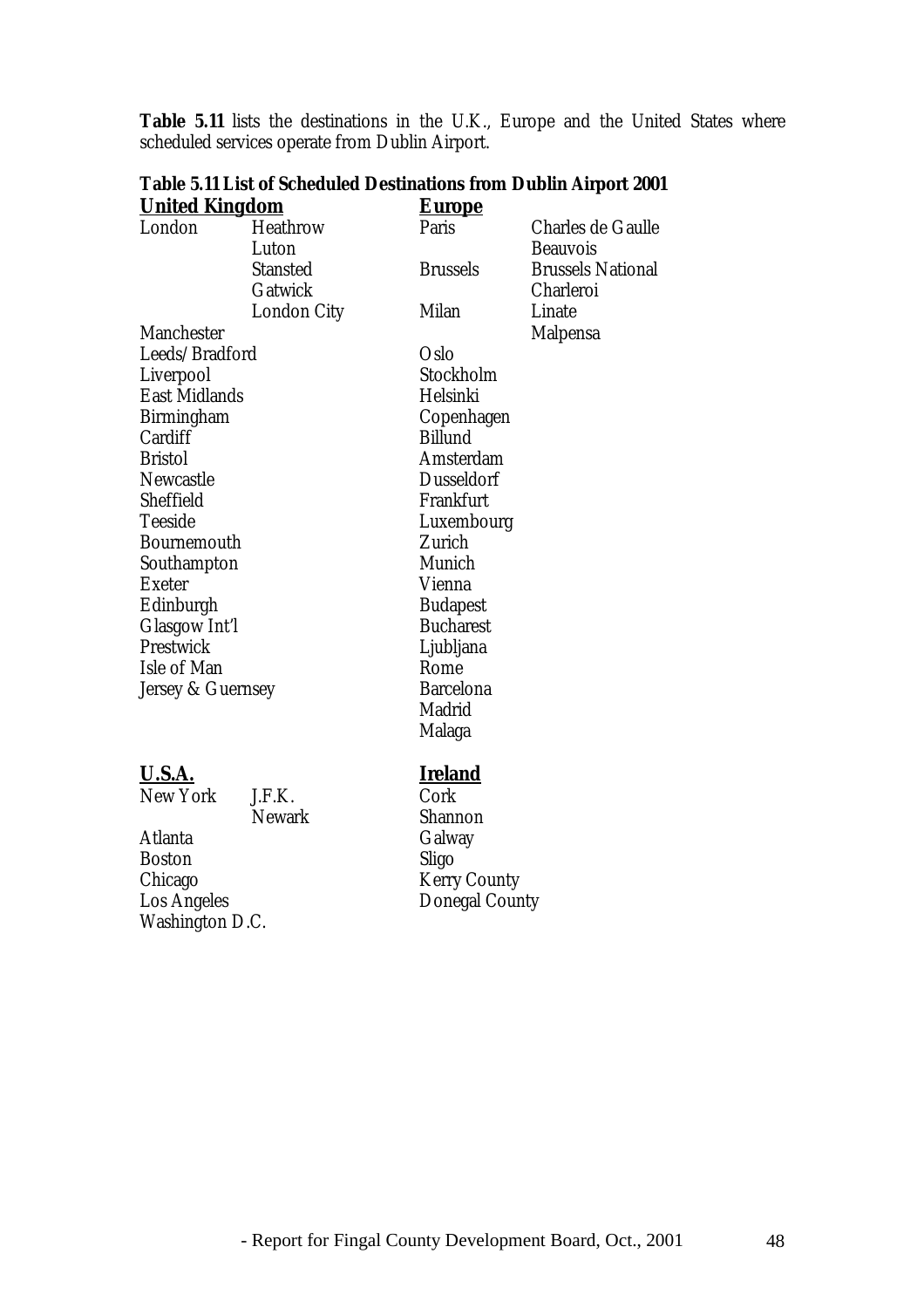**Table 5.11** lists the destinations in the U.K., Europe and the United States where scheduled services operate from Dublin Airport.

**Table 5.11 List of Scheduled Destinations from Dublin Airport 2001**

| **United Kingdom** | | **Europe** | |
|---|---|---|---|
| London | Heathrow | Paris | Charles de Gaulle |
| | Luton | | Beauvois |
| | Stansted | Brussels | Brussels National |
| | Gatwick | | Charleroi |
| | London City | Milan | Linate |
| Manchester | | | Malpensa |
| Leeds/Bradford | | Oslo | |
| Liverpool | | Stockholm | |
| East Midlands | | Helsinki | |
| Birmingham | | Copenhagen | |
| Cardiff | | Billund | |
| Bristol | | Amsterdam | |
| Newcastle | | Dusseldorf | |
| Sheffield | | Frankfurt | |
| Teeside | | Luxembourg | |
| Bournemouth | | Zurich | |
| Southampton | | Munich | |
| Exeter | | Vienna | |
| Edinburgh | | Budapest | |
| Glasgow Int'l | | Bucharest | |
| Prestwick | | Ljubljana | |
| Isle of Man | | Rome | |
| Jersey & Guernsey | | Barcelona | |
| | | Madrid | |
| | | Malaga | |

| **U.S.A.** | | **Ireland** |
|---|---|---|
| New York | J.F.K. | Cork |
| | Newark | Shannon |
| Atlanta | | Galway |
| Boston | | Sligo |
| Chicago | | Kerry County |
| Los Angeles | | Donegal County |
| Washington D.C. | | |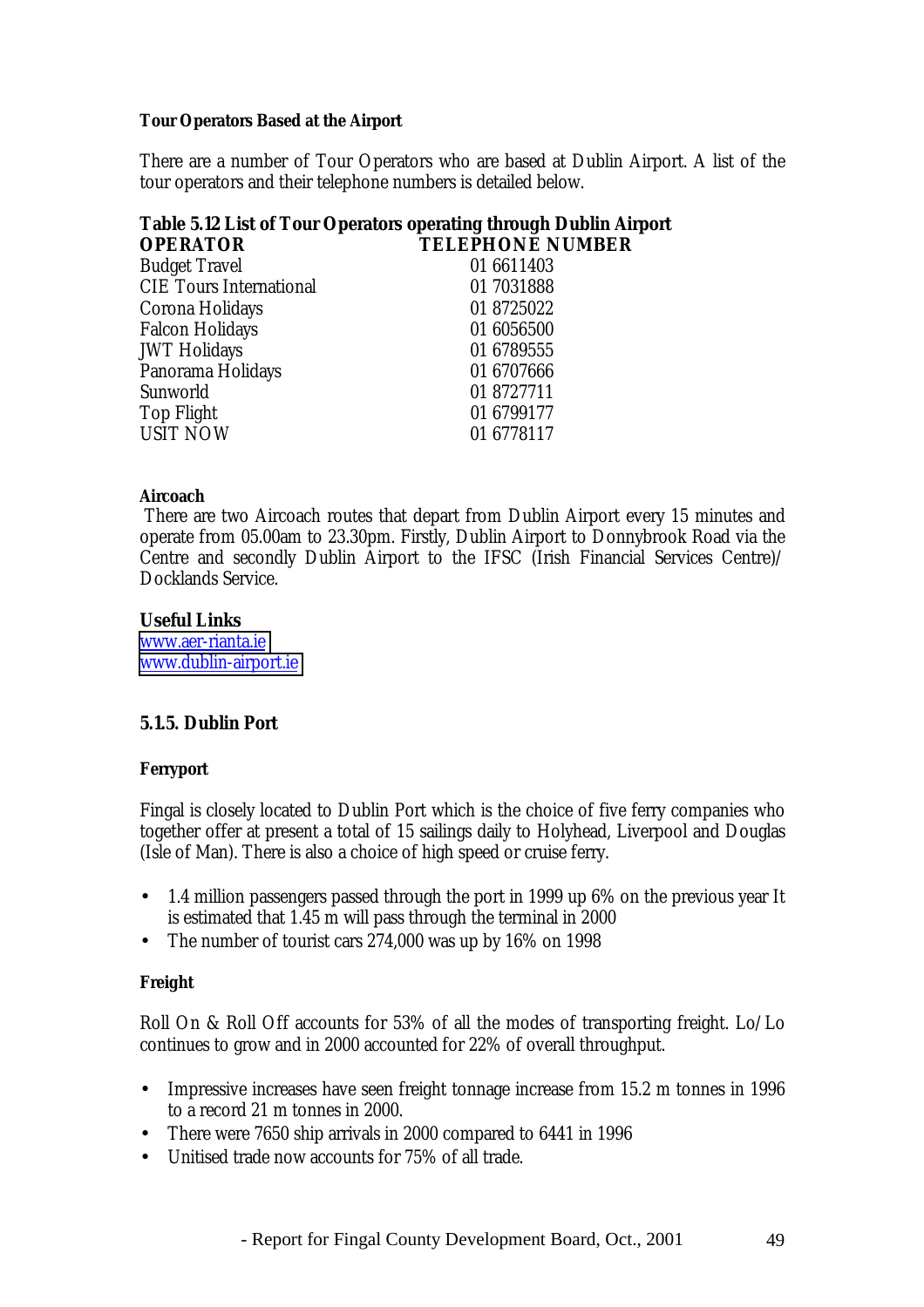**Tour Operators Based at the Airport**

There are a number of Tour Operators who are based at Dublin Airport. A list of the tour operators and their telephone numbers is detailed below.

**Table 5.12 List of Tour Operators operating through Dublin Airport**

| OPERATOR | TELEPHONE NUMBER |
|---|---|
| Budget Travel | 01 6611403 |
| CIE Tours International | 01 7031888 |
| Corona Holidays | 01 8725022 |
| Falcon Holidays | 01 6056500 |
| JWT Holidays | 01 6789555 |
| Panorama Holidays | 01 6707666 |
| Sunworld | 01 8727711 |
| Top Flight | 01 6799177 |
| USIT NOW | 01 6778117 |

**Aircoach**

There are two Aircoach routes that depart from Dublin Airport every 15 minutes and operate from 05.00am to 23.30pm. Firstly, Dublin Airport to Donnybrook Road via the Centre and secondly Dublin Airport to the IFSC (Irish Financial Services Centre)/ Docklands Service.

**Useful Links**

www.aer-rianta.ie
www.dublin-airport.ie

### 5.1.5. Dublin Port

**Ferryport**

Fingal is closely located to Dublin Port which is the choice of five ferry companies who together offer at present a total of 15 sailings daily to Holyhead, Liverpool and Douglas (Isle of Man). There is also a choice of high speed or cruise ferry.

- 1.4 million passengers passed through the port in 1999 up 6% on the previous year It is estimated that 1.45 m will pass through the terminal in 2000
- The number of tourist cars 274,000 was up by 16% on 1998

**Freight**

Roll On & Roll Off accounts for 53% of all the modes of transporting freight. Lo/Lo continues to grow and in 2000 accounted for 22% of overall throughput.

- Impressive increases have seen freight tonnage increase from 15.2 m tonnes in 1996 to a record 21 m tonnes in 2000.
- There were 7650 ship arrivals in 2000 compared to 6441 in 1996
- Unitised trade now accounts for 75% of all trade.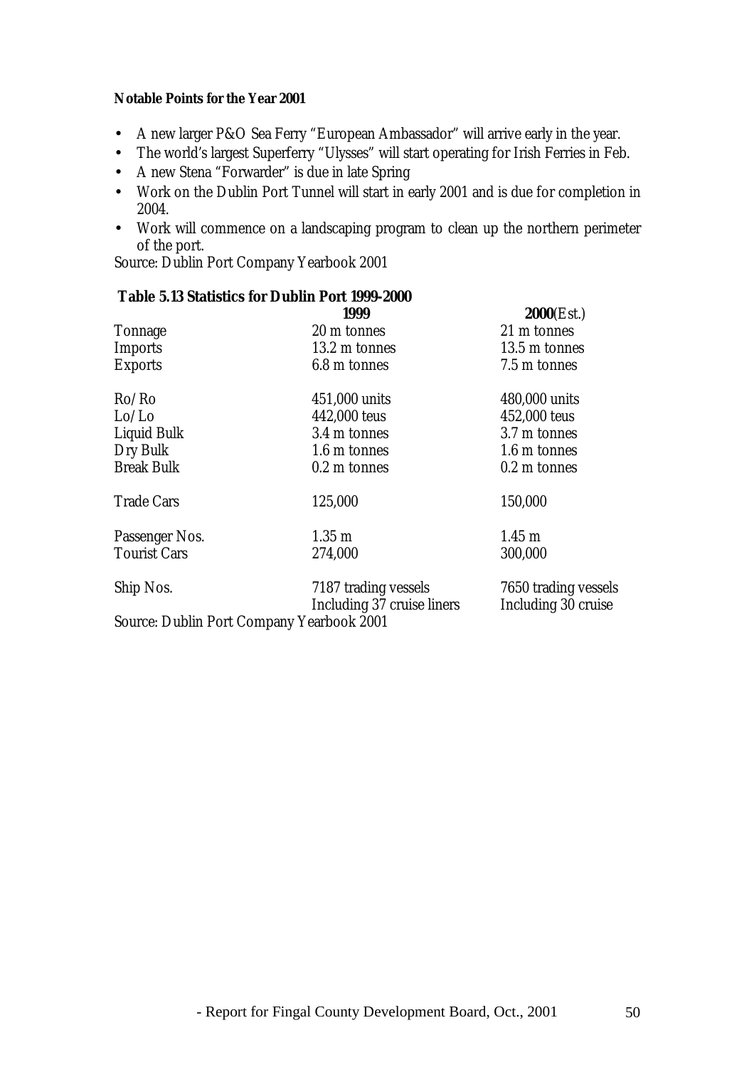**Notable Points for the Year 2001**

- A new larger P&O Sea Ferry "European Ambassador" will arrive early in the year.
- The world's largest Superferry "Ulysses" will start operating for Irish Ferries in Feb.
- A new Stena "Forwarder" is due in late Spring
- Work on the Dublin Port Tunnel will start in early 2001 and is due for completion in 2004.
- Work will commence on a landscaping program to clean up the northern perimeter of the port.

Source: Dublin Port Company Yearbook 2001

**Table 5.13 Statistics for Dublin Port 1999-2000**

| | **1999** | **2000**(Est.) |
|---|---|---|
| Tonnage | 20 m tonnes | 21 m tonnes |
| Imports | 13.2 m tonnes | 13.5 m tonnes |
| Exports | 6.8 m tonnes | 7.5 m tonnes |
| Ro/Ro | 451,000 units | 480,000 units |
| Lo/Lo | 442,000 teus | 452,000 teus |
| Liquid Bulk | 3.4 m tonnes | 3.7 m tonnes |
| Dry Bulk | 1.6 m tonnes | 1.6 m tonnes |
| Break Bulk | 0.2 m tonnes | 0.2 m tonnes |
| Trade Cars | 125,000 | 150,000 |
| Passenger Nos. | 1.35 m | 1.45 m |
| Tourist Cars | 274,000 | 300,000 |
| Ship Nos. | 7187 trading vessels Including 37 cruise liners | 7650 trading vessels Including 30 cruise |

Source: Dublin Port Company Yearbook 2001

- Report for Fingal County Development Board, Oct., 2001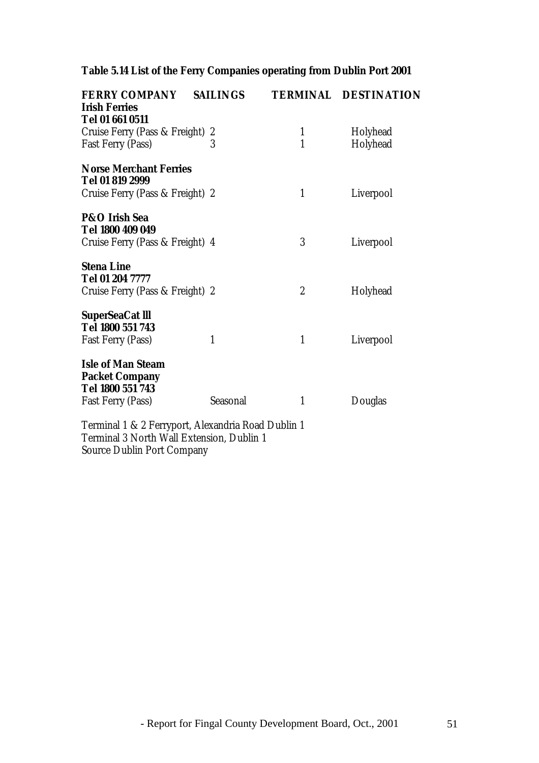**Table 5.14 List of the Ferry Companies operating from Dublin Port 2001**

| FERRY COMPANY | SAILINGS | TERMINAL | DESTINATION |
|---|---|---|---|
| **Irish Ferries** | | | |
| **Tel 01 661 0511** | | | |
| Cruise Ferry (Pass & Freight) | 2 | 1 | Holyhead |
| Fast Ferry (Pass) | 3 | 1 | Holyhead |
| **Norse Merchant Ferries** | | | |
| **Tel 01 819 2999** | | | |
| Cruise Ferry (Pass & Freight) | 2 | 1 | Liverpool |
| **P&O Irish Sea** | | | |
| **Tel 1800 409 049** | | | |
| Cruise Ferry (Pass & Freight) | 4 | 3 | Liverpool |
| **Stena Line** | | | |
| **Tel 01 204 7777** | | | |
| Cruise Ferry (Pass & Freight) | 2 | 2 | Holyhead |
| **SuperSeaCat lll** | | | |
| **Tel 1800 551 743** | | | |
| Fast Ferry (Pass) | 1 | 1 | Liverpool |
| **Isle of Man Steam Packet Company** | | | |
| **Tel 1800 551 743** | | | |
| Fast Ferry (Pass) | Seasonal | 1 | Douglas |

Terminal 1 & 2 Ferryport, Alexandria Road Dublin 1
Terminal 3 North Wall Extension, Dublin 1
Source Dublin Port Company

- Report for Fingal County Development Board, Oct., 2001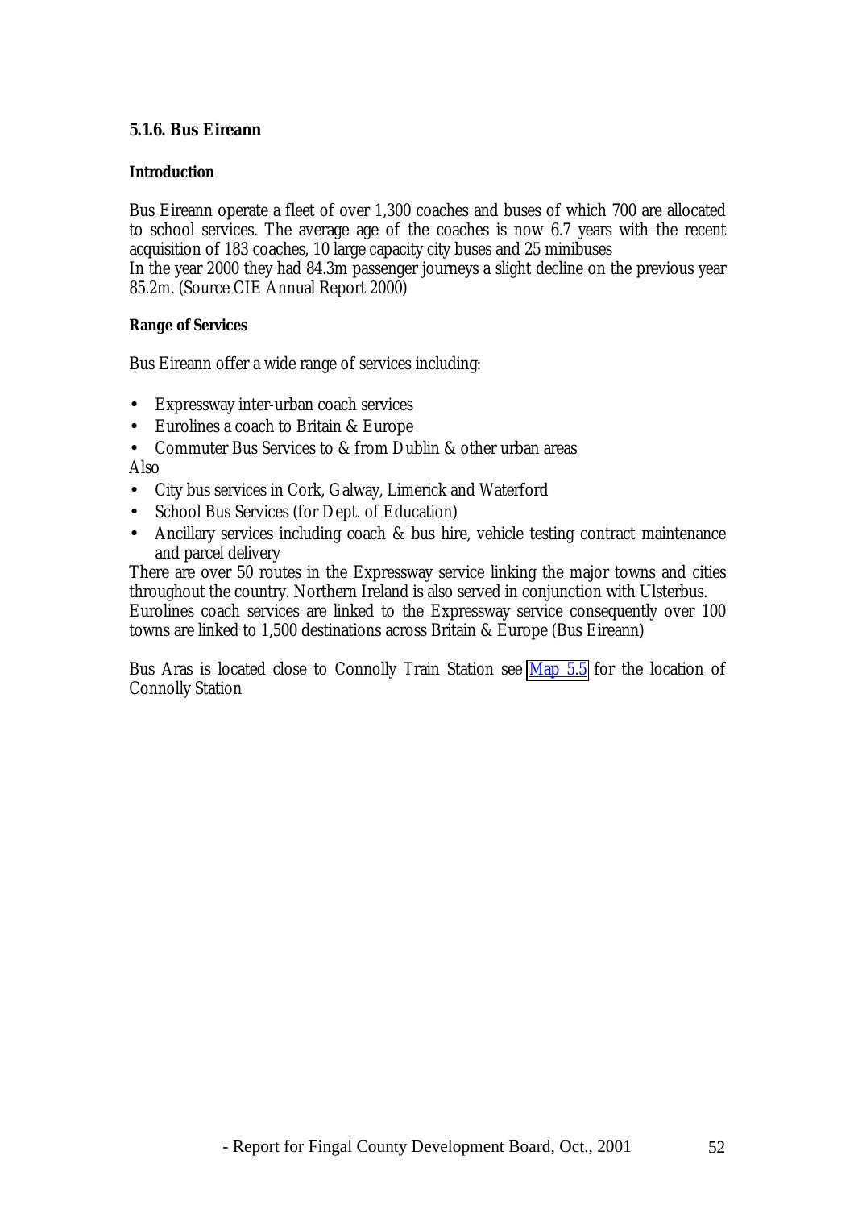### 5.1.6. Bus Eireann

#### Introduction

Bus Eireann operate a fleet of over 1,300 coaches and buses of which 700 are allocated to school services. The average age of the coaches is now 6.7 years with the recent acquisition of 183 coaches, 10 large capacity city buses and 25 minibuses
In the year 2000 they had 84.3m passenger journeys a slight decline on the previous year 85.2m. (Source CIE Annual Report 2000)

#### Range of Services

Bus Eireann offer a wide range of services including:

- Expressway inter-urban coach services
- Eurolines a coach to Britain & Europe
- Commuter Bus Services to & from Dublin & other urban areas

Also

- City bus services in Cork, Galway, Limerick and Waterford
- School Bus Services (for Dept. of Education)
- Ancillary services including coach & bus hire, vehicle testing contract maintenance and parcel delivery

There are over 50 routes in the Expressway service linking the major towns and cities throughout the country. Northern Ireland is also served in conjunction with Ulsterbus.
Eurolines coach services are linked to the Expressway service consequently over 100 towns are linked to 1,500 destinations across Britain & Europe (Bus Eireann)

Bus Aras is located close to Connolly Train Station see Map 5.5 for the location of Connolly Station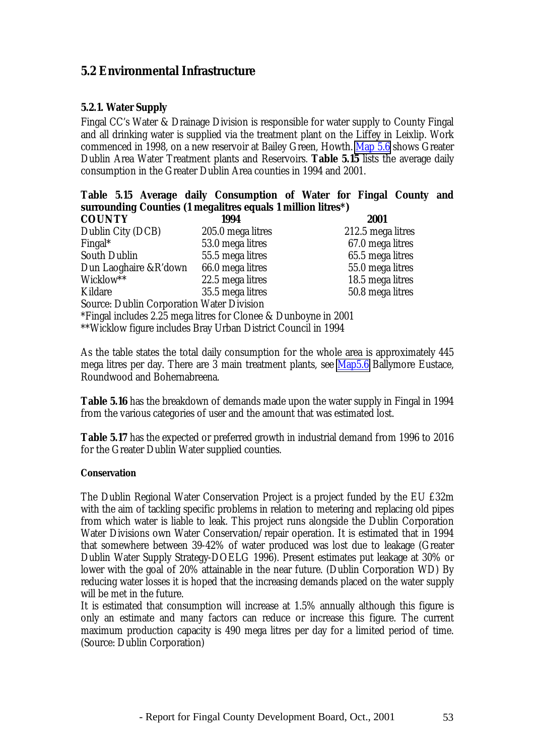## 5.2 Environmental Infrastructure

### 5.2.1. Water Supply

Fingal CC's Water & Drainage Division is responsible for water supply to County Fingal and all drinking water is supplied via the treatment plant on the Liffey in Leixlip. Work commenced in 1998, on a new reservoir at Bailey Green, Howth. Map 5.6 shows Greater Dublin Area Water Treatment plants and Reservoirs. **Table 5.15** lists the average daily consumption in the Greater Dublin Area counties in 1994 and 2001.

**Table 5.15 Average daily Consumption of Water for Fingal County and surrounding Counties (1 megalitres equals 1 million litres*)**

| COUNTY | 1994 | 2001 |
|---|---|---|
| Dublin City (DCB) | 205.0 mega litres | 212.5 mega litres |
| Fingal* | 53.0 mega litres | 67.0 mega litres |
| South Dublin | 55.5 mega litres | 65.5 mega litres |
| Dun Laoghaire &R'down | 66.0 mega litres | 55.0 mega litres |
| Wicklow** | 22.5 mega litres | 18.5 mega litres |
| Kildare | 35.5 mega litres | 50.8 mega litres |

Source: Dublin Corporation Water Division

*Fingal includes 2.25 mega litres for Clonee & Dunboyne in 2001

**Wicklow figure includes Bray Urban District Council in 1994

As the table states the total daily consumption for the whole area is approximately 445 mega litres per day. There are 3 main treatment plants, see Map5.6 Ballymore Eustace, Roundwood and Bohernabreena.

**Table 5.16** has the breakdown of demands made upon the water supply in Fingal in 1994 from the various categories of user and the amount that was estimated lost.

**Table 5.17** has the expected or preferred growth in industrial demand from 1996 to 2016 for the Greater Dublin Water supplied counties.

**Conservation**

The Dublin Regional Water Conservation Project is a project funded by the EU £32m with the aim of tackling specific problems in relation to metering and replacing old pipes from which water is liable to leak. This project runs alongside the Dublin Corporation Water Divisions own Water Conservation/repair operation. It is estimated that in 1994 that somewhere between 39-42% of water produced was lost due to leakage (Greater Dublin Water Supply Strategy-DOELG 1996). Present estimates put leakage at 30% or lower with the goal of 20% attainable in the near future. (Dublin Corporation WD) By reducing water losses it is hoped that the increasing demands placed on the water supply will be met in the future.

It is estimated that consumption will increase at 1.5% annually although this figure is only an estimate and many factors can reduce or increase this figure. The current maximum production capacity is 490 mega litres per day for a limited period of time. (Source: Dublin Corporation)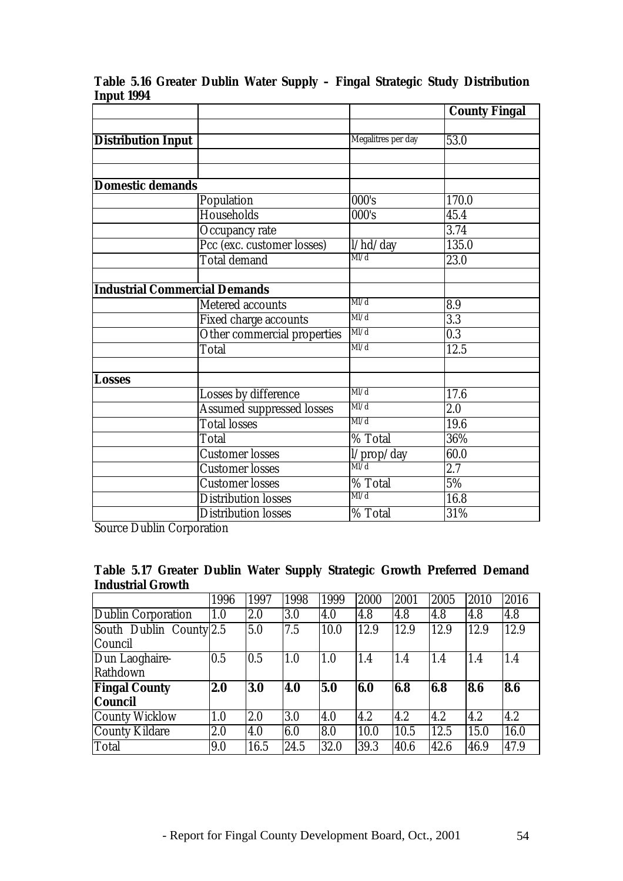**Table 5.16 Greater Dublin Water Supply – Fingal Strategic Study Distribution Input 1994**

| | | | County Fingal |
|---|---|---|---|
| | | | |
| **Distribution Input** | | Megalitres per day | 53.0 |
| | | | |
| | | | |
| **Domestic demands** | | | |
| | Population | 000's | 170.0 |
| | Households | 000's | 45.4 |
| | Occupancy rate | | 3.74 |
| | Pcc (exc. customer losses) | l/hd/day | 135.0 |
| | Total demand | Ml/d | 23.0 |
| | | | |
| **Industrial Commercial Demands** | | | |
| | Metered accounts | Ml/d | 8.9 |
| | Fixed charge accounts | Ml/d | 3.3 |
| | Other commercial properties | Ml/d | 0.3 |
| | Total | Ml/d | 12.5 |
| | | | |
| **Losses** | | | |
| | Losses by difference | Ml/d | 17.6 |
| | Assumed suppressed losses | Ml/d | 2.0 |
| | Total losses | Ml/d | 19.6 |
| | Total | % Total | 36% |
| | Customer losses | l/prop/day | 60.0 |
| | Customer losses | Ml/d | 2.7 |
| | Customer losses | % Total | 5% |
| | Distribution losses | Ml/d | 16.8 |
| | Distribution losses | % Total | 31% |

Source Dublin Corporation

**Table 5.17 Greater Dublin Water Supply Strategic Growth Preferred Demand Industrial Growth**

| | 1996 | 1997 | 1998 | 1999 | 2000 | 2001 | 2005 | 2010 | 2016 |
|---|---|---|---|---|---|---|---|---|---|
| Dublin Corporation | 1.0 | 2.0 | 3.0 | 4.0 | 4.8 | 4.8 | 4.8 | 4.8 | 4.8 |
| South Dublin County Council | 2.5 | 5.0 | 7.5 | 10.0 | 12.9 | 12.9 | 12.9 | 12.9 | 12.9 |
| Dun Laoghaire-Rathdown | 0.5 | 0.5 | 1.0 | 1.0 | 1.4 | 1.4 | 1.4 | 1.4 | 1.4 |
| **Fingal County Council** | **2.0** | **3.0** | **4.0** | **5.0** | **6.0** | **6.8** | **6.8** | **8.6** | **8.6** |
| County Wicklow | 1.0 | 2.0 | 3.0 | 4.0 | 4.2 | 4.2 | 4.2 | 4.2 | 4.2 |
| County Kildare | 2.0 | 4.0 | 6.0 | 8.0 | 10.0 | 10.5 | 12.5 | 15.0 | 16.0 |
| Total | 9.0 | 16.5 | 24.5 | 32.0 | 39.3 | 40.6 | 42.6 | 46.9 | 47.9 |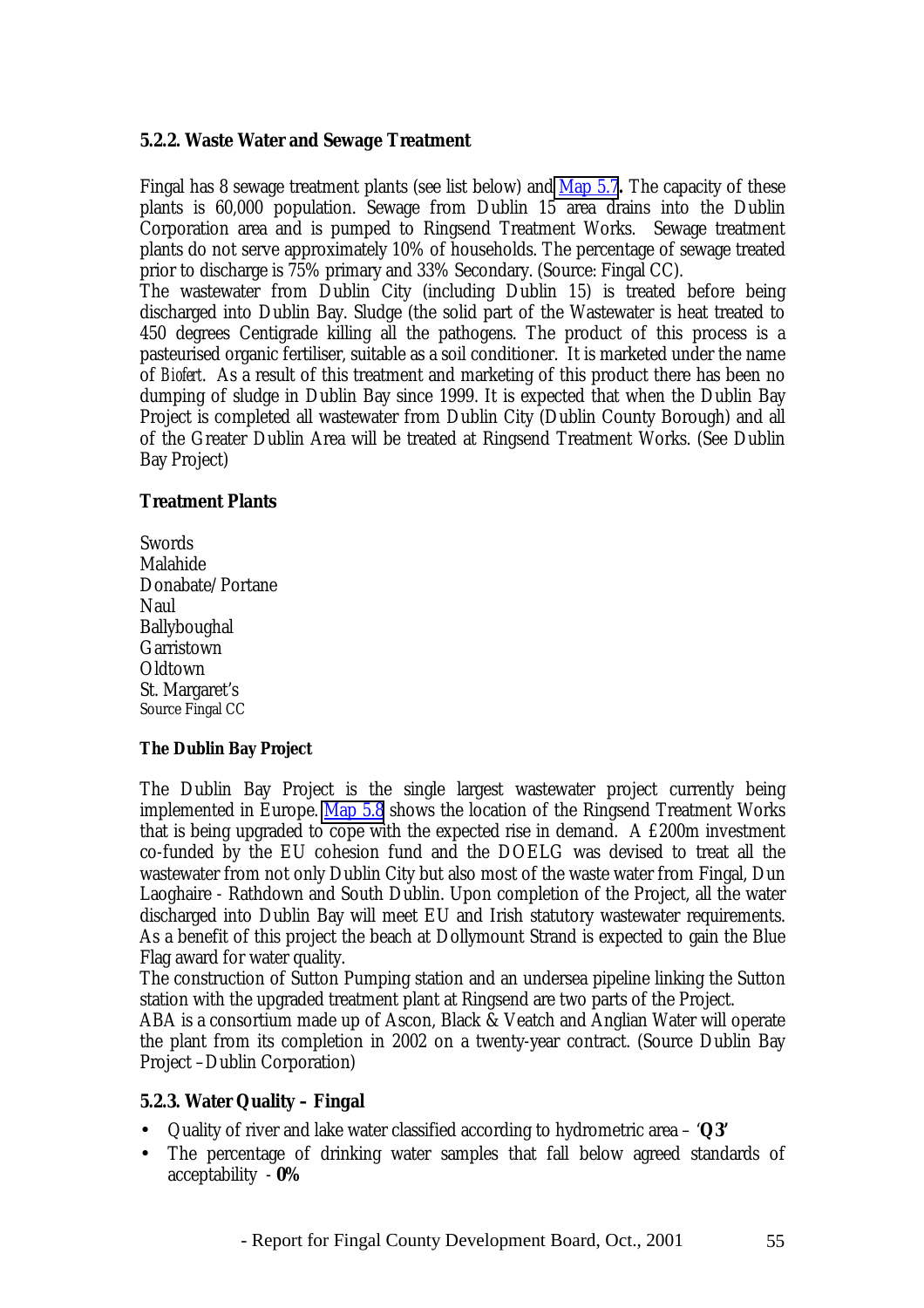### 5.2.2. Waste Water and Sewage Treatment

Fingal has 8 sewage treatment plants (see list below) and Map 5.7**.** The capacity of these plants is 60,000 population. Sewage from Dublin 15 area drains into the Dublin Corporation area and is pumped to Ringsend Treatment Works. Sewage treatment plants do not serve approximately 10% of households. The percentage of sewage treated prior to discharge is 75% primary and 33% Secondary. (Source: Fingal CC).

The wastewater from Dublin City (including Dublin 15) is treated before being discharged into Dublin Bay. Sludge (the solid part of the Wastewater is heat treated to 450 degrees Centigrade killing all the pathogens. The product of this process is a pasteurised organic fertiliser, suitable as a soil conditioner. It is marketed under the name of *Biofert*. As a result of this treatment and marketing of this product there has been no dumping of sludge in Dublin Bay since 1999. It is expected that when the Dublin Bay Project is completed all wastewater from Dublin City (Dublin County Borough) and all of the Greater Dublin Area will be treated at Ringsend Treatment Works. (See Dublin Bay Project)

### Treatment Plants

Swords
Malahide
Donabate/Portane
Naul
Ballyboughal
Garristown
Oldtown
St. Margaret's
Source Fingal CC

#### The Dublin Bay Project

The Dublin Bay Project is the single largest wastewater project currently being implemented in Europe. Map 5.8 shows the location of the Ringsend Treatment Works that is being upgraded to cope with the expected rise in demand. A £200m investment co-funded by the EU cohesion fund and the DOELG was devised to treat all the wastewater from not only Dublin City but also most of the waste water from Fingal, Dun Laoghaire - Rathdown and South Dublin. Upon completion of the Project, all the water discharged into Dublin Bay will meet EU and Irish statutory wastewater requirements. As a benefit of this project the beach at Dollymount Strand is expected to gain the Blue Flag award for water quality.

The construction of Sutton Pumping station and an undersea pipeline linking the Sutton station with the upgraded treatment plant at Ringsend are two parts of the Project.

ABA is a consortium made up of Ascon, Black & Veatch and Anglian Water will operate the plant from its completion in 2002 on a twenty-year contract. (Source Dublin Bay Project –Dublin Corporation)

### 5.2.3. Water Quality – Fingal

- Quality of river and lake water classified according to hydrometric area – '**Q3'**
- The percentage of drinking water samples that fall below agreed standards of acceptability - **0%**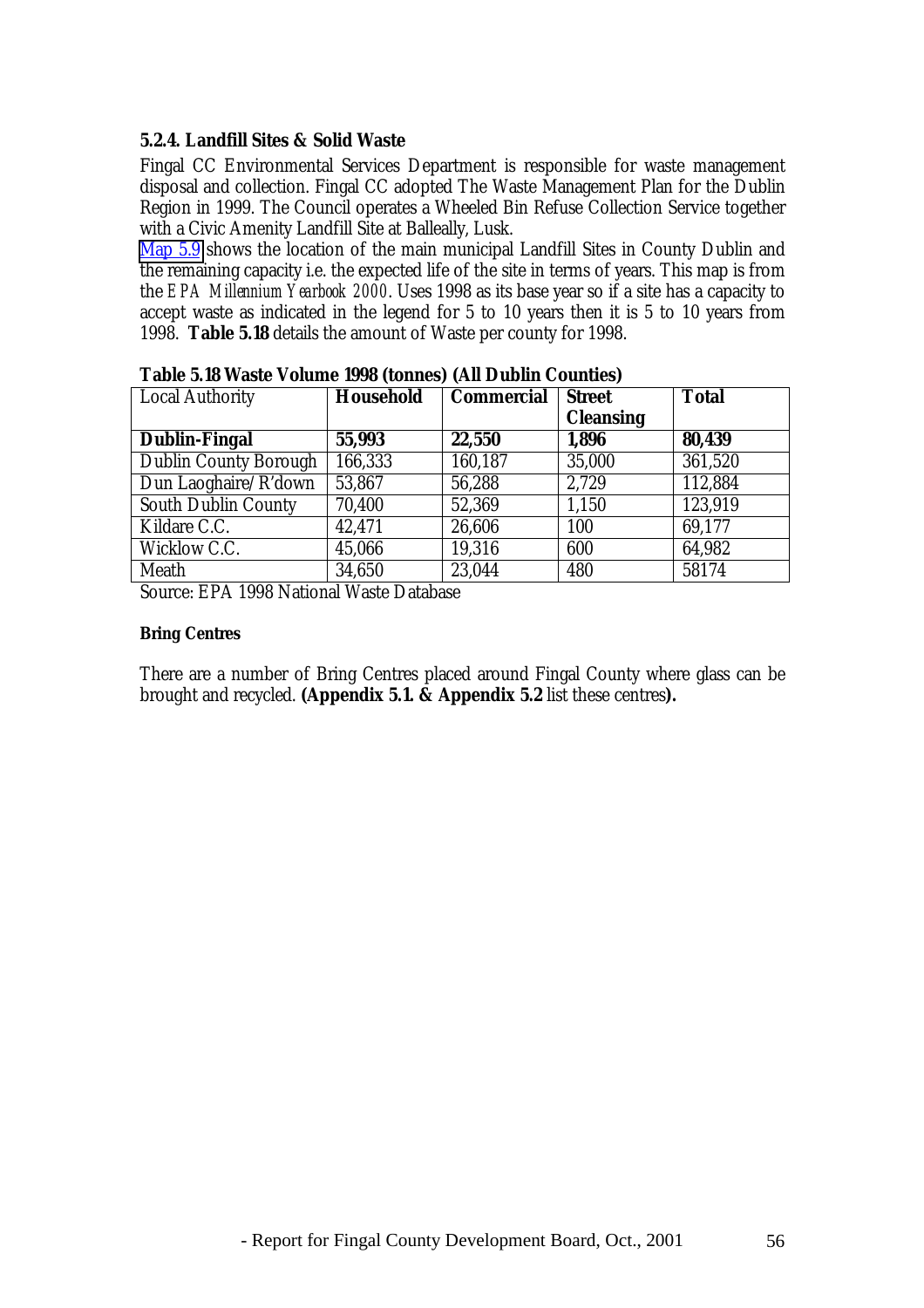### 5.2.4. Landfill Sites & Solid Waste

Fingal CC Environmental Services Department is responsible for waste management disposal and collection. Fingal CC adopted The Waste Management Plan for the Dublin Region in 1999. The Council operates a Wheeled Bin Refuse Collection Service together with a Civic Amenity Landfill Site at Balleally, Lusk.

Map 5.9 shows the location of the main municipal Landfill Sites in County Dublin and the remaining capacity i.e. the expected life of the site in terms of years. This map is from the *EPA Millennium Yearbook 2000*. Uses 1998 as its base year so if a site has a capacity to accept waste as indicated in the legend for 5 to 10 years then it is 5 to 10 years from 1998. **Table 5.18** details the amount of Waste per county for 1998.

**Table 5.18 Waste Volume 1998 (tonnes) (All Dublin Counties)**

| Local Authority | **Household** | **Commercial** | **Street Cleansing** | **Total** |
|---|---|---|---|---|
| **Dublin-Fingal** | **55,993** | **22,550** | **1,896** | **80,439** |
| Dublin County Borough | 166,333 | 160,187 | 35,000 | 361,520 |
| Dun Laoghaire/R'down | 53,867 | 56,288 | 2,729 | 112,884 |
| South Dublin County | 70,400 | 52,369 | 1,150 | 123,919 |
| Kildare C.C. | 42,471 | 26,606 | 100 | 69,177 |
| Wicklow C.C. | 45,066 | 19,316 | 600 | 64,982 |
| Meath | 34,650 | 23,044 | 480 | 58174 |

Source: EPA 1998 National Waste Database

**Bring Centres**

There are a number of Bring Centres placed around Fingal County where glass can be brought and recycled. **(Appendix 5.1. & Appendix 5.2** list these centres**).**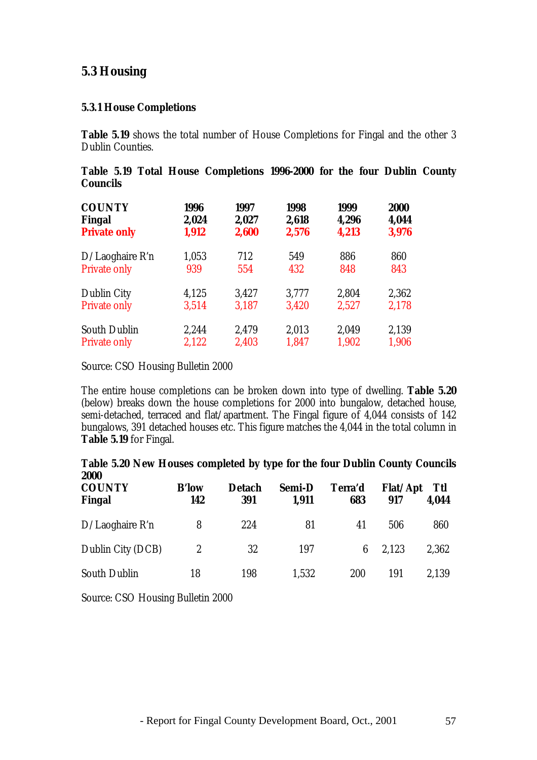## 5.3 Housing

### 5.3.1 House Completions

**Table 5.19** shows the total number of House Completions for Fingal and the other 3 Dublin Counties.

**Table 5.19 Total House Completions 1996-2000 for the four Dublin County Councils**

| COUNTY | 1996 | 1997 | 1998 | 1999 | 2000 |
|---|---|---|---|---|---|
| **Fingal** | **2,024** | **2,027** | **2,618** | **4,296** | **4,044** |
| **Private only** | **1,912** | **2,600** | **2,576** | **4,213** | **3,976** |
| D/Laoghaire R'n | 1,053 | 712 | 549 | 886 | 860 |
| Private only | 939 | 554 | 432 | 848 | 843 |
| Dublin City | 4,125 | 3,427 | 3,777 | 2,804 | 2,362 |
| Private only | 3,514 | 3,187 | 3,420 | 2,527 | 2,178 |
| South Dublin | 2,244 | 2,479 | 2,013 | 2,049 | 2,139 |
| Private only | 2,122 | 2,403 | 1,847 | 1,902 | 1,906 |

Source: CSO Housing Bulletin 2000

The entire house completions can be broken down into type of dwelling. **Table 5.20** (below) breaks down the house completions for 2000 into bungalow, detached house, semi-detached, terraced and flat/apartment. The Fingal figure of 4,044 consists of 142 bungalows, 391 detached houses etc. This figure matches the 4,044 in the total column in **Table 5.19** for Fingal.

**Table 5.20 New Houses completed by type for the four Dublin County Councils 2000**

| COUNTY | B'low | Detach | Semi-D | Terra'd | Flat/Apt | Ttl |
|---|---|---|---|---|---|---|
| **Fingal** | **142** | **391** | **1,911** | **683** | **917** | **4,044** |
| D/Laoghaire R'n | 8 | 224 | 81 | 41 | 506 | 860 |
| Dublin City (DCB) | 2 | 32 | 197 | 6 | 2,123 | 2,362 |
| South Dublin | 18 | 198 | 1,532 | 200 | 191 | 2,139 |

Source: CSO Housing Bulletin 2000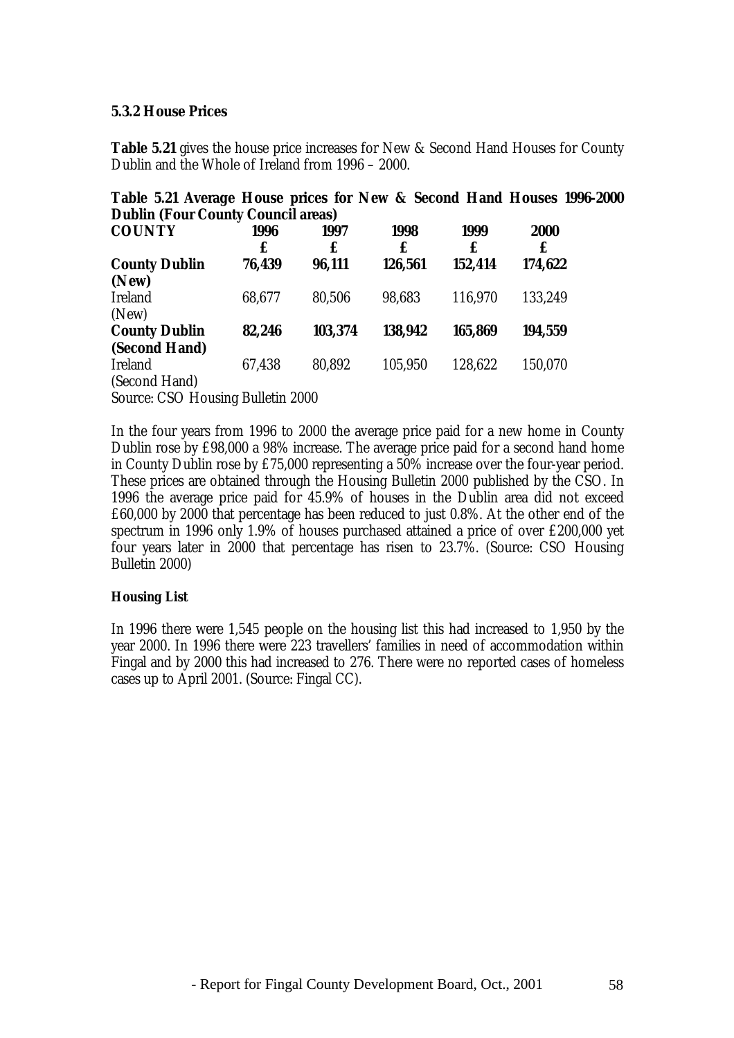### 5.3.2 House Prices

**Table 5.21** gives the house price increases for New & Second Hand Houses for County Dublin and the Whole of Ireland from 1996 – 2000.

**Table 5.21 Average House prices for New & Second Hand Houses 1996-2000 Dublin (Four County Council areas)**

| COUNTY | 1996 £ | 1997 £ | 1998 £ | 1999 £ | 2000 £ |
|---|---|---|---|---|---|
| **County Dublin (New)** | **76,439** | **96,111** | **126,561** | **152,414** | **174,622** |
| Ireland (New) | 68,677 | 80,506 | 98,683 | 116,970 | 133,249 |
| **County Dublin (Second Hand)** | **82,246** | **103,374** | **138,942** | **165,869** | **194,559** |
| Ireland (Second Hand) | 67,438 | 80,892 | 105,950 | 128,622 | 150,070 |

Source: CSO Housing Bulletin 2000

In the four years from 1996 to 2000 the average price paid for a new home in County Dublin rose by £98,000 a 98% increase. The average price paid for a second hand home in County Dublin rose by £75,000 representing a 50% increase over the four-year period. These prices are obtained through the Housing Bulletin 2000 published by the CSO. In 1996 the average price paid for 45.9% of houses in the Dublin area did not exceed £60,000 by 2000 that percentage has been reduced to just 0.8%. At the other end of the spectrum in 1996 only 1.9% of houses purchased attained a price of over £200,000 yet four years later in 2000 that percentage has risen to 23.7%. (Source: CSO Housing Bulletin 2000)

#### Housing List

In 1996 there were 1,545 people on the housing list this had increased to 1,950 by the year 2000. In 1996 there were 223 travellers' families in need of accommodation within Fingal and by 2000 this had increased to 276. There were no reported cases of homeless cases up to April 2001. (Source: Fingal CC).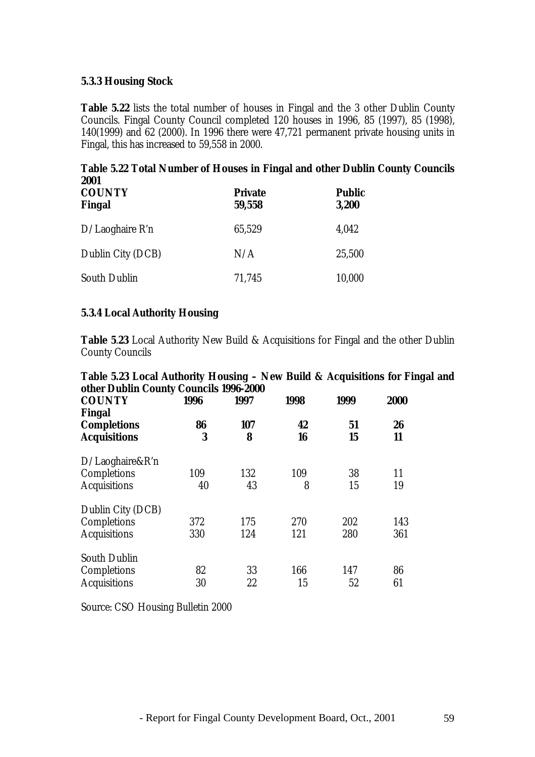### 5.3.3 Housing Stock

**Table 5.22** lists the total number of houses in Fingal and the 3 other Dublin County Councils. Fingal County Council completed 120 houses in 1996, 85 (1997), 85 (1998), 140(1999) and 62 (2000). In 1996 there were 47,721 permanent private housing units in Fingal, this has increased to 59,558 in 2000.

**Table 5.22 Total Number of Houses in Fingal and other Dublin County Councils 2001**

| COUNTY | Private | Public |
|---|---|---|
| **Fingal** | **59,558** | **3,200** |
| D/Laoghaire R'n | 65,529 | 4,042 |
| Dublin City (DCB) | N/A | 25,500 |
| South Dublin | 71,745 | 10,000 |

### 5.3.4 Local Authority Housing

**Table 5.23** Local Authority New Build & Acquisitions for Fingal and the other Dublin County Councils

**Table 5.23 Local Authority Housing – New Build & Acquisitions for Fingal and other Dublin County Councils 1996-2000**

| COUNTY | 1996 | 1997 | 1998 | 1999 | 2000 |
|---|---|---|---|---|---|
| **Fingal** | | | | | |
| **Completions** | **86** | **107** | **42** | **51** | **26** |
| **Acquisitions** | **3** | **8** | **16** | **15** | **11** |
| D/Laoghaire&R'n | | | | | |
| Completions | 109 | 132 | 109 | 38 | 11 |
| Acquisitions | 40 | 43 | 8 | 15 | 19 |
| Dublin City (DCB) | | | | | |
| Completions | 372 | 175 | 270 | 202 | 143 |
| Acquisitions | 330 | 124 | 121 | 280 | 361 |
| South Dublin | | | | | |
| Completions | 82 | 33 | 166 | 147 | 86 |
| Acquisitions | 30 | 22 | 15 | 52 | 61 |

Source: CSO Housing Bulletin 2000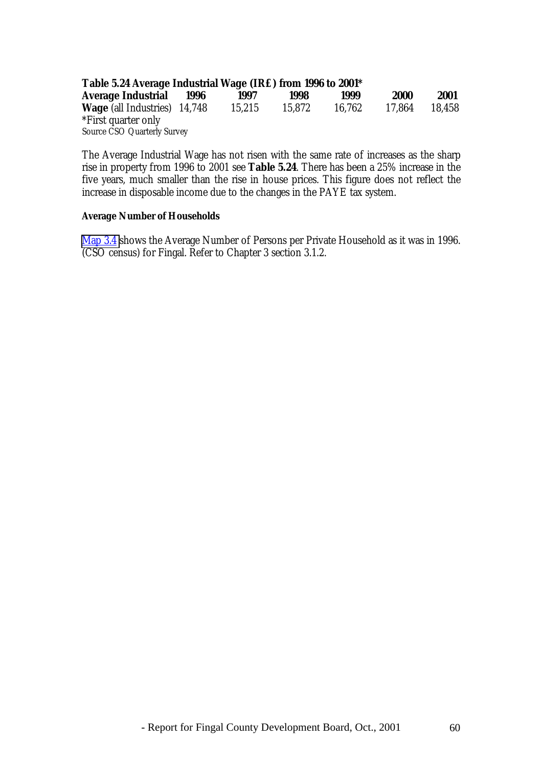**Table 5.24 Average Industrial Wage (IR£) from 1996 to 2001***

| Average Industrial | 1996 | 1997 | 1998 | 1999 | 2000 | 2001 |
|---|---|---|---|---|---|---|
| **Wage** (all Industries) | 14,748 | 15,215 | 15,872 | 16,762 | 17,864 | 18,458 |

*First quarter only

Source CSO Quarterly Survey

The Average Industrial Wage has not risen with the same rate of increases as the sharp rise in property from 1996 to 2001 see **Table 5.24**. There has been a 25% increase in the five years, much smaller than the rise in house prices. This figure does not reflect the increase in disposable income due to the changes in the PAYE tax system.

**Average Number of Households**

Map 3.4 shows the Average Number of Persons per Private Household as it was in 1996. (CSO census) for Fingal. Refer to Chapter 3 section 3.1.2.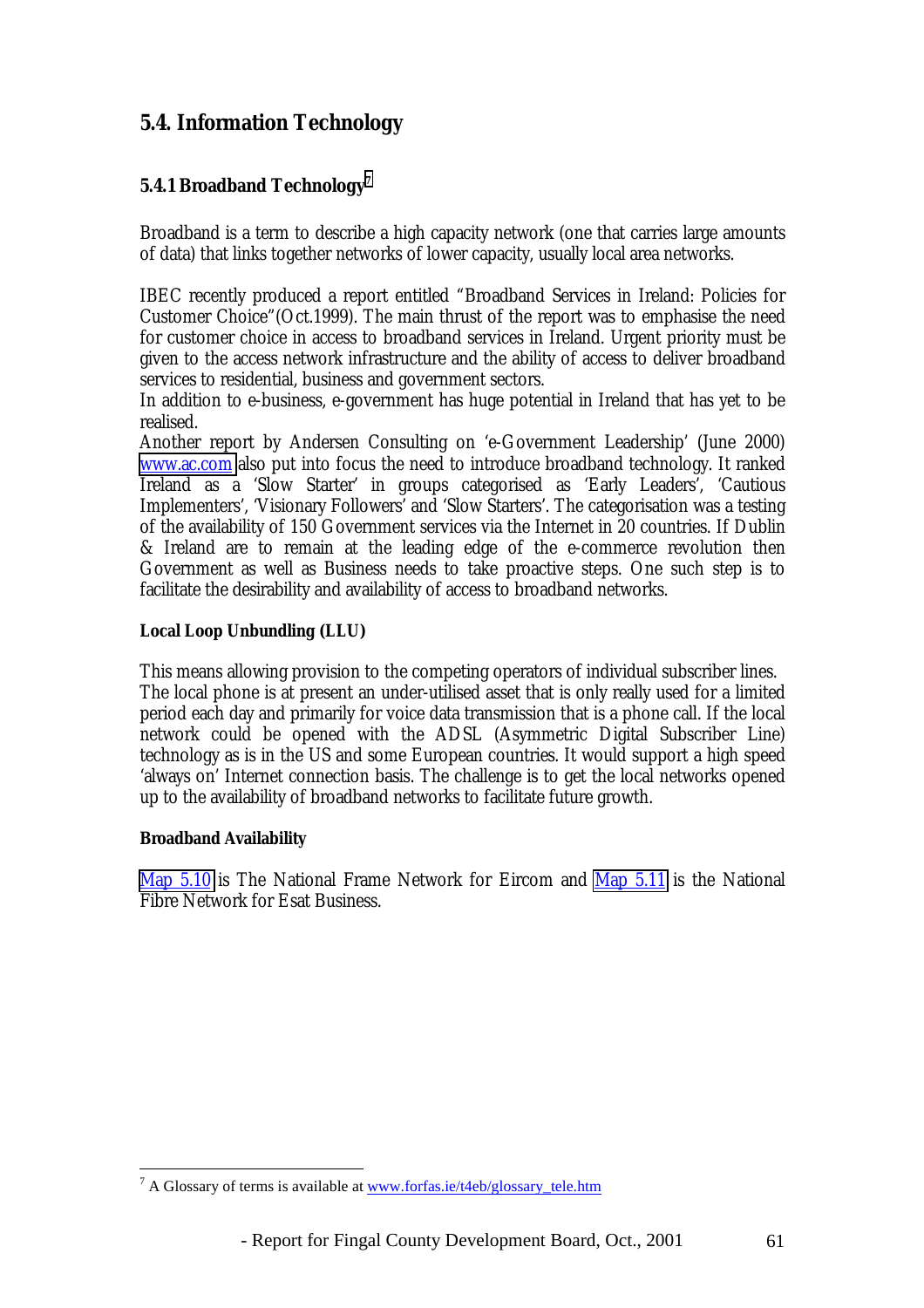## 5.4. Information Technology

### 5.4.1 Broadband Technology[7]

Broadband is a term to describe a high capacity network (one that carries large amounts of data) that links together networks of lower capacity, usually local area networks.

IBEC recently produced a report entitled "Broadband Services in Ireland: Policies for Customer Choice"(Oct.1999). The main thrust of the report was to emphasise the need for customer choice in access to broadband services in Ireland. Urgent priority must be given to the access network infrastructure and the ability of access to deliver broadband services to residential, business and government sectors.
In addition to e-business, e-government has huge potential in Ireland that has yet to be realised.
Another report by Andersen Consulting on 'e-Government Leadership' (June 2000) www.ac.com also put into focus the need to introduce broadband technology. It ranked Ireland as a 'Slow Starter' in groups categorised as 'Early Leaders', 'Cautious Implementers', 'Visionary Followers' and 'Slow Starters'. The categorisation was a testing of the availability of 150 Government services via the Internet in 20 countries. If Dublin & Ireland are to remain at the leading edge of the e-commerce revolution then Government as well as Business needs to take proactive steps. One such step is to facilitate the desirability and availability of access to broadband networks.

**Local Loop Unbundling (LLU)**

This means allowing provision to the competing operators of individual subscriber lines.
The local phone is at present an under-utilised asset that is only really used for a limited period each day and primarily for voice data transmission that is a phone call. If the local network could be opened with the ADSL (Asymmetric Digital Subscriber Line) technology as is in the US and some European countries. It would support a high speed 'always on' Internet connection basis. The challenge is to get the local networks opened up to the availability of broadband networks to facilitate future growth.

**Broadband Availability**

Map 5.10 is The National Frame Network for Eircom and Map 5.11 is the National Fibre Network for Esat Business.

[7] A Glossary of terms is available at www.forfas.ie/t4eb/glossary_tele.htm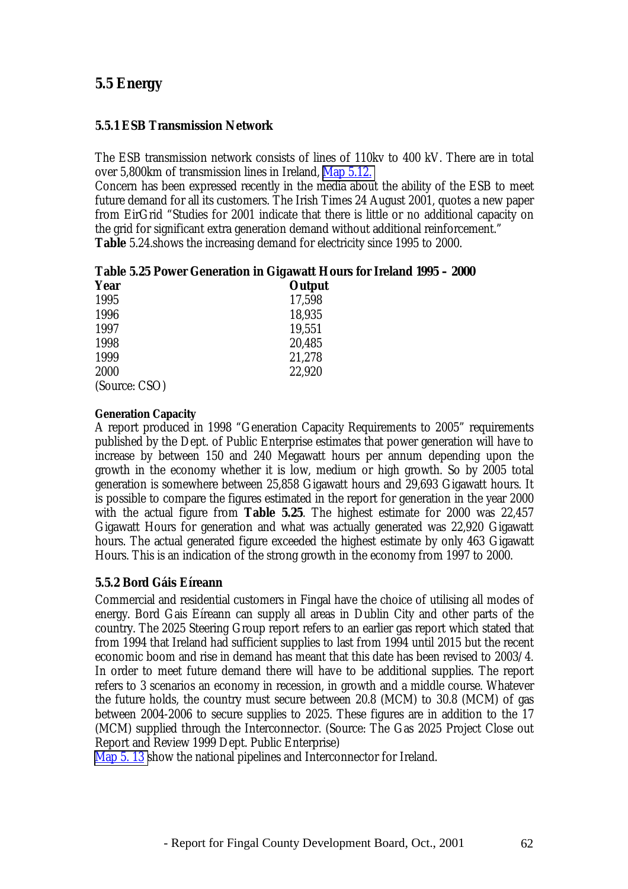## 5.5 Energy

### 5.5.1 ESB Transmission Network

The ESB transmission network consists of lines of 110kv to 400 kV. There are in total over 5,800km of transmission lines in Ireland, Map 5.12.
Concern has been expressed recently in the media about the ability of the ESB to meet future demand for all its customers. The Irish Times 24 August 2001, quotes a new paper from EirGrid "Studies for 2001 indicate that there is little or no additional capacity on the grid for significant extra generation demand without additional reinforcement."
**Table** 5.24.shows the increasing demand for electricity since 1995 to 2000.

**Table 5.25 Power Generation in Gigawatt Hours for Ireland 1995 – 2000**

| Year | Output |
|---|---|
| 1995 | 17,598 |
| 1996 | 18,935 |
| 1997 | 19,551 |
| 1998 | 20,485 |
| 1999 | 21,278 |
| 2000 | 22,920 |

(Source: CSO)

**Generation Capacity**
A report produced in 1998 "Generation Capacity Requirements to 2005" requirements published by the Dept. of Public Enterprise estimates that power generation will have to increase by between 150 and 240 Megawatt hours per annum depending upon the growth in the economy whether it is low, medium or high growth. So by 2005 total generation is somewhere between 25,858 Gigawatt hours and 29,693 Gigawatt hours. It is possible to compare the figures estimated in the report for generation in the year 2000 with the actual figure from **Table 5.25**. The highest estimate for 2000 was 22,457 Gigawatt Hours for generation and what was actually generated was 22,920 Gigawatt hours. The actual generated figure exceeded the highest estimate by only 463 Gigawatt Hours. This is an indication of the strong growth in the economy from 1997 to 2000.

### 5.5.2 Bord Gáis Eíreann

Commercial and residential customers in Fingal have the choice of utilising all modes of energy. Bord Gais Eíreann can supply all areas in Dublin City and other parts of the country. The 2025 Steering Group report refers to an earlier gas report which stated that from 1994 that Ireland had sufficient supplies to last from 1994 until 2015 but the recent economic boom and rise in demand has meant that this date has been revised to 2003/4. In order to meet future demand there will have to be additional supplies. The report refers to 3 scenarios an economy in recession, in growth and a middle course. Whatever the future holds, the country must secure between 20.8 (MCM) to 30.8 (MCM) of gas between 2004-2006 to secure supplies to 2025. These figures are in addition to the 17 (MCM) supplied through the Interconnector. (Source: The Gas 2025 Project Close out Report and Review 1999 Dept. Public Enterprise)
Map 5. 13 show the national pipelines and Interconnector for Ireland.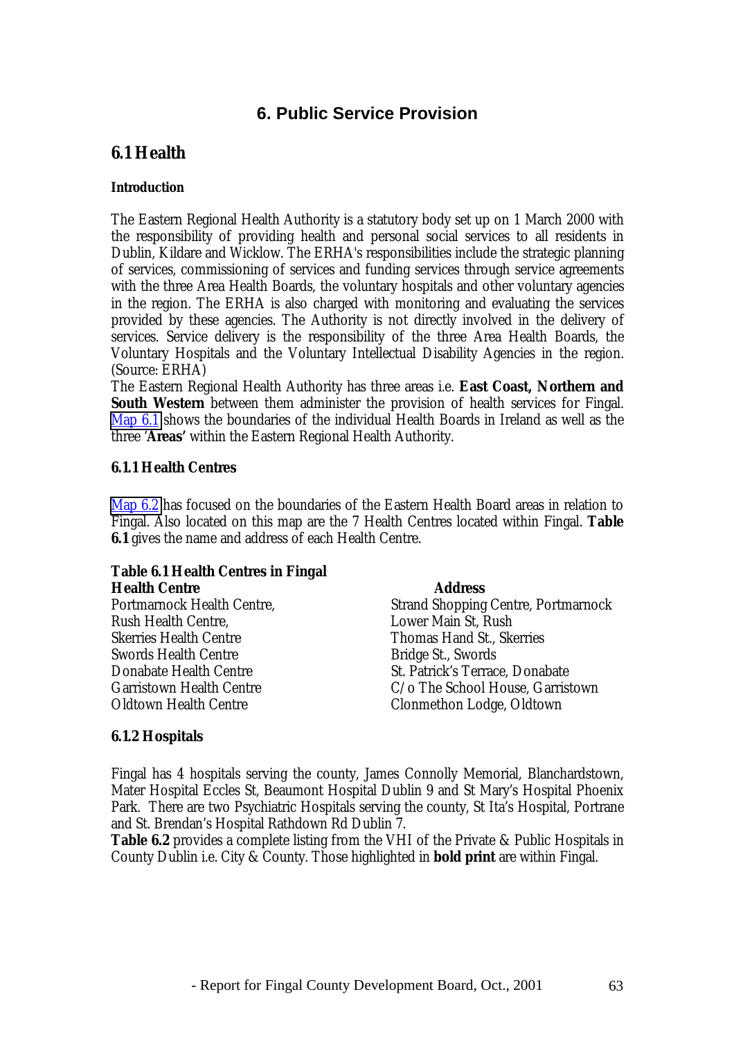# 6. Public Service Provision

## 6.1 Health

**Introduction**

The Eastern Regional Health Authority is a statutory body set up on 1 March 2000 with the responsibility of providing health and personal social services to all residents in Dublin, Kildare and Wicklow. The ERHA's responsibilities include the strategic planning of services, commissioning of services and funding services through service agreements with the three Area Health Boards, the voluntary hospitals and other voluntary agencies in the region. The ERHA is also charged with monitoring and evaluating the services provided by these agencies. The Authority is not directly involved in the delivery of services. Service delivery is the responsibility of the three Area Health Boards, the Voluntary Hospitals and the Voluntary Intellectual Disability Agencies in the region. (Source: ERHA)

The Eastern Regional Health Authority has three areas i.e. **East Coast, Northern and South Western** between them administer the provision of health services for Fingal. Map 6.1 shows the boundaries of the individual Health Boards in Ireland as well as the three '**Areas**' within the Eastern Regional Health Authority.

### 6.1.1 Health Centres

Map 6.2 has focused on the boundaries of the Eastern Health Board areas in relation to Fingal. Also located on this map are the 7 Health Centres located within Fingal. **Table 6.1** gives the name and address of each Health Centre.

**Table 6.1 Health Centres in Fingal**

| Health Centre | Address |
|---|---|
| Portmarnock Health Centre, | Strand Shopping Centre, Portmarnock |
| Rush Health Centre, | Lower Main St, Rush |
| Skerries Health Centre | Thomas Hand St., Skerries |
| Swords Health Centre | Bridge St., Swords |
| Donabate Health Centre | St. Patrick's Terrace, Donabate |
| Garristown Health Centre | C/o The School House, Garristown |
| Oldtown Health Centre | Clonmethon Lodge, Oldtown |

### 6.1.2 Hospitals

Fingal has 4 hospitals serving the county, James Connolly Memorial, Blanchardstown, Mater Hospital Eccles St, Beaumont Hospital Dublin 9 and St Mary's Hospital Phoenix Park. There are two Psychiatric Hospitals serving the county, St Ita's Hospital, Portrane and St. Brendan's Hospital Rathdown Rd Dublin 7.

**Table 6.2** provides a complete listing from the VHI of the Private & Public Hospitals in County Dublin i.e. City & County. Those highlighted in **bold print** are within Fingal.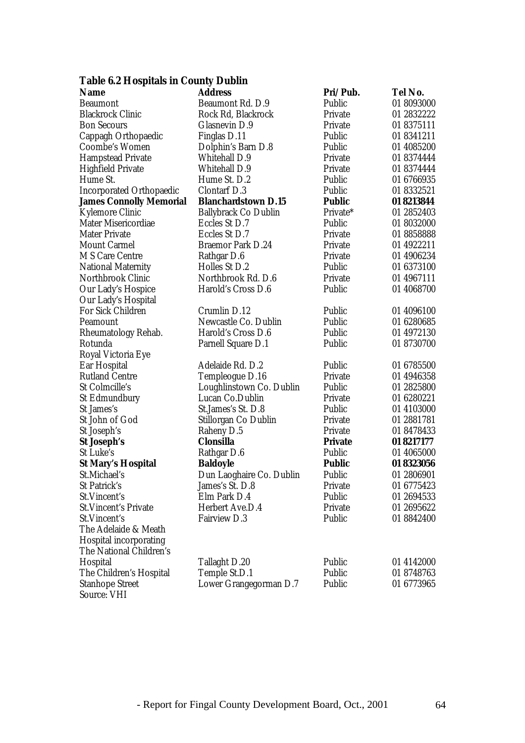**Table 6.2 Hospitals in County Dublin**

| Name | Address | Pri/Pub. | Tel No. |
|---|---|---|---|
| Beaumont | Beaumont Rd. D.9 | Public | 01 8093000 |
| Blackrock Clinic | Rock Rd, Blackrock | Private | 01 2832222 |
| Bon Secours | Glasnevin D.9 | Private | 01 8375111 |
| Cappagh Orthopaedic | Finglas D.11 | Public | 01 8341211 |
| Coombe's Women | Dolphin's Barn D.8 | Public | 01 4085200 |
| Hampstead Private | Whitehall D.9 | Private | 01 8374444 |
| Highfield Private | Whitehall D.9 | Private | 01 8374444 |
| Hume St. | Hume St. D.2 | Public | 01 6766935 |
| Incorporated Orthopaedic | Clontarf D.3 | Public | 01 8332521 |
| **James Connolly Memorial** | **Blanchardstown D.15** | **Public** | **01 8213844** |
| Kylemore Clinic | Ballybrack Co Dublin | Private* | 01 2852403 |
| Mater Misericordiae | Eccles St D.7 | Public | 01 8032000 |
| Mater Private | Eccles St D.7 | Private | 01 8858888 |
| Mount Carmel | Braemor Park D.24 | Private | 01 4922211 |
| M S Care Centre | Rathgar D.6 | Private | 01 4906234 |
| National Maternity | Holles St D.2 | Public | 01 6373100 |
| Northbrook Clinic | Northbrook Rd. D.6 | Private | 01 4967111 |
| Our Lady's Hospice | Harold's Cross D.6 | Public | 01 4068700 |
| Our Lady's Hospital For Sick Children | Crumlin D.12 | Public | 01 4096100 |
| Peamount | Newcastle Co. Dublin | Public | 01 6280685 |
| Rheumatology Rehab. | Harold's Cross D.6 | Public | 01 4972130 |
| Rotunda | Parnell Square D.1 | Public | 01 8730700 |
| Royal Victoria Eye Ear Hospital | Adelaide Rd. D.2 | Public | 01 6785500 |
| Rutland Centre | Templeogue D.16 | Private | 01 4946358 |
| St Colmcille's | Loughlinstown Co. Dublin | Public | 01 2825800 |
| St Edmundbury | Lucan Co.Dublin | Private | 01 6280221 |
| St James's | St.James's St. D.8 | Public | 01 4103000 |
| St John of God | Stillorgan Co Dublin | Private | 01 2881781 |
| St Joseph's | Raheny D.5 | Private | 01 8478433 |
| **St Joseph's** | **Clonsilla** | **Private** | **01 8217177** |
| St Luke's | Rathgar D.6 | Public | 01 4065000 |
| **St Mary's Hospital** | **Baldoyle** | **Public** | **01 8323056** |
| St.Michael's | Dun Laoghaire Co. Dublin | Public | 01 2806901 |
| St Patrick's | James's St. D.8 | Private | 01 6775423 |
| St.Vincent's | Elm Park D.4 | Public | 01 2694533 |
| St.Vincent's Private | Herbert Ave.D.4 | Private | 01 2695622 |
| St.Vincent's | Fairview D.3 | Public | 01 8842400 |
| The Adelaide & Meath Hospital incorporating The National Children's Hospital | Tallaght D.20 | Public | 01 4142000 |
| The Children's Hospital | Temple St.D.1 | Public | 01 8748763 |
| Stanhope Street | Lower Grangegorman D.7 | Public | 01 6773965 |

Source: VHI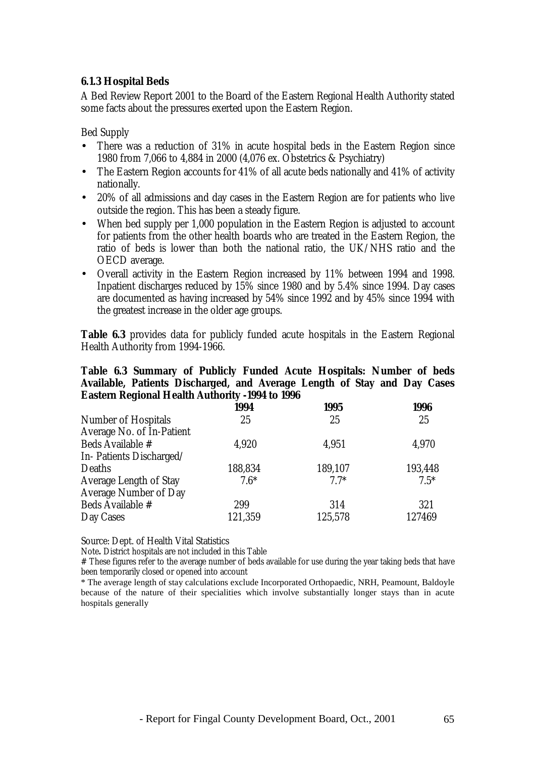### 6.1.3 Hospital Beds

A Bed Review Report 2001 to the Board of the Eastern Regional Health Authority stated some facts about the pressures exerted upon the Eastern Region.

Bed Supply

- There was a reduction of 31% in acute hospital beds in the Eastern Region since 1980 from 7,066 to 4,884 in 2000 (4,076 ex. Obstetrics & Psychiatry)
- The Eastern Region accounts for 41% of all acute beds nationally and 41% of activity nationally.
- 20% of all admissions and day cases in the Eastern Region are for patients who live outside the region. This has been a steady figure.
- When bed supply per 1,000 population in the Eastern Region is adjusted to account for patients from the other health boards who are treated in the Eastern Region, the ratio of beds is lower than both the national ratio, the UK/NHS ratio and the OECD average.
- Overall activity in the Eastern Region increased by 11% between 1994 and 1998. Inpatient discharges reduced by 15% since 1980 and by 5.4% since 1994. Day cases are documented as having increased by 54% since 1992 and by 45% since 1994 with the greatest increase in the older age groups.

**Table 6.3** provides data for publicly funded acute hospitals in the Eastern Regional Health Authority from 1994-1966.

**Table 6.3 Summary of Publicly Funded Acute Hospitals: Number of beds Available, Patients Discharged, and Average Length of Stay and Day Cases Eastern Regional Health Authority -1994 to 1996**

| | 1994 | 1995 | 1996 |
|---|---|---|---|
| Number of Hospitals | 25 | 25 | 25 |
| Average No. of In-Patient Beds Available # | 4,920 | 4,951 | 4,970 |
| In- Patients Discharged/ Deaths | 188,834 | 189,107 | 193,448 |
| Average Length of Stay | 7.6* | 7.7* | 7.5* |
| Average Number of Day Beds Available # | 299 | 314 | 321 |
| Day Cases | 121,359 | 125,578 | 127469 |

Source: Dept. of Health Vital Statistics

Note**.** District hospitals are not included in this Table

**#** These figures refer to the average number of beds available for use during the year taking beds that have been temporarily closed or opened into account

\* The average length of stay calculations exclude Incorporated Orthopaedic, NRH, Peamount, Baldoyle because of the nature of their specialities which involve substantially longer stays than in acute hospitals generally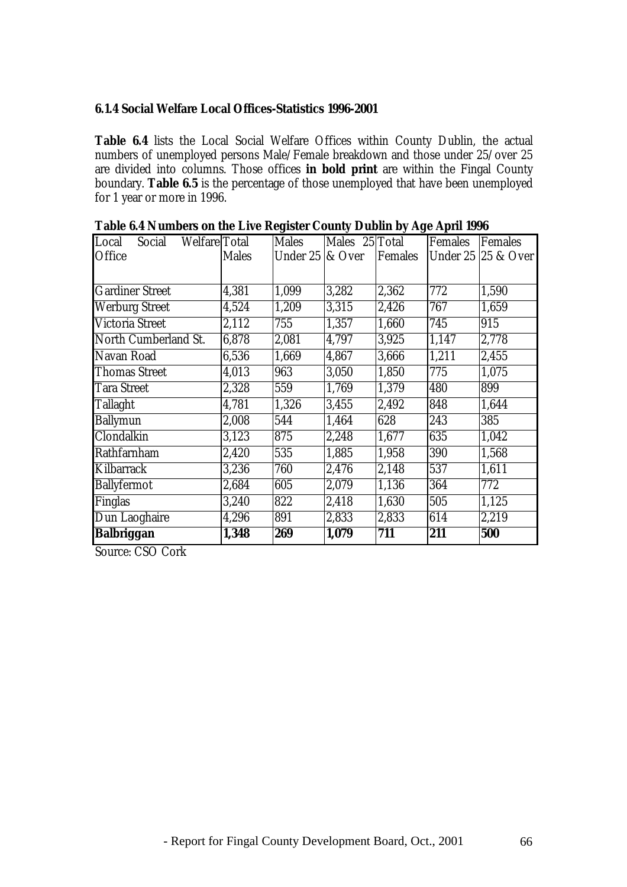### 6.1.4 Social Welfare Local Offices-Statistics 1996-2001

**Table 6.4** lists the Local Social Welfare Offices within County Dublin, the actual numbers of unemployed persons Male/Female breakdown and those under 25/over 25 are divided into columns. Those offices **in bold print** are within the Fingal County boundary. **Table 6.5** is the percentage of those unemployed that have been unemployed for 1 year or more in 1996.

**Table 6.4 Numbers on the Live Register County Dublin by Age April 1996**

| Local Social Welfare Office | Total Males | Males Under 25 | Males 25 & Over | Total Females | Females Under 25 | Females 25 & Over |
|---|---|---|---|---|---|---|
| Gardiner Street | 4,381 | 1,099 | 3,282 | 2,362 | 772 | 1,590 |
| Werburg Street | 4,524 | 1,209 | 3,315 | 2,426 | 767 | 1,659 |
| Victoria Street | 2,112 | 755 | 1,357 | 1,660 | 745 | 915 |
| North Cumberland St. | 6,878 | 2,081 | 4,797 | 3,925 | 1,147 | 2,778 |
| Navan Road | 6,536 | 1,669 | 4,867 | 3,666 | 1,211 | 2,455 |
| Thomas Street | 4,013 | 963 | 3,050 | 1,850 | 775 | 1,075 |
| Tara Street | 2,328 | 559 | 1,769 | 1,379 | 480 | 899 |
| Tallaght | 4,781 | 1,326 | 3,455 | 2,492 | 848 | 1,644 |
| Ballymun | 2,008 | 544 | 1,464 | 628 | 243 | 385 |
| Clondalkin | 3,123 | 875 | 2,248 | 1,677 | 635 | 1,042 |
| Rathfarnham | 2,420 | 535 | 1,885 | 1,958 | 390 | 1,568 |
| Kilbarrack | 3,236 | 760 | 2,476 | 2,148 | 537 | 1,611 |
| Ballyfermot | 2,684 | 605 | 2,079 | 1,136 | 364 | 772 |
| Finglas | 3,240 | 822 | 2,418 | 1,630 | 505 | 1,125 |
| Dun Laoghaire | 4,296 | 891 | 2,833 | 2,833 | 614 | 2,219 |
| **Balbriggan** | **1,348** | **269** | **1,079** | **711** | **211** | **500** |

Source: CSO Cork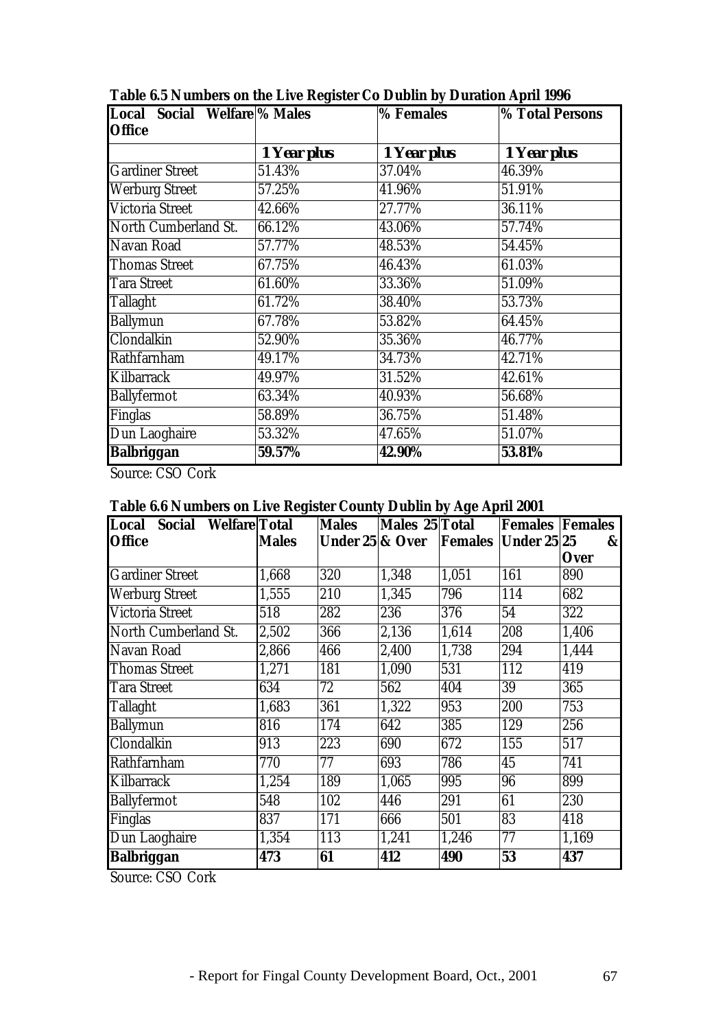**Table 6.5 Numbers on the Live Register Co Dublin by Duration April 1996**

| Local Social Welfare Office | % Males | % Females | % Total Persons |
|---|---|---|---|
| | **1 Year plus** | **1 Year plus** | **1 Year plus** |
| Gardiner Street | 51.43% | 37.04% | 46.39% |
| Werburg Street | 57.25% | 41.96% | 51.91% |
| Victoria Street | 42.66% | 27.77% | 36.11% |
| North Cumberland St. | 66.12% | 43.06% | 57.74% |
| Navan Road | 57.77% | 48.53% | 54.45% |
| Thomas Street | 67.75% | 46.43% | 61.03% |
| Tara Street | 61.60% | 33.36% | 51.09% |
| Tallaght | 61.72% | 38.40% | 53.73% |
| Ballymun | 67.78% | 53.82% | 64.45% |
| Clondalkin | 52.90% | 35.36% | 46.77% |
| Rathfarnham | 49.17% | 34.73% | 42.71% |
| Kilbarrack | 49.97% | 31.52% | 42.61% |
| Ballyfermot | 63.34% | 40.93% | 56.68% |
| Finglas | 58.89% | 36.75% | 51.48% |
| Dun Laoghaire | 53.32% | 47.65% | 51.07% |
| **Balbriggan** | **59.57%** | **42.90%** | **53.81%** |

Source: CSO Cork

**Table 6.6 Numbers on Live Register County Dublin by Age April 2001**

| Local Social Welfare Office | Total Males | Males Under 25 | Males 25 & Over | Total Females | Females Under 25 | Females 25 & Over |
|---|---|---|---|---|---|---|
| Gardiner Street | 1,668 | 320 | 1,348 | 1,051 | 161 | 890 |
| Werburg Street | 1,555 | 210 | 1,345 | 796 | 114 | 682 |
| Victoria Street | 518 | 282 | 236 | 376 | 54 | 322 |
| North Cumberland St. | 2,502 | 366 | 2,136 | 1,614 | 208 | 1,406 |
| Navan Road | 2,866 | 466 | 2,400 | 1,738 | 294 | 1,444 |
| Thomas Street | 1,271 | 181 | 1,090 | 531 | 112 | 419 |
| Tara Street | 634 | 72 | 562 | 404 | 39 | 365 |
| Tallaght | 1,683 | 361 | 1,322 | 953 | 200 | 753 |
| Ballymun | 816 | 174 | 642 | 385 | 129 | 256 |
| Clondalkin | 913 | 223 | 690 | 672 | 155 | 517 |
| Rathfarnham | 770 | 77 | 693 | 786 | 45 | 741 |
| Kilbarrack | 1,254 | 189 | 1,065 | 995 | 96 | 899 |
| Ballyfermot | 548 | 102 | 446 | 291 | 61 | 230 |
| Finglas | 837 | 171 | 666 | 501 | 83 | 418 |
| Dun Laoghaire | 1,354 | 113 | 1,241 | 1,246 | 77 | 1,169 |
| **Balbriggan** | **473** | **61** | **412** | **490** | **53** | **437** |

Source: CSO Cork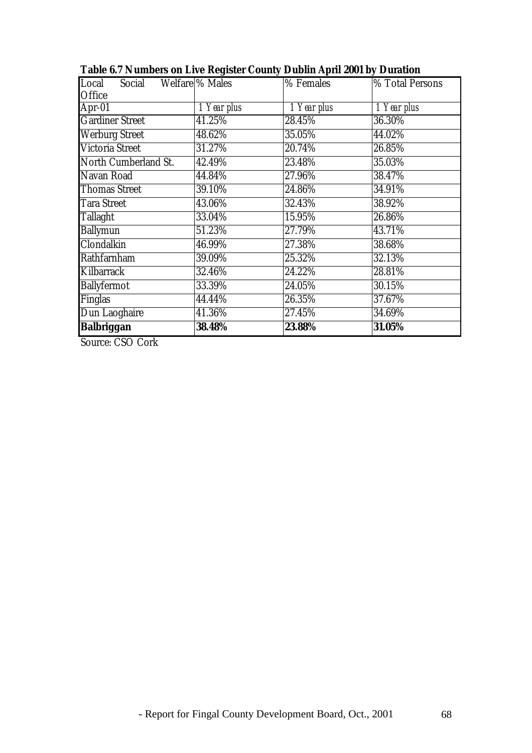**Table 6.7 Numbers on Live Register County Dublin April 2001 by Duration**

| Local Social Welfare Office | % Males | % Females | % Total Persons |
|---|---|---|---|
| Apr-01 | *1 Year plus* | *1 Year plus* | *1 Year plus* |
| Gardiner Street | 41.25% | 28.45% | 36.30% |
| Werburg Street | 48.62% | 35.05% | 44.02% |
| Victoria Street | 31.27% | 20.74% | 26.85% |
| North Cumberland St. | 42.49% | 23.48% | 35.03% |
| Navan Road | 44.84% | 27.96% | 38.47% |
| Thomas Street | 39.10% | 24.86% | 34.91% |
| Tara Street | 43.06% | 32.43% | 38.92% |
| Tallaght | 33.04% | 15.95% | 26.86% |
| Ballymun | 51.23% | 27.79% | 43.71% |
| Clondalkin | 46.99% | 27.38% | 38.68% |
| Rathfarnham | 39.09% | 25.32% | 32.13% |
| Kilbarrack | 32.46% | 24.22% | 28.81% |
| Ballyfermot | 33.39% | 24.05% | 30.15% |
| Finglas | 44.44% | 26.35% | 37.67% |
| Dun Laoghaire | 41.36% | 27.45% | 34.69% |
| **Balbriggan** | **38.48%** | **23.88%** | **31.05%** |

Source: CSO Cork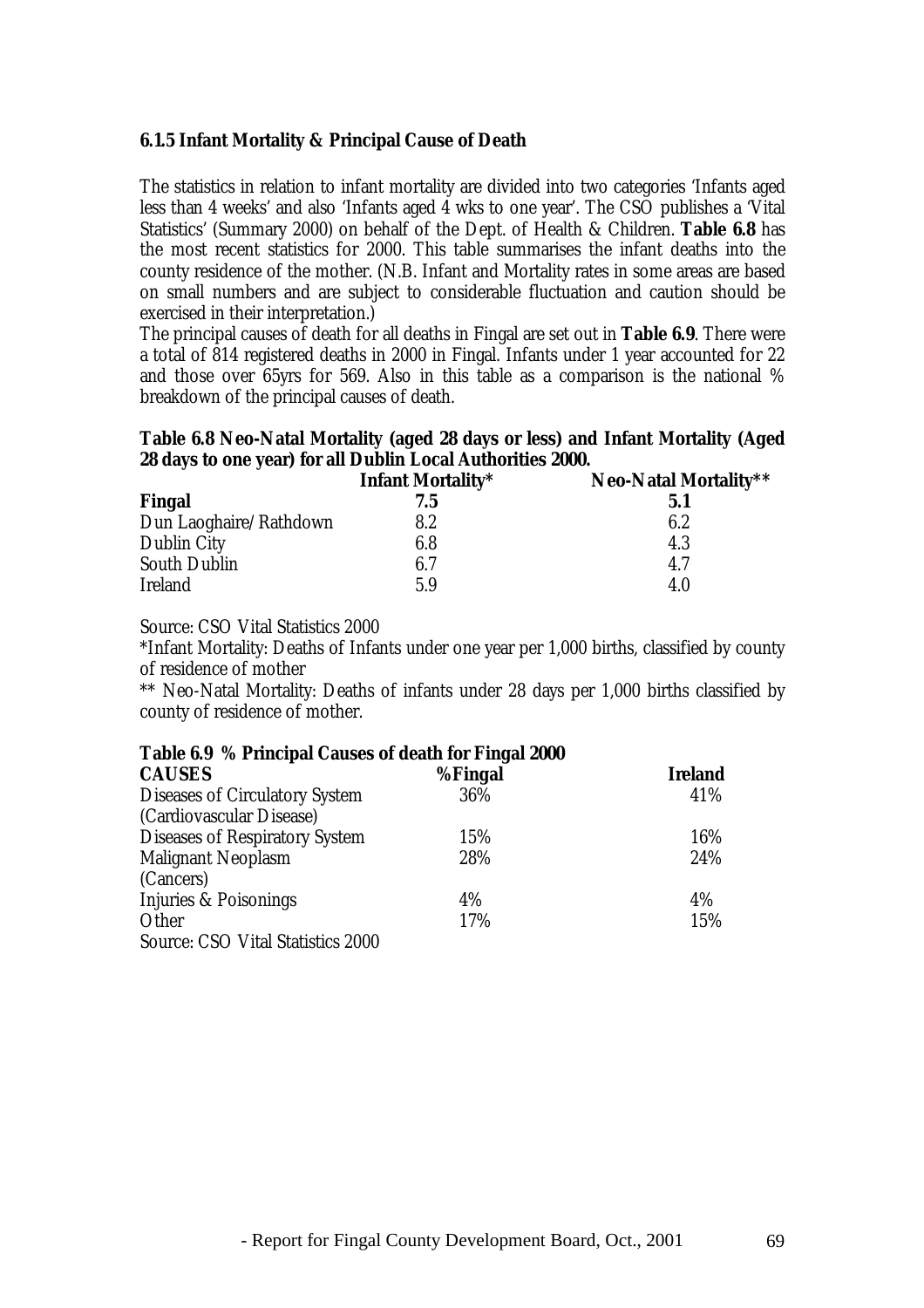### 6.1.5 Infant Mortality & Principal Cause of Death

The statistics in relation to infant mortality are divided into two categories 'Infants aged less than 4 weeks' and also 'Infants aged 4 wks to one year'. The CSO publishes a 'Vital Statistics' (Summary 2000) on behalf of the Dept. of Health & Children. **Table 6.8** has the most recent statistics for 2000. This table summarises the infant deaths into the county residence of the mother. (N.B. Infant and Mortality rates in some areas are based on small numbers and are subject to considerable fluctuation and caution should be exercised in their interpretation.)

The principal causes of death for all deaths in Fingal are set out in **Table 6.9**. There were a total of 814 registered deaths in 2000 in Fingal. Infants under 1 year accounted for 22 and those over 65yrs for 569. Also in this table as a comparison is the national % breakdown of the principal causes of death.

**Table 6.8 Neo-Natal Mortality (aged 28 days or less) and Infant Mortality (Aged 28 days to one year) for all Dublin Local Authorities 2000.**

| | Infant Mortality* | Neo-Natal Mortality** |
|---|---|---|
| **Fingal** | **7.5** | **5.1** |
| Dun Laoghaire/Rathdown | 8.2 | 6.2 |
| Dublin City | 6.8 | 4.3 |
| South Dublin | 6.7 | 4.7 |
| Ireland | 5.9 | 4.0 |

Source: CSO Vital Statistics 2000

*Infant Mortality: Deaths of Infants under one year per 1,000 births, classified by county of residence of mother

** Neo-Natal Mortality: Deaths of infants under 28 days per 1,000 births classified by county of residence of mother.

**Table 6.9 % Principal Causes of death for Fingal 2000**

| CAUSES | %Fingal | Ireland |
|---|---|---|
| Diseases of Circulatory System (Cardiovascular Disease) | 36% | 41% |
| Diseases of Respiratory System | 15% | 16% |
| Malignant Neoplasm (Cancers) | 28% | 24% |
| Injuries & Poisonings | 4% | 4% |
| Other | 17% | 15% |

Source: CSO Vital Statistics 2000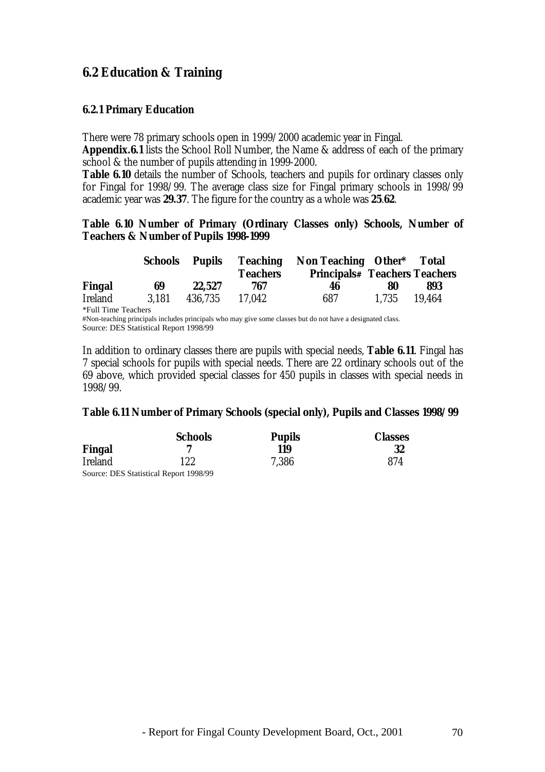## 6.2 Education & Training

### 6.2.1 Primary Education

There were 78 primary schools open in 1999/2000 academic year in Fingal.

**Appendix.6.1** lists the School Roll Number, the Name & address of each of the primary school & the number of pupils attending in 1999-2000.

**Table 6.10** details the number of Schools, teachers and pupils for ordinary classes only for Fingal for 1998/99. The average class size for Fingal primary schools in 1998/99 academic year was **29.37**. The figure for the country as a whole was **25.62**.

**Table 6.10 Number of Primary (Ordinary Classes only) Schools, Number of Teachers & Number of Pupils 1998-1999**

| | Schools | Pupils | Teaching Teachers | Non Teaching Principals# | Other* Teachers | Total Teachers |
|---|---|---|---|---|---|---|
| **Fingal** | **69** | **22,527** | **767** | **46** | **80** | **893** |
| Ireland | 3,181 | 436,735 | 17,042 | 687 | 1,735 | 19,464 |

*Full Time Teachers

#Non-teaching principals includes principals who may give some classes but do not have a designated class.

Source: DES Statistical Report 1998/99

In addition to ordinary classes there are pupils with special needs, **Table 6.11**. Fingal has 7 special schools for pupils with special needs. There are 22 ordinary schools out of the 69 above, which provided special classes for 450 pupils in classes with special needs in 1998/99.

**Table 6.11 Number of Primary Schools (special only), Pupils and Classes 1998/99**

| | Schools | Pupils | Classes |
|---|---|---|---|
| **Fingal** | **7** | **119** | **32** |
| Ireland | 122 | 7,386 | 874 |

Source: DES Statistical Report 1998/99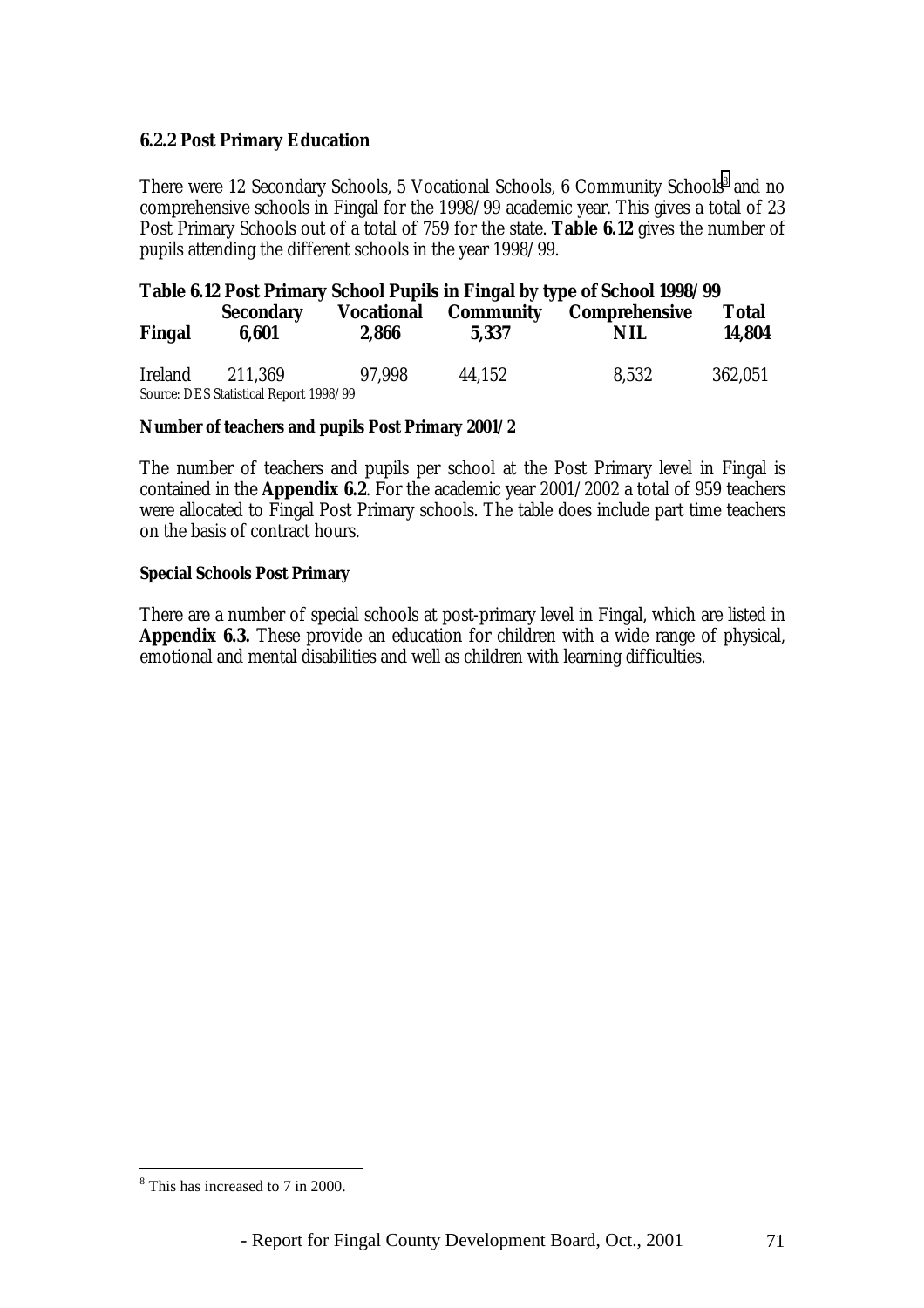### 6.2.2 Post Primary Education

There were 12 Secondary Schools, 5 Vocational Schools, 6 Community Schools[8] and no comprehensive schools in Fingal for the 1998/99 academic year. This gives a total of 23 Post Primary Schools out of a total of 759 for the state. **Table 6.12** gives the number of pupils attending the different schools in the year 1998/99.

**Table 6.12 Post Primary School Pupils in Fingal by type of School 1998/99**

| | Secondary | Vocational | Community | Comprehensive | Total |
|---|---|---|---|---|---|
| **Fingal** | **6,601** | **2,866** | **5,337** | **NIL** | **14,804** |
| Ireland | 211,369 | 97,998 | 44,152 | 8,532 | 362,051 |

Source: DES Statistical Report 1998/99

**Number of teachers and pupils Post Primary 2001/2**

The number of teachers and pupils per school at the Post Primary level in Fingal is contained in the **Appendix 6.2**. For the academic year 2001/2002 a total of 959 teachers were allocated to Fingal Post Primary schools. The table does include part time teachers on the basis of contract hours.

**Special Schools Post Primary**

There are a number of special schools at post-primary level in Fingal, which are listed in **Appendix 6.3.** These provide an education for children with a wide range of physical, emotional and mental disabilities and well as children with learning difficulties.

[8] This has increased to 7 in 2000.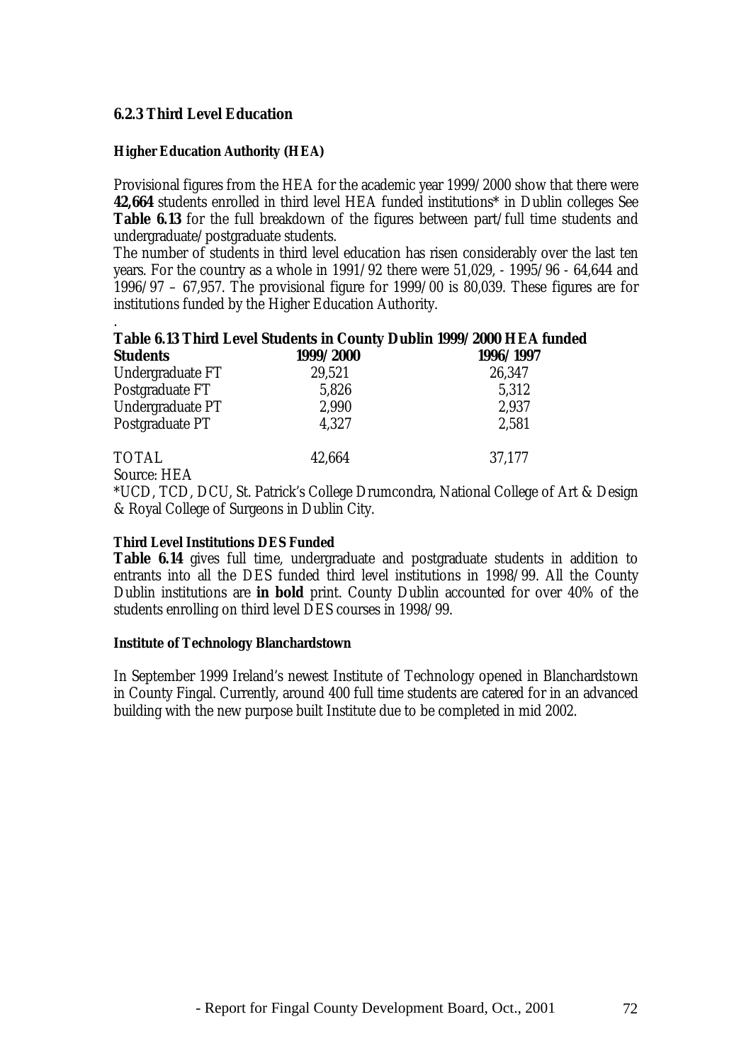### 6.2.3 Third Level Education

**Higher Education Authority (HEA)**

Provisional figures from the HEA for the academic year 1999/2000 show that there were **42,664** students enrolled in third level HEA funded institutions* in Dublin colleges See **Table 6.13** for the full breakdown of the figures between part/full time students and undergraduate/postgraduate students.

The number of students in third level education has risen considerably over the last ten years. For the country as a whole in 1991/92 there were 51,029, - 1995/96 - 64,644 and 1996/97 – 67,957. The provisional figure for 1999/00 is 80,039. These figures are for institutions funded by the Higher Education Authority.

.

**Table 6.13 Third Level Students in County Dublin 1999/2000 HEA funded**

| **Students** | **1999/2000** | **1996/1997** |
|---|---|---|
| Undergraduate FT | 29,521 | 26,347 |
| Postgraduate FT | 5,826 | 5,312 |
| Undergraduate PT | 2,990 | 2,937 |
| Postgraduate PT | 4,327 | 2,581 |
| TOTAL | 42,664 | 37,177 |

Source: HEA

*UCD, TCD, DCU, St. Patrick's College Drumcondra, National College of Art & Design & Royal College of Surgeons in Dublin City.

**Third Level Institutions DES Funded**

**Table 6.14** gives full time, undergraduate and postgraduate students in addition to entrants into all the DES funded third level institutions in 1998/99. All the County Dublin institutions are **in bold** print. County Dublin accounted for over 40% of the students enrolling on third level DES courses in 1998/99.

**Institute of Technology Blanchardstown**

In September 1999 Ireland's newest Institute of Technology opened in Blanchardstown in County Fingal. Currently, around 400 full time students are catered for in an advanced building with the new purpose built Institute due to be completed in mid 2002.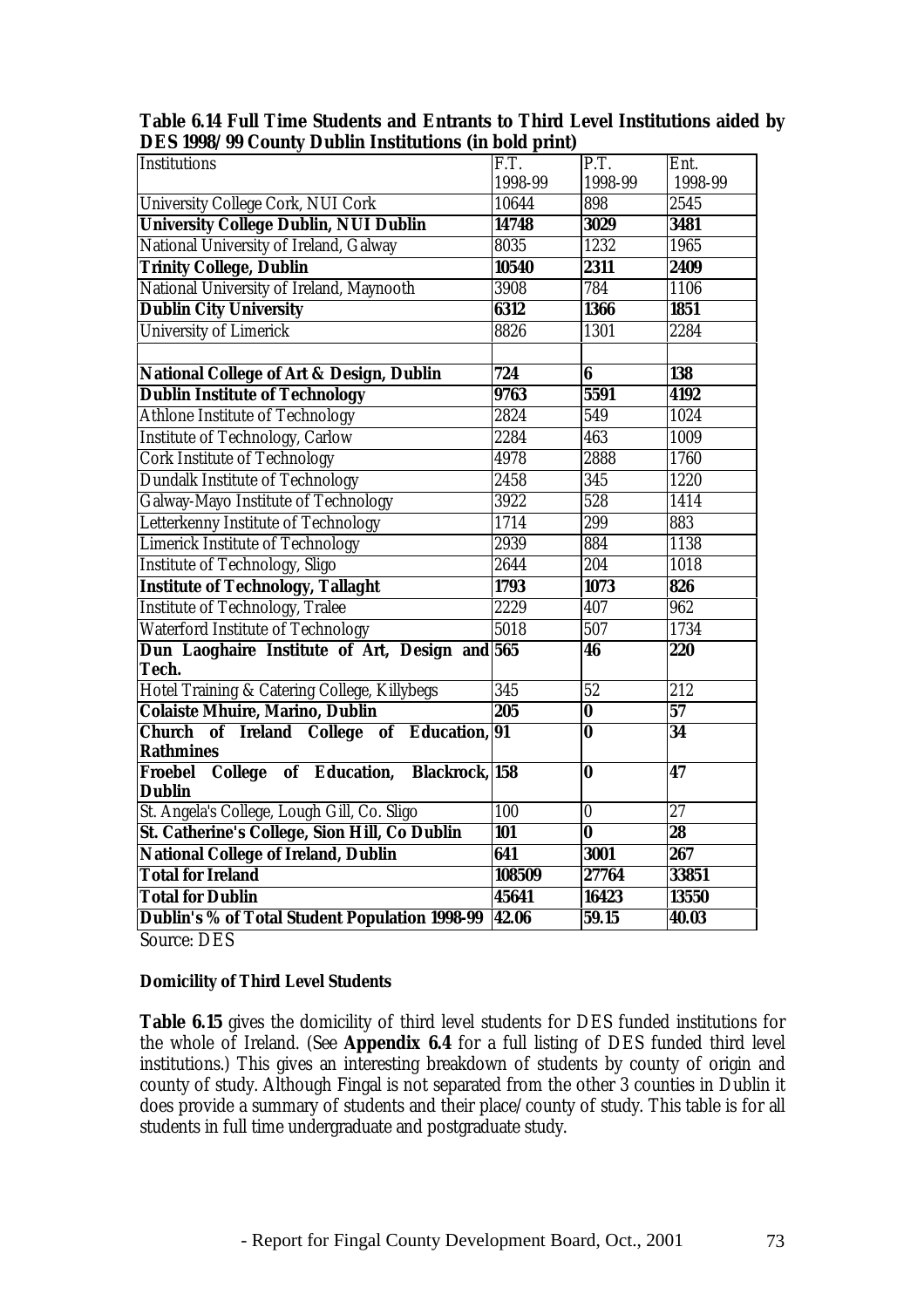**Table 6.14 Full Time Students and Entrants to Third Level Institutions aided by DES 1998/99 County Dublin Institutions (in bold print)**

| Institutions | F.T. 1998-99 | P.T. 1998-99 | Ent. 1998-99 |
|---|---|---|---|
| University College Cork, NUI Cork | 10644 | 898 | 2545 |
| **University College Dublin, NUI Dublin** | **14748** | **3029** | **3481** |
| National University of Ireland, Galway | 8035 | 1232 | 1965 |
| **Trinity College, Dublin** | **10540** | **2311** | **2409** |
| National University of Ireland, Maynooth | 3908 | 784 | 1106 |
| **Dublin City University** | **6312** | **1366** | **1851** |
| University of Limerick | 8826 | 1301 | 2284 |
| | | | |
| **National College of Art & Design, Dublin** | **724** | **6** | **138** |
| **Dublin Institute of Technology** | **9763** | **5591** | **4192** |
| Athlone Institute of Technology | 2824 | 549 | 1024 |
| Institute of Technology, Carlow | 2284 | 463 | 1009 |
| Cork Institute of Technology | 4978 | 2888 | 1760 |
| Dundalk Institute of Technology | 2458 | 345 | 1220 |
| Galway-Mayo Institute of Technology | 3922 | 528 | 1414 |
| Letterkenny Institute of Technology | 1714 | 299 | 883 |
| Limerick Institute of Technology | 2939 | 884 | 1138 |
| Institute of Technology, Sligo | 2644 | 204 | 1018 |
| **Institute of Technology, Tallaght** | **1793** | **1073** | **826** |
| Institute of Technology, Tralee | 2229 | 407 | 962 |
| Waterford Institute of Technology | 5018 | 507 | 1734 |
| **Dun Laoghaire Institute of Art, Design and Tech.** | **565** | **46** | **220** |
| Hotel Training & Catering College, Killybegs | 345 | 52 | 212 |
| **Colaiste Mhuire, Marino, Dublin** | **205** | **0** | **57** |
| **Church of Ireland College of Education, Rathmines** | **91** | **0** | **34** |
| **Froebel College of Education, Blackrock, Dublin** | **158** | **0** | **47** |
| St. Angela's College, Lough Gill, Co. Sligo | 100 | 0 | 27 |
| **St. Catherine's College, Sion Hill, Co Dublin** | **101** | **0** | **28** |
| **National College of Ireland, Dublin** | **641** | **3001** | **267** |
| **Total for Ireland** | **108509** | **27764** | **33851** |
| **Total for Dublin** | **45641** | **16423** | **13550** |
| **Dublin's % of Total Student Population 1998-99** | **42.06** | **59.15** | **40.03** |

Source: DES

**Domicility of Third Level Students**

**Table 6.15** gives the domicility of third level students for DES funded institutions for the whole of Ireland. (See **Appendix 6.4** for a full listing of DES funded third level institutions.) This gives an interesting breakdown of students by county of origin and county of study. Although Fingal is not separated from the other 3 counties in Dublin it does provide a summary of students and their place/county of study. This table is for all students in full time undergraduate and postgraduate study.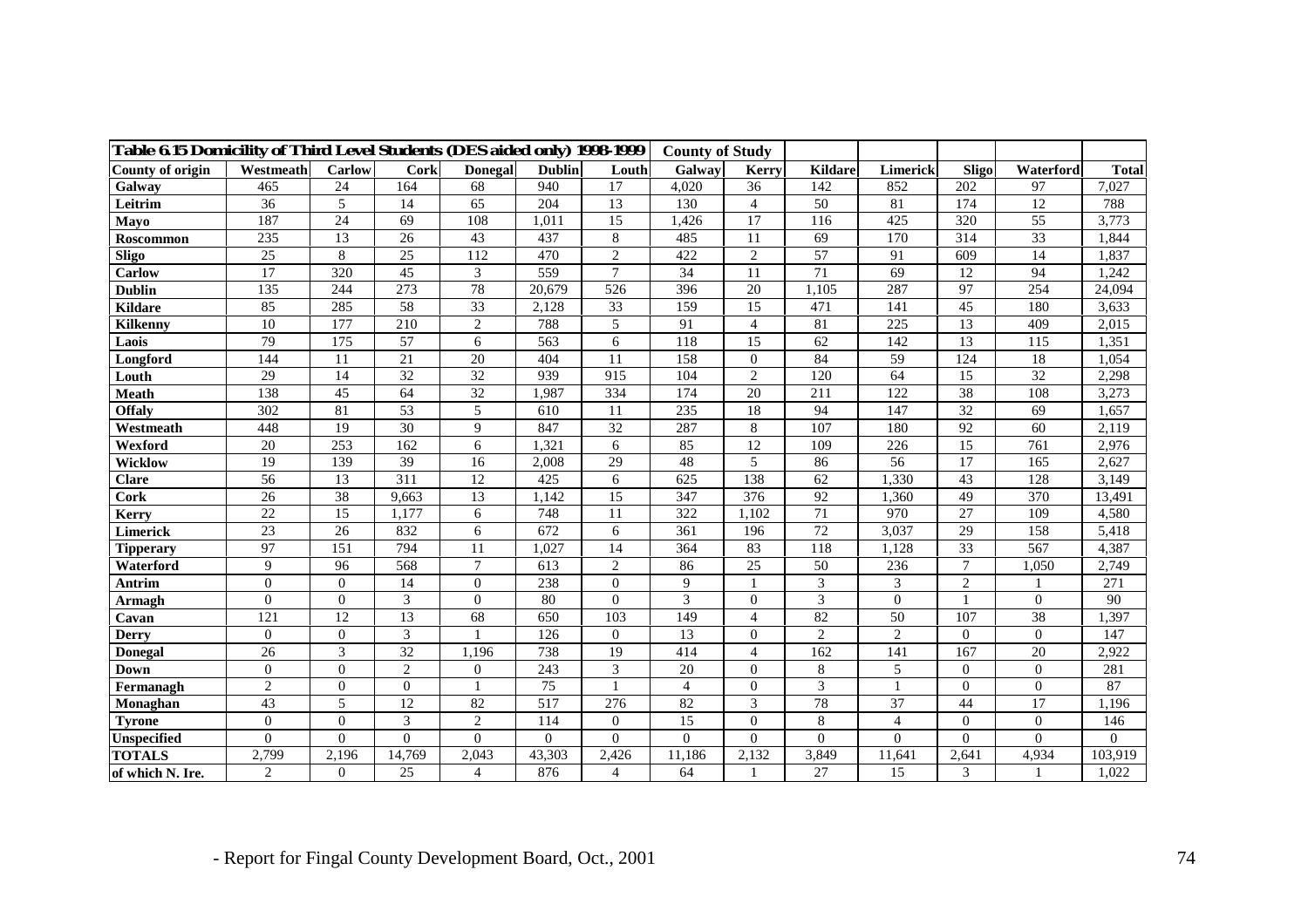| Table 6.15 Domicility of Third Level Students (DES aided only) 1998-1999 | | | | | | County of Study | | | | | | |
|---|---|---|---|---|---|---|---|---|---|---|---|---|
| **County of origin** | **Westmeath** | **Carlow** | **Cork** | **Donegal** | **Dublin** | **Louth** | **Galway** | **Kerry** | **Kildare** | **Limerick** | **Sligo** | **Waterford** | **Total** |
| **Galway** | 465 | 24 | 164 | 68 | 940 | 17 | 4,020 | 36 | 142 | 852 | 202 | 97 | 7,027 |
| **Leitrim** | 36 | 5 | 14 | 65 | 204 | 13 | 130 | 4 | 50 | 81 | 174 | 12 | 788 |
| **Mayo** | 187 | 24 | 69 | 108 | 1,011 | 15 | 1,426 | 17 | 116 | 425 | 320 | 55 | 3,773 |
| **Roscommon** | 235 | 13 | 26 | 43 | 437 | 8 | 485 | 11 | 69 | 170 | 314 | 33 | 1,844 |
| **Sligo** | 25 | 8 | 25 | 112 | 470 | 2 | 422 | 2 | 57 | 91 | 609 | 14 | 1,837 |
| **Carlow** | 17 | 320 | 45 | 3 | 559 | 7 | 34 | 11 | 71 | 69 | 12 | 94 | 1,242 |
| **Dublin** | 135 | 244 | 273 | 78 | 20,679 | 526 | 396 | 20 | 1,105 | 287 | 97 | 254 | 24,094 |
| **Kildare** | 85 | 285 | 58 | 33 | 2,128 | 33 | 159 | 15 | 471 | 141 | 45 | 180 | 3,633 |
| **Kilkenny** | 10 | 177 | 210 | 2 | 788 | 5 | 91 | 4 | 81 | 225 | 13 | 409 | 2,015 |
| **Laois** | 79 | 175 | 57 | 6 | 563 | 6 | 118 | 15 | 62 | 142 | 13 | 115 | 1,351 |
| **Longford** | 144 | 11 | 21 | 20 | 404 | 11 | 158 | 0 | 84 | 59 | 124 | 18 | 1,054 |
| **Louth** | 29 | 14 | 32 | 32 | 939 | 915 | 104 | 2 | 120 | 64 | 15 | 32 | 2,298 |
| **Meath** | 138 | 45 | 64 | 32 | 1,987 | 334 | 174 | 20 | 211 | 122 | 38 | 108 | 3,273 |
| **Offaly** | 302 | 81 | 53 | 5 | 610 | 11 | 235 | 18 | 94 | 147 | 32 | 69 | 1,657 |
| **Westmeath** | 448 | 19 | 30 | 9 | 847 | 32 | 287 | 8 | 107 | 180 | 92 | 60 | 2,119 |
| **Wexford** | 20 | 253 | 162 | 6 | 1,321 | 6 | 85 | 12 | 109 | 226 | 15 | 761 | 2,976 |
| **Wicklow** | 19 | 139 | 39 | 16 | 2,008 | 29 | 48 | 5 | 86 | 56 | 17 | 165 | 2,627 |
| **Clare** | 56 | 13 | 311 | 12 | 425 | 6 | 625 | 138 | 62 | 1,330 | 43 | 128 | 3,149 |
| **Cork** | 26 | 38 | 9,663 | 13 | 1,142 | 15 | 347 | 376 | 92 | 1,360 | 49 | 370 | 13,491 |
| **Kerry** | 22 | 15 | 1,177 | 6 | 748 | 11 | 322 | 1,102 | 71 | 970 | 27 | 109 | 4,580 |
| **Limerick** | 23 | 26 | 832 | 6 | 672 | 6 | 361 | 196 | 72 | 3,037 | 29 | 158 | 5,418 |
| **Tipperary** | 97 | 151 | 794 | 11 | 1,027 | 14 | 364 | 83 | 118 | 1,128 | 33 | 567 | 4,387 |
| **Waterford** | 9 | 96 | 568 | 7 | 613 | 2 | 86 | 25 | 50 | 236 | 7 | 1,050 | 2,749 |
| **Antrim** | 0 | 0 | 14 | 0 | 238 | 0 | 9 | 1 | 3 | 3 | 2 | 1 | 271 |
| **Armagh** | 0 | 0 | 3 | 0 | 80 | 0 | 3 | 0 | 3 | 0 | 1 | 0 | 90 |
| **Cavan** | 121 | 12 | 13 | 68 | 650 | 103 | 149 | 4 | 82 | 50 | 107 | 38 | 1,397 |
| **Derry** | 0 | 0 | 3 | 1 | 126 | 0 | 13 | 0 | 2 | 2 | 0 | 0 | 147 |
| **Donegal** | 26 | 3 | 32 | 1,196 | 738 | 19 | 414 | 4 | 162 | 141 | 167 | 20 | 2,922 |
| **Down** | 0 | 0 | 2 | 0 | 243 | 3 | 20 | 0 | 8 | 5 | 0 | 0 | 281 |
| **Fermanagh** | 2 | 0 | 0 | 1 | 75 | 1 | 4 | 0 | 3 | 1 | 0 | 0 | 87 |
| **Monaghan** | 43 | 5 | 12 | 82 | 517 | 276 | 82 | 3 | 78 | 37 | 44 | 17 | 1,196 |
| **Tyrone** | 0 | 0 | 3 | 2 | 114 | 0 | 15 | 0 | 8 | 4 | 0 | 0 | 146 |
| **Unspecified** | 0 | 0 | 0 | 0 | 0 | 0 | 0 | 0 | 0 | 0 | 0 | 0 | 0 |
| **TOTALS** | 2,799 | 2,196 | 14,769 | 2,043 | 43,303 | 2,426 | 11,186 | 2,132 | 3,849 | 11,641 | 2,641 | 4,934 | 103,919 |
| **of which N. Ire.** | 2 | 0 | 25 | 4 | 876 | 4 | 64 | 1 | 27 | 15 | 3 | 1 | 1,022 |

- Report for Fingal County Development Board, Oct., 2001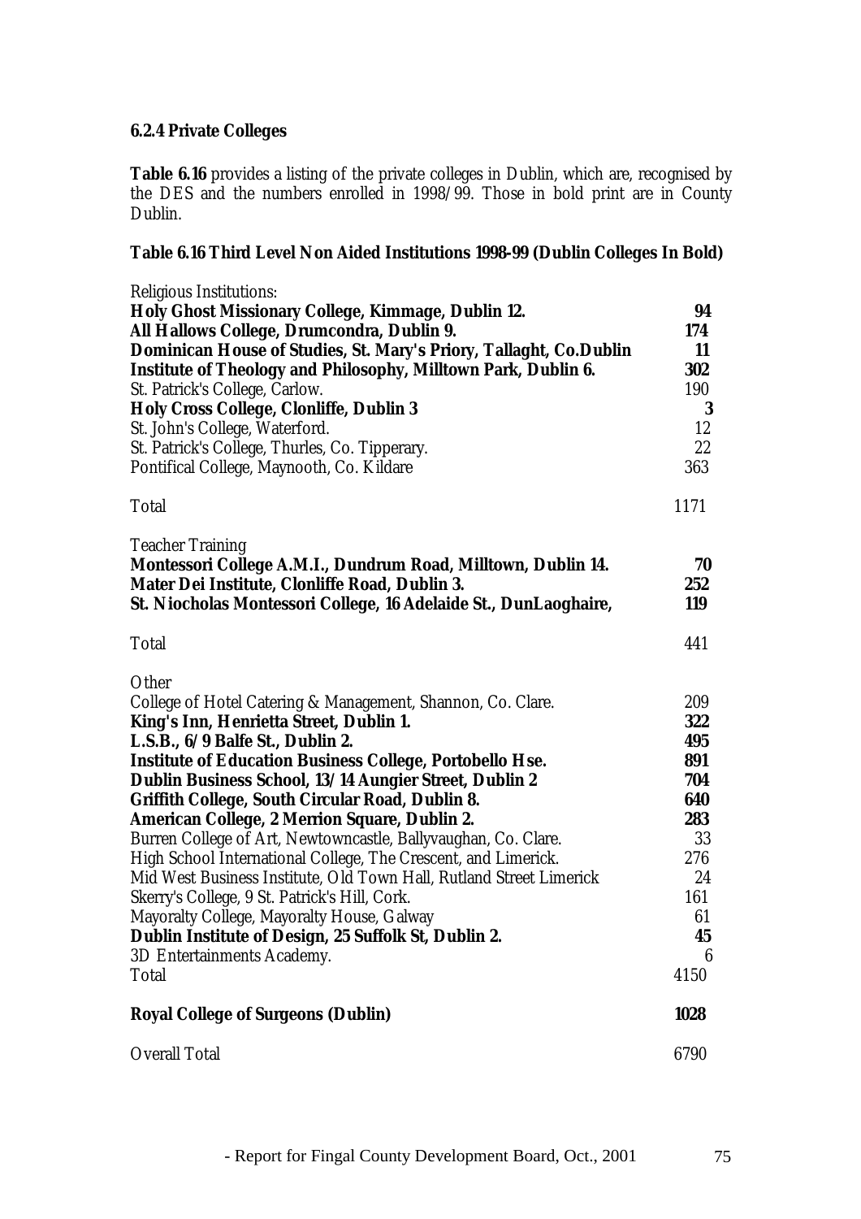### 6.2.4 Private Colleges

**Table 6.16** provides a listing of the private colleges in Dublin, which are, recognised by the DES and the numbers enrolled in 1998/99. Those in bold print are in County Dublin.

**Table 6.16 Third Level Non Aided Institutions 1998-99 (Dublin Colleges In Bold)**

| Institution | Enrolled |
|---|---|
| Religious Institutions: | |
| **Holy Ghost Missionary College, Kimmage, Dublin 12.** | **94** |
| **All Hallows College, Drumcondra, Dublin 9.** | **174** |
| **Dominican House of Studies, St. Mary's Priory, Tallaght, Co.Dublin** | **11** |
| **Institute of Theology and Philosophy, Milltown Park, Dublin 6.** | **302** |
| St. Patrick's College, Carlow. | 190 |
| **Holy Cross College, Clonliffe, Dublin 3** | **3** |
| St. John's College, Waterford. | 12 |
| St. Patrick's College, Thurles, Co. Tipperary. | 22 |
| Pontifical College, Maynooth, Co. Kildare | 363 |
| Total | 1171 |
| Teacher Training | |
| **Montessori College A.M.I., Dundrum Road, Milltown, Dublin 14.** | **70** |
| **Mater Dei Institute, Clonliffe Road, Dublin 3.** | **252** |
| **St. Niocholas Montessori College, 16 Adelaide St., DunLaoghaire,** | **119** |
| Total | 441 |
| Other | |
| College of Hotel Catering & Management, Shannon, Co. Clare. | 209 |
| **King's Inn, Henrietta Street, Dublin 1.** | **322** |
| **L.S.B., 6/9 Balfe St., Dublin 2.** | **495** |
| **Institute of Education Business College, Portobello Hse.** | **891** |
| **Dublin Business School, 13/14 Aungier Street, Dublin 2** | **704** |
| **Griffith College, South Circular Road, Dublin 8.** | **640** |
| **American College, 2 Merrion Square, Dublin 2.** | **283** |
| Burren College of Art, Newtowncastle, Ballyvaughan, Co. Clare. | 33 |
| High School International College, The Crescent, and Limerick. | 276 |
| Mid West Business Institute, Old Town Hall, Rutland Street Limerick | 24 |
| Skerry's College, 9 St. Patrick's Hill, Cork. | 161 |
| Mayoralty College, Mayoralty House, Galway | 61 |
| **Dublin Institute of Design, 25 Suffolk St, Dublin 2.** | **45** |
| 3D Entertainments Academy. | 6 |
| Total | 4150 |
| **Royal College of Surgeons (Dublin)** | **1028** |
| Overall Total | 6790 |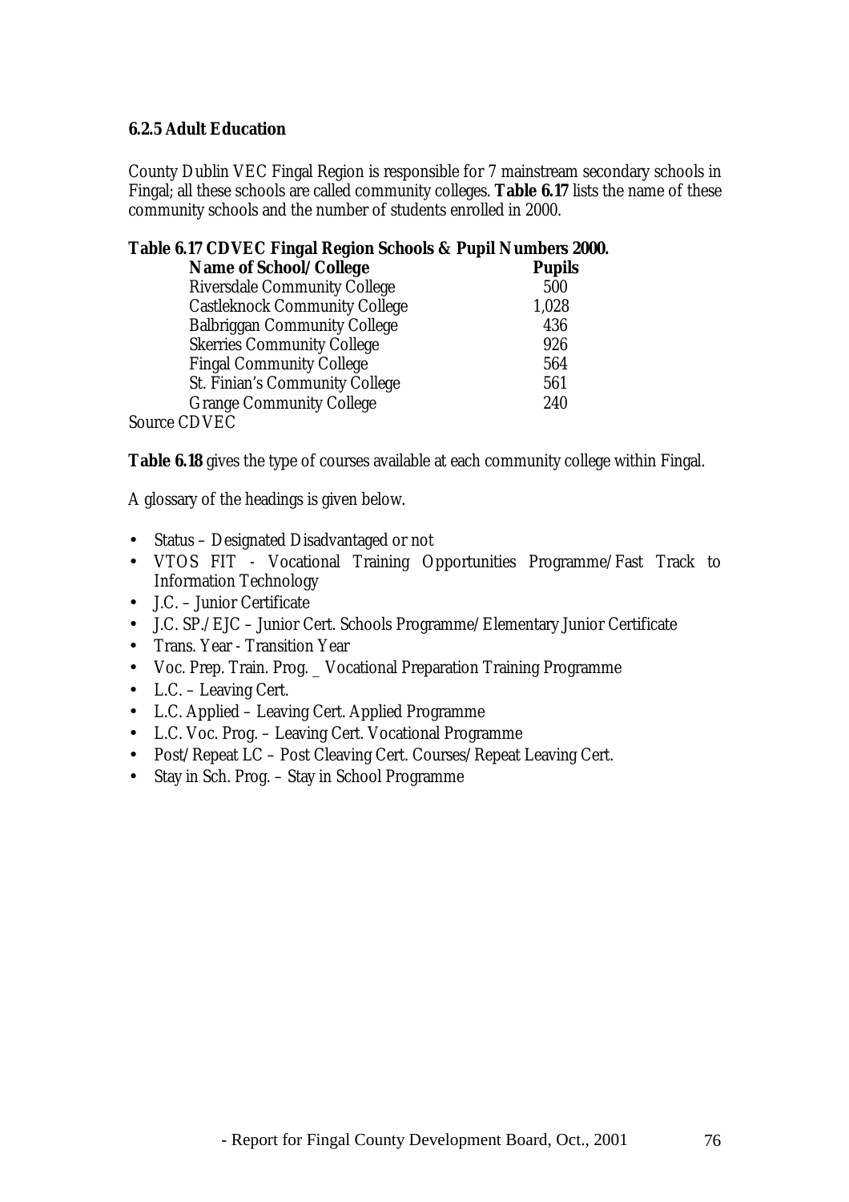### 6.2.5 Adult Education

County Dublin VEC Fingal Region is responsible for 7 mainstream secondary schools in Fingal; all these schools are called community colleges. **Table 6.17** lists the name of these community schools and the number of students enrolled in 2000.

**Table 6.17 CDVEC Fingal Region Schools & Pupil Numbers 2000.**

| Name of School/College | Pupils |
|---|---|
| Riversdale Community College | 500 |
| Castleknock Community College | 1,028 |
| Balbriggan Community College | 436 |
| Skerries Community College | 926 |
| Fingal Community College | 564 |
| St. Finian's Community College | 561 |
| Grange Community College | 240 |

Source CDVEC

**Table 6.18** gives the type of courses available at each community college within Fingal.

A glossary of the headings is given below.

- Status – Designated Disadvantaged or not
- VTOS FIT - Vocational Training Opportunities Programme/Fast Track to Information Technology
- J.C. – Junior Certificate
- J.C. SP./EJC – Junior Cert. Schools Programme/Elementary Junior Certificate
- Trans. Year - Transition Year
- Voc. Prep. Train. Prog. _ Vocational Preparation Training Programme
- L.C. – Leaving Cert.
- L.C. Applied – Leaving Cert. Applied Programme
- L.C. Voc. Prog. – Leaving Cert. Vocational Programme
- Post/Repeat LC – Post Cleaving Cert. Courses/Repeat Leaving Cert.
- Stay in Sch. Prog. – Stay in School Programme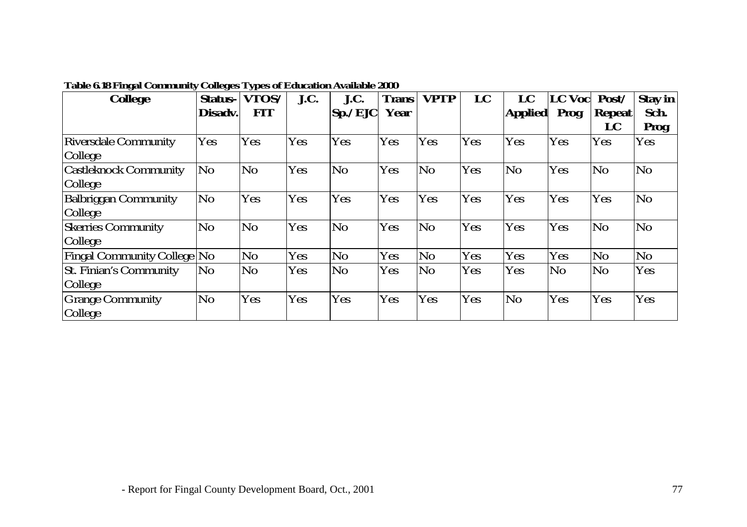**Table 6.18 Fingal Community Colleges Types of Education Available 2000**

| College | Status-Disadv. | VTOS/ FIT | J.C. | J.C. Sp./EJC | Trans Year | VPTP | LC | LC Applied | LC Voc Prog | Post/ Repeat LC | Stay in Sch. Prog |
|---|---|---|---|---|---|---|---|---|---|---|---|
| Riversdale Community College | Yes | Yes | Yes | Yes | Yes | Yes | Yes | Yes | Yes | Yes | Yes |
| Castleknock Community College | No | No | Yes | No | Yes | No | Yes | No | Yes | No | No |
| Balbriggan Community College | No | Yes | Yes | Yes | Yes | Yes | Yes | Yes | Yes | Yes | No |
| Skerries Community College | No | No | Yes | No | Yes | No | Yes | Yes | Yes | No | No |
| Fingal Community College | No | No | Yes | No | Yes | No | Yes | Yes | Yes | No | No |
| St. Finian's Community College | No | No | Yes | No | Yes | No | Yes | Yes | No | No | Yes |
| Grange Community College | No | Yes | Yes | Yes | Yes | Yes | Yes | No | Yes | Yes | Yes |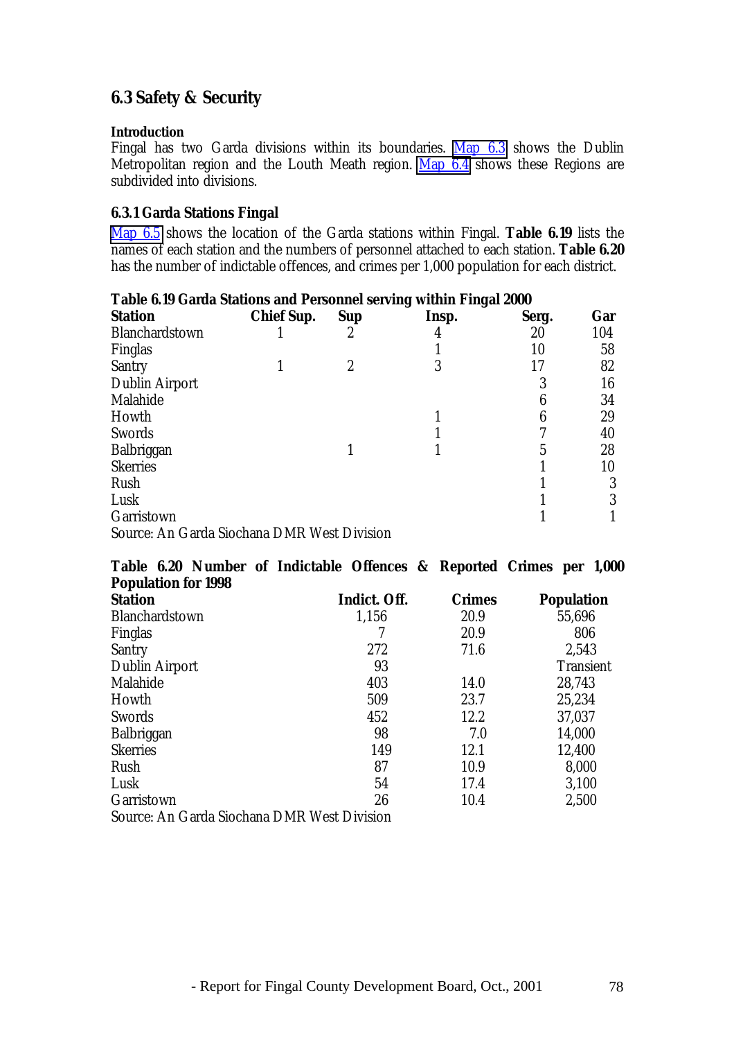## 6.3 Safety & Security

**Introduction**

Fingal has two Garda divisions within its boundaries. Map 6.3 shows the Dublin Metropolitan region and the Louth Meath region. Map 6.4 shows these Regions are subdivided into divisions.

### 6.3.1 Garda Stations Fingal

Map 6.5 shows the location of the Garda stations within Fingal. **Table 6.19** lists the names of each station and the numbers of personnel attached to each station. **Table 6.20** has the number of indictable offences, and crimes per 1,000 population for each district.

**Table 6.19 Garda Stations and Personnel serving within Fingal 2000**

| Station | Chief Sup. | Sup | Insp. | Serg. | Gar |
|---|---|---|---|---|---|
| Blanchardstown | 1 | 2 | 4 | 20 | 104 |
| Finglas | | | 1 | 10 | 58 |
| Santry | 1 | 2 | 3 | 17 | 82 |
| Dublin Airport | | | | 3 | 16 |
| Malahide | | | | 6 | 34 |
| Howth | | | 1 | 6 | 29 |
| Swords | | | 1 | 7 | 40 |
| Balbriggan | | 1 | 1 | 5 | 28 |
| Skerries | | | | 1 | 10 |
| Rush | | | | 1 | 3 |
| Lusk | | | | 1 | 3 |
| Garristown | | | | 1 | 1 |

Source: An Garda Siochana DMR West Division

**Table 6.20 Number of Indictable Offences & Reported Crimes per 1,000 Population for 1998**

| Station | Indict. Off. | Crimes | Population |
|---|---|---|---|
| Blanchardstown | 1,156 | 20.9 | 55,696 |
| Finglas | 7 | 20.9 | 806 |
| Santry | 272 | 71.6 | 2,543 |
| Dublin Airport | 93 | | Transient |
| Malahide | 403 | 14.0 | 28,743 |
| Howth | 509 | 23.7 | 25,234 |
| Swords | 452 | 12.2 | 37,037 |
| Balbriggan | 98 | 7.0 | 14,000 |
| Skerries | 149 | 12.1 | 12,400 |
| Rush | 87 | 10.9 | 8,000 |
| Lusk | 54 | 17.4 | 3,100 |
| Garristown | 26 | 10.4 | 2,500 |

Source: An Garda Siochana DMR West Division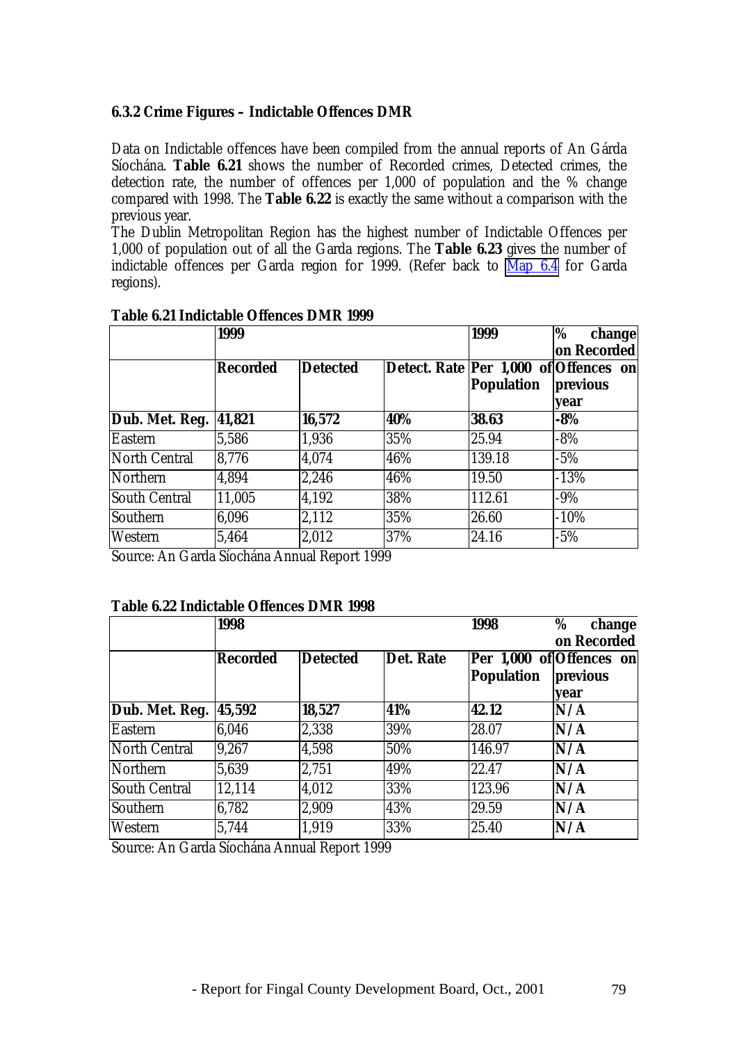### 6.3.2 Crime Figures – Indictable Offences DMR

Data on Indictable offences have been compiled from the annual reports of An Gárda Síochána. **Table 6.21** shows the number of Recorded crimes, Detected crimes, the detection rate, the number of offences per 1,000 of population and the % change compared with 1998. The **Table 6.22** is exactly the same without a comparison with the previous year.

The Dublin Metropolitan Region has the highest number of Indictable Offences per 1,000 of population out of all the Garda regions. The **Table 6.23** gives the number of indictable offences per Garda region for 1999. (Refer back to Map 6.4 for Garda regions).

**Table 6.21 Indictable Offences DMR 1999**

| | 1999 | | | 1999 | % change on Recorded |
|---|---|---|---|---|---|
| | **Recorded** | **Detected** | **Detect. Rate** | **Per 1,000 of Population** | **Offences on previous year** |
| **Dub. Met. Reg.** | **41,821** | **16,572** | **40%** | **38.63** | **-8%** |
| Eastern | 5,586 | 1,936 | 35% | 25.94 | -8% |
| North Central | 8,776 | 4,074 | 46% | 139.18 | -5% |
| Northern | 4,894 | 2,246 | 46% | 19.50 | -13% |
| South Central | 11,005 | 4,192 | 38% | 112.61 | -9% |
| Southern | 6,096 | 2,112 | 35% | 26.60 | -10% |
| Western | 5,464 | 2,012 | 37% | 24.16 | -5% |

Source: An Garda Síochána Annual Report 1999

**Table 6.22 Indictable Offences DMR 1998**

| | 1998 | | | 1998 | % change on Recorded |
|---|---|---|---|---|---|
| | **Recorded** | **Detected** | **Det. Rate** | **Per 1,000 of Population** | **Offences on previous year** |
| **Dub. Met. Reg.** | **45,592** | **18,527** | **41%** | **42.12** | **N/A** |
| Eastern | 6,046 | 2,338 | 39% | 28.07 | **N/A** |
| North Central | 9,267 | 4,598 | 50% | 146.97 | **N/A** |
| Northern | 5,639 | 2,751 | 49% | 22.47 | **N/A** |
| South Central | 12,114 | 4,012 | 33% | 123.96 | **N/A** |
| Southern | 6,782 | 2,909 | 43% | 29.59 | **N/A** |
| Western | 5,744 | 1,919 | 33% | 25.40 | **N/A** |

Source: An Garda Síochána Annual Report 1999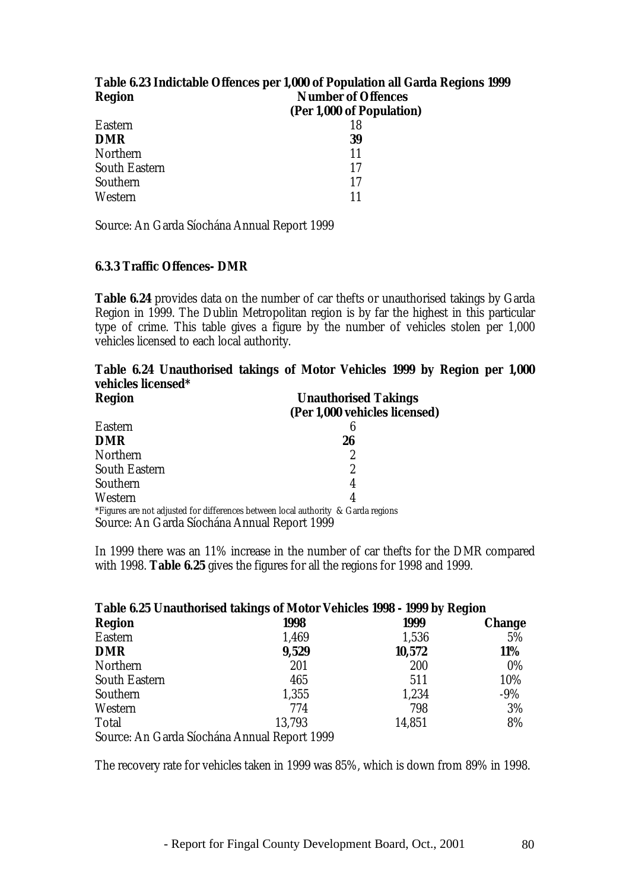**Table 6.23 Indictable Offences per 1,000 of Population all Garda Regions 1999**

| **Region** | **Number of Offences (Per 1,000 of Population)** |
|---|---|
| Eastern | 18 |
| **DMR** | **39** |
| Northern | 11 |
| South Eastern | 17 |
| Southern | 17 |
| Western | 11 |

Source: An Garda Síochána Annual Report 1999

### 6.3.3 Traffic Offences- DMR

**Table 6.24** provides data on the number of car thefts or unauthorised takings by Garda Region in 1999. The Dublin Metropolitan region is by far the highest in this particular type of crime. This table gives a figure by the number of vehicles stolen per 1,000 vehicles licensed to each local authority.

**Table 6.24 Unauthorised takings of Motor Vehicles 1999 by Region per 1,000 vehicles licensed***

| **Region** | **Unauthorised Takings (Per 1,000 vehicles licensed)** |
|---|---|
| Eastern | 6 |
| **DMR** | **26** |
| Northern | 2 |
| South Eastern | 2 |
| Southern | 4 |
| Western | 4 |

*Figures are not adjusted for differences between local authority & Garda regions

Source: An Garda Síochána Annual Report 1999

In 1999 there was an 11% increase in the number of car thefts for the DMR compared with 1998. **Table 6.25** gives the figures for all the regions for 1998 and 1999.

**Table 6.25 Unauthorised takings of Motor Vehicles 1998 - 1999 by Region**

| **Region** | **1998** | **1999** | **Change** |
|---|---|---|---|
| Eastern | 1,469 | 1,536 | 5% |
| **DMR** | **9,529** | **10,572** | **11%** |
| Northern | 201 | 200 | 0% |
| South Eastern | 465 | 511 | 10% |
| Southern | 1,355 | 1,234 | -9% |
| Western | 774 | 798 | 3% |
| Total | 13,793 | 14,851 | 8% |

Source: An Garda Síochána Annual Report 1999

The recovery rate for vehicles taken in 1999 was 85%, which is down from 89% in 1998.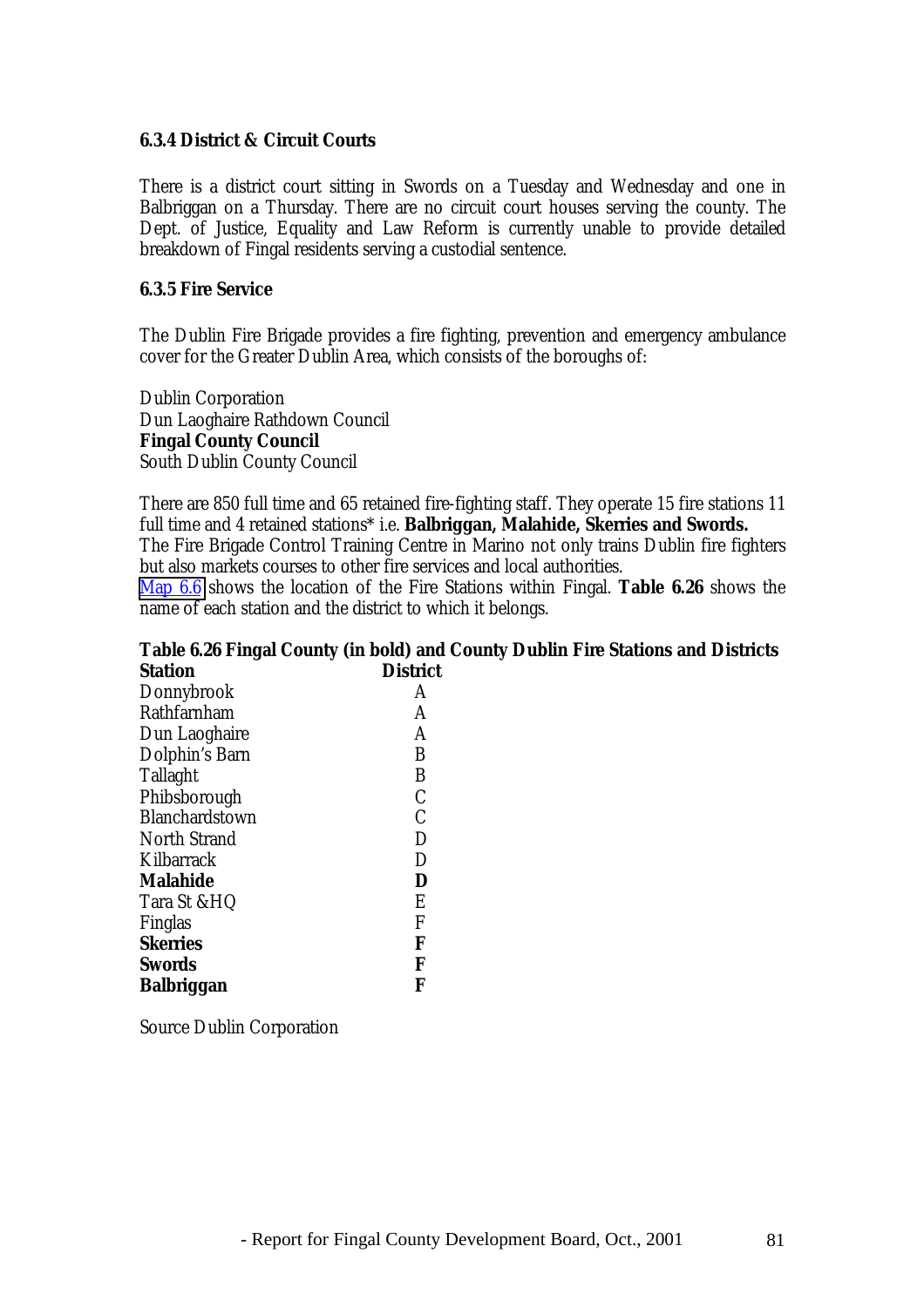### 6.3.4 District & Circuit Courts

There is a district court sitting in Swords on a Tuesday and Wednesday and one in Balbriggan on a Thursday. There are no circuit court houses serving the county. The Dept. of Justice, Equality and Law Reform is currently unable to provide detailed breakdown of Fingal residents serving a custodial sentence.

### 6.3.5 Fire Service

The Dublin Fire Brigade provides a fire fighting, prevention and emergency ambulance cover for the Greater Dublin Area, which consists of the boroughs of:

Dublin Corporation
Dun Laoghaire Rathdown Council
**Fingal County Council**
South Dublin County Council

There are 850 full time and 65 retained fire-fighting staff. They operate 15 fire stations 11 full time and 4 retained stations* i.e. **Balbriggan, Malahide, Skerries and Swords.**
The Fire Brigade Control Training Centre in Marino not only trains Dublin fire fighters but also markets courses to other fire services and local authorities.
Map 6.6 shows the location of the Fire Stations within Fingal. **Table 6.26** shows the name of each station and the district to which it belongs.

**Table 6.26 Fingal County (in bold) and County Dublin Fire Stations and Districts**

| Station | District |
|---|---|
| Donnybrook | A |
| Rathfarnham | A |
| Dun Laoghaire | A |
| Dolphin's Barn | B |
| Tallaght | B |
| Phibsborough | C |
| Blanchardstown | C |
| North Strand | D |
| Kilbarrack | D |
| **Malahide** | **D** |
| Tara St &HQ | E |
| Finglas | F |
| **Skerries** | **F** |
| **Swords** | **F** |
| **Balbriggan** | **F** |

Source Dublin Corporation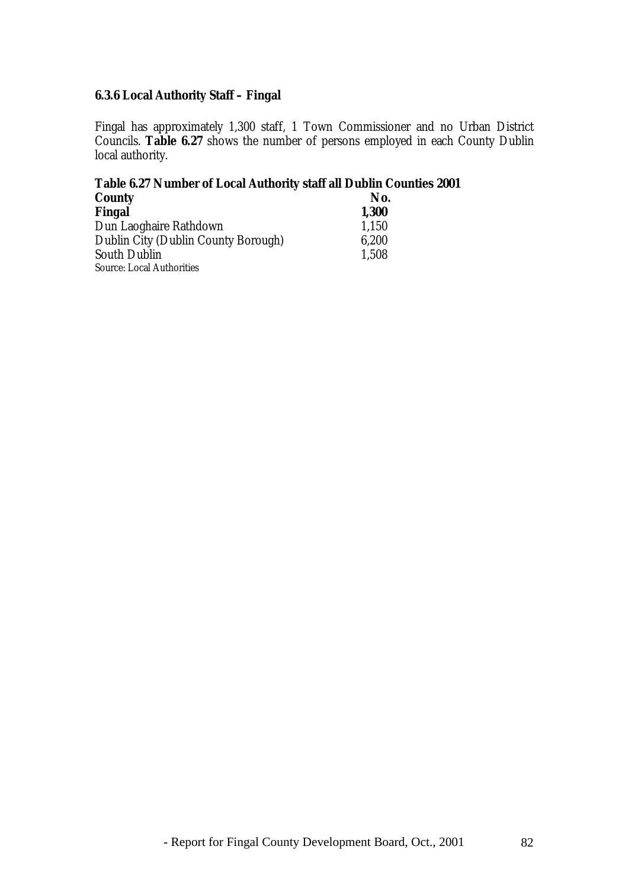### 6.3.6 Local Authority Staff – Fingal

Fingal has approximately 1,300 staff, 1 Town Commissioner and no Urban District Councils. **Table 6.27** shows the number of persons employed in each County Dublin local authority.

**Table 6.27 Number of Local Authority staff all Dublin Counties 2001**

| County | No. |
|---|---|
| **Fingal** | **1,300** |
| Dun Laoghaire Rathdown | 1,150 |
| Dublin City (Dublin County Borough) | 6,200 |
| South Dublin | 1,508 |

Source: Local Authorities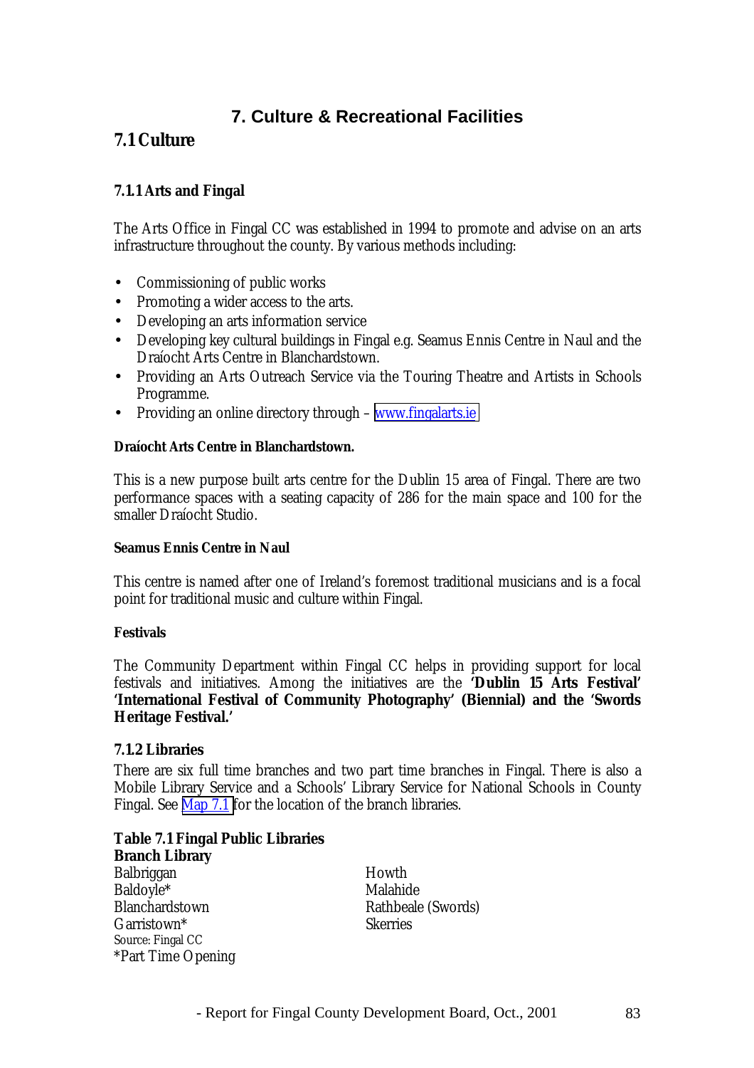## 7. Culture & Recreational Facilities

### 7.1 Culture

#### 7.1.1 Arts and Fingal

The Arts Office in Fingal CC was established in 1994 to promote and advise on an arts infrastructure throughout the county. By various methods including:

- Commissioning of public works
- Promoting a wider access to the arts.
- Developing an arts information service
- Developing key cultural buildings in Fingal e.g. Seamus Ennis Centre in Naul and the Draíocht Arts Centre in Blanchardstown.
- Providing an Arts Outreach Service via the Touring Theatre and Artists in Schools Programme.
- Providing an online directory through – [www.fingalarts.ie](www.fingalarts.ie)

**Draíocht Arts Centre in Blanchardstown.**

This is a new purpose built arts centre for the Dublin 15 area of Fingal. There are two performance spaces with a seating capacity of 286 for the main space and 100 for the smaller Draíocht Studio.

**Seamus Ennis Centre in Naul**

This centre is named after one of Ireland's foremost traditional musicians and is a focal point for traditional music and culture within Fingal.

**Festivals**

The Community Department within Fingal CC helps in providing support for local festivals and initiatives. Among the initiatives are the **'Dublin 15 Arts Festival' 'International Festival of Community Photography' (Biennial) and the 'Swords Heritage Festival.'**

#### 7.1.2 Libraries

There are six full time branches and two part time branches in Fingal. There is also a Mobile Library Service and a Schools' Library Service for National Schools in County Fingal. See Map 7.1 for the location of the branch libraries.

**Table 7.1 Fingal Public Libraries**

| Branch Library | |
|---|---|
| Balbriggan | Howth |
| Baldoyle* | Malahide |
| Blanchardstown | Rathbeale (Swords) |
| Garristown* | Skerries |

Source: Fingal CC
*Part Time Opening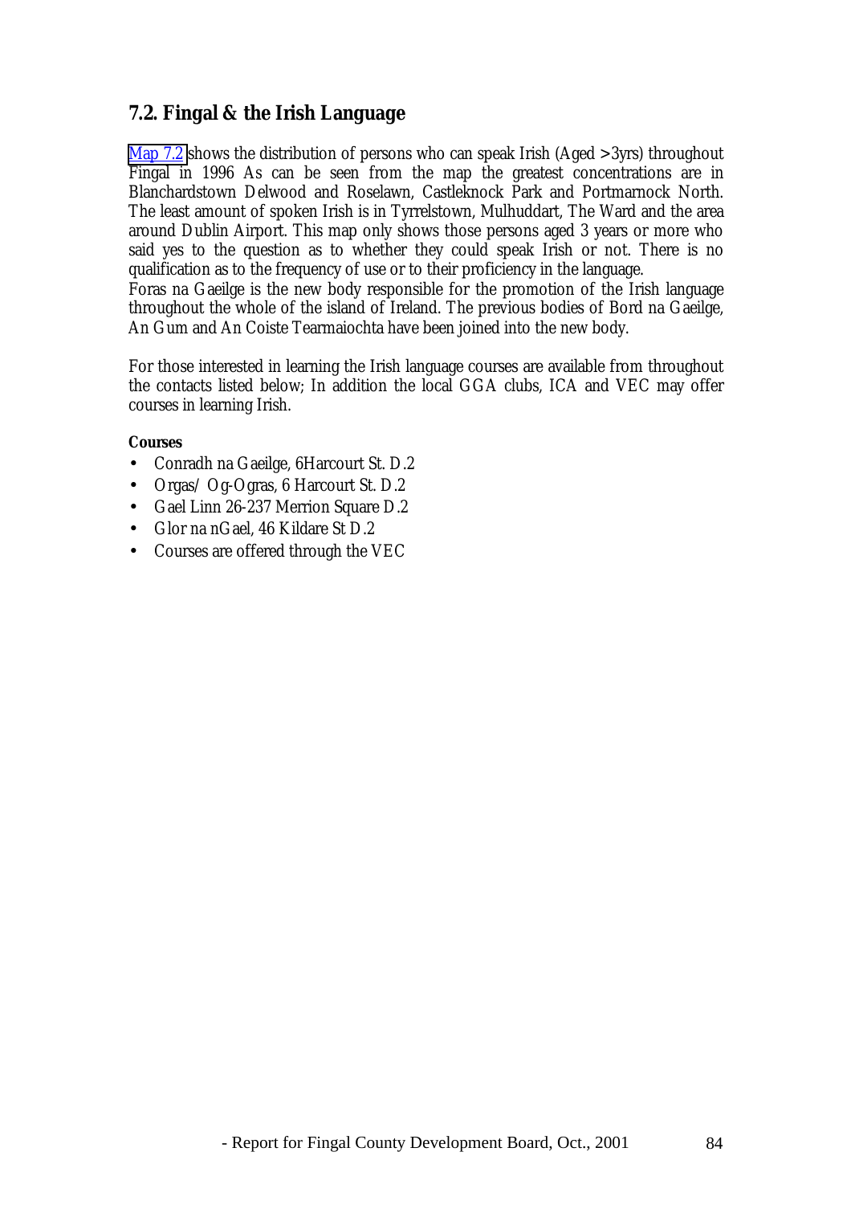## 7.2. Fingal & the Irish Language

Map 7.2 shows the distribution of persons who can speak Irish (Aged >3yrs) throughout Fingal in 1996 As can be seen from the map the greatest concentrations are in Blanchardstown Delwood and Roselawn, Castleknock Park and Portmarnock North. The least amount of spoken Irish is in Tyrrelstown, Mulhuddart, The Ward and the area around Dublin Airport. This map only shows those persons aged 3 years or more who said yes to the question as to whether they could speak Irish or not. There is no qualification as to the frequency of use or to their proficiency in the language.
Foras na Gaeilge is the new body responsible for the promotion of the Irish language throughout the whole of the island of Ireland. The previous bodies of Bord na Gaeilge, An Gum and An Coiste Tearmaiochta have been joined into the new body.

For those interested in learning the Irish language courses are available from throughout the contacts listed below; In addition the local GGA clubs, ICA and VEC may offer courses in learning Irish.

**Courses**

- Conradh na Gaeilge, 6Harcourt St. D.2
- Orgas/ Og-Ogras, 6 Harcourt St. D.2
- Gael Linn 26-237 Merrion Square D.2
- Glor na nGael, 46 Kildare St D.2
- Courses are offered through the VEC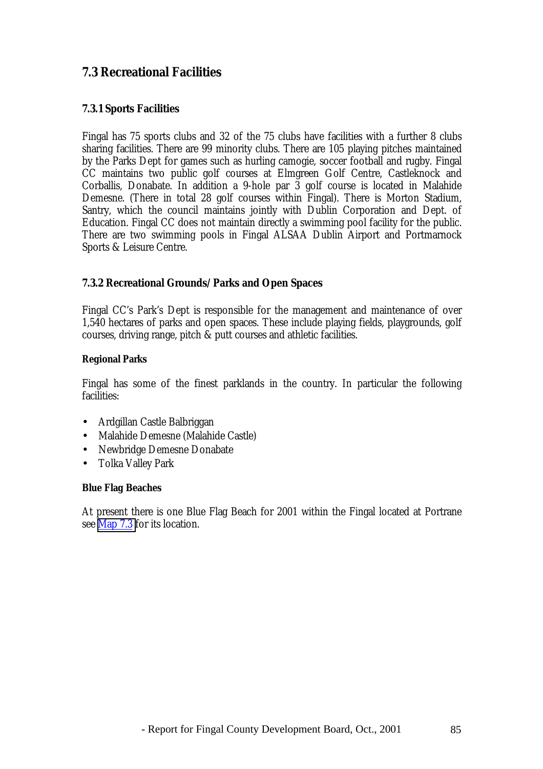## 7.3 Recreational Facilities

### 7.3.1 Sports Facilities

Fingal has 75 sports clubs and 32 of the 75 clubs have facilities with a further 8 clubs sharing facilities. There are 99 minority clubs. There are 105 playing pitches maintained by the Parks Dept for games such as hurling camogie, soccer football and rugby. Fingal CC maintains two public golf courses at Elmgreen Golf Centre, Castleknock and Corballis, Donabate. In addition a 9-hole par 3 golf course is located in Malahide Demesne. (There in total 28 golf courses within Fingal). There is Morton Stadium, Santry, which the council maintains jointly with Dublin Corporation and Dept. of Education. Fingal CC does not maintain directly a swimming pool facility for the public. There are two swimming pools in Fingal ALSAA Dublin Airport and Portmarnock Sports & Leisure Centre.

### 7.3.2 Recreational Grounds/ Parks and Open Spaces

Fingal CC's Park's Dept is responsible for the management and maintenance of over 1,540 hectares of parks and open spaces. These include playing fields, playgrounds, golf courses, driving range, pitch & putt courses and athletic facilities.

**Regional Parks**

Fingal has some of the finest parklands in the country. In particular the following facilities:

- Ardgillan Castle Balbriggan
- Malahide Demesne (Malahide Castle)
- Newbridge Demesne Donabate
- Tolka Valley Park

**Blue Flag Beaches**

At present there is one Blue Flag Beach for 2001 within the Fingal located at Portrane see Map 7.3 for its location.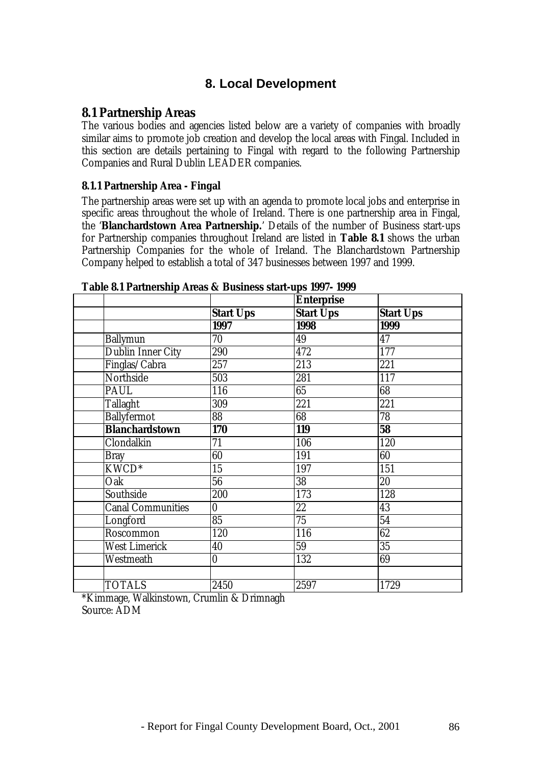# 8. Local Development

## 8.1 Partnership Areas

The various bodies and agencies listed below are a variety of companies with broadly similar aims to promote job creation and develop the local areas with Fingal. Included in this section are details pertaining to Fingal with regard to the following Partnership Companies and Rural Dublin LEADER companies.

### 8.1.1 Partnership Area - Fingal

The partnership areas were set up with an agenda to promote local jobs and enterprise in specific areas throughout the whole of Ireland. There is one partnership area in Fingal, the '**Blanchardstown Area Partnership.**' Details of the number of Business start-ups for Partnership companies throughout Ireland are listed in **Table 8.1** shows the urban Partnership Companies for the whole of Ireland. The Blanchardstown Partnership Company helped to establish a total of 347 businesses between 1997 and 1999.

**Table 8.1 Partnership Areas & Business start-ups 1997- 1999**

| | | **Enterprise** | |
|---|---|---|---|
| | **Start Ups** | **Start Ups** | **Start Ups** |
| | **1997** | **1998** | **1999** |
| Ballymun | 70 | 49 | 47 |
| Dublin Inner City | 290 | 472 | 177 |
| Finglas/Cabra | 257 | 213 | 221 |
| Northside | 503 | 281 | 117 |
| PAUL | 116 | 65 | 68 |
| Tallaght | 309 | 221 | 221 |
| Ballyfermot | 88 | 68 | 78 |
| **Blanchardstown** | **170** | **119** | **58** |
| Clondalkin | 71 | 106 | 120 |
| Bray | 60 | 191 | 60 |
| KWCD* | 15 | 197 | 151 |
| Oak | 56 | 38 | 20 |
| Southside | 200 | 173 | 128 |
| Canal Communities | 0 | 22 | 43 |
| Longford | 85 | 75 | 54 |
| Roscommon | 120 | 116 | 62 |
| West Limerick | 40 | 59 | 35 |
| Westmeath | 0 | 132 | 69 |
| | | | |
| TOTALS | 2450 | 2597 | 1729 |

*Kimmage, Walkinstown, Crumlin & Drimnagh
Source: ADM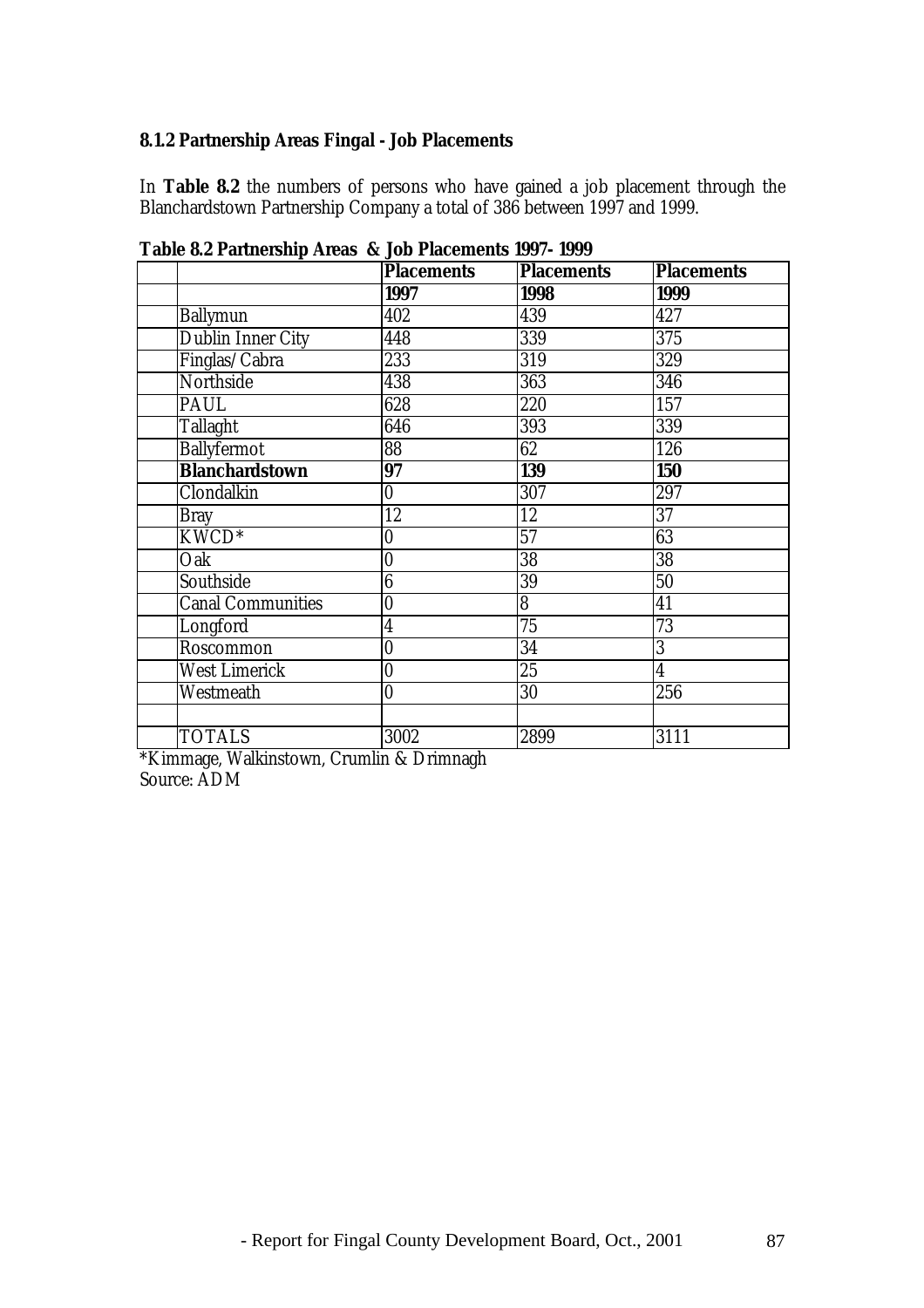### 8.1.2 Partnership Areas Fingal - Job Placements

In **Table 8.2** the numbers of persons who have gained a job placement through the Blanchardstown Partnership Company a total of 386 between 1997 and 1999.

**Table 8.2 Partnership Areas & Job Placements 1997- 1999**

| | Placements | Placements | Placements |
|---|---|---|---|
| | **1997** | **1998** | **1999** |
| Ballymun | 402 | 439 | 427 |
| Dublin Inner City | 448 | 339 | 375 |
| Finglas/Cabra | 233 | 319 | 329 |
| Northside | 438 | 363 | 346 |
| PAUL | 628 | 220 | 157 |
| Tallaght | 646 | 393 | 339 |
| Ballyfermot | 88 | 62 | 126 |
| **Blanchardstown** | **97** | **139** | **150** |
| Clondalkin | 0 | 307 | 297 |
| Bray | 12 | 12 | 37 |
| KWCD* | 0 | 57 | 63 |
| Oak | 0 | 38 | 38 |
| Southside | 6 | 39 | 50 |
| Canal Communities | 0 | 8 | 41 |
| Longford | 4 | 75 | 73 |
| Roscommon | 0 | 34 | 3 |
| West Limerick | 0 | 25 | 4 |
| Westmeath | 0 | 30 | 256 |
| | | | |
| TOTALS | 3002 | 2899 | 3111 |

*Kimmage, Walkinstown, Crumlin & Drimnagh
Source: ADM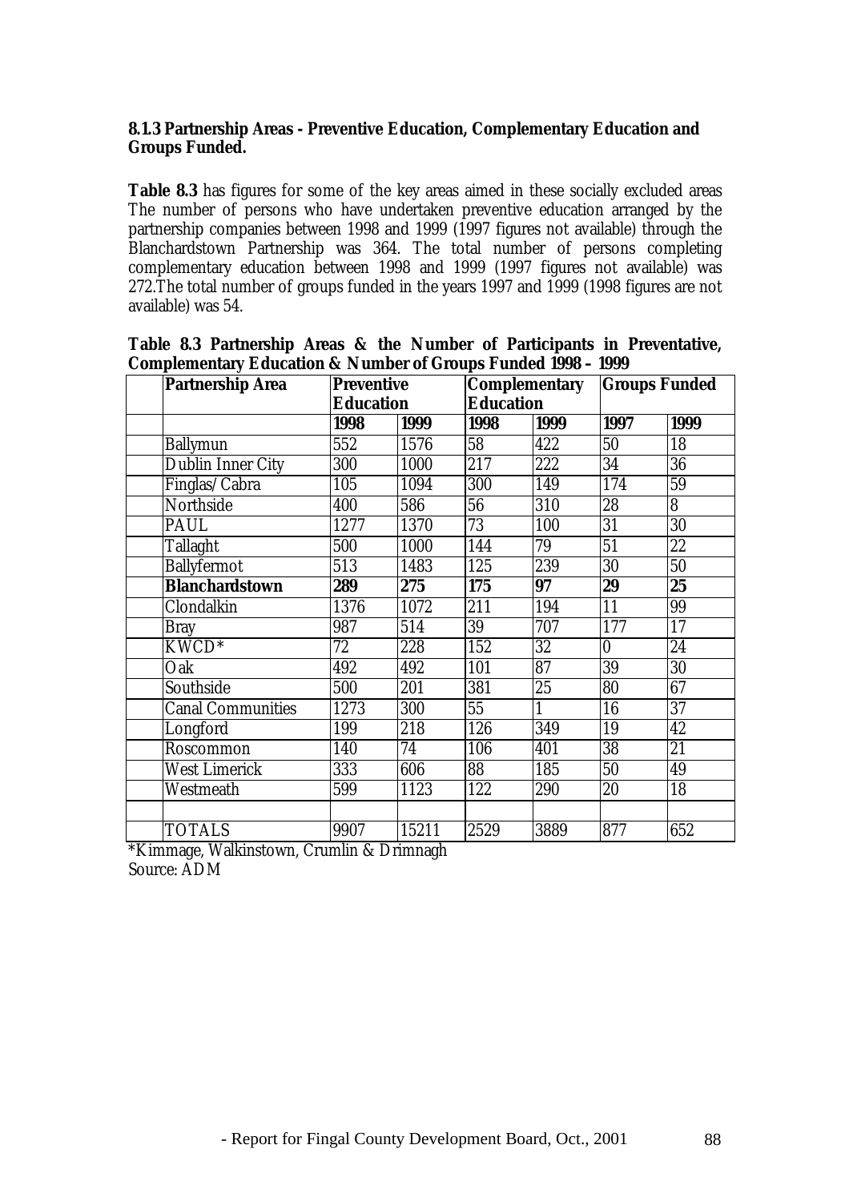### 8.1.3 Partnership Areas - Preventive Education, Complementary Education and Groups Funded.

**Table 8.3** has figures for some of the key areas aimed in these socially excluded areas The number of persons who have undertaken preventive education arranged by the partnership companies between 1998 and 1999 (1997 figures not available) through the Blanchardstown Partnership was 364. The total number of persons completing complementary education between 1998 and 1999 (1997 figures not available) was 272.The total number of groups funded in the years 1997 and 1999 (1998 figures are not available) was 54.

**Table 8.3 Partnership Areas & the Number of Participants in Preventative, Complementary Education & Number of Groups Funded 1998 – 1999**

| Partnership Area | Preventive Education | | Complementary Education | | Groups Funded | |
|---|---|---|---|---|---|---|
| | **1998** | **1999** | **1998** | **1999** | **1997** | **1999** |
| Ballymun | 552 | 1576 | 58 | 422 | 50 | 18 |
| Dublin Inner City | 300 | 1000 | 217 | 222 | 34 | 36 |
| Finglas/Cabra | 105 | 1094 | 300 | 149 | 174 | 59 |
| Northside | 400 | 586 | 56 | 310 | 28 | 8 |
| PAUL | 1277 | 1370 | 73 | 100 | 31 | 30 |
| Tallaght | 500 | 1000 | 144 | 79 | 51 | 22 |
| Ballyfermot | 513 | 1483 | 125 | 239 | 30 | 50 |
| **Blanchardstown** | **289** | **275** | **175** | **97** | **29** | **25** |
| Clondalkin | 1376 | 1072 | 211 | 194 | 11 | 99 |
| Bray | 987 | 514 | 39 | 707 | 177 | 17 |
| KWCD* | 72 | 228 | 152 | 32 | 0 | 24 |
| Oak | 492 | 492 | 101 | 87 | 39 | 30 |
| Southside | 500 | 201 | 381 | 25 | 80 | 67 |
| Canal Communities | 1273 | 300 | 55 | 1 | 16 | 37 |
| Longford | 199 | 218 | 126 | 349 | 19 | 42 |
| Roscommon | 140 | 74 | 106 | 401 | 38 | 21 |
| West Limerick | 333 | 606 | 88 | 185 | 50 | 49 |
| Westmeath | 599 | 1123 | 122 | 290 | 20 | 18 |
| | | | | | | |
| TOTALS | 9907 | 15211 | 2529 | 3889 | 877 | 652 |

*Kimmage, Walkinstown, Crumlin & Drimnagh
Source: ADM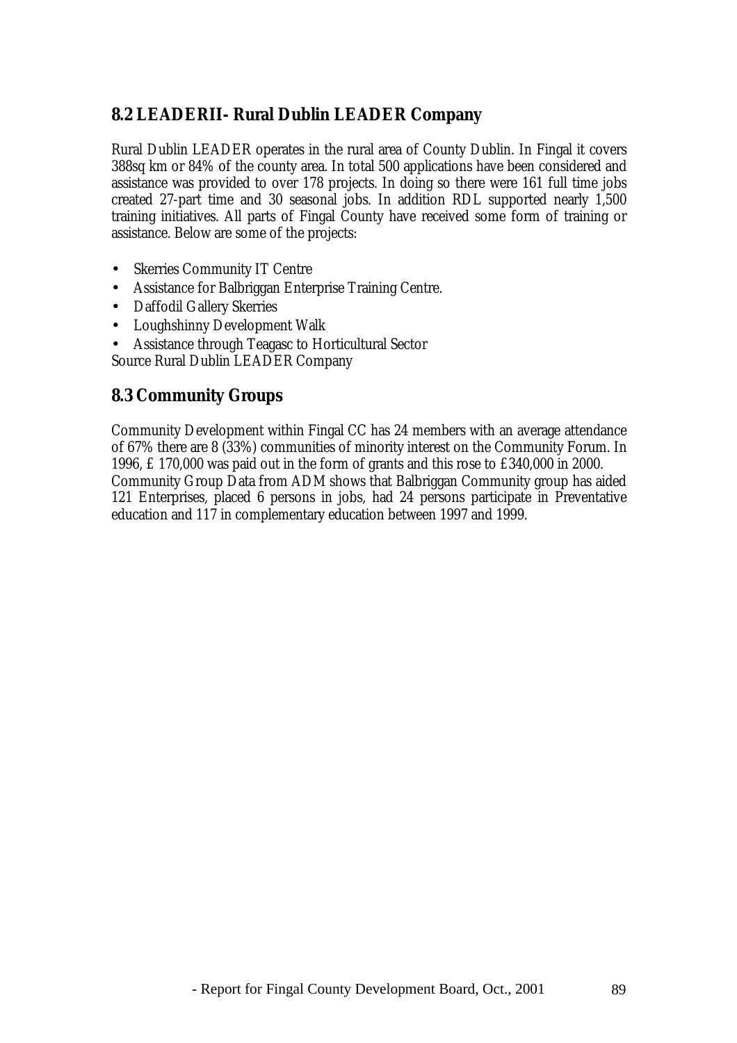## 8.2 LEADERII- Rural Dublin LEADER Company

Rural Dublin LEADER operates in the rural area of County Dublin. In Fingal it covers 388sq km or 84% of the county area. In total 500 applications have been considered and assistance was provided to over 178 projects. In doing so there were 161 full time jobs created 27-part time and 30 seasonal jobs. In addition RDL supported nearly 1,500 training initiatives. All parts of Fingal County have received some form of training or assistance. Below are some of the projects:

- Skerries Community IT Centre
- Assistance for Balbriggan Enterprise Training Centre.
- Daffodil Gallery Skerries
- Loughshinny Development Walk
- Assistance through Teagasc to Horticultural Sector

Source Rural Dublin LEADER Company

## 8.3 Community Groups

Community Development within Fingal CC has 24 members with an average attendance of 67% there are 8 (33%) communities of minority interest on the Community Forum. In 1996, £ 170,000 was paid out in the form of grants and this rose to £340,000 in 2000.
Community Group Data from ADM shows that Balbriggan Community group has aided 121 Enterprises, placed 6 persons in jobs, had 24 persons participate in Preventative education and 117 in complementary education between 1997 and 1999.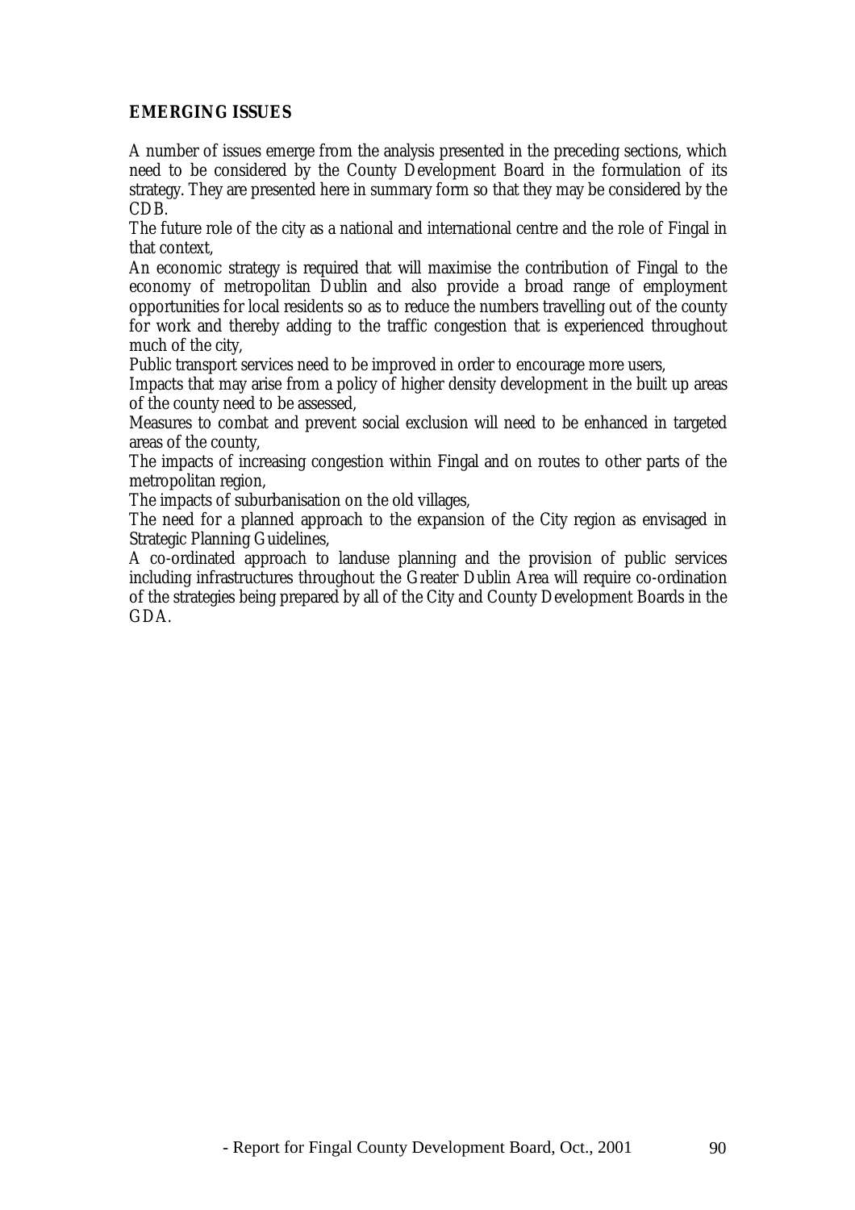**EMERGING ISSUES**

A number of issues emerge from the analysis presented in the preceding sections, which need to be considered by the County Development Board in the formulation of its strategy. They are presented here in summary form so that they may be considered by the CDB.

The future role of the city as a national and international centre and the role of Fingal in that context,

An economic strategy is required that will maximise the contribution of Fingal to the economy of metropolitan Dublin and also provide a broad range of employment opportunities for local residents so as to reduce the numbers travelling out of the county for work and thereby adding to the traffic congestion that is experienced throughout much of the city,

Public transport services need to be improved in order to encourage more users,

Impacts that may arise from a policy of higher density development in the built up areas of the county need to be assessed,

Measures to combat and prevent social exclusion will need to be enhanced in targeted areas of the county,

The impacts of increasing congestion within Fingal and on routes to other parts of the metropolitan region,

The impacts of suburbanisation on the old villages,

The need for a planned approach to the expansion of the City region as envisaged in Strategic Planning Guidelines,

A co-ordinated approach to landuse planning and the provision of public services including infrastructures throughout the Greater Dublin Area will require co-ordination of the strategies being prepared by all of the City and County Development Boards in the GDA.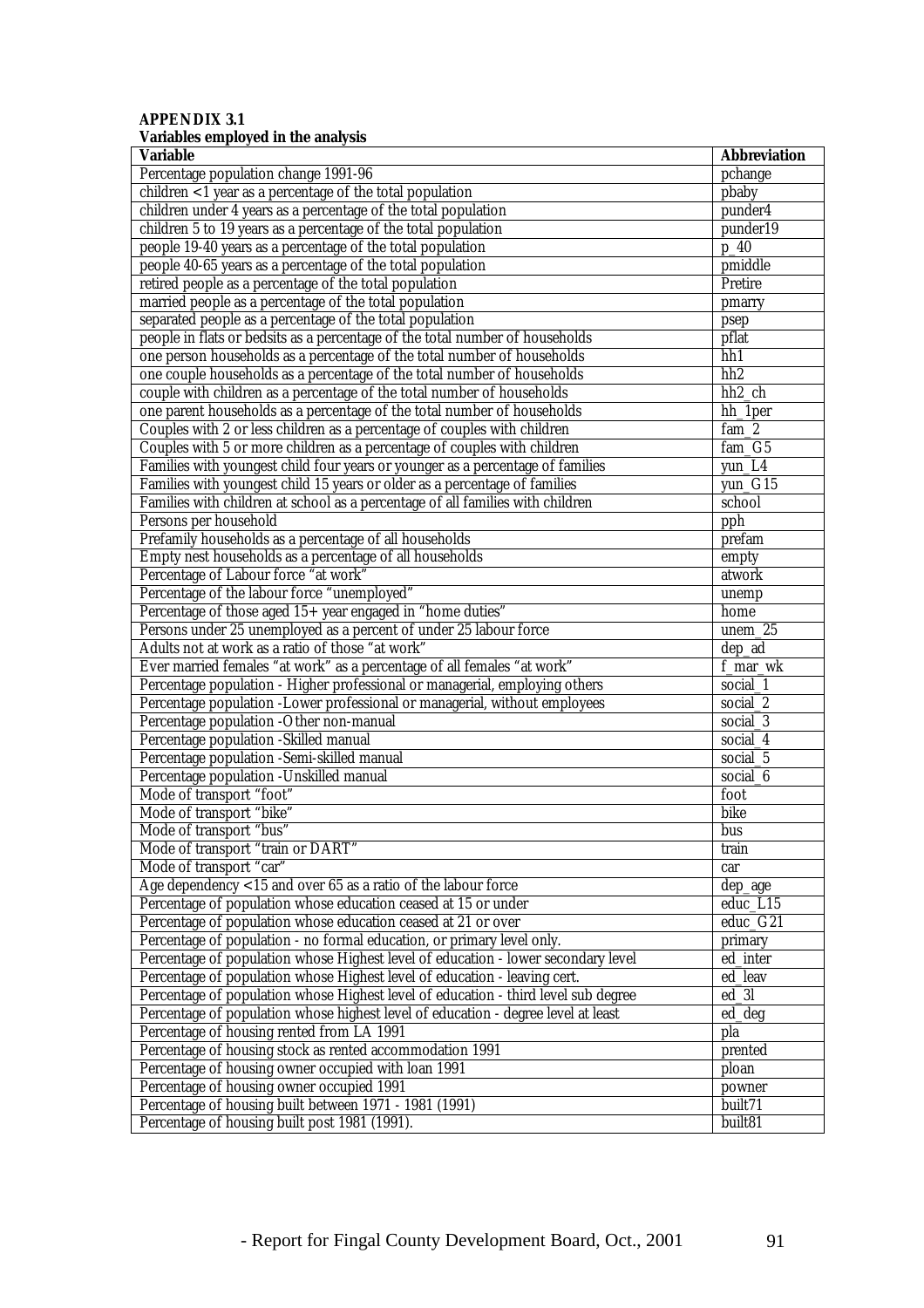**APPENDIX 3.1**
**Variables employed in the analysis**

| Variable | Abbreviation |
|---|---|
| Percentage population change 1991-96 | pchange |
| children <1 year as a percentage of the total population | pbaby |
| children under 4 years as a percentage of the total population | punder4 |
| children 5 to 19 years as a percentage of the total population | punder19 |
| people 19-40 years as a percentage of the total population | p_40 |
| people 40-65 years as a percentage of the total population | pmiddle |
| retired people as a percentage of the total population | Pretire |
| married people as a percentage of the total population | pmarry |
| separated people as a percentage of the total population | psep |
| people in flats or bedsits as a percentage of the total number of households | pflat |
| one person households as a percentage of the total number of households | hh1 |
| one couple households as a percentage of the total number of households | hh2 |
| couple with children as a percentage of the total number of households | hh2_ch |
| one parent households as a percentage of the total number of households | hh_1per |
| Couples with 2 or less children as a percentage of couples with children | fam_2 |
| Couples with 5 or more children as a percentage of couples with children | fam_G5 |
| Families with youngest child four years or younger as a percentage of families | yun_L4 |
| Families with youngest child 15 years or older as a percentage of families | yun_G15 |
| Families with children at school as a percentage of all families with children | school |
| Persons per household | pph |
| Prefamily households as a percentage of all households | prefam |
| Empty nest households as a percentage of all households | empty |
| Percentage of Labour force "at work" | atwork |
| Percentage of the labour force "unemployed" | unemp |
| Percentage of those aged 15+ year engaged in "home duties" | home |
| Persons under 25 unemployed as a percent of under 25 labour force | unem_25 |
| Adults not at work as a ratio of those "at work" | dep_ad |
| Ever married females "at work" as a percentage of all females "at work" | f_mar_wk |
| Percentage population - Higher professional or managerial, employing others | social_1 |
| Percentage population -Lower professional or managerial, without employees | social_2 |
| Percentage population -Other non-manual | social_3 |
| Percentage population -Skilled manual | social_4 |
| Percentage population -Semi-skilled manual | social_5 |
| Percentage population -Unskilled manual | social_6 |
| Mode of transport "foot" | foot |
| Mode of transport "bike" | bike |
| Mode of transport "bus" | bus |
| Mode of transport "train or DART" | train |
| Mode of transport "car" | car |
| Age dependency <15 and over 65 as a ratio of the labour force | dep_age |
| Percentage of population whose education ceased at 15 or under | educ_L15 |
| Percentage of population whose education ceased at 21 or over | educ_G21 |
| Percentage of population - no formal education, or primary level only. | primary |
| Percentage of population whose Highest level of education - lower secondary level | ed_inter |
| Percentage of population whose Highest level of education - leaving cert. | ed_leav |
| Percentage of population whose Highest level of education - third level sub degree | ed_3l |
| Percentage of population whose highest level of education - degree level at least | ed_deg |
| Percentage of housing rented from LA 1991 | pla |
| Percentage of housing stock as rented accommodation 1991 | prented |
| Percentage of housing owner occupied with loan 1991 | ploan |
| Percentage of housing owner occupied 1991 | powner |
| Percentage of housing built between 1971 - 1981 (1991) | built71 |
| Percentage of housing built post 1981 (1991). | built81 |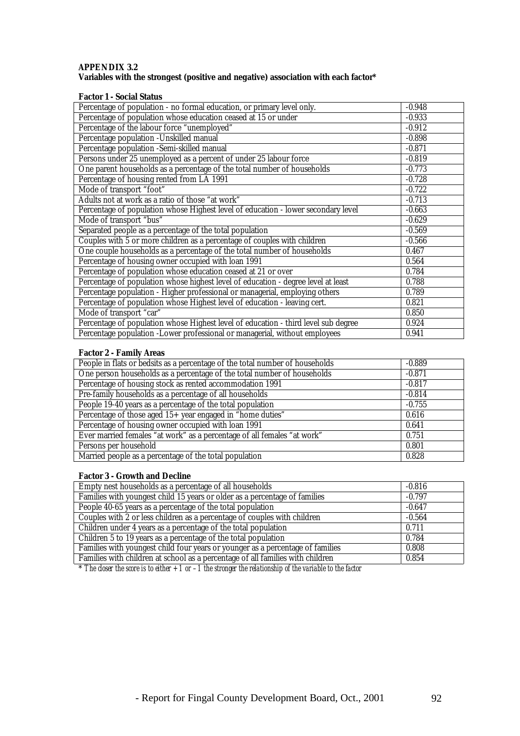**APPENDIX 3.2**
**Variables with the strongest (positive and negative) association with each factor***

**Factor 1 - Social Status**

| Variable | Score |
|---|---|
| Percentage of population - no formal education, or primary level only. | -0.948 |
| Percentage of population whose education ceased at 15 or under | -0.933 |
| Percentage of the labour force "unemployed" | -0.912 |
| Percentage population -Unskilled manual | -0.898 |
| Percentage population -Semi-skilled manual | -0.871 |
| Persons under 25 unemployed as a percent of under 25 labour force | -0.819 |
| One parent households as a percentage of the total number of households | -0.773 |
| Percentage of housing rented from LA 1991 | -0.728 |
| Mode of transport "foot" | -0.722 |
| Adults not at work as a ratio of those "at work" | -0.713 |
| Percentage of population whose Highest level of education - lower secondary level | -0.663 |
| Mode of transport "bus" | -0.629 |
| Separated people as a percentage of the total population | -0.569 |
| Couples with 5 or more children as a percentage of couples with children | -0.566 |
| One couple households as a percentage of the total number of households | 0.467 |
| Percentage of housing owner occupied with loan 1991 | 0.564 |
| Percentage of population whose education ceased at 21 or over | 0.784 |
| Percentage of population whose highest level of education - degree level at least | 0.788 |
| Percentage population - Higher professional or managerial, employing others | 0.789 |
| Percentage of population whose Highest level of education - leaving cert. | 0.821 |
| Mode of transport "car" | 0.850 |
| Percentage of population whose Highest level of education - third level sub degree | 0.924 |
| Percentage population -Lower professional or managerial, without employees | 0.941 |

**Factor 2 - Family Areas**

| Variable | Score |
|---|---|
| People in flats or bedsits as a percentage of the total number of households | -0.889 |
| One person households as a percentage of the total number of households | -0.871 |
| Percentage of housing stock as rented accommodation 1991 | -0.817 |
| Pre-family households as a percentage of all households | -0.814 |
| People 19-40 years as a percentage of the total population | -0.755 |
| Percentage of those aged 15+ year engaged in "home duties" | 0.616 |
| Percentage of housing owner occupied with loan 1991 | 0.641 |
| Ever married females "at work" as a percentage of all females "at work" | 0.751 |
| Persons per household | 0.801 |
| Married people as a percentage of the total population | 0.828 |

**Factor 3 - Growth and Decline**

| Variable | Score |
|---|---|
| Empty nest households as a percentage of all households | -0.816 |
| Families with youngest child 15 years or older as a percentage of families | -0.797 |
| People 40-65 years as a percentage of the total population | -0.647 |
| Couples with 2 or less children as a percentage of couples with children | -0.564 |
| Children under 4 years as a percentage of the total population | 0.711 |
| Children 5 to 19 years as a percentage of the total population | 0.784 |
| Families with youngest child four years or younger as a percentage of families | 0.808 |
| Families with children at school as a percentage of all families with children | 0.854 |

* *The closer the score is to either +1 or –1 the stronger the relationship of the variable to the factor*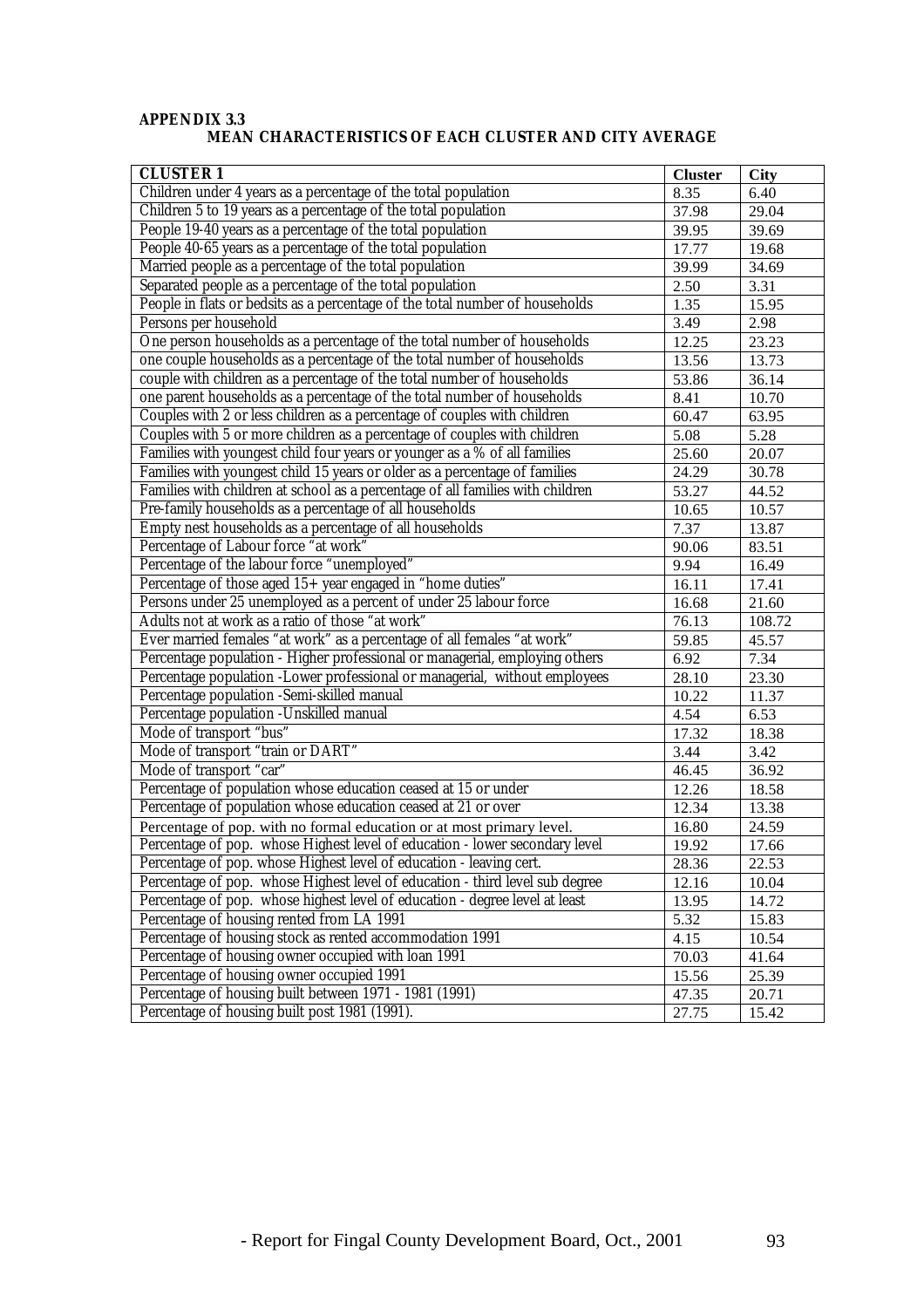**APPENDIX 3.3**

**MEAN CHARACTERISTICS OF EACH CLUSTER AND CITY AVERAGE**

| CLUSTER 1 | Cluster | City |
|---|---|---|
| Children under 4 years as a percentage of the total population | 8.35 | 6.40 |
| Children 5 to 19 years as a percentage of the total population | 37.98 | 29.04 |
| People 19-40 years as a percentage of the total population | 39.95 | 39.69 |
| People 40-65 years as a percentage of the total population | 17.77 | 19.68 |
| Married people as a percentage of the total population | 39.99 | 34.69 |
| Separated people as a percentage of the total population | 2.50 | 3.31 |
| People in flats or bedsits as a percentage of the total number of households | 1.35 | 15.95 |
| Persons per household | 3.49 | 2.98 |
| One person households as a percentage of the total number of households | 12.25 | 23.23 |
| one couple households as a percentage of the total number of households | 13.56 | 13.73 |
| couple with children as a percentage of the total number of households | 53.86 | 36.14 |
| one parent households as a percentage of the total number of households | 8.41 | 10.70 |
| Couples with 2 or less children as a percentage of couples with children | 60.47 | 63.95 |
| Couples with 5 or more children as a percentage of couples with children | 5.08 | 5.28 |
| Families with youngest child four years or younger as a % of all families | 25.60 | 20.07 |
| Families with youngest child 15 years or older as a percentage of families | 24.29 | 30.78 |
| Families with children at school as a percentage of all families with children | 53.27 | 44.52 |
| Pre-family households as a percentage of all households | 10.65 | 10.57 |
| Empty nest households as a percentage of all households | 7.37 | 13.87 |
| Percentage of Labour force "at work" | 90.06 | 83.51 |
| Percentage of the labour force "unemployed" | 9.94 | 16.49 |
| Percentage of those aged 15+ year engaged in "home duties" | 16.11 | 17.41 |
| Persons under 25 unemployed as a percent of under 25 labour force | 16.68 | 21.60 |
| Adults not at work as a ratio of those "at work" | 76.13 | 108.72 |
| Ever married females "at work" as a percentage of all females "at work" | 59.85 | 45.57 |
| Percentage population - Higher professional or managerial, employing others | 6.92 | 7.34 |
| Percentage population -Lower professional or managerial, without employees | 28.10 | 23.30 |
| Percentage population -Semi-skilled manual | 10.22 | 11.37 |
| Percentage population -Unskilled manual | 4.54 | 6.53 |
| Mode of transport "bus" | 17.32 | 18.38 |
| Mode of transport "train or DART" | 3.44 | 3.42 |
| Mode of transport "car" | 46.45 | 36.92 |
| Percentage of population whose education ceased at 15 or under | 12.26 | 18.58 |
| Percentage of population whose education ceased at 21 or over | 12.34 | 13.38 |
| Percentage of pop. with no formal education or at most primary level. | 16.80 | 24.59 |
| Percentage of pop. whose Highest level of education - lower secondary level | 19.92 | 17.66 |
| Percentage of pop. whose Highest level of education - leaving cert. | 28.36 | 22.53 |
| Percentage of pop. whose Highest level of education - third level sub degree | 12.16 | 10.04 |
| Percentage of pop. whose highest level of education - degree level at least | 13.95 | 14.72 |
| Percentage of housing rented from LA 1991 | 5.32 | 15.83 |
| Percentage of housing stock as rented accommodation 1991 | 4.15 | 10.54 |
| Percentage of housing owner occupied with loan 1991 | 70.03 | 41.64 |
| Percentage of housing owner occupied 1991 | 15.56 | 25.39 |
| Percentage of housing built between 1971 - 1981 (1991) | 47.35 | 20.71 |
| Percentage of housing built post 1981 (1991). | 27.75 | 15.42 |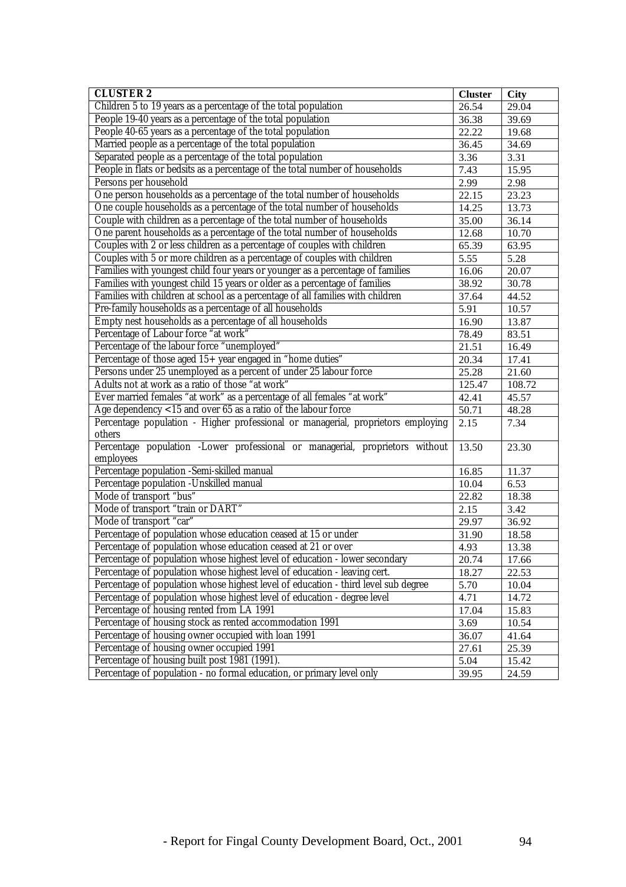| CLUSTER 2 | Cluster | City |
|---|---|---|
| Children 5 to 19 years as a percentage of the total population | 26.54 | 29.04 |
| People 19-40 years as a percentage of the total population | 36.38 | 39.69 |
| People 40-65 years as a percentage of the total population | 22.22 | 19.68 |
| Married people as a percentage of the total population | 36.45 | 34.69 |
| Separated people as a percentage of the total population | 3.36 | 3.31 |
| People in flats or bedsits as a percentage of the total number of households | 7.43 | 15.95 |
| Persons per household | 2.99 | 2.98 |
| One person households as a percentage of the total number of households | 22.15 | 23.23 |
| One couple households as a percentage of the total number of households | 14.25 | 13.73 |
| Couple with children as a percentage of the total number of households | 35.00 | 36.14 |
| One parent households as a percentage of the total number of households | 12.68 | 10.70 |
| Couples with 2 or less children as a percentage of couples with children | 65.39 | 63.95 |
| Couples with 5 or more children as a percentage of couples with children | 5.55 | 5.28 |
| Families with youngest child four years or younger as a percentage of families | 16.06 | 20.07 |
| Families with youngest child 15 years or older as a percentage of families | 38.92 | 30.78 |
| Families with children at school as a percentage of all families with children | 37.64 | 44.52 |
| Pre-family households as a percentage of all households | 5.91 | 10.57 |
| Empty nest households as a percentage of all households | 16.90 | 13.87 |
| Percentage of Labour force "at work" | 78.49 | 83.51 |
| Percentage of the labour force "unemployed" | 21.51 | 16.49 |
| Percentage of those aged 15+ year engaged in "home duties" | 20.34 | 17.41 |
| Persons under 25 unemployed as a percent of under 25 labour force | 25.28 | 21.60 |
| Adults not at work as a ratio of those "at work" | 125.47 | 108.72 |
| Ever married females "at work" as a percentage of all females "at work" | 42.41 | 45.57 |
| Age dependency <15 and over 65 as a ratio of the labour force | 50.71 | 48.28 |
| Percentage population - Higher professional or managerial, proprietors employing others | 2.15 | 7.34 |
| Percentage population -Lower professional or managerial, proprietors without employees | 13.50 | 23.30 |
| Percentage population -Semi-skilled manual | 16.85 | 11.37 |
| Percentage population -Unskilled manual | 10.04 | 6.53 |
| Mode of transport "bus" | 22.82 | 18.38 |
| Mode of transport "train or DART" | 2.15 | 3.42 |
| Mode of transport "car" | 29.97 | 36.92 |
| Percentage of population whose education ceased at 15 or under | 31.90 | 18.58 |
| Percentage of population whose education ceased at 21 or over | 4.93 | 13.38 |
| Percentage of population whose highest level of education - lower secondary | 20.74 | 17.66 |
| Percentage of population whose highest level of education - leaving cert. | 18.27 | 22.53 |
| Percentage of population whose highest level of education - third level sub degree | 5.70 | 10.04 |
| Percentage of population whose highest level of education - degree level | 4.71 | 14.72 |
| Percentage of housing rented from LA 1991 | 17.04 | 15.83 |
| Percentage of housing stock as rented accommodation 1991 | 3.69 | 10.54 |
| Percentage of housing owner occupied with loan 1991 | 36.07 | 41.64 |
| Percentage of housing owner occupied 1991 | 27.61 | 25.39 |
| Percentage of housing built post 1981 (1991). | 5.04 | 15.42 |
| Percentage of population - no formal education, or primary level only | 39.95 | 24.59 |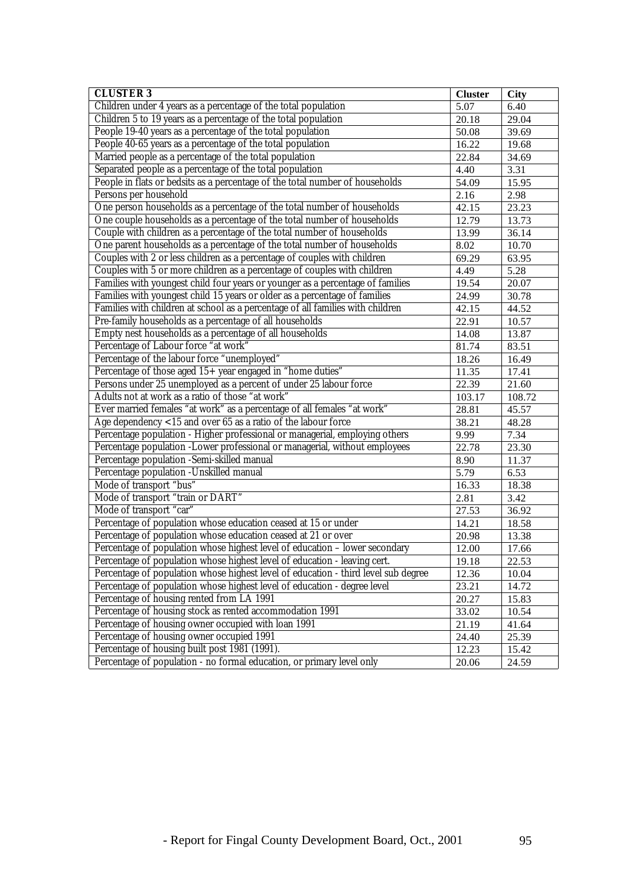| CLUSTER 3 | Cluster | City |
|---|---|---|
| Children under 4 years as a percentage of the total population | 5.07 | 6.40 |
| Children 5 to 19 years as a percentage of the total population | 20.18 | 29.04 |
| People 19-40 years as a percentage of the total population | 50.08 | 39.69 |
| People 40-65 years as a percentage of the total population | 16.22 | 19.68 |
| Married people as a percentage of the total population | 22.84 | 34.69 |
| Separated people as a percentage of the total population | 4.40 | 3.31 |
| People in flats or bedsits as a percentage of the total number of households | 54.09 | 15.95 |
| Persons per household | 2.16 | 2.98 |
| One person households as a percentage of the total number of households | 42.15 | 23.23 |
| One couple households as a percentage of the total number of households | 12.79 | 13.73 |
| Couple with children as a percentage of the total number of households | 13.99 | 36.14 |
| One parent households as a percentage of the total number of households | 8.02 | 10.70 |
| Couples with 2 or less children as a percentage of couples with children | 69.29 | 63.95 |
| Couples with 5 or more children as a percentage of couples with children | 4.49 | 5.28 |
| Families with youngest child four years or younger as a percentage of families | 19.54 | 20.07 |
| Families with youngest child 15 years or older as a percentage of families | 24.99 | 30.78 |
| Families with children at school as a percentage of all families with children | 42.15 | 44.52 |
| Pre-family households as a percentage of all households | 22.91 | 10.57 |
| Empty nest households as a percentage of all households | 14.08 | 13.87 |
| Percentage of Labour force "at work" | 81.74 | 83.51 |
| Percentage of the labour force "unemployed" | 18.26 | 16.49 |
| Percentage of those aged 15+ year engaged in "home duties" | 11.35 | 17.41 |
| Persons under 25 unemployed as a percent of under 25 labour force | 22.39 | 21.60 |
| Adults not at work as a ratio of those "at work" | 103.17 | 108.72 |
| Ever married females "at work" as a percentage of all females "at work" | 28.81 | 45.57 |
| Age dependency <15 and over 65 as a ratio of the labour force | 38.21 | 48.28 |
| Percentage population - Higher professional or managerial, employing others | 9.99 | 7.34 |
| Percentage population -Lower professional or managerial, without employees | 22.78 | 23.30 |
| Percentage population -Semi-skilled manual | 8.90 | 11.37 |
| Percentage population -Unskilled manual | 5.79 | 6.53 |
| Mode of transport "bus" | 16.33 | 18.38 |
| Mode of transport "train or DART" | 2.81 | 3.42 |
| Mode of transport "car" | 27.53 | 36.92 |
| Percentage of population whose education ceased at 15 or under | 14.21 | 18.58 |
| Percentage of population whose education ceased at 21 or over | 20.98 | 13.38 |
| Percentage of population whose highest level of education – lower secondary | 12.00 | 17.66 |
| Percentage of population whose highest level of education - leaving cert. | 19.18 | 22.53 |
| Percentage of population whose highest level of education - third level sub degree | 12.36 | 10.04 |
| Percentage of population whose highest level of education - degree level | 23.21 | 14.72 |
| Percentage of housing rented from LA 1991 | 20.27 | 15.83 |
| Percentage of housing stock as rented accommodation 1991 | 33.02 | 10.54 |
| Percentage of housing owner occupied with loan 1991 | 21.19 | 41.64 |
| Percentage of housing owner occupied 1991 | 24.40 | 25.39 |
| Percentage of housing built post 1981 (1991). | 12.23 | 15.42 |
| Percentage of population - no formal education, or primary level only | 20.06 | 24.59 |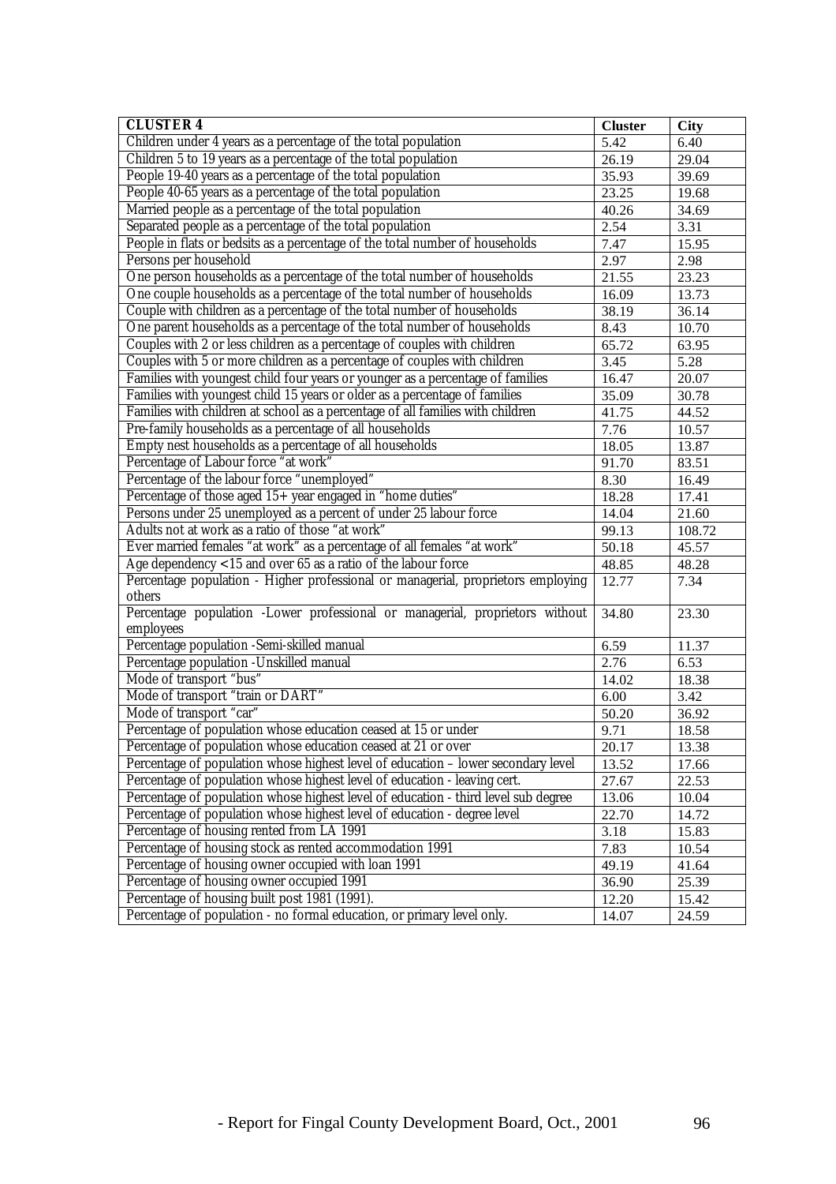| CLUSTER 4 | Cluster | City |
|---|---|---|
| Children under 4 years as a percentage of the total population | 5.42 | 6.40 |
| Children 5 to 19 years as a percentage of the total population | 26.19 | 29.04 |
| People 19-40 years as a percentage of the total population | 35.93 | 39.69 |
| People 40-65 years as a percentage of the total population | 23.25 | 19.68 |
| Married people as a percentage of the total population | 40.26 | 34.69 |
| Separated people as a percentage of the total population | 2.54 | 3.31 |
| People in flats or bedsits as a percentage of the total number of households | 7.47 | 15.95 |
| Persons per household | 2.97 | 2.98 |
| One person households as a percentage of the total number of households | 21.55 | 23.23 |
| One couple households as a percentage of the total number of households | 16.09 | 13.73 |
| Couple with children as a percentage of the total number of households | 38.19 | 36.14 |
| One parent households as a percentage of the total number of households | 8.43 | 10.70 |
| Couples with 2 or less children as a percentage of couples with children | 65.72 | 63.95 |
| Couples with 5 or more children as a percentage of couples with children | 3.45 | 5.28 |
| Families with youngest child four years or younger as a percentage of families | 16.47 | 20.07 |
| Families with youngest child 15 years or older as a percentage of families | 35.09 | 30.78 |
| Families with children at school as a percentage of all families with children | 41.75 | 44.52 |
| Pre-family households as a percentage of all households | 7.76 | 10.57 |
| Empty nest households as a percentage of all households | 18.05 | 13.87 |
| Percentage of Labour force "at work" | 91.70 | 83.51 |
| Percentage of the labour force "unemployed" | 8.30 | 16.49 |
| Percentage of those aged 15+ year engaged in "home duties" | 18.28 | 17.41 |
| Persons under 25 unemployed as a percent of under 25 labour force | 14.04 | 21.60 |
| Adults not at work as a ratio of those "at work" | 99.13 | 108.72 |
| Ever married females "at work" as a percentage of all females "at work" | 50.18 | 45.57 |
| Age dependency <15 and over 65 as a ratio of the labour force | 48.85 | 48.28 |
| Percentage population - Higher professional or managerial, proprietors employing others | 12.77 | 7.34 |
| Percentage population -Lower professional or managerial, proprietors without employees | 34.80 | 23.30 |
| Percentage population -Semi-skilled manual | 6.59 | 11.37 |
| Percentage population -Unskilled manual | 2.76 | 6.53 |
| Mode of transport "bus" | 14.02 | 18.38 |
| Mode of transport "train or DART" | 6.00 | 3.42 |
| Mode of transport "car" | 50.20 | 36.92 |
| Percentage of population whose education ceased at 15 or under | 9.71 | 18.58 |
| Percentage of population whose education ceased at 21 or over | 20.17 | 13.38 |
| Percentage of population whose highest level of education – lower secondary level | 13.52 | 17.66 |
| Percentage of population whose highest level of education - leaving cert. | 27.67 | 22.53 |
| Percentage of population whose highest level of education - third level sub degree | 13.06 | 10.04 |
| Percentage of population whose highest level of education - degree level | 22.70 | 14.72 |
| Percentage of housing rented from LA 1991 | 3.18 | 15.83 |
| Percentage of housing stock as rented accommodation 1991 | 7.83 | 10.54 |
| Percentage of housing owner occupied with loan 1991 | 49.19 | 41.64 |
| Percentage of housing owner occupied 1991 | 36.90 | 25.39 |
| Percentage of housing built post 1981 (1991). | 12.20 | 15.42 |
| Percentage of population - no formal education, or primary level only. | 14.07 | 24.59 |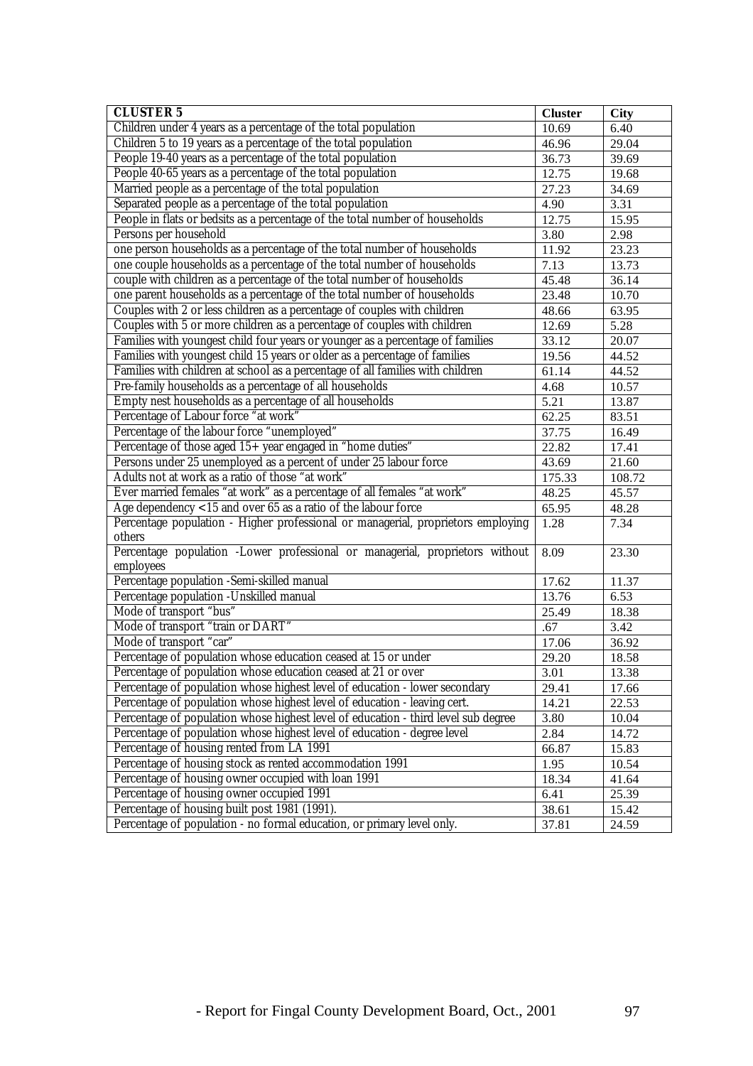| CLUSTER 5 | Cluster | City |
|---|---|---|
| Children under 4 years as a percentage of the total population | 10.69 | 6.40 |
| Children 5 to 19 years as a percentage of the total population | 46.96 | 29.04 |
| People 19-40 years as a percentage of the total population | 36.73 | 39.69 |
| People 40-65 years as a percentage of the total population | 12.75 | 19.68 |
| Married people as a percentage of the total population | 27.23 | 34.69 |
| Separated people as a percentage of the total population | 4.90 | 3.31 |
| People in flats or bedsits as a percentage of the total number of households | 12.75 | 15.95 |
| Persons per household | 3.80 | 2.98 |
| one person households as a percentage of the total number of households | 11.92 | 23.23 |
| one couple households as a percentage of the total number of households | 7.13 | 13.73 |
| couple with children as a percentage of the total number of households | 45.48 | 36.14 |
| one parent households as a percentage of the total number of households | 23.48 | 10.70 |
| Couples with 2 or less children as a percentage of couples with children | 48.66 | 63.95 |
| Couples with 5 or more children as a percentage of couples with children | 12.69 | 5.28 |
| Families with youngest child four years or younger as a percentage of families | 33.12 | 20.07 |
| Families with youngest child 15 years or older as a percentage of families | 19.56 | 44.52 |
| Families with children at school as a percentage of all families with children | 61.14 | 44.52 |
| Pre-family households as a percentage of all households | 4.68 | 10.57 |
| Empty nest households as a percentage of all households | 5.21 | 13.87 |
| Percentage of Labour force "at work" | 62.25 | 83.51 |
| Percentage of the labour force "unemployed" | 37.75 | 16.49 |
| Percentage of those aged 15+ year engaged in "home duties" | 22.82 | 17.41 |
| Persons under 25 unemployed as a percent of under 25 labour force | 43.69 | 21.60 |
| Adults not at work as a ratio of those "at work" | 175.33 | 108.72 |
| Ever married females "at work" as a percentage of all females "at work" | 48.25 | 45.57 |
| Age dependency <15 and over 65 as a ratio of the labour force | 65.95 | 48.28 |
| Percentage population - Higher professional or managerial, proprietors employing others | 1.28 | 7.34 |
| Percentage population -Lower professional or managerial, proprietors without employees | 8.09 | 23.30 |
| Percentage population -Semi-skilled manual | 17.62 | 11.37 |
| Percentage population -Unskilled manual | 13.76 | 6.53 |
| Mode of transport "bus" | 25.49 | 18.38 |
| Mode of transport "train or DART" | .67 | 3.42 |
| Mode of transport "car" | 17.06 | 36.92 |
| Percentage of population whose education ceased at 15 or under | 29.20 | 18.58 |
| Percentage of population whose education ceased at 21 or over | 3.01 | 13.38 |
| Percentage of population whose highest level of education - lower secondary | 29.41 | 17.66 |
| Percentage of population whose highest level of education - leaving cert. | 14.21 | 22.53 |
| Percentage of population whose highest level of education - third level sub degree | 3.80 | 10.04 |
| Percentage of population whose highest level of education - degree level | 2.84 | 14.72 |
| Percentage of housing rented from LA 1991 | 66.87 | 15.83 |
| Percentage of housing stock as rented accommodation 1991 | 1.95 | 10.54 |
| Percentage of housing owner occupied with loan 1991 | 18.34 | 41.64 |
| Percentage of housing owner occupied 1991 | 6.41 | 25.39 |
| Percentage of housing built post 1981 (1991). | 38.61 | 15.42 |
| Percentage of population - no formal education, or primary level only. | 37.81 | 24.59 |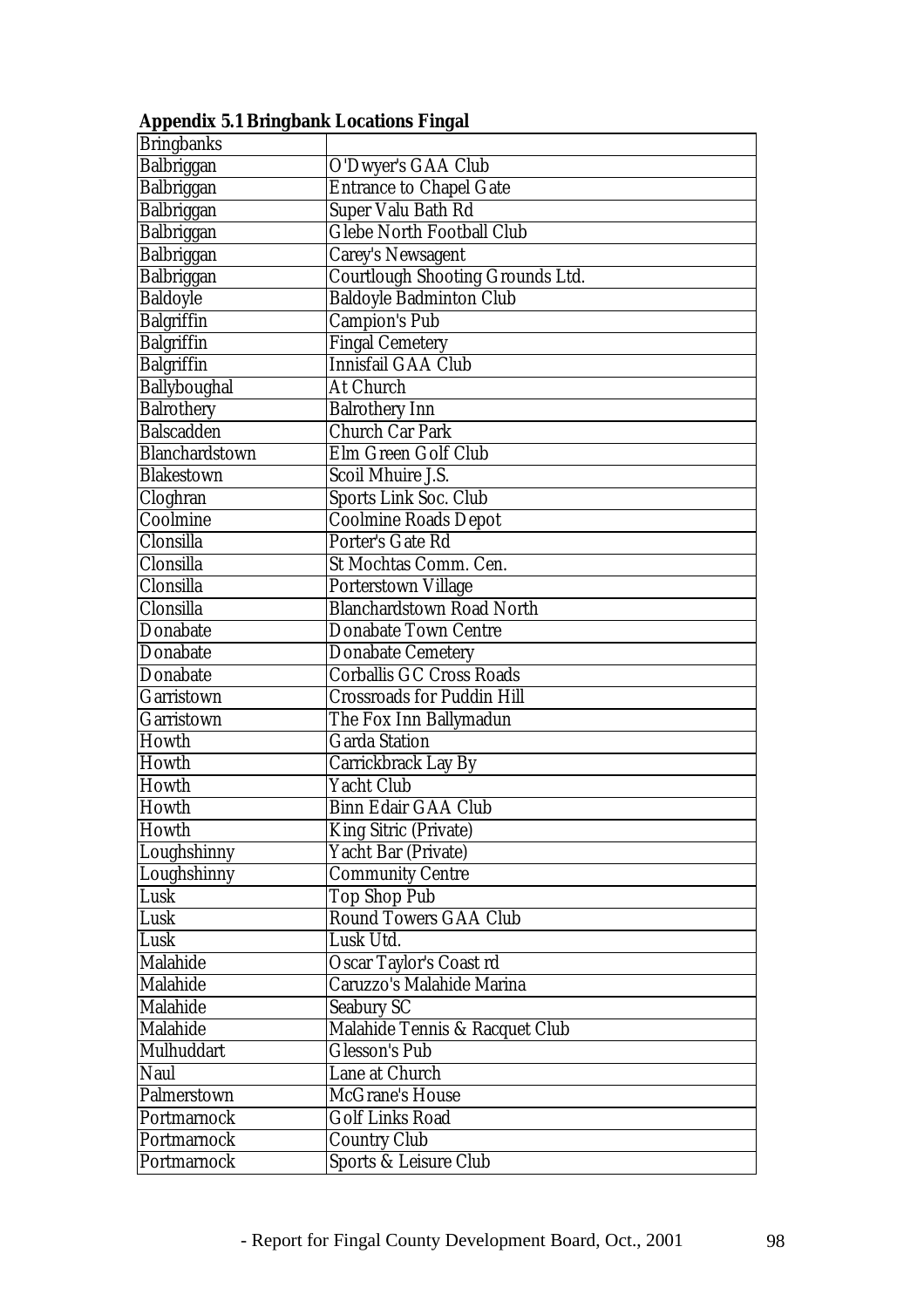**Appendix 5.1 Bringbank Locations Fingal**

| Bringbanks | |
|---|---|
| Balbriggan | O'Dwyer's GAA Club |
| Balbriggan | Entrance to Chapel Gate |
| Balbriggan | Super Valu Bath Rd |
| Balbriggan | Glebe North Football Club |
| Balbriggan | Carey's Newsagent |
| Balbriggan | Courtlough Shooting Grounds Ltd. |
| Baldoyle | Baldoyle Badminton Club |
| Balgriffin | Campion's Pub |
| Balgriffin | Fingal Cemetery |
| Balgriffin | Innisfail GAA Club |
| Ballyboughal | At Church |
| Balrothery | Balrothery Inn |
| Balscadden | Church Car Park |
| Blanchardstown | Elm Green Golf Club |
| Blakestown | Scoil Mhuire J.S. |
| Cloghran | Sports Link Soc. Club |
| Coolmine | Coolmine Roads Depot |
| Clonsilla | Porter's Gate Rd |
| Clonsilla | St Mochtas Comm. Cen. |
| Clonsilla | Porterstown Village |
| Clonsilla | Blanchardstown Road North |
| Donabate | Donabate Town Centre |
| Donabate | Donabate Cemetery |
| Donabate | Corballis GC Cross Roads |
| Garristown | Crossroads for Puddin Hill |
| Garristown | The Fox Inn Ballymadun |
| Howth | Garda Station |
| Howth | Carrickbrack Lay By |
| Howth | Yacht Club |
| Howth | Binn Edair GAA Club |
| Howth | King Sitric (Private) |
| Loughshinny | Yacht Bar (Private) |
| Loughshinny | Community Centre |
| Lusk | Top Shop Pub |
| Lusk | Round Towers GAA Club |
| Lusk | Lusk Utd. |
| Malahide | Oscar Taylor's Coast rd |
| Malahide | Caruzzo's Malahide Marina |
| Malahide | Seabury SC |
| Malahide | Malahide Tennis & Racquet Club |
| Mulhuddart | Glesson's Pub |
| Naul | Lane at Church |
| Palmerstown | McGrane's House |
| Portmarnock | Golf Links Road |
| Portmarnock | Country Club |
| Portmarnock | Sports & Leisure Club |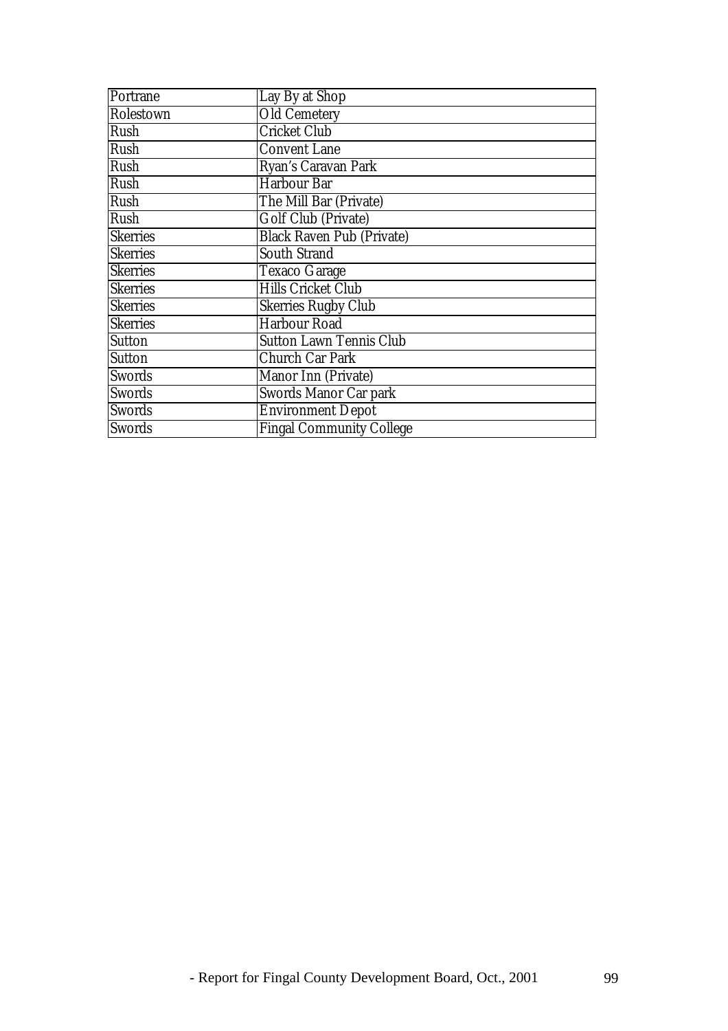| Portrane | Lay By at Shop |
|---|---|
| Rolestown | Old Cemetery |
| Rush | Cricket Club |
| Rush | Convent Lane |
| Rush | Ryan's Caravan Park |
| Rush | Harbour Bar |
| Rush | The Mill Bar (Private) |
| Rush | Golf Club (Private) |
| Skerries | Black Raven Pub (Private) |
| Skerries | South Strand |
| Skerries | Texaco Garage |
| Skerries | Hills Cricket Club |
| Skerries | Skerries Rugby Club |
| Skerries | Harbour Road |
| Sutton | Sutton Lawn Tennis Club |
| Sutton | Church Car Park |
| Swords | Manor Inn (Private) |
| Swords | Swords Manor Car park |
| Swords | Environment Depot |
| Swords | Fingal Community College |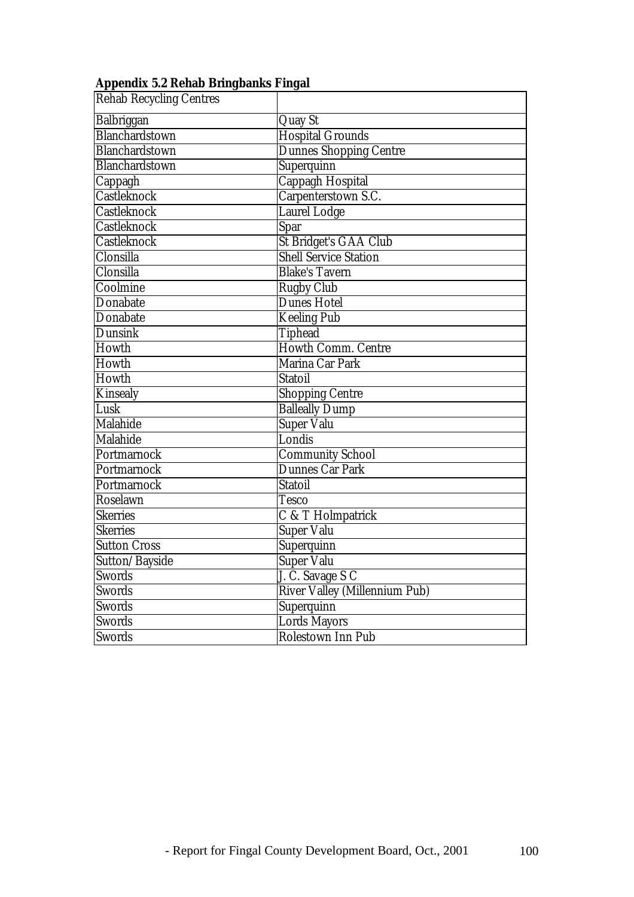**Appendix 5.2 Rehab Bringbanks Fingal**

| Rehab Recycling Centres | |
|---|---|
| Balbriggan | Quay St |
| Blanchardstown | Hospital Grounds |
| Blanchardstown | Dunnes Shopping Centre |
| Blanchardstown | Superquinn |
| Cappagh | Cappagh Hospital |
| Castleknock | Carpenterstown S.C. |
| Castleknock | Laurel Lodge |
| Castleknock | Spar |
| Castleknock | St Bridget's GAA Club |
| Clonsilla | Shell Service Station |
| Clonsilla | Blake's Tavern |
| Coolmine | Rugby Club |
| Donabate | Dunes Hotel |
| Donabate | Keeling Pub |
| Dunsink | Tiphead |
| Howth | Howth Comm. Centre |
| Howth | Marina Car Park |
| Howth | Statoil |
| Kinsealy | Shopping Centre |
| Lusk | Balleally Dump |
| Malahide | Super Valu |
| Malahide | Londis |
| Portmarnock | Community School |
| Portmarnock | Dunnes Car Park |
| Portmarnock | Statoil |
| Roselawn | Tesco |
| Skerries | C & T Holmpatrick |
| Skerries | Super Valu |
| Sutton Cross | Superquinn |
| Sutton/Bayside | Super Valu |
| Swords | J. C. Savage S C |
| Swords | River Valley (Millennium Pub) |
| Swords | Superquinn |
| Swords | Lords Mayors |
| Swords | Rolestown Inn Pub |

- Report for Fingal County Development Board, Oct., 2001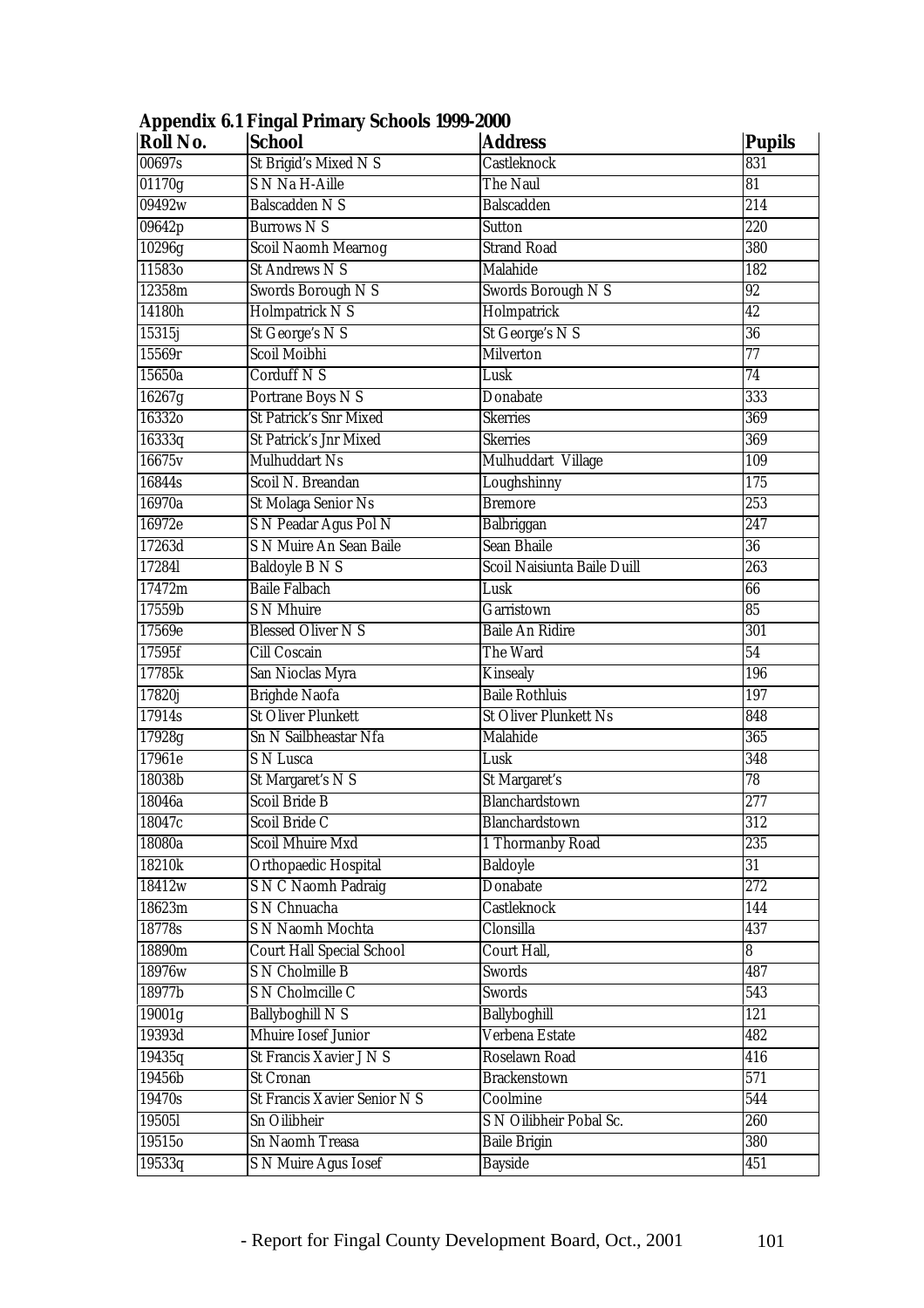**Appendix 6.1 Fingal Primary Schools 1999-2000**

| Roll No. | School | Address | Pupils |
|---|---|---|---|
| 00697s | St Brigid's Mixed N S | Castleknock | 831 |
| 01170g | S N Na H-Aille | The Naul | 81 |
| 09492w | Balscadden N S | Balscadden | 214 |
| 09642p | Burrows N S | Sutton | 220 |
| 10296g | Scoil Naomh Mearnog | Strand Road | 380 |
| 11583o | St Andrews N S | Malahide | 182 |
| 12358m | Swords Borough N S | Swords Borough N S | 92 |
| 14180h | Holmpatrick N S | Holmpatrick | 42 |
| 15315j | St George's N S | St George's N S | 36 |
| 15569r | Scoil Moibhi | Milverton | 77 |
| 15650a | Corduff N S | Lusk | 74 |
| 16267g | Portrane Boys N S | Donabate | 333 |
| 16332o | St Patrick's Snr Mixed | Skerries | 369 |
| 16333q | St Patrick's Jnr Mixed | Skerries | 369 |
| 16675v | Mulhuddart Ns | Mulhuddart Village | 109 |
| 16844s | Scoil N. Breandan | Loughshinny | 175 |
| 16970a | St Molaga Senior Ns | Bremore | 253 |
| 16972e | S N Peadar Agus Pol N | Balbriggan | 247 |
| 17263d | S N Muire An Sean Baile | Sean Bhaile | 36 |
| 17284l | Baldoyle B N S | Scoil Naisiunta Baile Duill | 263 |
| 17472m | Baile Falbach | Lusk | 66 |
| 17559b | S N Mhuire | Garristown | 85 |
| 17569e | Blessed Oliver N S | Baile An Ridire | 301 |
| 17595f | Cill Coscain | The Ward | 54 |
| 17785k | San Nioclas Myra | Kinsealy | 196 |
| 17820j | Brighde Naofa | Baile Rothluis | 197 |
| 17914s | St Oliver Plunkett | St Oliver Plunkett Ns | 848 |
| 17928g | Sn N Sailbheastar Nfa | Malahide | 365 |
| 17961e | S N Lusca | Lusk | 348 |
| 18038b | St Margaret's N S | St Margaret's | 78 |
| 18046a | Scoil Bride B | Blanchardstown | 277 |
| 18047c | Scoil Bride C | Blanchardstown | 312 |
| 18080a | Scoil Mhuire Mxd | 1 Thormanby Road | 235 |
| 18210k | Orthopaedic Hospital | Baldoyle | 31 |
| 18412w | S N C Naomh Padraig | Donabate | 272 |
| 18623m | S N Chnuacha | Castleknock | 144 |
| 18778s | S N Naomh Mochta | Clonsilla | 437 |
| 18890m | Court Hall Special School | Court Hall, | 8 |
| 18976w | S N Cholmille B | Swords | 487 |
| 18977b | S N Cholmcille C | Swords | 543 |
| 19001g | Ballyboghill N S | Ballyboghill | 121 |
| 19393d | Mhuire Iosef Junior | Verbena Estate | 482 |
| 19435q | St Francis Xavier J N S | Roselawn Road | 416 |
| 19456b | St Cronan | Brackenstown | 571 |
| 19470s | St Francis Xavier Senior N S | Coolmine | 544 |
| 19505l | Sn Oilibheir | S N Oilibheir Pobal Sc. | 260 |
| 19515o | Sn Naomh Treasa | Baile Brigin | 380 |
| 19533q | S N Muire Agus Iosef | Bayside | 451 |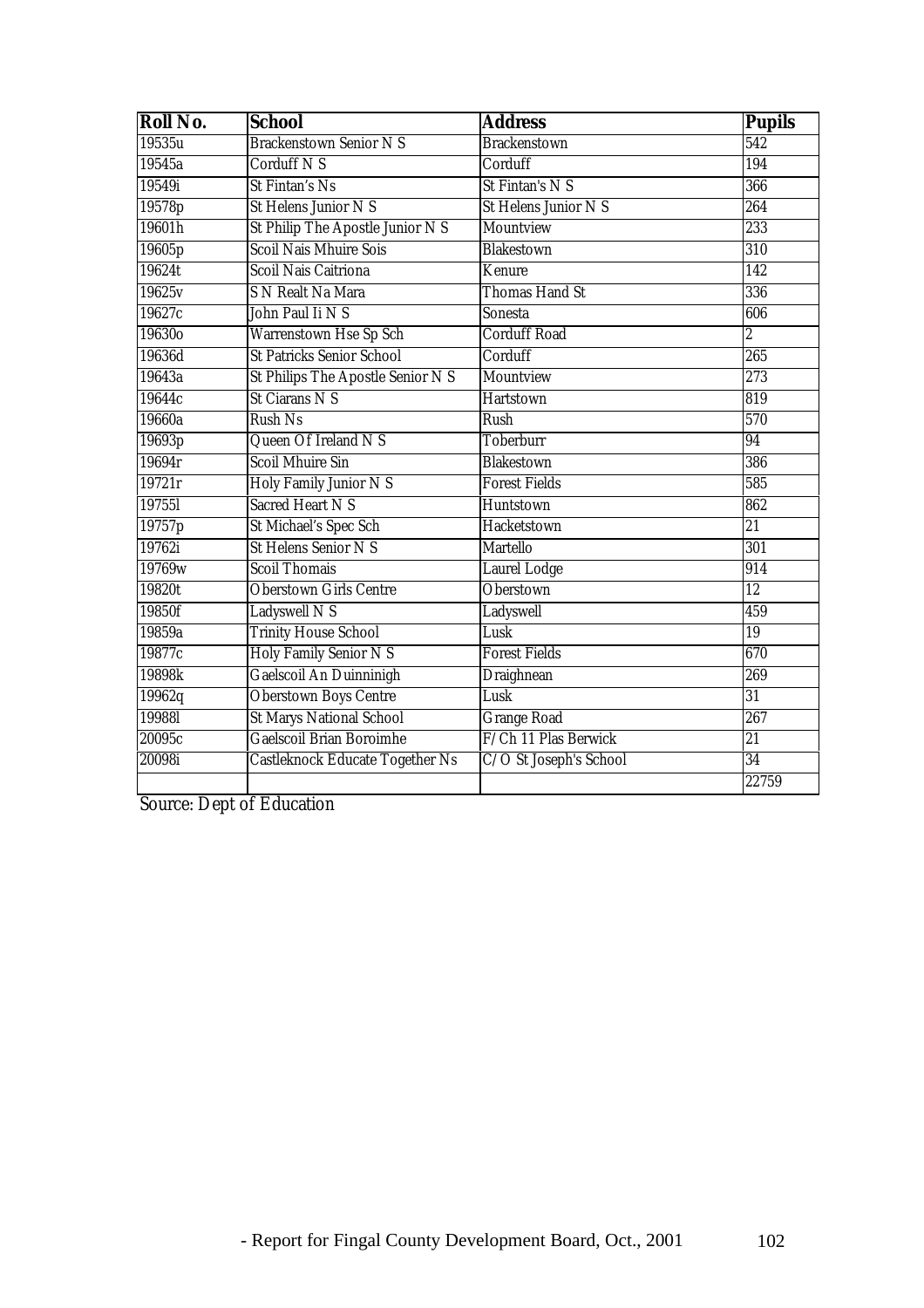| Roll No. | School | Address | Pupils |
|---|---|---|---|
| 19535u | Brackenstown Senior N S | Brackenstown | 542 |
| 19545a | Corduff N S | Corduff | 194 |
| 19549i | St Fintan's Ns | St Fintan's N S | 366 |
| 19578p | St Helens Junior N S | St Helens Junior N S | 264 |
| 19601h | St Philip The Apostle Junior N S | Mountview | 233 |
| 19605p | Scoil Nais Mhuire Sois | Blakestown | 310 |
| 19624t | Scoil Nais Caitriona | Kenure | 142 |
| 19625v | S N Realt Na Mara | Thomas Hand St | 336 |
| 19627c | John Paul Ii N S | Sonesta | 606 |
| 19630o | Warrenstown Hse Sp Sch | Corduff Road | 2 |
| 19636d | St Patricks Senior School | Corduff | 265 |
| 19643a | St Philips The Apostle Senior N S | Mountview | 273 |
| 19644c | St Ciarans N S | Hartstown | 819 |
| 19660a | Rush Ns | Rush | 570 |
| 19693p | Queen Of Ireland N S | Toberburr | 94 |
| 19694r | Scoil Mhuire Sin | Blakestown | 386 |
| 19721r | Holy Family Junior N S | Forest Fields | 585 |
| 19755l | Sacred Heart N S | Huntstown | 862 |
| 19757p | St Michael's Spec Sch | Hacketstown | 21 |
| 19762i | St Helens Senior N S | Martello | 301 |
| 19769w | Scoil Thomais | Laurel Lodge | 914 |
| 19820t | Oberstown Girls Centre | Oberstown | 12 |
| 19850f | Ladyswell N S | Ladyswell | 459 |
| 19859a | Trinity House School | Lusk | 19 |
| 19877c | Holy Family Senior N S | Forest Fields | 670 |
| 19898k | Gaelscoil An Duinninigh | Draighnean | 269 |
| 19962q | Oberstown Boys Centre | Lusk | 31 |
| 19988l | St Marys National School | Grange Road | 267 |
| 20095c | Gaelscoil Brian Boroimhe | F/Ch 11 Plas Berwick | 21 |
| 20098i | Castleknock Educate Together Ns | C/O St Joseph's School | 34 |
| | | | 22759 |

Source: Dept of Education

- Report for Fingal County Development Board, Oct., 2001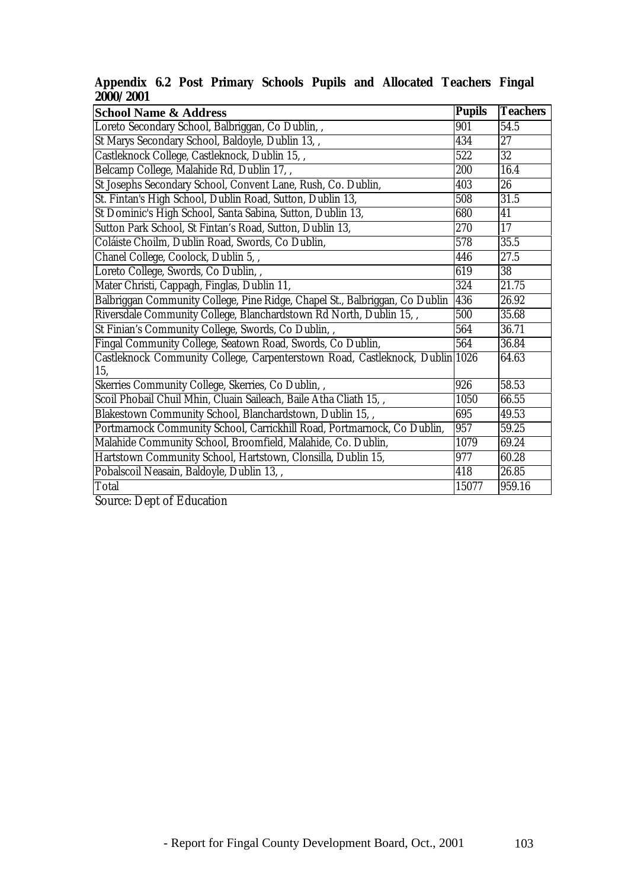**Appendix 6.2 Post Primary Schools Pupils and Allocated Teachers Fingal 2000/2001**

| School Name & Address | Pupils | Teachers |
|---|---|---|
| Loreto Secondary School, Balbriggan, Co Dublin, , | 901 | 54.5 |
| St Marys Secondary School, Baldoyle, Dublin 13, , | 434 | 27 |
| Castleknock College, Castleknock, Dublin 15, , | 522 | 32 |
| Belcamp College, Malahide Rd, Dublin 17, , | 200 | 16.4 |
| St Josephs Secondary School, Convent Lane, Rush, Co. Dublin, | 403 | 26 |
| St. Fintan's High School, Dublin Road, Sutton, Dublin 13, | 508 | 31.5 |
| St Dominic's High School, Santa Sabina, Sutton, Dublin 13, | 680 | 41 |
| Sutton Park School, St Fintan's Road, Sutton, Dublin 13, | 270 | 17 |
| Coláiste Choilm, Dublin Road, Swords, Co Dublin, | 578 | 35.5 |
| Chanel College, Coolock, Dublin 5, , | 446 | 27.5 |
| Loreto College, Swords, Co Dublin, , | 619 | 38 |
| Mater Christi, Cappagh, Finglas, Dublin 11, | 324 | 21.75 |
| Balbriggan Community College, Pine Ridge, Chapel St., Balbriggan, Co Dublin | 436 | 26.92 |
| Riversdale Community College, Blanchardstown Rd North, Dublin 15, , | 500 | 35.68 |
| St Finian's Community College, Swords, Co Dublin, , | 564 | 36.71 |
| Fingal Community College, Seatown Road, Swords, Co Dublin, | 564 | 36.84 |
| Castleknock Community College, Carpenterstown Road, Castleknock, Dublin 15, | 1026 | 64.63 |
| Skerries Community College, Skerries, Co Dublin, , | 926 | 58.53 |
| Scoil Phobail Chuil Mhin, Cluain Saileach, Baile Atha Cliath 15, , | 1050 | 66.55 |
| Blakestown Community School, Blanchardstown, Dublin 15, , | 695 | 49.53 |
| Portmarnock Community School, Carrickhill Road, Portmarnock, Co Dublin, | 957 | 59.25 |
| Malahide Community School, Broomfield, Malahide, Co. Dublin, | 1079 | 69.24 |
| Hartstown Community School, Hartstown, Clonsilla, Dublin 15, | 977 | 60.28 |
| Pobalscoil Neasain, Baldoyle, Dublin 13, , | 418 | 26.85 |
| Total | 15077 | 959.16 |

Source: Dept of Education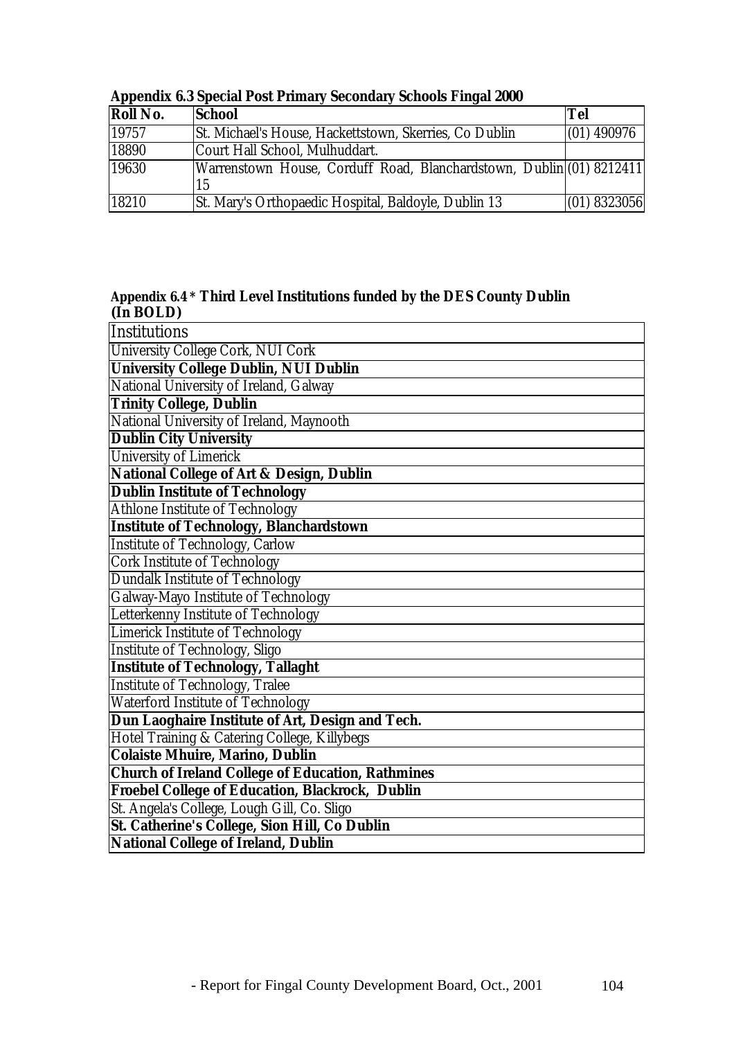**Appendix 6.3 Special Post Primary Secondary Schools Fingal 2000**

| Roll No. | School | Tel |
|---|---|---|
| 19757 | St. Michael's House, Hackettstown, Skerries, Co Dublin | (01) 490976 |
| 18890 | Court Hall School, Mulhuddart. | |
| 19630 | Warrenstown House, Corduff Road, Blanchardstown, Dublin 15 | (01) 8212411 |
| 18210 | St. Mary's Orthopaedic Hospital, Baldoyle, Dublin 13 | (01) 8323056 |

**Appendix 6.4 * Third Level Institutions funded by the DES County Dublin (In BOLD)**

| Institutions |
|---|
| University College Cork, NUI Cork |
| **University College Dublin, NUI Dublin** |
| National University of Ireland, Galway |
| **Trinity College, Dublin** |
| National University of Ireland, Maynooth |
| **Dublin City University** |
| University of Limerick |
| **National College of Art & Design, Dublin** |
| **Dublin Institute of Technology** |
| Athlone Institute of Technology |
| **Institute of Technology, Blanchardstown** |
| Institute of Technology, Carlow |
| Cork Institute of Technology |
| Dundalk Institute of Technology |
| Galway-Mayo Institute of Technology |
| Letterkenny Institute of Technology |
| Limerick Institute of Technology |
| Institute of Technology, Sligo |
| **Institute of Technology, Tallaght** |
| Institute of Technology, Tralee |
| Waterford Institute of Technology |
| **Dun Laoghaire Institute of Art, Design and Tech.** |
| Hotel Training & Catering College, Killybegs |
| **Colaiste Mhuire, Marino, Dublin** |
| **Church of Ireland College of Education, Rathmines** |
| **Froebel College of Education, Blackrock, Dublin** |
| St. Angela's College, Lough Gill, Co. Sligo |
| **St. Catherine's College, Sion Hill, Co Dublin** |
| **National College of Ireland, Dublin** |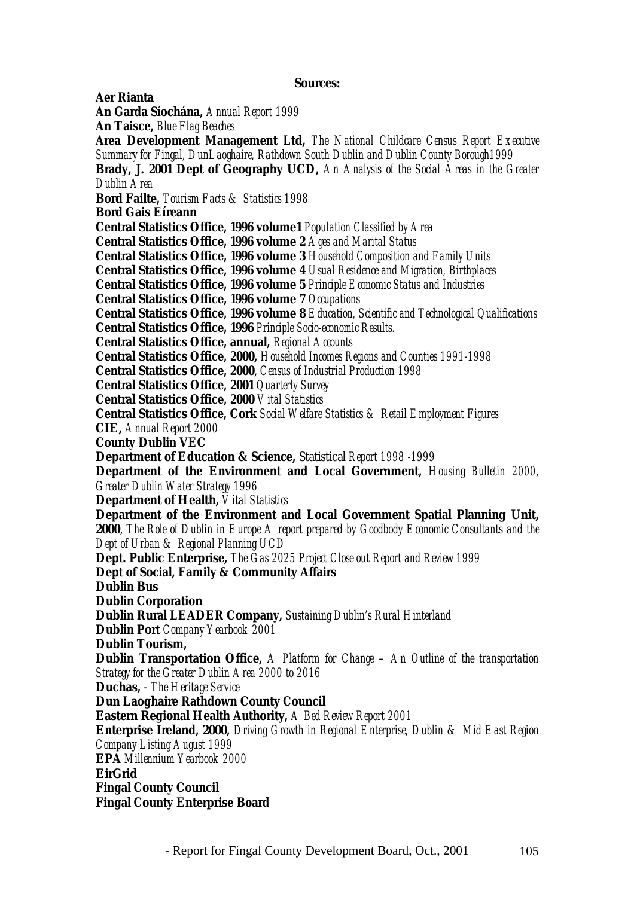**Sources:**

**Aer Rianta**
**An Garda Síochána,** *Annual Report 1999*
**An Taisce,** *Blue Flag Beaches*
**Area Development Management Ltd,** *The National Childcare Census Report Executive Summary for Fingal, DunLaoghaire, Rathdown South Dublin and Dublin County Borough1999*
**Brady, J. 2001 Dept of Geography UCD,** *An Analysis of the Social Areas in the Greater Dublin Area*
**Bord Failte,** *Tourism Facts & Statistics 1998*
**Bord Gais Eíreann**
**Central Statistics Office, 1996 volume1** *Population Classified by Area*
**Central Statistics Office, 1996 volume 2** *Ages and Marital Status*
**Central Statistics Office, 1996 volume 3** *Household Composition and Family Units*
**Central Statistics Office, 1996 volume 4** *Usual Residence and Migration, Birthplaces*
**Central Statistics Office, 1996 volume 5** *Principle Economic Status and Industries*
**Central Statistics Office, 1996 volume 7** *Occupations*
**Central Statistics Office, 1996 volume 8** *Education, Scientific and Technological Qualifications*
**Central Statistics Office, 1996** *Principle Socio-economic Results.*
**Central Statistics Office, annual,** *Regional Accounts*
**Central Statistics Office, 2000,** *Household Incomes Regions and Counties 1991-1998*
**Central Statistics Office, 2000**, *Census of Industrial Production 1998*
**Central Statistics Office, 2001** *Quarterly Survey*
**Central Statistics Office, 2000** *Vital Statistics*
**Central Statistics Office, Cork** *Social Welfare Statistics & Retail Employment Figures*
**CIE,** *Annual Report 2000*
**County Dublin VEC**
**Department of Education & Science,** Statistical *Report 1998 -1999*
**Department of the Environment and Local Government,** *Housing Bulletin 2000, Greater Dublin Water Strategy 1996*
**Department of Health,** *Vital Statistics*
**Department of the Environment and Local Government Spatial Planning Unit, 2000**, *The Role of Dublin in Europe A report prepared by Goodbody Economic Consultants and the Dept of Urban & Regional Planning UCD*
**Dept. Public Enterprise,** *The Gas 2025 Project Close out Report and Review 1999*
**Dept of Social, Family & Community Affairs**
**Dublin Bus**
**Dublin Corporation**
**Dublin Rural LEADER Company,** *Sustaining Dublin's Rural Hinterland*
**Dublin Port** *Company Yearbook 2001*
**Dublin Tourism,**
**Dublin Transportation Office,** *A Platform for Change – An Outline of the transportation Strategy for the Greater Dublin Area 2000 to 2016*
**Duchas,** *- The Heritage Service*
**Dun Laoghaire Rathdown County Council**
**Eastern Regional Health Authority,** *A Bed Review Report 2001*
**Enterprise Ireland, 2000,** *Driving Growth in Regional Enterprise, Dublin & Mid East Region Company Listing August 1999*
**EPA** *Millennium Yearbook 2000*
**EirGrid**
**Fingal County Council**
**Fingal County Enterprise Board**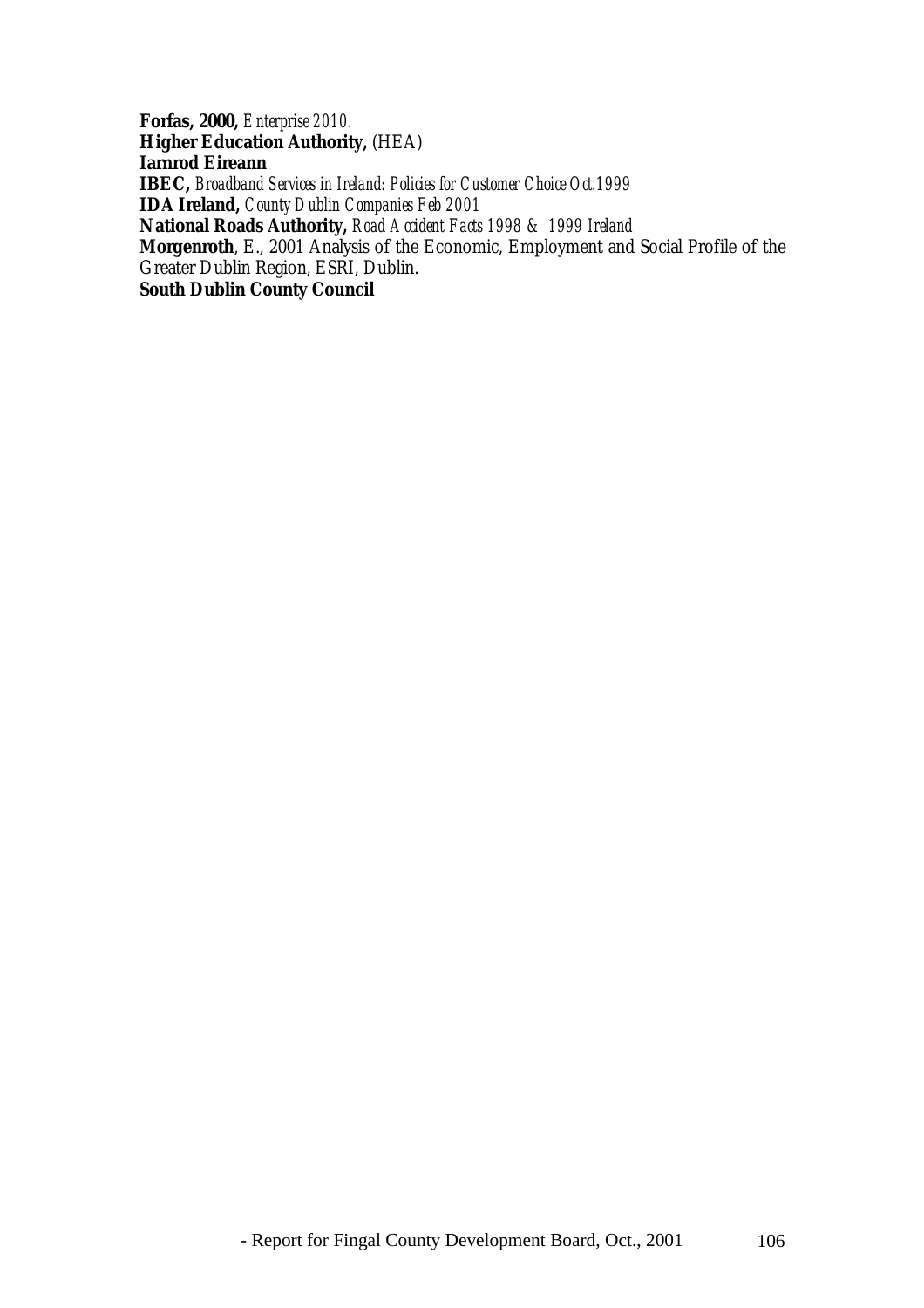**Forfas, 2000,** *Enterprise 2010.*
**Higher Education Authority,** (HEA)
**Iarnrod Eireann**
**IBEC,** *Broadband Services in Ireland: Policies for Customer Choice Oct.1999*
**IDA Ireland,** *County Dublin Companies Feb 2001*
**National Roads Authority,** *Road Accident Facts 1998 & 1999 Ireland*
**Morgenroth**, E., 2001 Analysis of the Economic, Employment and Social Profile of the Greater Dublin Region, ESRI, Dublin.
**South Dublin County Council**